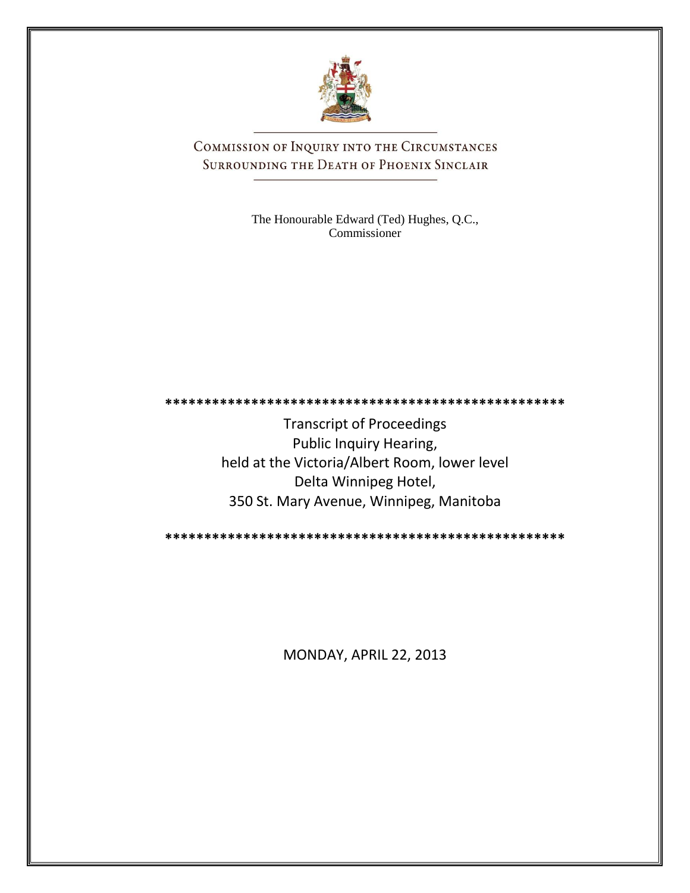# COMMISSION OF INQUIRY INTO THE CIRCUMSTANCES SURROUNDING THE DEATH OF PHOENIX SINCLAIR

The Honourable Edward (Ted) Hughes, Q.C., Commissioner

\*\*\*\*\*\*\*\*\*\*\*\*\*\*\*\*\*\*\*\*\*\*\*\*\*\*\*\*\*\*\*\*\*\*\*\*\*\*\*\*\*\*\*\*\*\*\*\*\*\*\*\*

Transcript of Proceedings
Public Inquiry Hearing,
held at the Victoria/Albert Room, lower level
Delta Winnipeg Hotel,
350 St. Mary Avenue, Winnipeg, Manitoba

\*\*\*\*\*\*\*\*\*\*\*\*\*\*\*\*\*\*\*\*\*\*\*\*\*\*\*\*\*\*\*\*\*\*\*\*\*\*\*\*\*\*\*\*\*\*\*\*\*\*\*\*

MONDAY, APRIL 22, 2013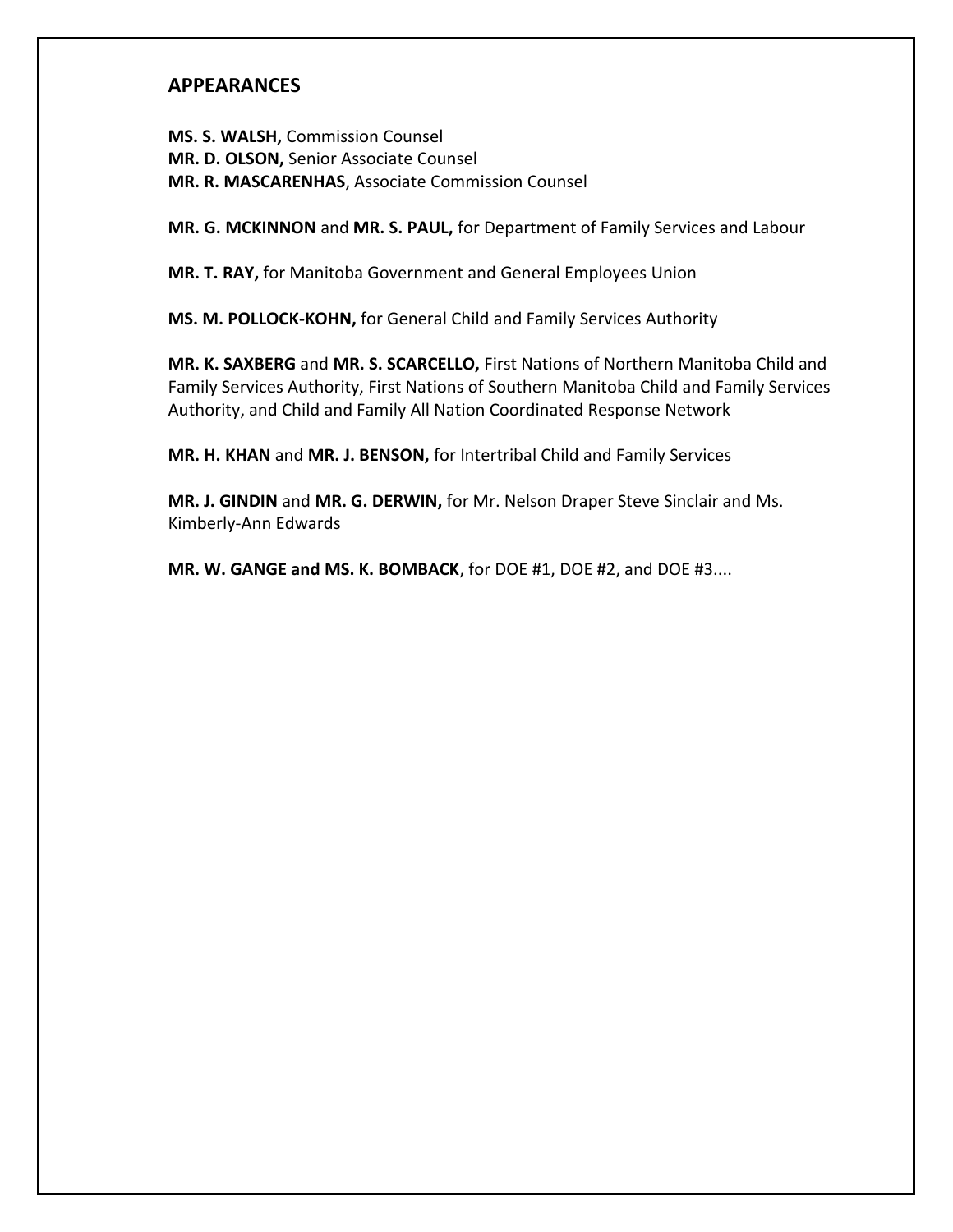## APPEARANCES

**MS. S. WALSH,** Commission Counsel
**MR. D. OLSON,** Senior Associate Counsel
**MR. R. MASCARENHAS**, Associate Commission Counsel

**MR. G. MCKINNON** and **MR. S. PAUL,** for Department of Family Services and Labour

**MR. T. RAY,** for Manitoba Government and General Employees Union

**MS. M. POLLOCK-KOHN,** for General Child and Family Services Authority

**MR. K. SAXBERG** and **MR. S. SCARCELLO,** First Nations of Northern Manitoba Child and Family Services Authority, First Nations of Southern Manitoba Child and Family Services Authority, and Child and Family All Nation Coordinated Response Network

**MR. H. KHAN** and **MR. J. BENSON,** for Intertribal Child and Family Services

**MR. J. GINDIN** and **MR. G. DERWIN,** for Mr. Nelson Draper Steve Sinclair and Ms. Kimberly-Ann Edwards

**MR. W. GANGE and MS. K. BOMBACK**, for DOE #1, DOE #2, and DOE #3....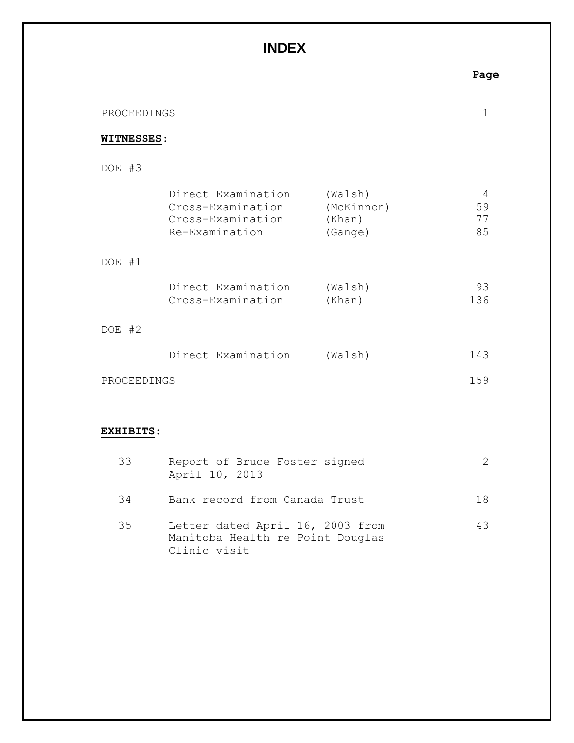# INDEX

| | | | Page |
|---|---|---|---|
| PROCEEDINGS | | | 1 |
| **WITNESSES**: | | | |
| DOE #3 | | | |
| | Direct Examination | (Walsh) | 4 |
| | Cross-Examination | (McKinnon) | 59 |
| | Cross-Examination | (Khan) | 77 |
| | Re-Examination | (Gange) | 85 |
| DOE #1 | | | |
| | Direct Examination | (Walsh) | 93 |
| | Cross-Examination | (Khan) | 136 |
| DOE #2 | | | |
| | Direct Examination | (Walsh) | 143 |
| PROCEEDINGS | | | 159 |

**EXHIBITS**:

| | | Page |
|---|---|---|
| 33 | Report of Bruce Foster signed April 10, 2013 | 2 |
| 34 | Bank record from Canada Trust | 18 |
| 35 | Letter dated April 16, 2003 from Manitoba Health re Point Douglas Clinic visit | 43 |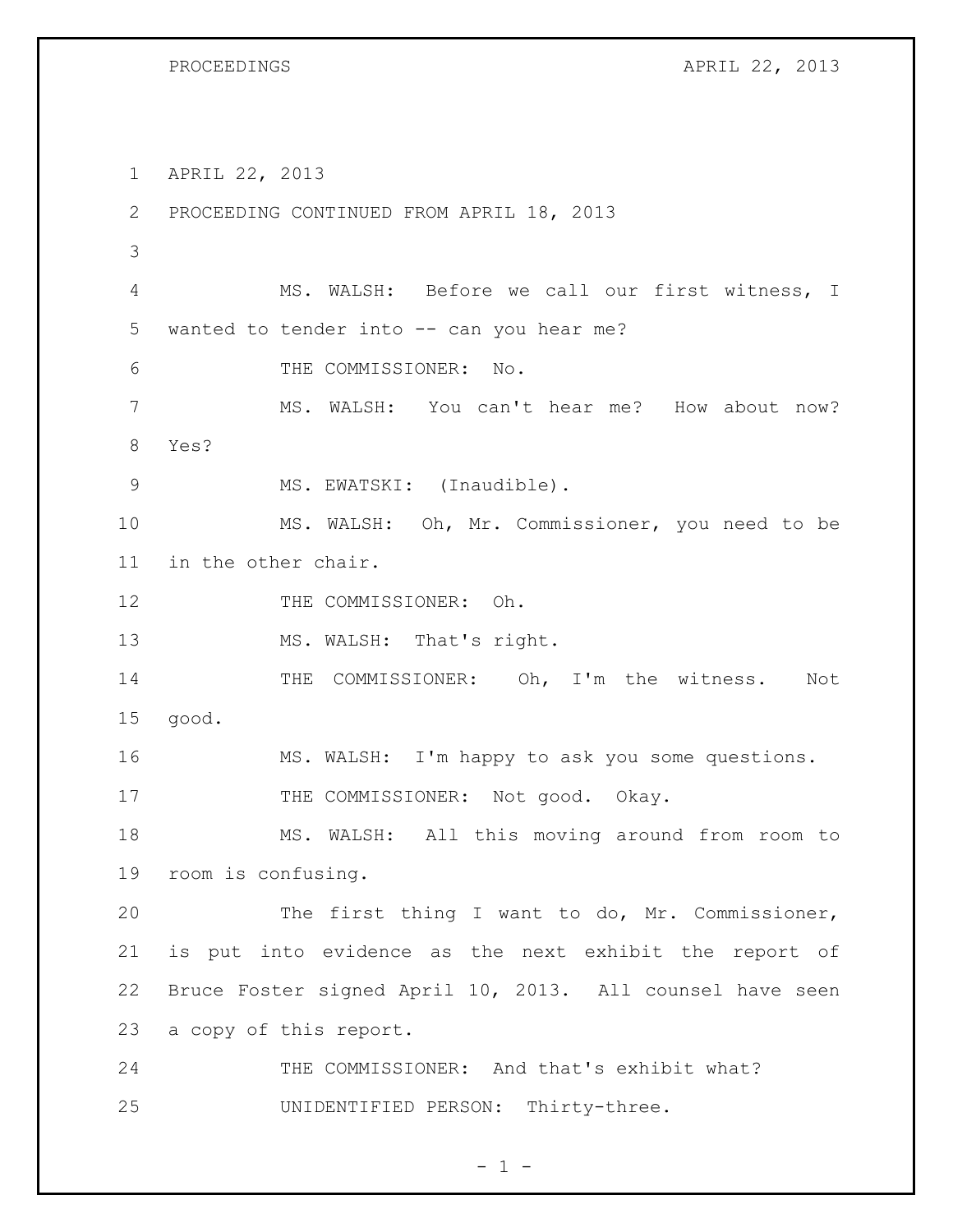APRIL 22, 2013

PROCEEDING CONTINUED FROM APRIL 18, 2013

MS. WALSH: Before we call our first witness, I wanted to tender into -- can you hear me?

THE COMMISSIONER: No.

MS. WALSH: You can't hear me? How about now? Yes?

MS. EWATSKI: (Inaudible).

MS. WALSH: Oh, Mr. Commissioner, you need to be in the other chair.

THE COMMISSIONER: Oh.

MS. WALSH: That's right.

THE COMMISSIONER: Oh, I'm the witness. Not good.

MS. WALSH: I'm happy to ask you some questions.

THE COMMISSIONER: Not good. Okay.

MS. WALSH: All this moving around from room to room is confusing.

The first thing I want to do, Mr. Commissioner, is put into evidence as the next exhibit the report of Bruce Foster signed April 10, 2013. All counsel have seen a copy of this report.

THE COMMISSIONER: And that's exhibit what?

UNIDENTIFIED PERSON: Thirty-three.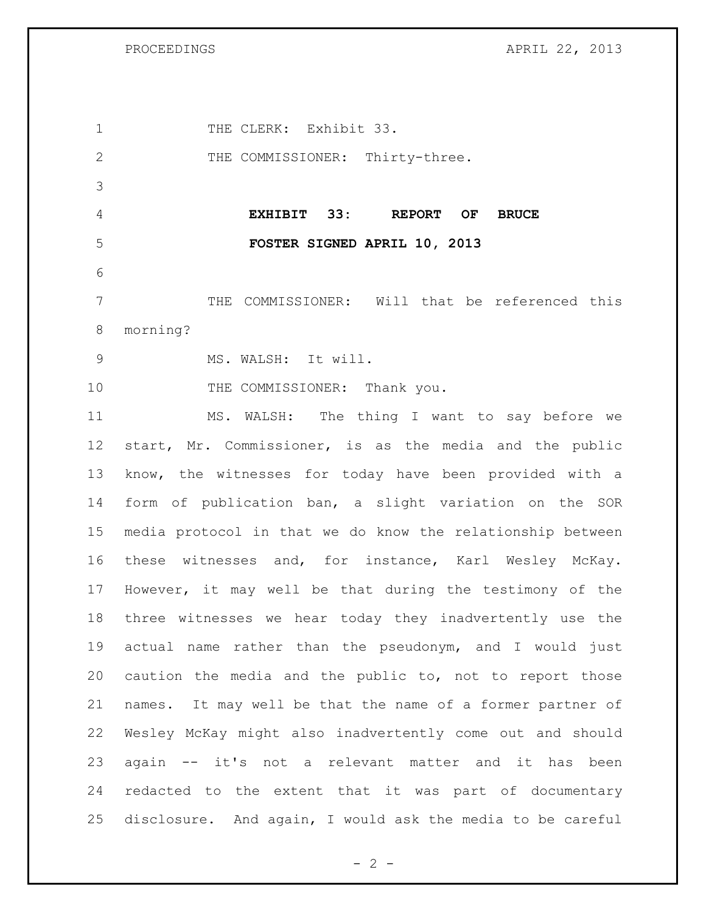THE CLERK: Exhibit 33.

THE COMMISSIONER: Thirty-three.

**EXHIBIT 33: REPORT OF BRUCE FOSTER SIGNED APRIL 10, 2013**

THE COMMISSIONER: Will that be referenced this morning?

MS. WALSH: It will.

THE COMMISSIONER: Thank you.

MS. WALSH: The thing I want to say before we start, Mr. Commissioner, is as the media and the public know, the witnesses for today have been provided with a form of publication ban, a slight variation on the SOR media protocol in that we do know the relationship between these witnesses and, for instance, Karl Wesley McKay. However, it may well be that during the testimony of the three witnesses we hear today they inadvertently use the actual name rather than the pseudonym, and I would just caution the media and the public to, not to report those names. It may well be that the name of a former partner of Wesley McKay might also inadvertently come out and should again -- it's not a relevant matter and it has been redacted to the extent that it was part of documentary disclosure. And again, I would ask the media to be careful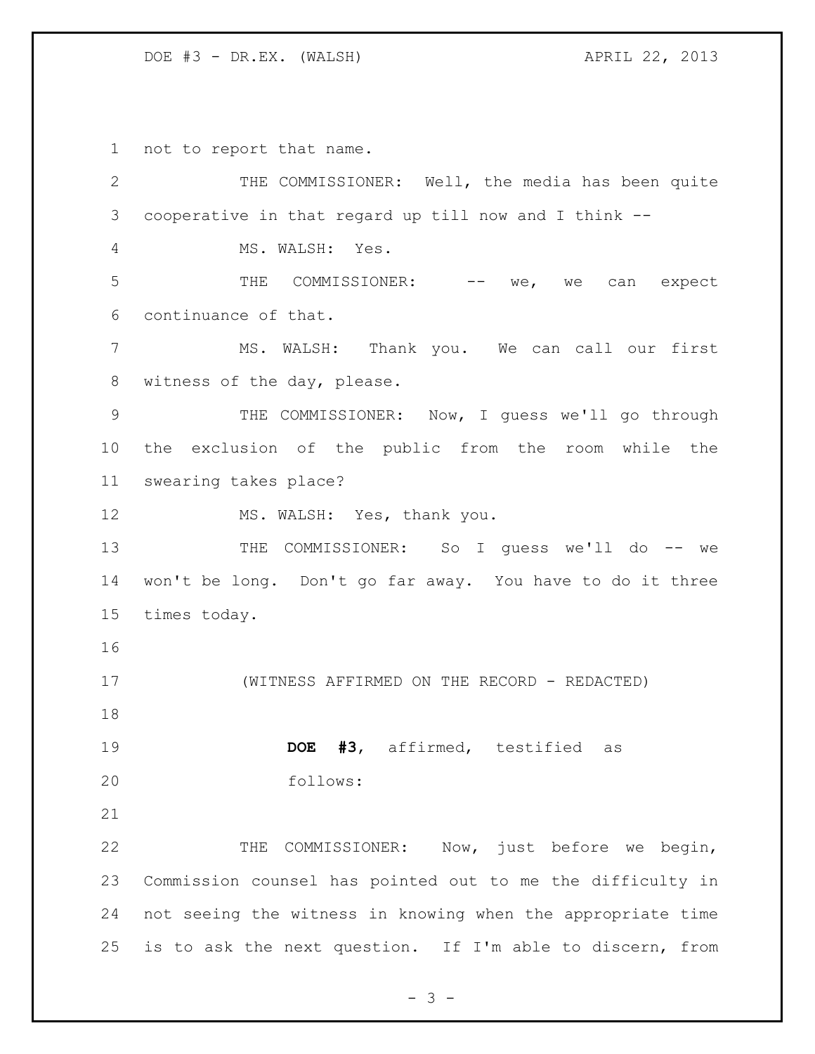not to report that name.

THE COMMISSIONER: Well, the media has been quite cooperative in that regard up till now and I think --

MS. WALSH: Yes.

THE COMMISSIONER: -- we, we can expect continuance of that.

MS. WALSH: Thank you. We can call our first witness of the day, please.

THE COMMISSIONER: Now, I guess we'll go through the exclusion of the public from the room while the swearing takes place?

MS. WALSH: Yes, thank you.

THE COMMISSIONER: So I guess we'll do -- we won't be long. Don't go far away. You have to do it three times today.

(WITNESS AFFIRMED ON THE RECORD - REDACTED)

**DOE #3**, affirmed, testified as follows:

THE COMMISSIONER: Now, just before we begin, Commission counsel has pointed out to me the difficulty in not seeing the witness in knowing when the appropriate time is to ask the next question. If I'm able to discern, from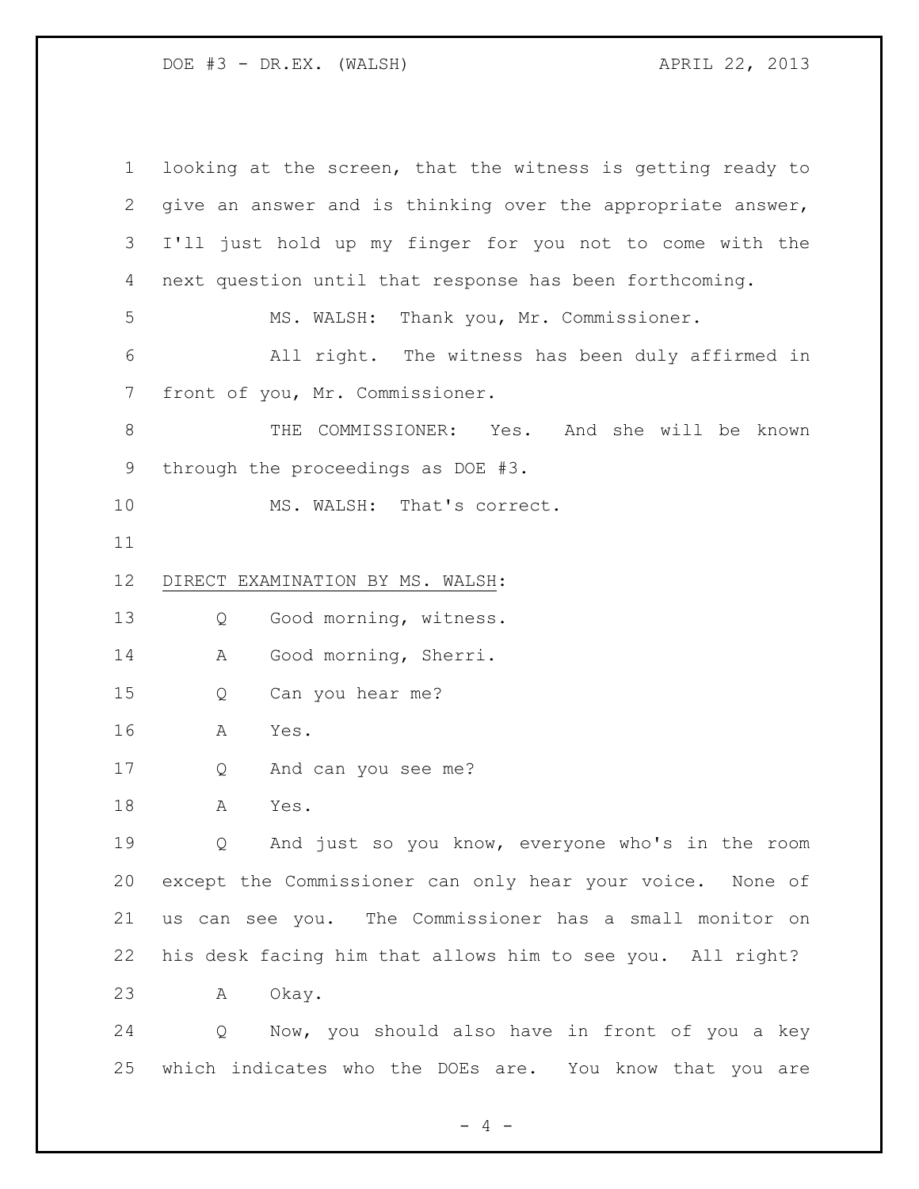looking at the screen, that the witness is getting ready to give an answer and is thinking over the appropriate answer, I'll just hold up my finger for you not to come with the next question until that response has been forthcoming.

MS. WALSH: Thank you, Mr. Commissioner.

All right. The witness has been duly affirmed in front of you, Mr. Commissioner.

THE COMMISSIONER: Yes. And she will be known through the proceedings as DOE #3.

MS. WALSH: That's correct.

DIRECT EXAMINATION BY MS. WALSH:

Q Good morning, witness.

A Good morning, Sherri.

Q Can you hear me?

A Yes.

Q And can you see me?

A Yes.

Q And just so you know, everyone who's in the room except the Commissioner can only hear your voice. None of us can see you. The Commissioner has a small monitor on his desk facing him that allows him to see you. All right?

A Okay.

Q Now, you should also have in front of you a key which indicates who the DOEs are. You know that you are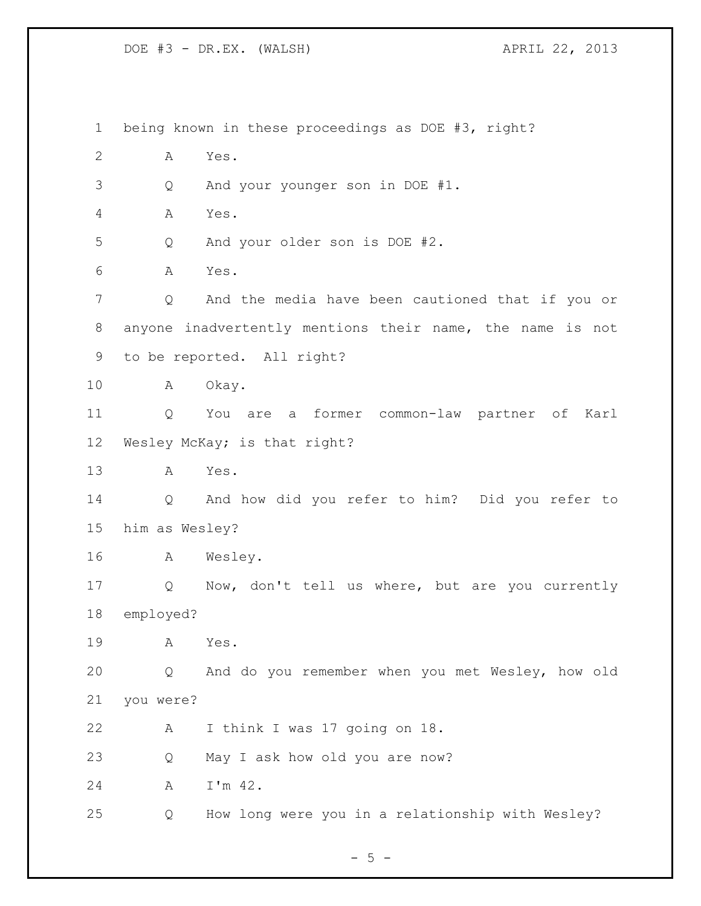being known in these proceedings as DOE #3, right?

A Yes.

Q And your younger son in DOE #1.

A Yes.

Q And your older son is DOE #2.

A Yes.

Q And the media have been cautioned that if you or anyone inadvertently mentions their name, the name is not to be reported. All right?

A Okay.

Q You are a former common-law partner of Karl Wesley McKay; is that right?

A Yes.

Q And how did you refer to him? Did you refer to him as Wesley?

A Wesley.

Q Now, don't tell us where, but are you currently employed?

A Yes.

Q And do you remember when you met Wesley, how old you were?

A I think I was 17 going on 18.

Q May I ask how old you are now?

A I'm 42.

Q How long were you in a relationship with Wesley?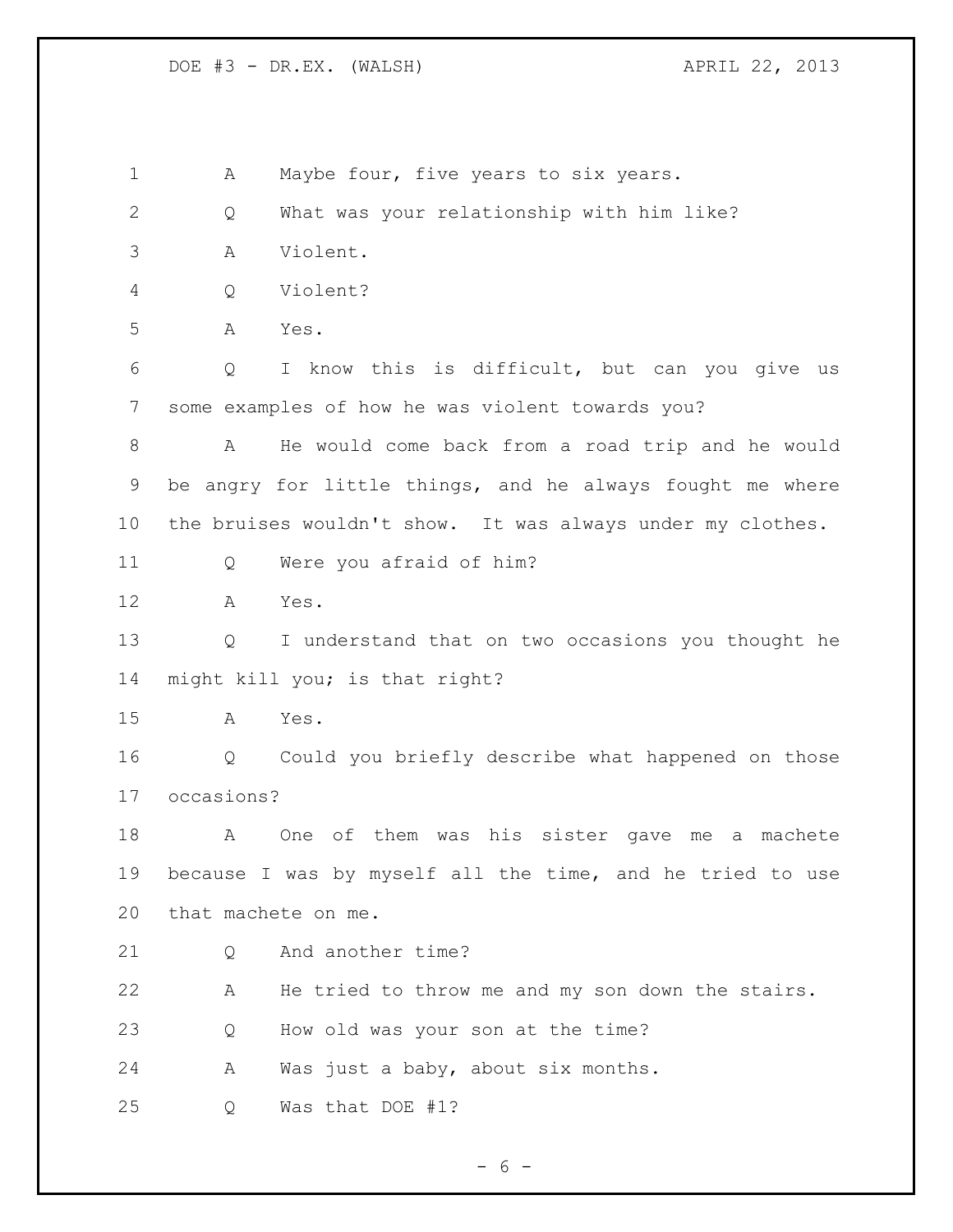A Maybe four, five years to six years.

Q What was your relationship with him like?

A Violent.

Q Violent?

A Yes.

Q I know this is difficult, but can you give us some examples of how he was violent towards you?

A He would come back from a road trip and he would be angry for little things, and he always fought me where the bruises wouldn't show. It was always under my clothes.

Q Were you afraid of him?

A Yes.

Q I understand that on two occasions you thought he might kill you; is that right?

A Yes.

Q Could you briefly describe what happened on those occasions?

A One of them was his sister gave me a machete because I was by myself all the time, and he tried to use that machete on me.

Q And another time?

A He tried to throw me and my son down the stairs.

Q How old was your son at the time?

A Was just a baby, about six months.

Q Was that DOE #1?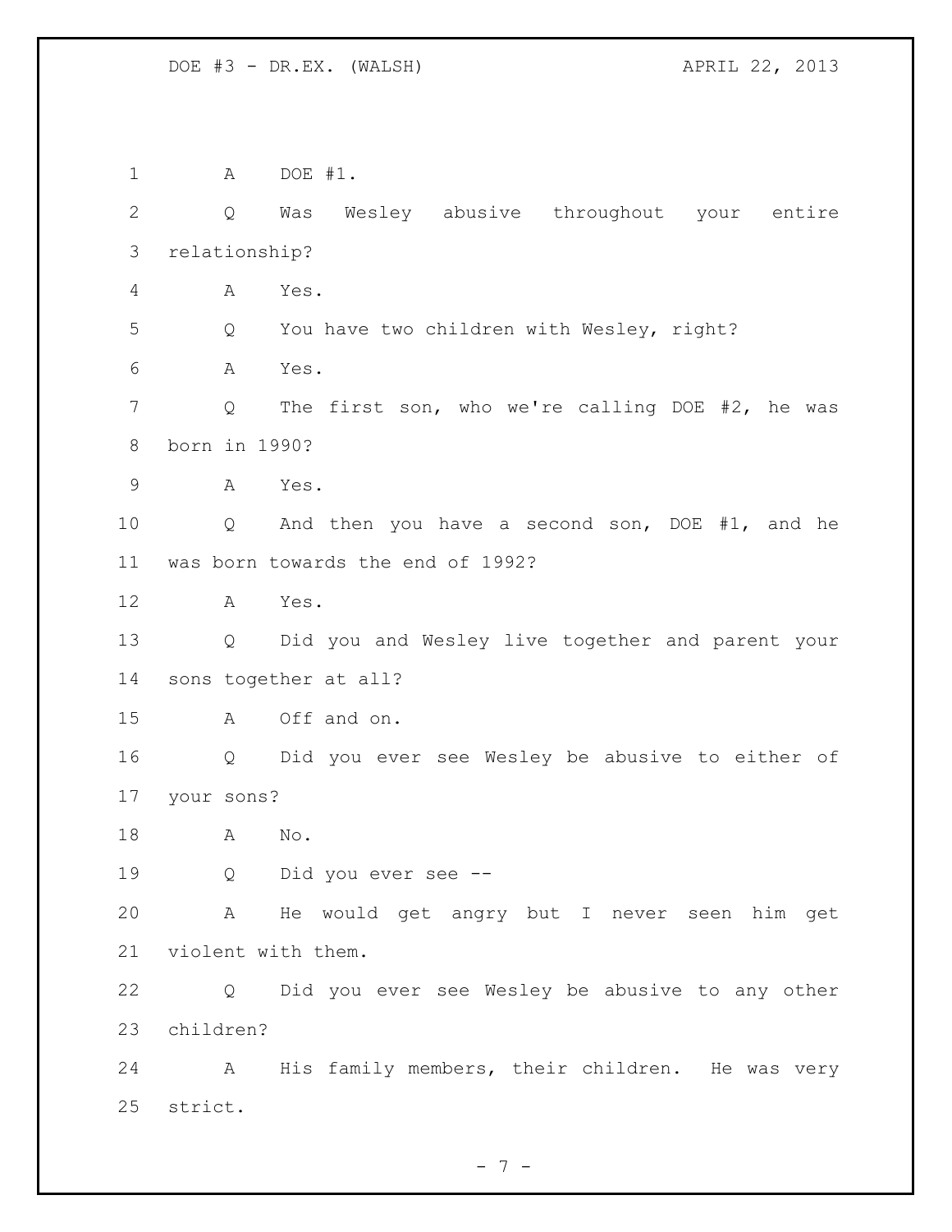A DOE #1.

Q Was Wesley abusive throughout your entire relationship?

A Yes.

Q You have two children with Wesley, right?

A Yes.

Q The first son, who we're calling DOE #2, he was born in 1990?

A Yes.

Q And then you have a second son, DOE #1, and he was born towards the end of 1992?

A Yes.

Q Did you and Wesley live together and parent your sons together at all?

A Off and on.

Q Did you ever see Wesley be abusive to either of your sons?

A No.

Q Did you ever see --

A He would get angry but I never seen him get violent with them.

Q Did you ever see Wesley be abusive to any other children?

A His family members, their children. He was very strict.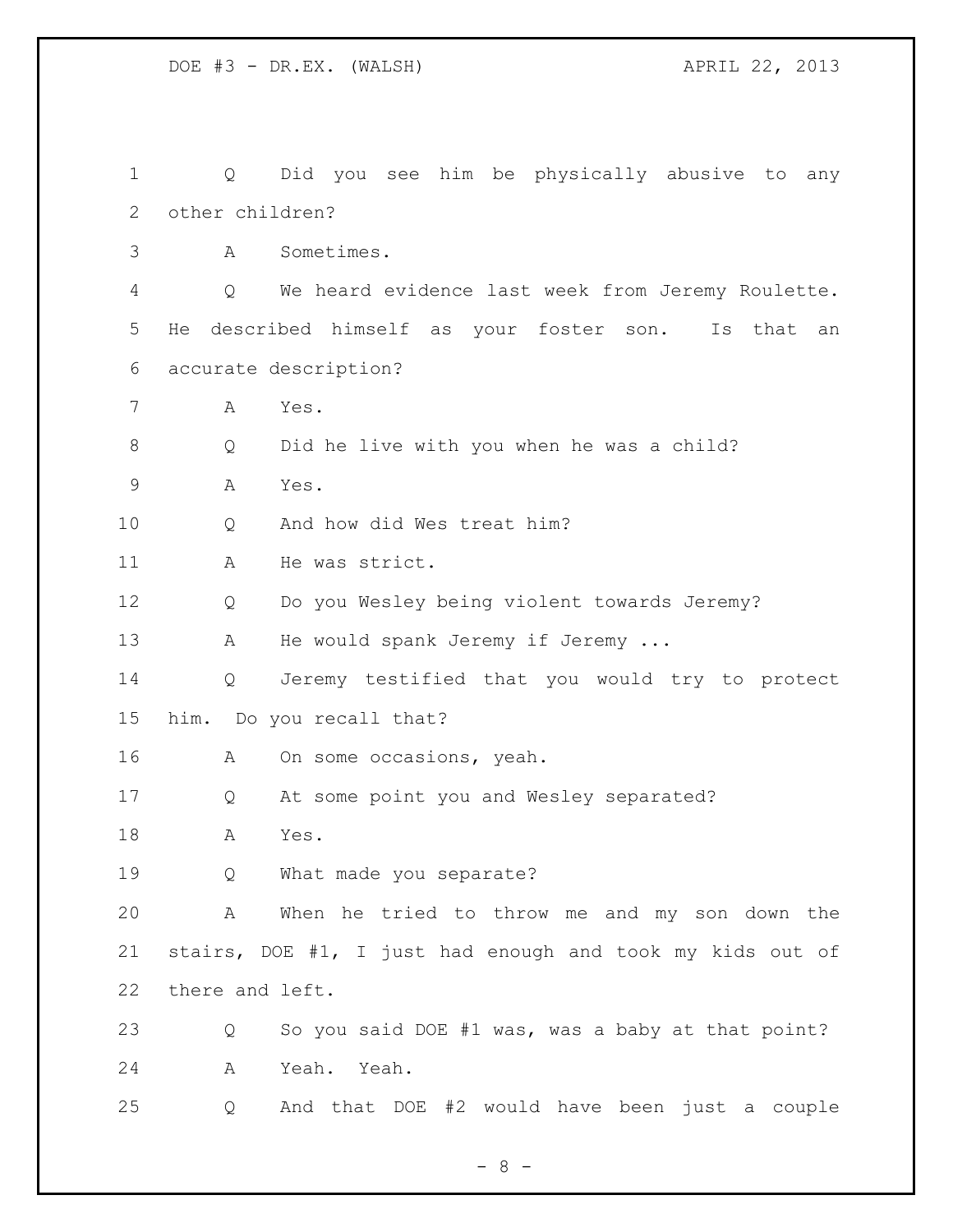1 Q Did you see him be physically abusive to any
2 other children?
3 A Sometimes.
4 Q We heard evidence last week from Jeremy Roulette.
5 He described himself as your foster son. Is that an
6 accurate description?
7 A Yes.
8 Q Did he live with you when he was a child?
9 A Yes.
10 Q And how did Wes treat him?
11 A He was strict.
12 Q Do you Wesley being violent towards Jeremy?
13 A He would spank Jeremy if Jeremy ...
14 Q Jeremy testified that you would try to protect
15 him. Do you recall that?
16 A On some occasions, yeah.
17 Q At some point you and Wesley separated?
18 A Yes.
19 Q What made you separate?
20 A When he tried to throw me and my son down the
21 stairs, DOE #1, I just had enough and took my kids out of
22 there and left.
23 Q So you said DOE #1 was, was a baby at that point?
24 A Yeah. Yeah.
25 Q And that DOE #2 would have been just a couple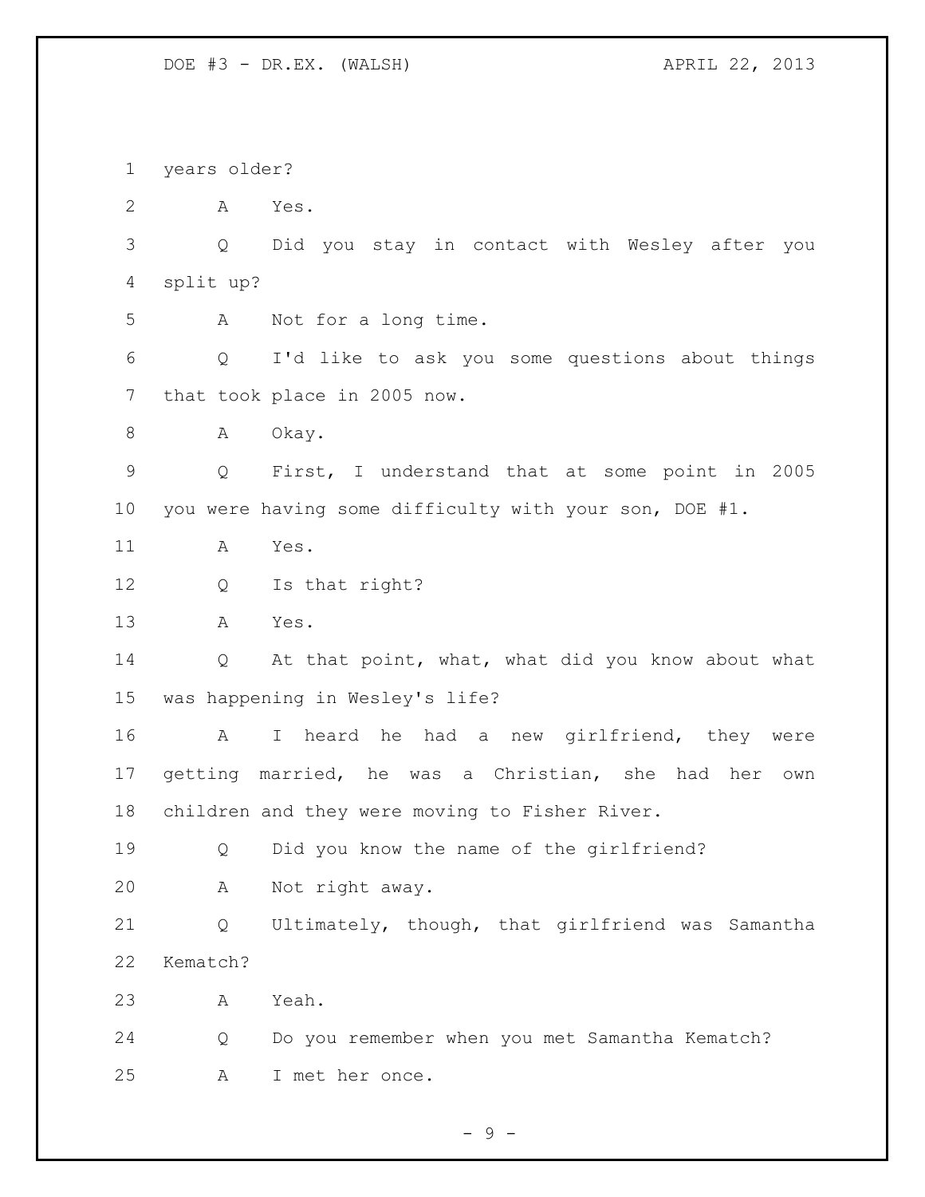1 years older?

2 A Yes.

3 Q Did you stay in contact with Wesley after you

4 split up?

5 A Not for a long time.

6 Q I'd like to ask you some questions about things

7 that took place in 2005 now.

8 A Okay.

9 Q First, I understand that at some point in 2005

10 you were having some difficulty with your son, DOE #1.

11 A Yes.

12 Q Is that right?

13 A Yes.

14 Q At that point, what, what did you know about what

15 was happening in Wesley's life?

16 A I heard he had a new girlfriend, they were

17 getting married, he was a Christian, she had her own

18 children and they were moving to Fisher River.

19 Q Did you know the name of the girlfriend?

20 A Not right away.

21 Q Ultimately, though, that girlfriend was Samantha

22 Kematch?

23 A Yeah.

24 Q Do you remember when you met Samantha Kematch?

25 A I met her once.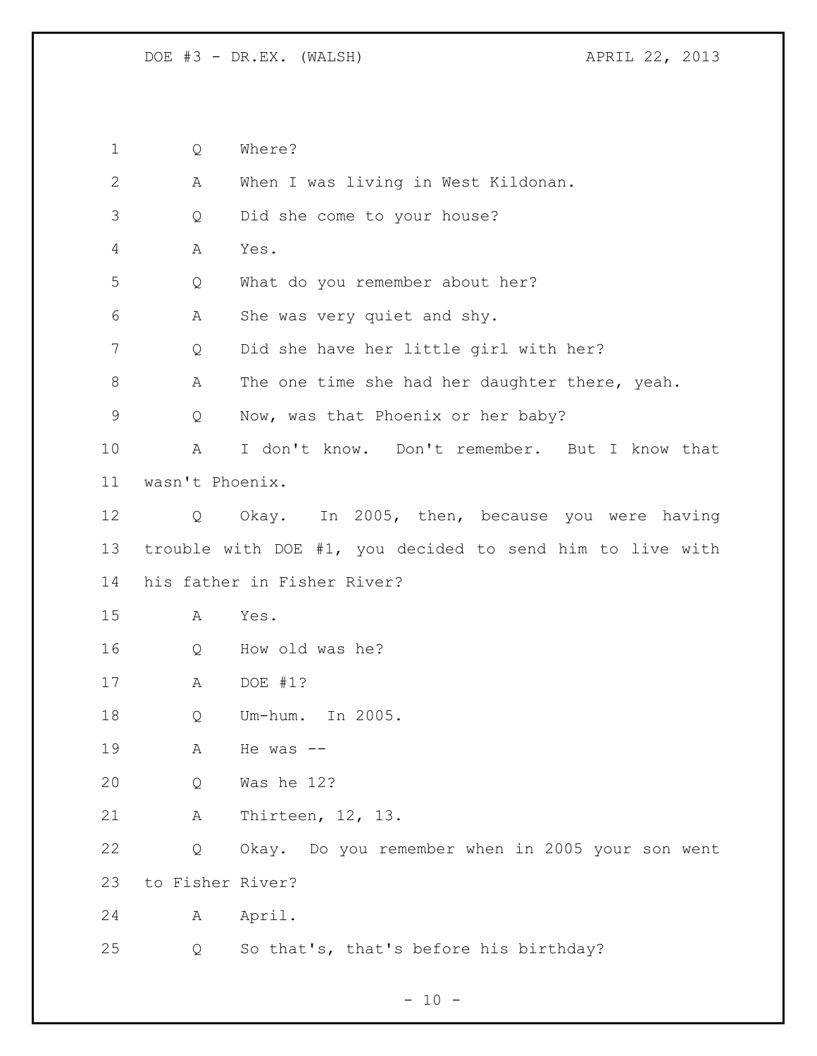Q Where?

A When I was living in West Kildonan.

Q Did she come to your house?

A Yes.

Q What do you remember about her?

A She was very quiet and shy.

Q Did she have her little girl with her?

A The one time she had her daughter there, yeah.

Q Now, was that Phoenix or her baby?

A I don't know. Don't remember. But I know that wasn't Phoenix.

Q Okay. In 2005, then, because you were having trouble with DOE #1, you decided to send him to live with his father in Fisher River?

A Yes.

Q How old was he?

A DOE #1?

Q Um-hum. In 2005.

A He was --

Q Was he 12?

A Thirteen, 12, 13.

Q Okay. Do you remember when in 2005 your son went to Fisher River?

A April.

Q So that's, that's before his birthday?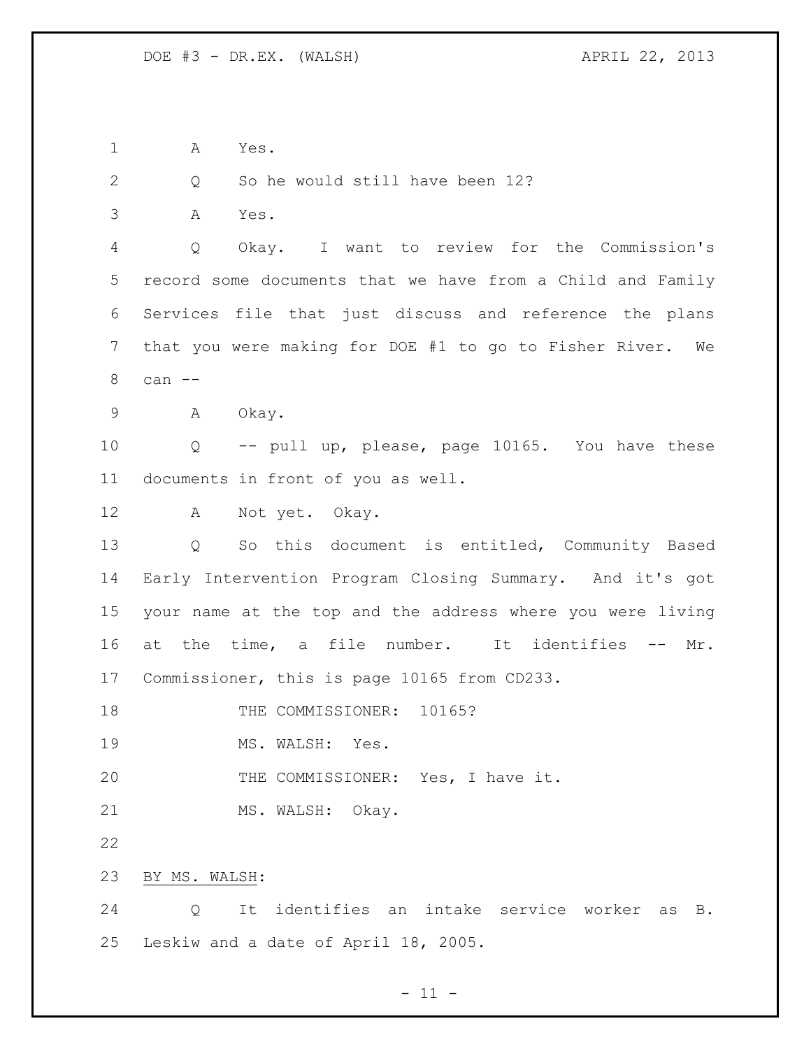A Yes.

Q So he would still have been 12?

A Yes.

Q Okay. I want to review for the Commission's record some documents that we have from a Child and Family Services file that just discuss and reference the plans that you were making for DOE #1 to go to Fisher River. We can --

A Okay.

Q -- pull up, please, page 10165. You have these documents in front of you as well.

A Not yet. Okay.

Q So this document is entitled, Community Based Early Intervention Program Closing Summary. And it's got your name at the top and the address where you were living at the time, a file number. It identifies -- Mr. Commissioner, this is page 10165 from CD233.

THE COMMISSIONER: 10165?

MS. WALSH: Yes.

THE COMMISSIONER: Yes, I have it.

MS. WALSH: Okay.

BY MS. WALSH:

Q It identifies an intake service worker as B. Leskiw and a date of April 18, 2005.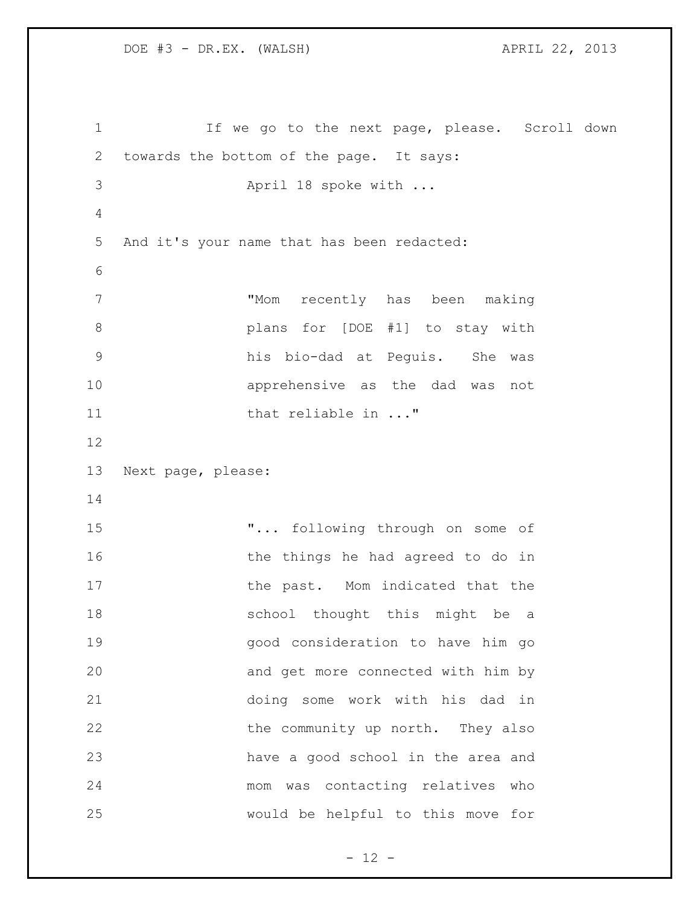If we go to the next page, please. Scroll down towards the bottom of the page. It says:

> April 18 spoke with ...

And it's your name that has been redacted:

> "Mom recently has been making plans for [DOE #1] to stay with his bio-dad at Peguis. She was apprehensive as the dad was not that reliable in ..."

Next page, please:

> "... following through on some of the things he had agreed to do in the past. Mom indicated that the school thought this might be a good consideration to have him go and get more connected with him by doing some work with his dad in the community up north. They also have a good school in the area and mom was contacting relatives who would be helpful to this move for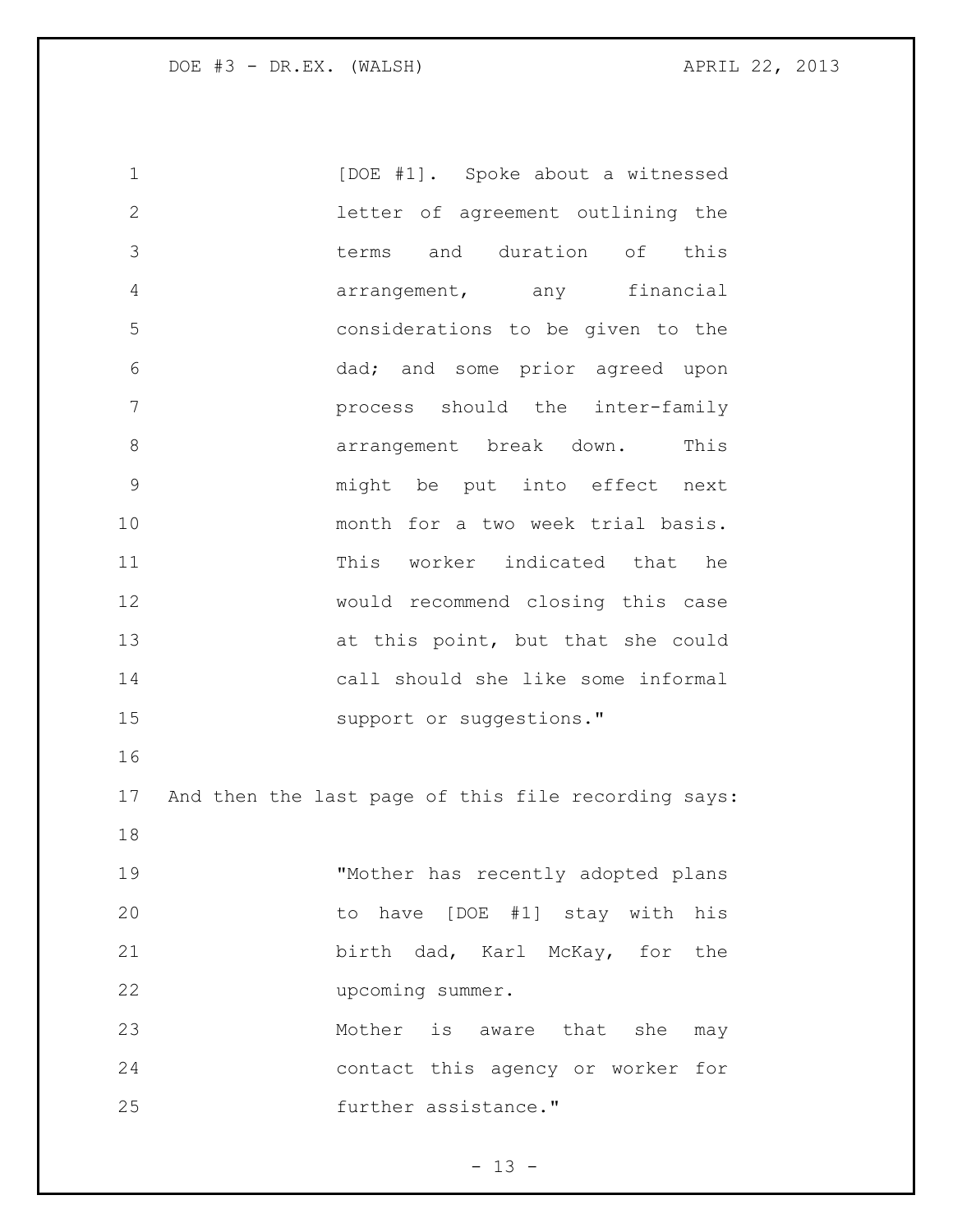> [DOE #1]. Spoke about a witnessed letter of agreement outlining the terms and duration of this arrangement, any financial considerations to be given to the dad; and some prior agreed upon process should the inter-family arrangement break down. This might be put into effect next month for a two week trial basis. This worker indicated that he would recommend closing this case at this point, but that she could call should she like some informal support or suggestions."

And then the last page of this file recording says:

> "Mother has recently adopted plans to have [DOE #1] stay with his birth dad, Karl McKay, for the upcoming summer.
>
> Mother is aware that she may contact this agency or worker for further assistance."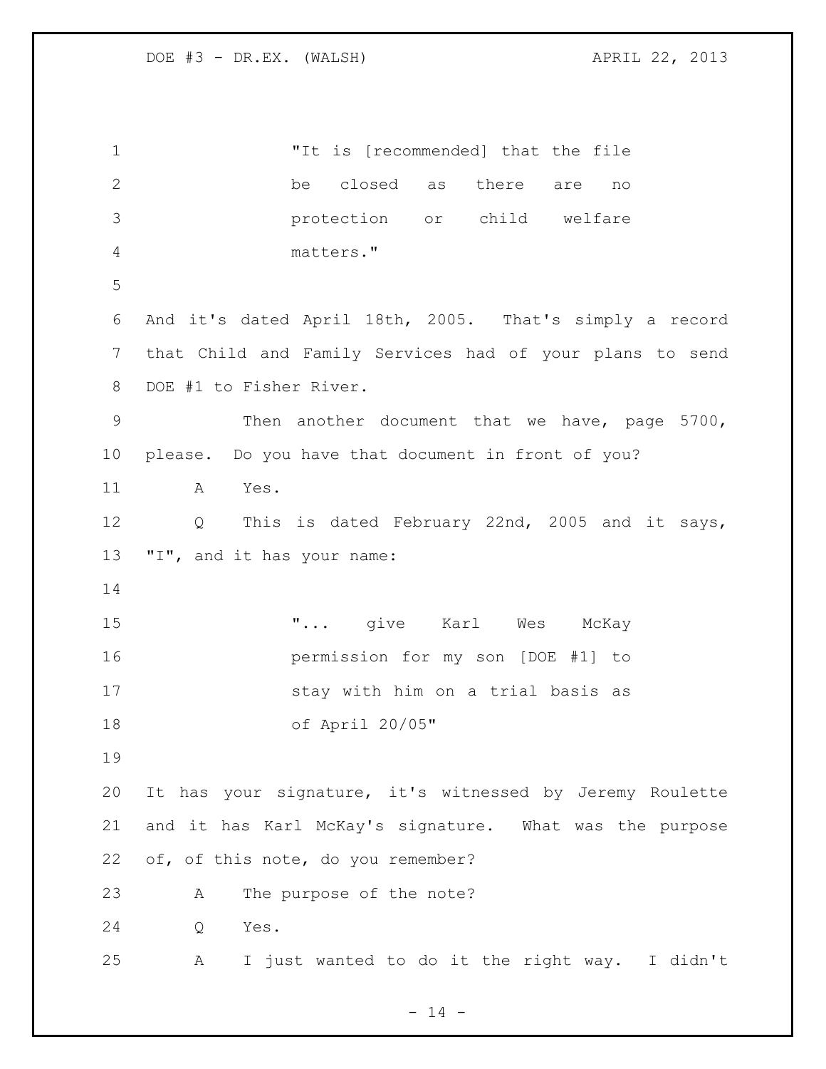> "It is [recommended] that the file be closed as there are no protection or child welfare matters."

And it's dated April 18th, 2005. That's simply a record that Child and Family Services had of your plans to send DOE #1 to Fisher River.

Then another document that we have, page 5700, please. Do you have that document in front of you?

A Yes.

Q This is dated February 22nd, 2005 and it says, "I", and it has your name:

> "... give Karl Wes McKay permission for my son [DOE #1] to stay with him on a trial basis as of April 20/05"

It has your signature, it's witnessed by Jeremy Roulette and it has Karl McKay's signature. What was the purpose of, of this note, do you remember?

A The purpose of the note?

Q Yes.

A I just wanted to do it the right way. I didn't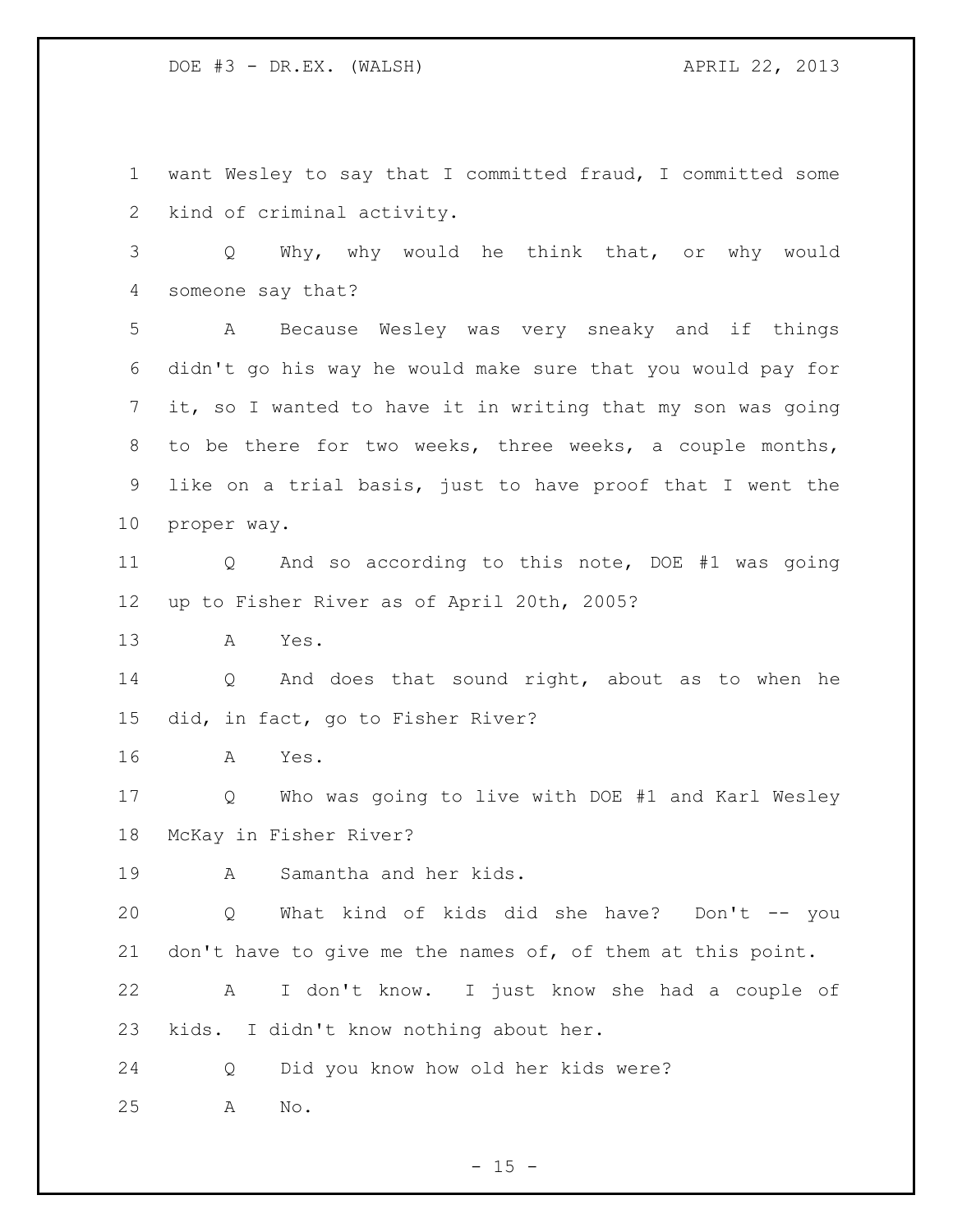want Wesley to say that I committed fraud, I committed some kind of criminal activity.

Q Why, why would he think that, or why would someone say that?

A Because Wesley was very sneaky and if things didn't go his way he would make sure that you would pay for it, so I wanted to have it in writing that my son was going to be there for two weeks, three weeks, a couple months, like on a trial basis, just to have proof that I went the proper way.

Q And so according to this note, DOE #1 was going up to Fisher River as of April 20th, 2005?

A Yes.

Q And does that sound right, about as to when he did, in fact, go to Fisher River?

A Yes.

Q Who was going to live with DOE #1 and Karl Wesley McKay in Fisher River?

A Samantha and her kids.

Q What kind of kids did she have? Don't -- you don't have to give me the names of, of them at this point.

A I don't know. I just know she had a couple of kids. I didn't know nothing about her.

Q Did you know how old her kids were?

A No.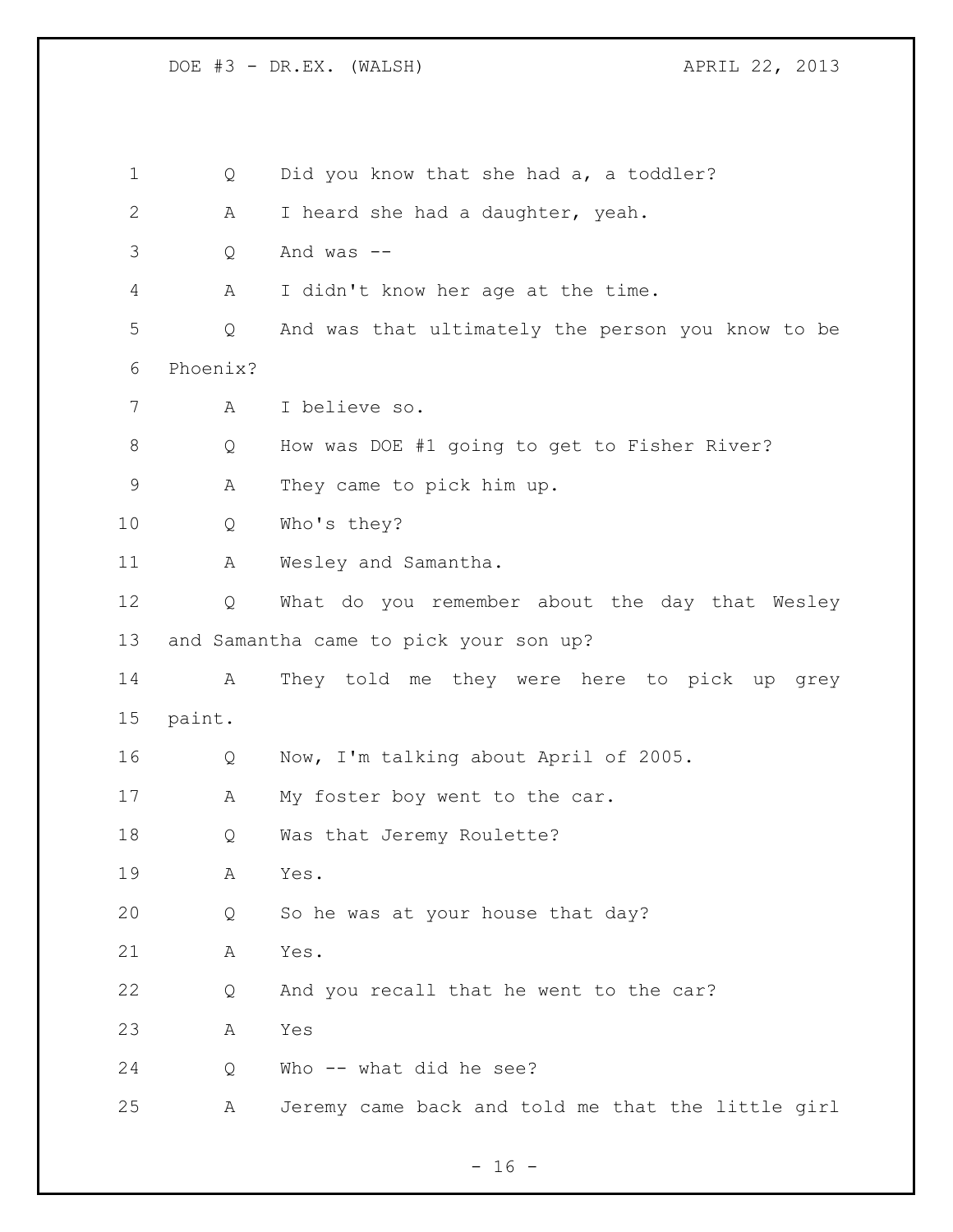Q Did you know that she had a, a toddler?

A I heard she had a daughter, yeah.

Q And was --

A I didn't know her age at the time.

Q And was that ultimately the person you know to be Phoenix?

A I believe so.

Q How was DOE #1 going to get to Fisher River?

A They came to pick him up.

Q Who's they?

A Wesley and Samantha.

Q What do you remember about the day that Wesley and Samantha came to pick your son up?

A They told me they were here to pick up grey paint.

Q Now, I'm talking about April of 2005.

A My foster boy went to the car.

Q Was that Jeremy Roulette?

A Yes.

Q So he was at your house that day?

A Yes.

Q And you recall that he went to the car?

A Yes

Q Who -- what did he see?

A Jeremy came back and told me that the little girl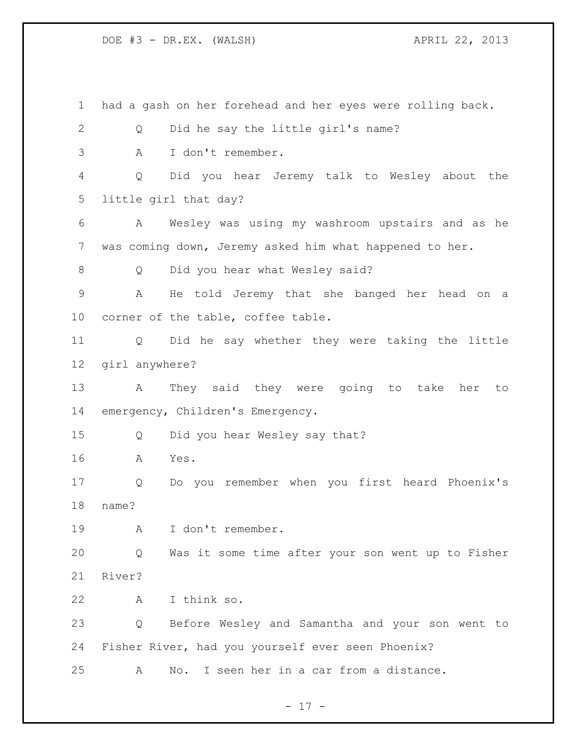had a gash on her forehead and her eyes were rolling back.

Q Did he say the little girl's name?

A I don't remember.

Q Did you hear Jeremy talk to Wesley about the little girl that day?

A Wesley was using my washroom upstairs and as he was coming down, Jeremy asked him what happened to her.

Q Did you hear what Wesley said?

A He told Jeremy that she banged her head on a corner of the table, coffee table.

Q Did he say whether they were taking the little girl anywhere?

A They said they were going to take her to emergency, Children's Emergency.

Q Did you hear Wesley say that?

A Yes.

Q Do you remember when you first heard Phoenix's name?

A I don't remember.

Q Was it some time after your son went up to Fisher River?

A I think so.

Q Before Wesley and Samantha and your son went to Fisher River, had you yourself ever seen Phoenix?

A No. I seen her in a car from a distance.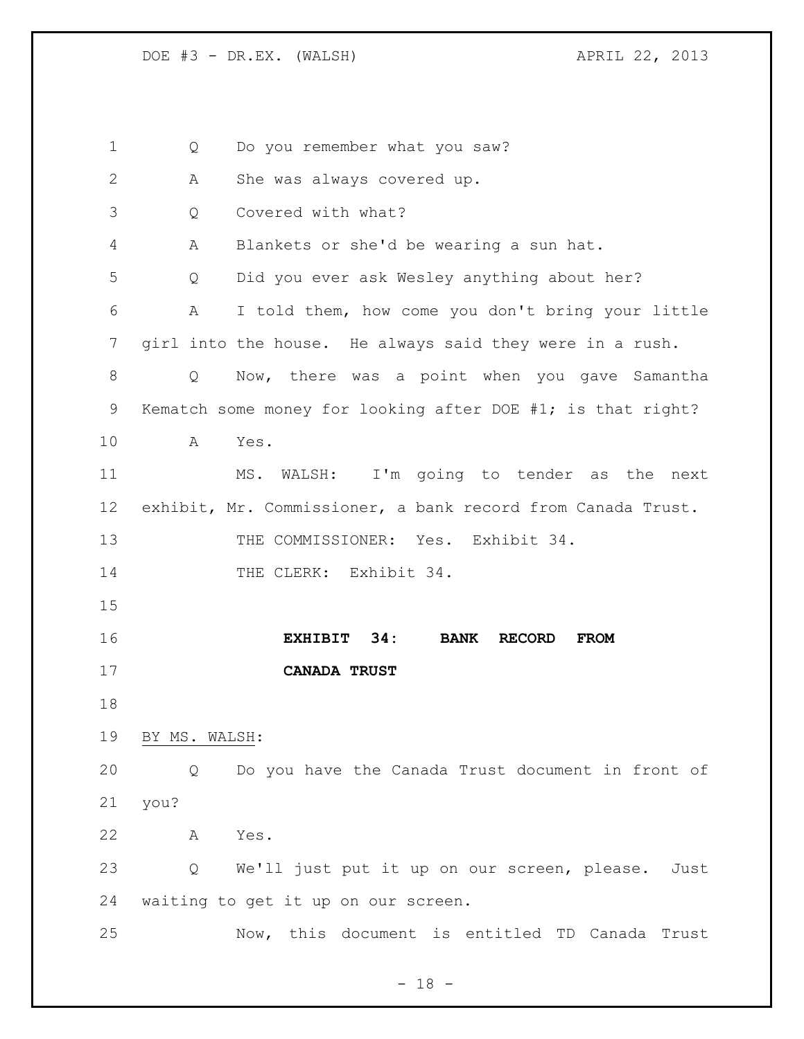Q Do you remember what you saw?

A She was always covered up.

Q Covered with what?

A Blankets or she'd be wearing a sun hat.

Q Did you ever ask Wesley anything about her?

A I told them, how come you don't bring your little girl into the house. He always said they were in a rush.

Q Now, there was a point when you gave Samantha Kematch some money for looking after DOE #1; is that right?

A Yes.

MS. WALSH: I'm going to tender as the next exhibit, Mr. Commissioner, a bank record from Canada Trust.

THE COMMISSIONER: Yes. Exhibit 34.

THE CLERK: Exhibit 34.

**EXHIBIT 34: BANK RECORD FROM CANADA TRUST**

BY MS. WALSH:

Q Do you have the Canada Trust document in front of you?

A Yes.

Q We'll just put it up on our screen, please. Just waiting to get it up on our screen.

Now, this document is entitled TD Canada Trust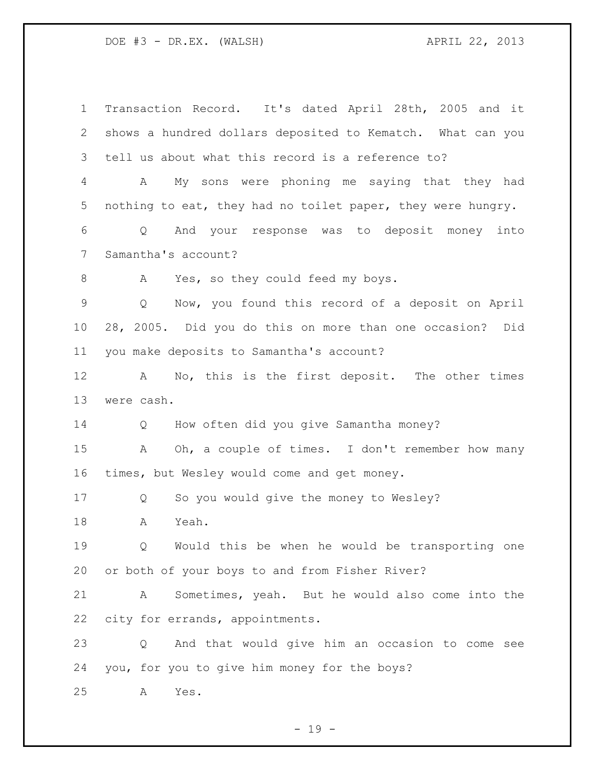Transaction Record. It's dated April 28th, 2005 and it shows a hundred dollars deposited to Kematch. What can you tell us about what this record is a reference to?

A My sons were phoning me saying that they had nothing to eat, they had no toilet paper, they were hungry.

Q And your response was to deposit money into Samantha's account?

A Yes, so they could feed my boys.

Q Now, you found this record of a deposit on April 28, 2005. Did you do this on more than one occasion? Did you make deposits to Samantha's account?

A No, this is the first deposit. The other times were cash.

Q How often did you give Samantha money?

A Oh, a couple of times. I don't remember how many times, but Wesley would come and get money.

Q So you would give the money to Wesley?

A Yeah.

Q Would this be when he would be transporting one or both of your boys to and from Fisher River?

A Sometimes, yeah. But he would also come into the city for errands, appointments.

Q And that would give him an occasion to come see you, for you to give him money for the boys?

A Yes.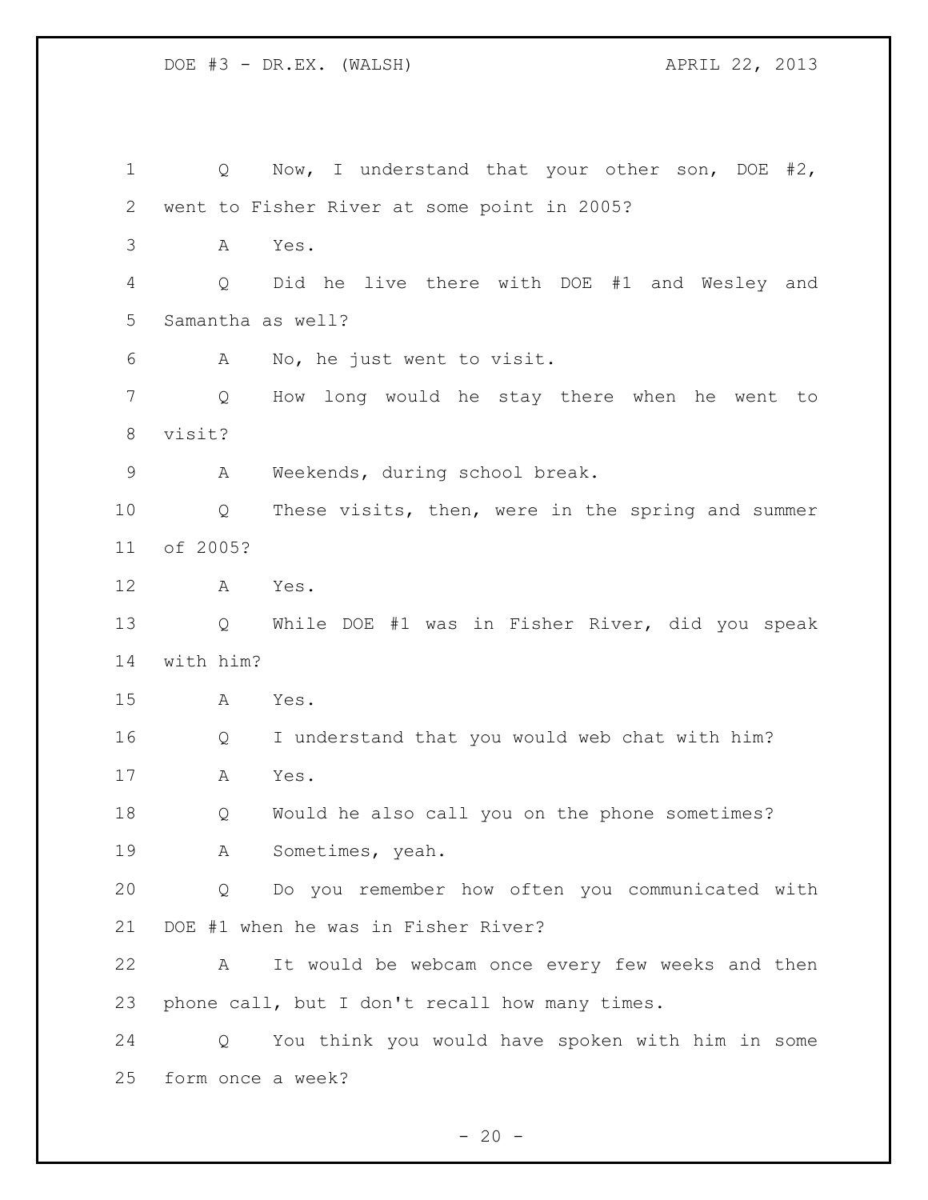Q Now, I understand that your other son, DOE #2, went to Fisher River at some point in 2005?

A Yes.

Q Did he live there with DOE #1 and Wesley and Samantha as well?

A No, he just went to visit.

Q How long would he stay there when he went to visit?

A Weekends, during school break.

Q These visits, then, were in the spring and summer of 2005?

A Yes.

Q While DOE #1 was in Fisher River, did you speak with him?

A Yes.

Q I understand that you would web chat with him?

A Yes.

Q Would he also call you on the phone sometimes?

A Sometimes, yeah.

Q Do you remember how often you communicated with DOE #1 when he was in Fisher River?

A It would be webcam once every few weeks and then phone call, but I don't recall how many times.

Q You think you would have spoken with him in some form once a week?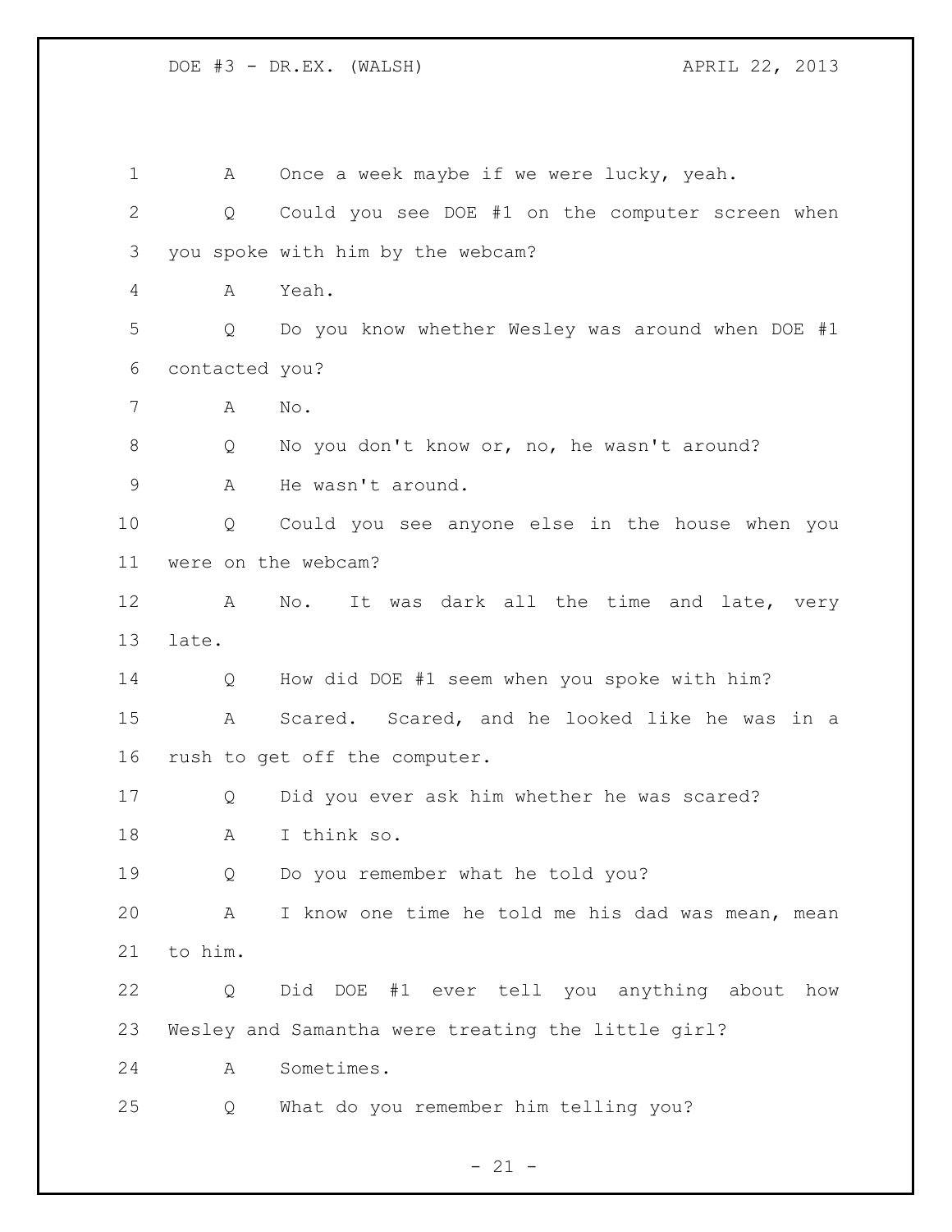A Once a week maybe if we were lucky, yeah.

Q Could you see DOE #1 on the computer screen when you spoke with him by the webcam?

A Yeah.

Q Do you know whether Wesley was around when DOE #1 contacted you?

A No.

Q No you don't know or, no, he wasn't around?

A He wasn't around.

Q Could you see anyone else in the house when you were on the webcam?

A No. It was dark all the time and late, very late.

Q How did DOE #1 seem when you spoke with him?

A Scared. Scared, and he looked like he was in a rush to get off the computer.

Q Did you ever ask him whether he was scared?

A I think so.

Q Do you remember what he told you?

A I know one time he told me his dad was mean, mean to him.

Q Did DOE #1 ever tell you anything about how Wesley and Samantha were treating the little girl?

A Sometimes.

Q What do you remember him telling you?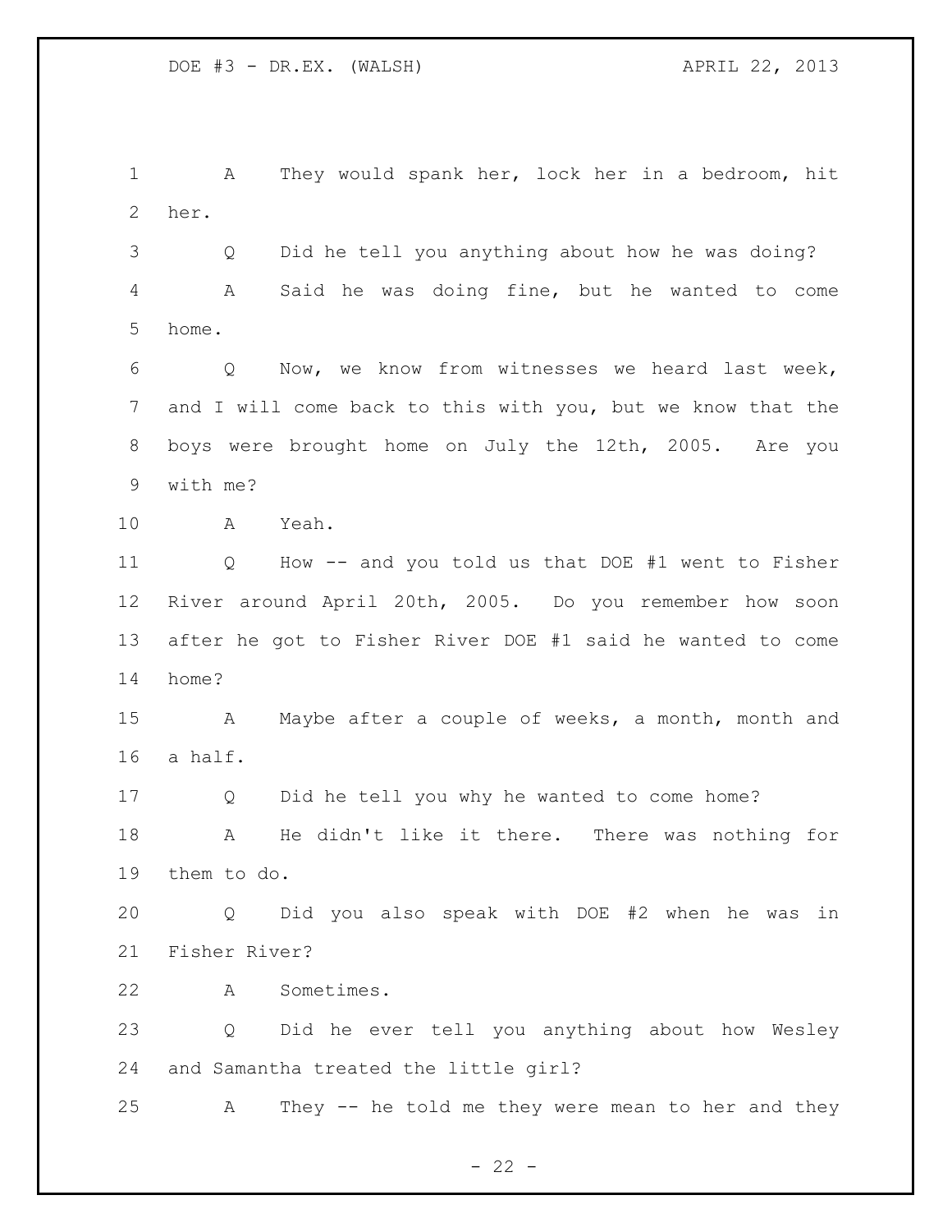A They would spank her, lock her in a bedroom, hit her.

Q Did he tell you anything about how he was doing?

A Said he was doing fine, but he wanted to come home.

Q Now, we know from witnesses we heard last week, and I will come back to this with you, but we know that the boys were brought home on July the 12th, 2005. Are you with me?

A Yeah.

Q How -- and you told us that DOE #1 went to Fisher River around April 20th, 2005. Do you remember how soon after he got to Fisher River DOE #1 said he wanted to come home?

A Maybe after a couple of weeks, a month, month and a half.

Q Did he tell you why he wanted to come home?

A He didn't like it there. There was nothing for them to do.

Q Did you also speak with DOE #2 when he was in Fisher River?

A Sometimes.

Q Did he ever tell you anything about how Wesley and Samantha treated the little girl?

A They -- he told me they were mean to her and they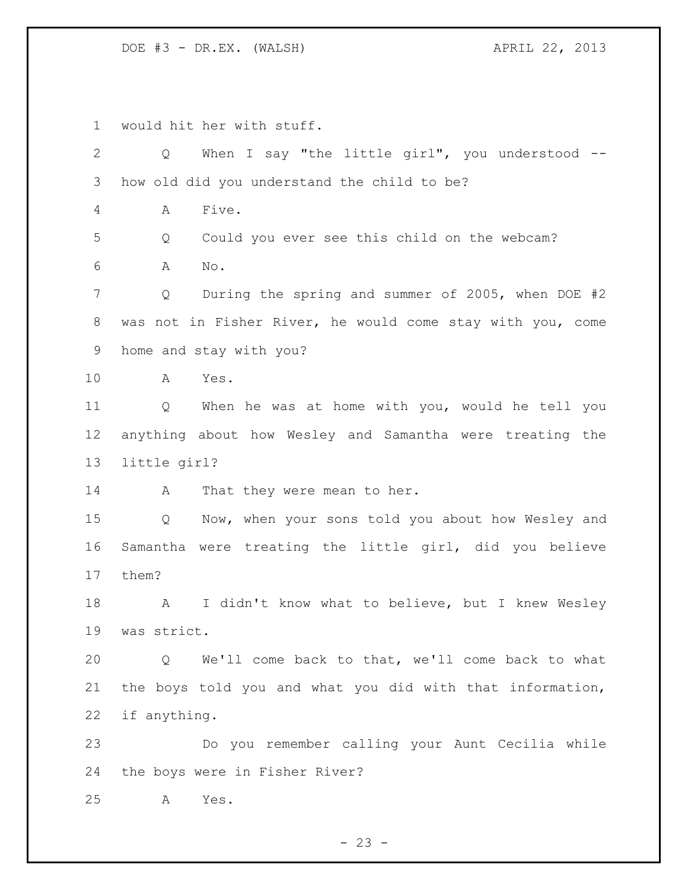would hit her with stuff.

Q When I say "the little girl", you understood -- how old did you understand the child to be?

A Five.

Q Could you ever see this child on the webcam?

A No.

Q During the spring and summer of 2005, when DOE #2 was not in Fisher River, he would come stay with you, come home and stay with you?

A Yes.

Q When he was at home with you, would he tell you anything about how Wesley and Samantha were treating the little girl?

A That they were mean to her.

Q Now, when your sons told you about how Wesley and Samantha were treating the little girl, did you believe them?

A I didn't know what to believe, but I knew Wesley was strict.

Q We'll come back to that, we'll come back to what the boys told you and what you did with that information, if anything.

Do you remember calling your Aunt Cecilia while the boys were in Fisher River?

A Yes.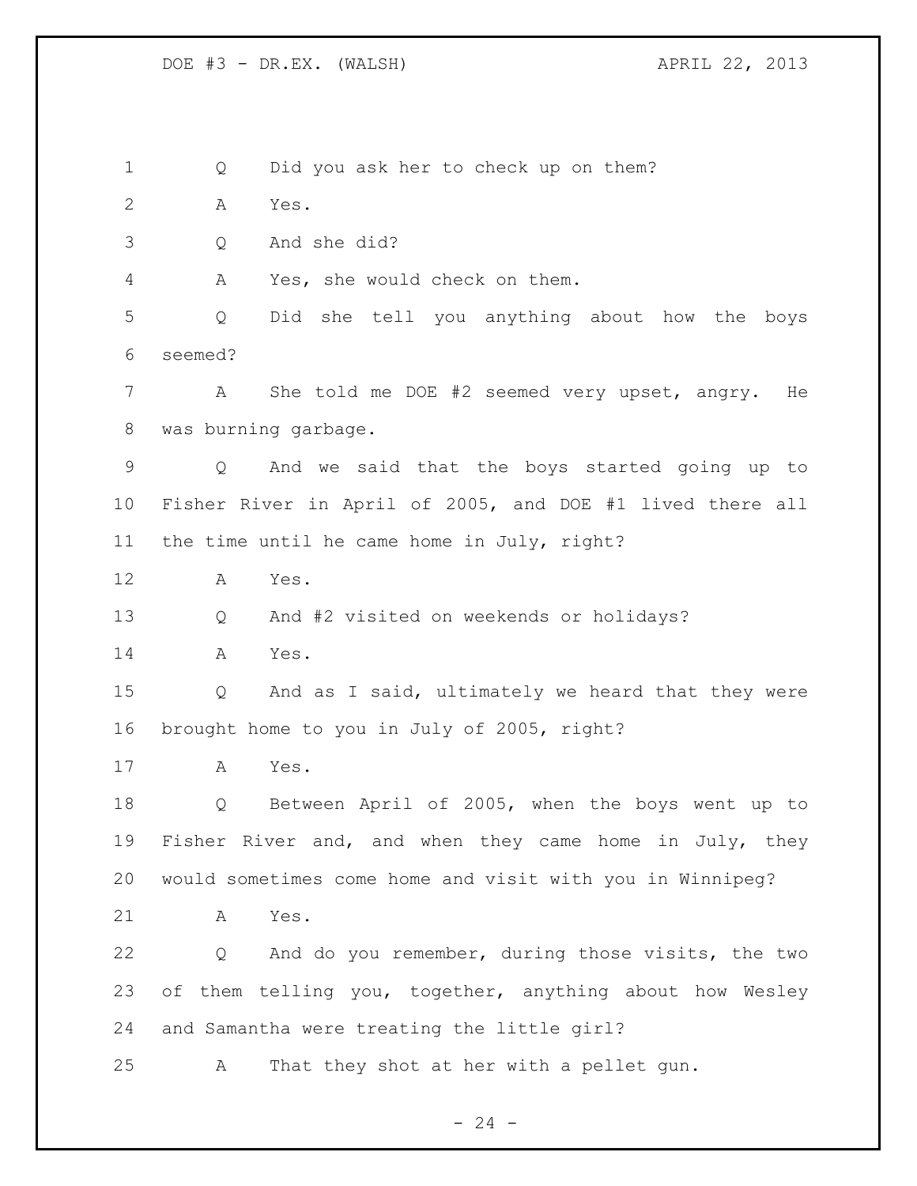Q Did you ask her to check up on them?

A Yes.

Q And she did?

A Yes, she would check on them.

Q Did she tell you anything about how the boys seemed?

A She told me DOE #2 seemed very upset, angry. He was burning garbage.

Q And we said that the boys started going up to Fisher River in April of 2005, and DOE #1 lived there all the time until he came home in July, right?

A Yes.

Q And #2 visited on weekends or holidays?

A Yes.

Q And as I said, ultimately we heard that they were brought home to you in July of 2005, right?

A Yes.

Q Between April of 2005, when the boys went up to Fisher River and, and when they came home in July, they would sometimes come home and visit with you in Winnipeg?

A Yes.

Q And do you remember, during those visits, the two of them telling you, together, anything about how Wesley and Samantha were treating the little girl?

A That they shot at her with a pellet gun.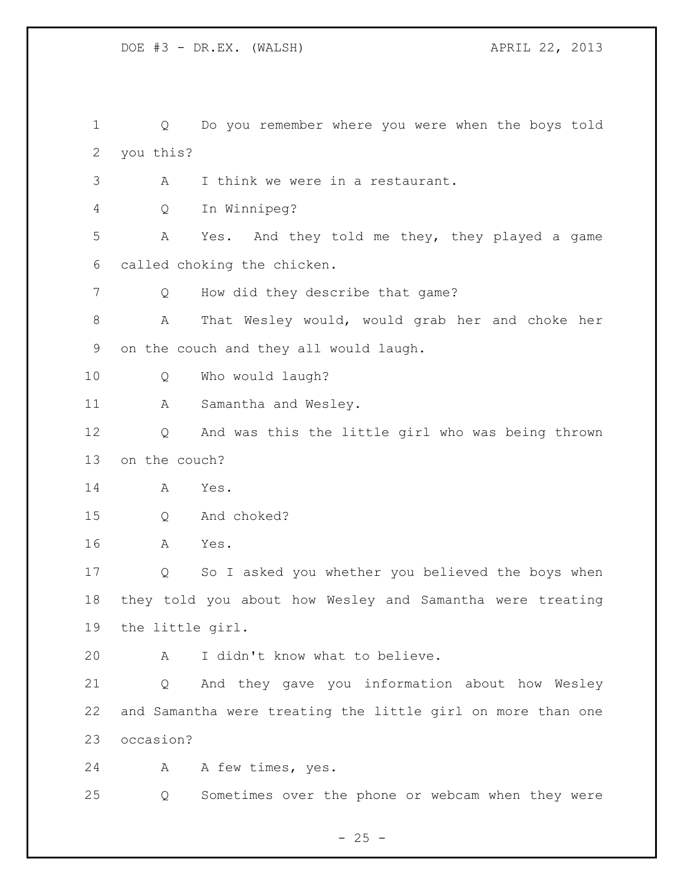Q Do you remember where you were when the boys told you this?

A I think we were in a restaurant.

Q In Winnipeg?

A Yes. And they told me they, they played a game called choking the chicken.

Q How did they describe that game?

A That Wesley would, would grab her and choke her on the couch and they all would laugh.

Q Who would laugh?

A Samantha and Wesley.

Q And was this the little girl who was being thrown on the couch?

A Yes.

Q And choked?

A Yes.

Q So I asked you whether you believed the boys when they told you about how Wesley and Samantha were treating the little girl.

A I didn't know what to believe.

Q And they gave you information about how Wesley and Samantha were treating the little girl on more than one occasion?

A A few times, yes.

Q Sometimes over the phone or webcam when they were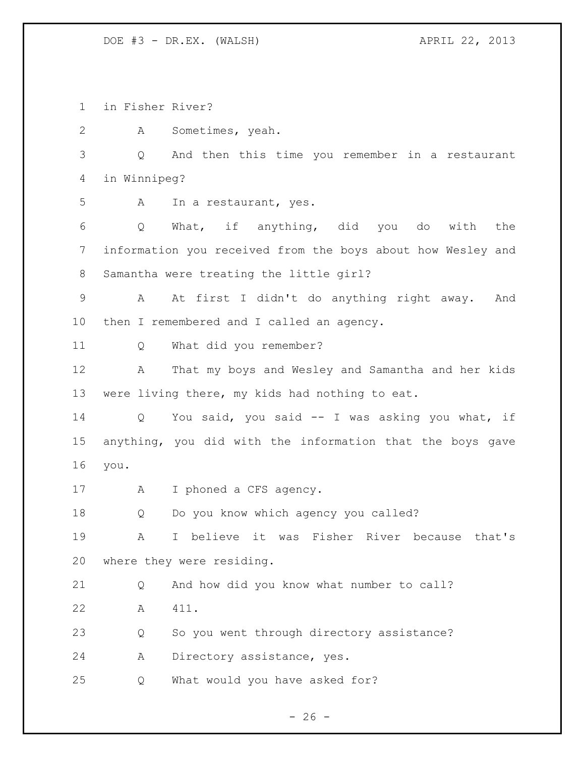in Fisher River?

A Sometimes, yeah.

Q And then this time you remember in a restaurant in Winnipeg?

A In a restaurant, yes.

Q What, if anything, did you do with the information you received from the boys about how Wesley and Samantha were treating the little girl?

A At first I didn't do anything right away. And then I remembered and I called an agency.

Q What did you remember?

A That my boys and Wesley and Samantha and her kids were living there, my kids had nothing to eat.

Q You said, you said -- I was asking you what, if anything, you did with the information that the boys gave you.

A I phoned a CFS agency.

Q Do you know which agency you called?

A I believe it was Fisher River because that's where they were residing.

Q And how did you know what number to call?

A 411.

Q So you went through directory assistance?

A Directory assistance, yes.

Q What would you have asked for?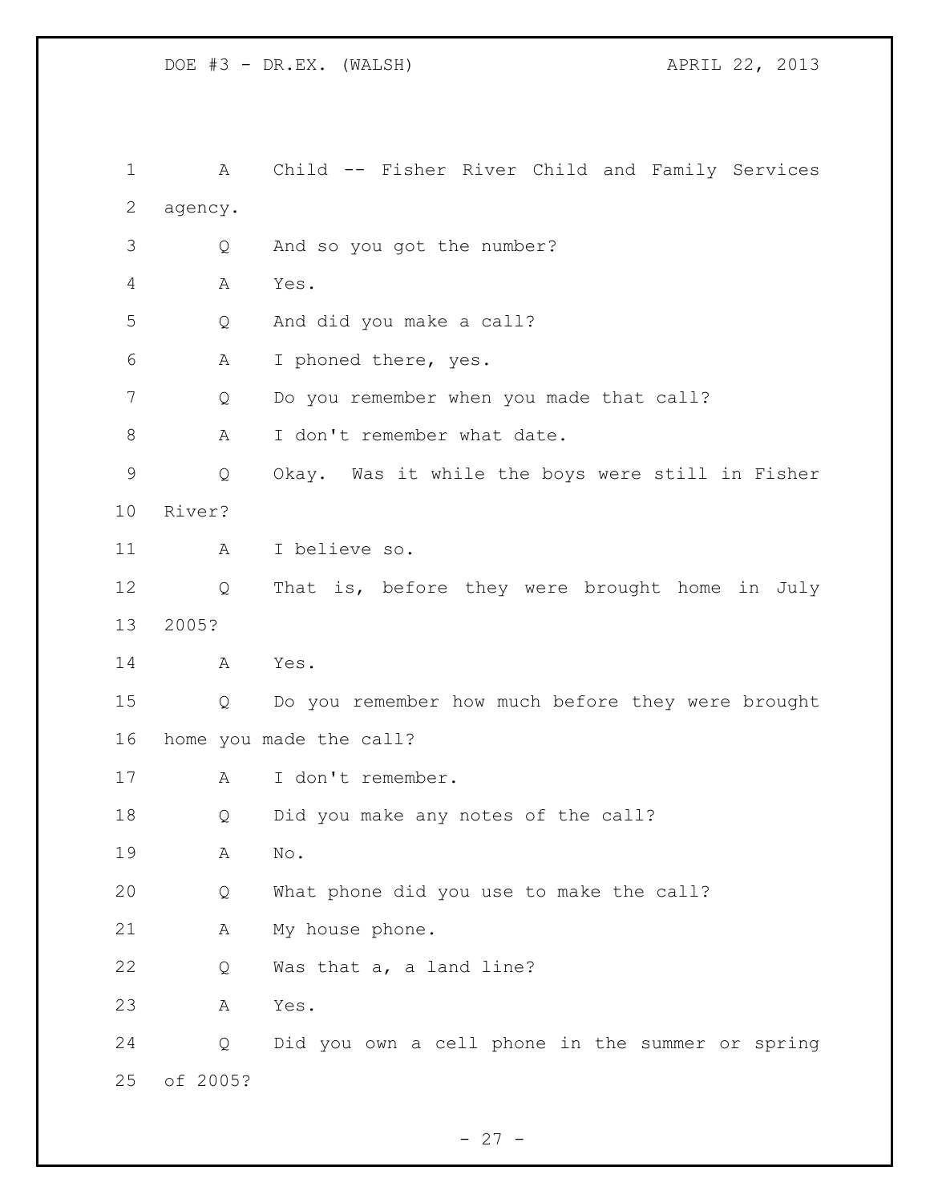1 A Child -- Fisher River Child and Family Services
2 agency.
3 Q And so you got the number?
4 A Yes.
5 Q And did you make a call?
6 A I phoned there, yes.
7 Q Do you remember when you made that call?
8 A I don't remember what date.
9 Q Okay. Was it while the boys were still in Fisher
10 River?
11 A I believe so.
12 Q That is, before they were brought home in July
13 2005?
14 A Yes.
15 Q Do you remember how much before they were brought
16 home you made the call?
17 A I don't remember.
18 Q Did you make any notes of the call?
19 A No.
20 Q What phone did you use to make the call?
21 A My house phone.
22 Q Was that a, a land line?
23 A Yes.
24 Q Did you own a cell phone in the summer or spring
25 of 2005?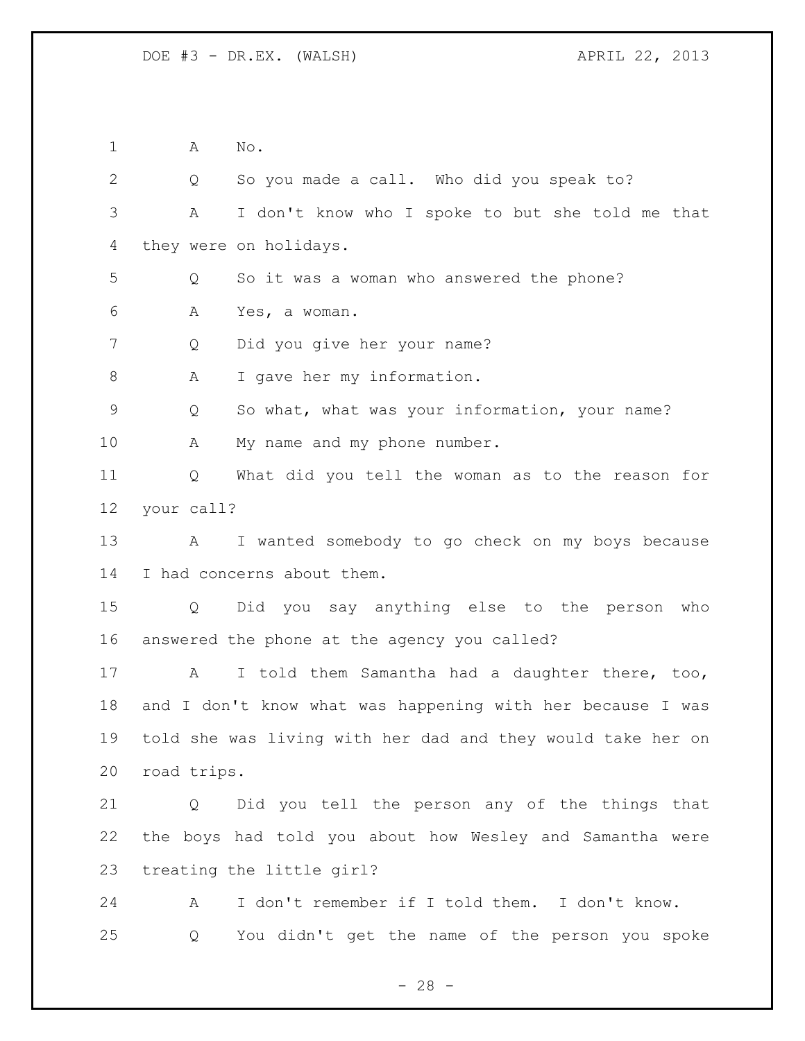A No.

Q So you made a call. Who did you speak to?

A I don't know who I spoke to but she told me that they were on holidays.

Q So it was a woman who answered the phone?

A Yes, a woman.

Q Did you give her your name?

A I gave her my information.

Q So what, what was your information, your name?

A My name and my phone number.

Q What did you tell the woman as to the reason for your call?

A I wanted somebody to go check on my boys because I had concerns about them.

Q Did you say anything else to the person who answered the phone at the agency you called?

A I told them Samantha had a daughter there, too, and I don't know what was happening with her because I was told she was living with her dad and they would take her on road trips.

Q Did you tell the person any of the things that the boys had told you about how Wesley and Samantha were treating the little girl?

A I don't remember if I told them. I don't know.

Q You didn't get the name of the person you spoke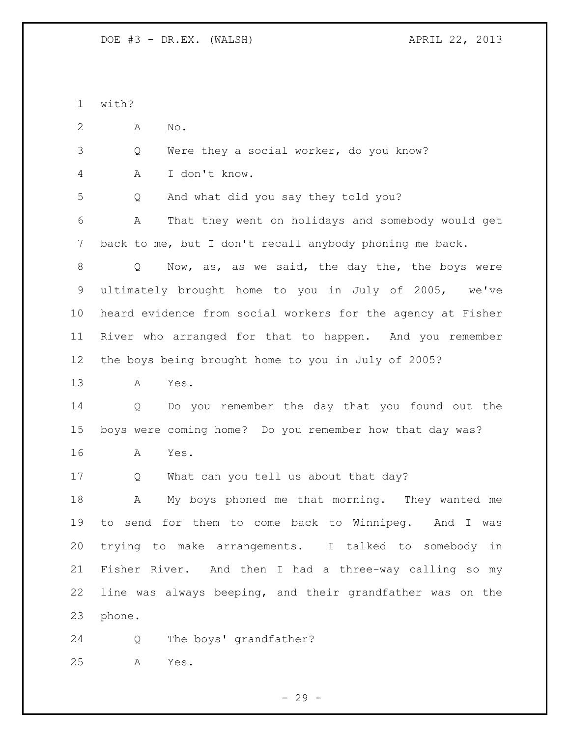with?

A No.

Q Were they a social worker, do you know?

A I don't know.

Q And what did you say they told you?

A That they went on holidays and somebody would get back to me, but I don't recall anybody phoning me back.

Q Now, as, as we said, the day the, the boys were ultimately brought home to you in July of 2005, we've heard evidence from social workers for the agency at Fisher River who arranged for that to happen. And you remember the boys being brought home to you in July of 2005?

A Yes.

Q Do you remember the day that you found out the boys were coming home? Do you remember how that day was?

A Yes.

Q What can you tell us about that day?

A My boys phoned me that morning. They wanted me to send for them to come back to Winnipeg. And I was trying to make arrangements. I talked to somebody in Fisher River. And then I had a three-way calling so my line was always beeping, and their grandfather was on the phone.

Q The boys' grandfather?

A Yes.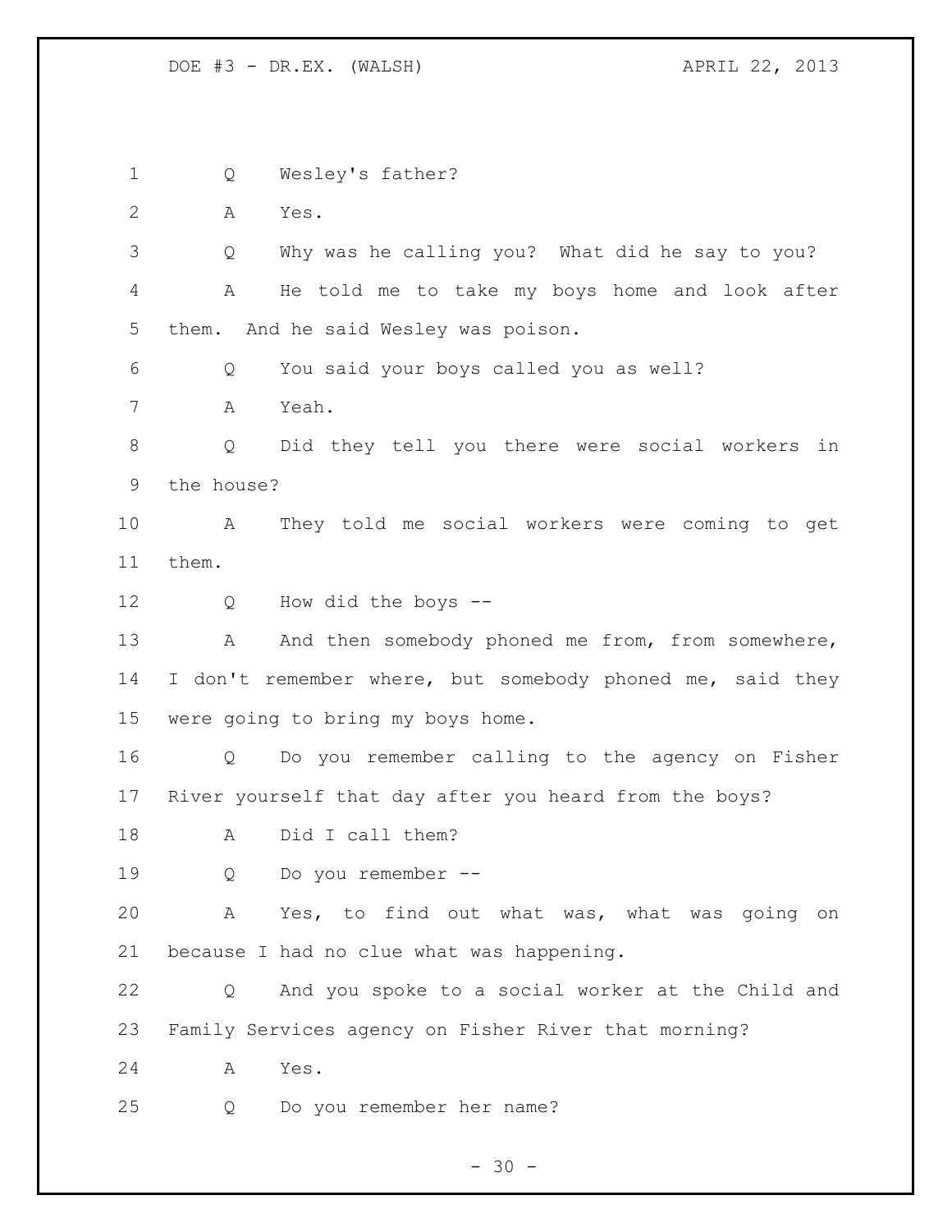1 Q Wesley's father?

2 A Yes.

3 Q Why was he calling you? What did he say to you?

4 A He told me to take my boys home and look after

5 them. And he said Wesley was poison.

6 Q You said your boys called you as well?

7 A Yeah.

8 Q Did they tell you there were social workers in

9 the house?

10 A They told me social workers were coming to get

11 them.

12 Q How did the boys --

13 A And then somebody phoned me from, from somewhere,

14 I don't remember where, but somebody phoned me, said they

15 were going to bring my boys home.

16 Q Do you remember calling to the agency on Fisher

17 River yourself that day after you heard from the boys?

18 A Did I call them?

19 Q Do you remember --

20 A Yes, to find out what was, what was going on

21 because I had no clue what was happening.

22 Q And you spoke to a social worker at the Child and

23 Family Services agency on Fisher River that morning?

24 A Yes.

25 Q Do you remember her name?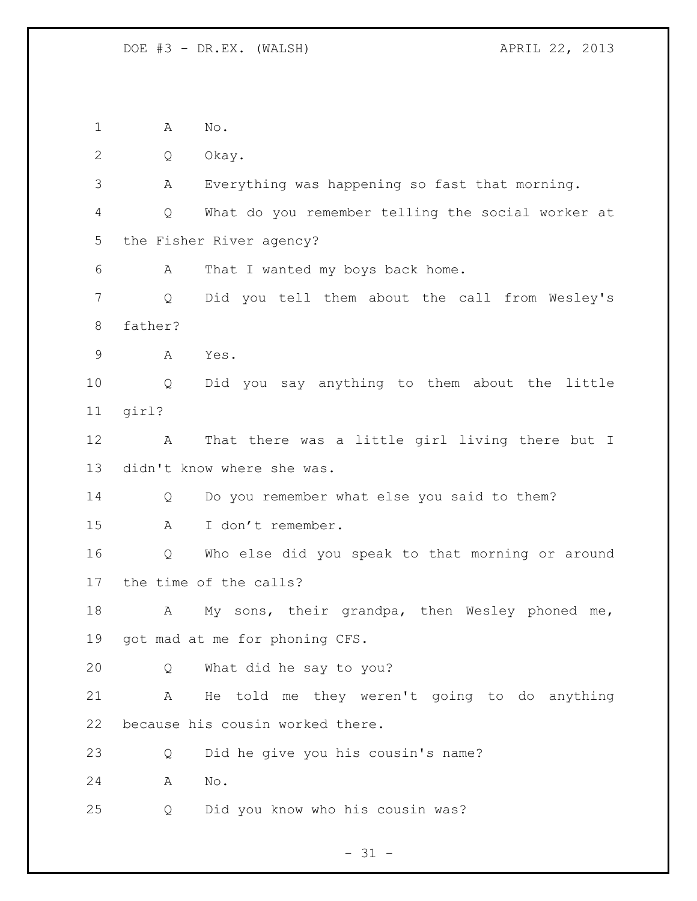1 A No.

2 Q Okay.

3 A Everything was happening so fast that morning.

4 Q What do you remember telling the social worker at

5 the Fisher River agency?

6 A That I wanted my boys back home.

7 Q Did you tell them about the call from Wesley's

8 father?

9 A Yes.

10 Q Did you say anything to them about the little

11 girl?

12 A That there was a little girl living there but I

13 didn't know where she was.

14 Q Do you remember what else you said to them?

15 A I don't remember.

16 Q Who else did you speak to that morning or around

17 the time of the calls?

18 A My sons, their grandpa, then Wesley phoned me,

19 got mad at me for phoning CFS.

20 Q What did he say to you?

21 A He told me they weren't going to do anything

22 because his cousin worked there.

23 Q Did he give you his cousin's name?

24 A No.

25 Q Did you know who his cousin was?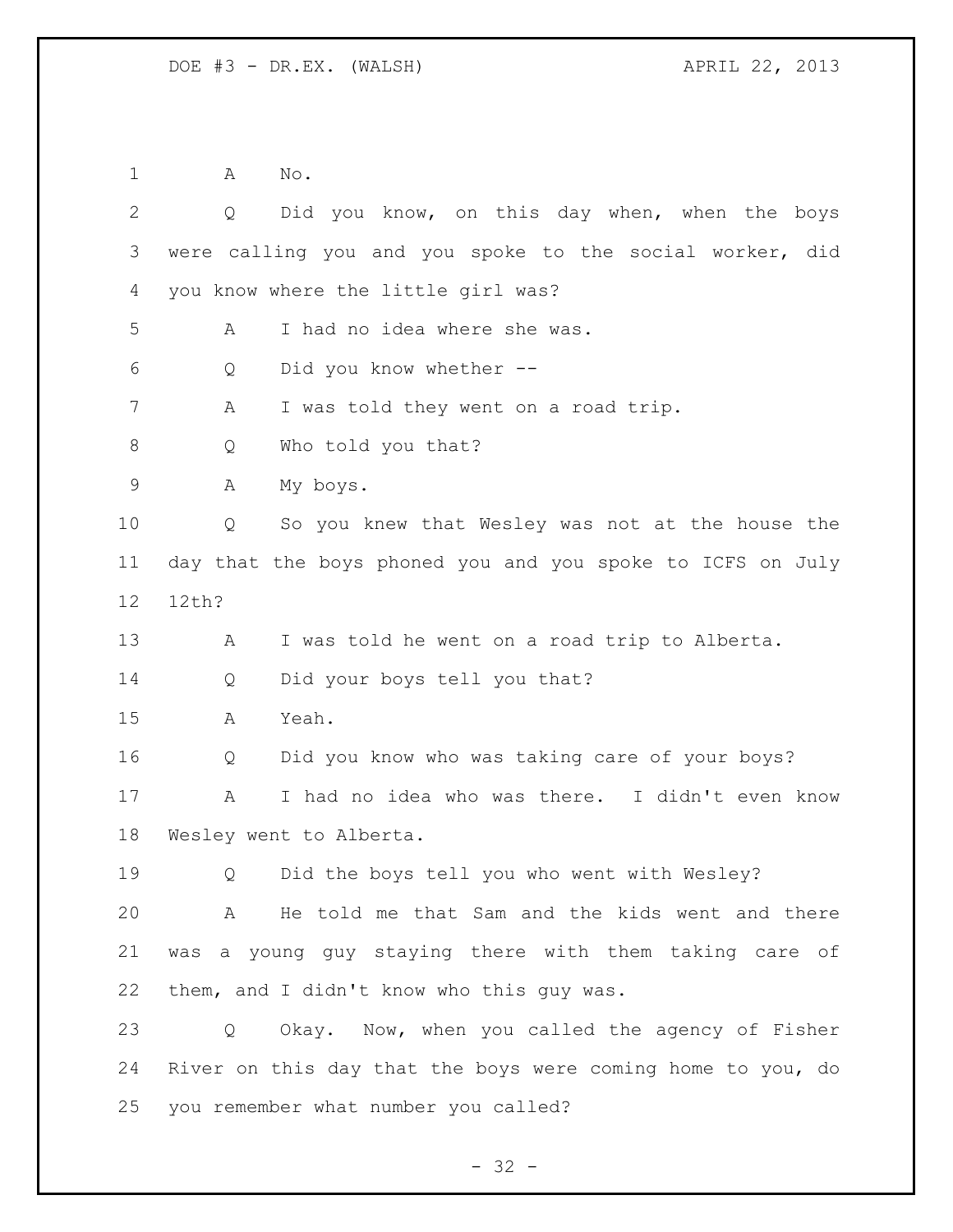A No.

Q Did you know, on this day when, when the boys were calling you and you spoke to the social worker, did you know where the little girl was?

A I had no idea where she was.

Q Did you know whether --

A I was told they went on a road trip.

Q Who told you that?

A My boys.

Q So you knew that Wesley was not at the house the day that the boys phoned you and you spoke to ICFS on July 12th?

A I was told he went on a road trip to Alberta.

Q Did your boys tell you that?

A Yeah.

Q Did you know who was taking care of your boys?

A I had no idea who was there. I didn't even know Wesley went to Alberta.

Q Did the boys tell you who went with Wesley?

A He told me that Sam and the kids went and there was a young guy staying there with them taking care of them, and I didn't know who this guy was.

Q Okay. Now, when you called the agency of Fisher River on this day that the boys were coming home to you, do you remember what number you called?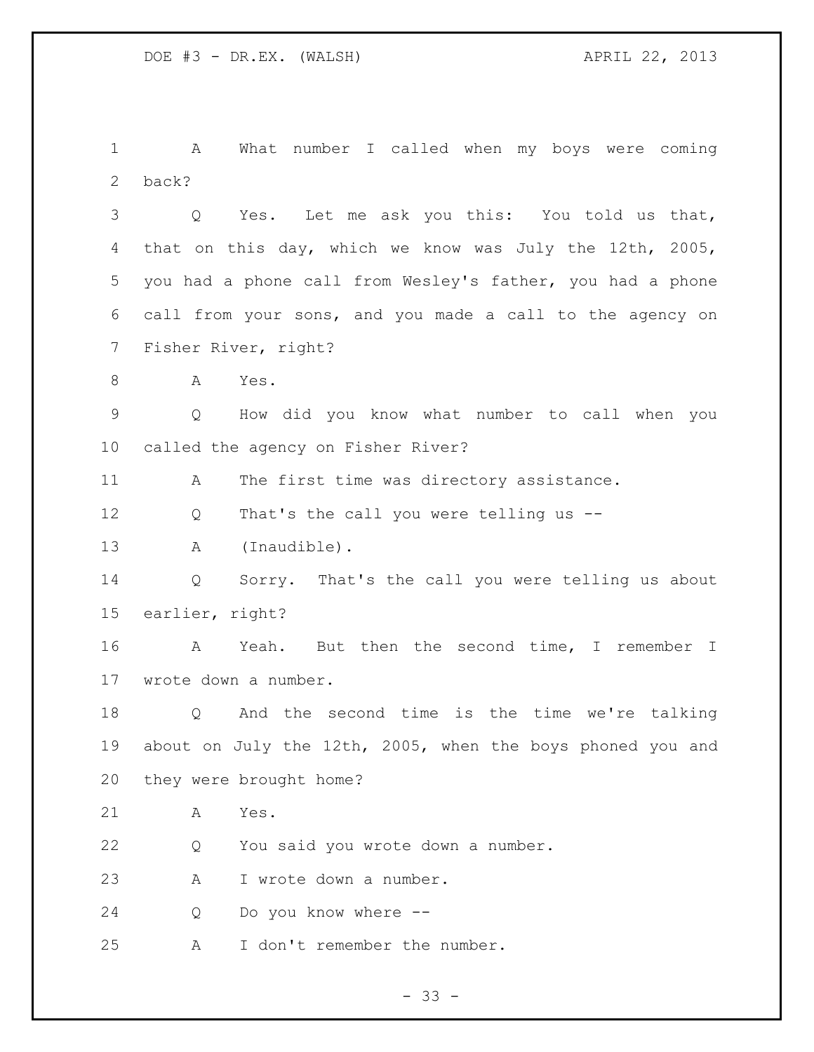A What number I called when my boys were coming back?

Q Yes. Let me ask you this: You told us that, that on this day, which we know was July the 12th, 2005, you had a phone call from Wesley's father, you had a phone call from your sons, and you made a call to the agency on Fisher River, right?

A Yes.

Q How did you know what number to call when you called the agency on Fisher River?

A The first time was directory assistance.

Q That's the call you were telling us --

A (Inaudible).

Q Sorry. That's the call you were telling us about earlier, right?

A Yeah. But then the second time, I remember I wrote down a number.

Q And the second time is the time we're talking about on July the 12th, 2005, when the boys phoned you and they were brought home?

A Yes.

Q You said you wrote down a number.

A I wrote down a number.

Q Do you know where --

A I don't remember the number.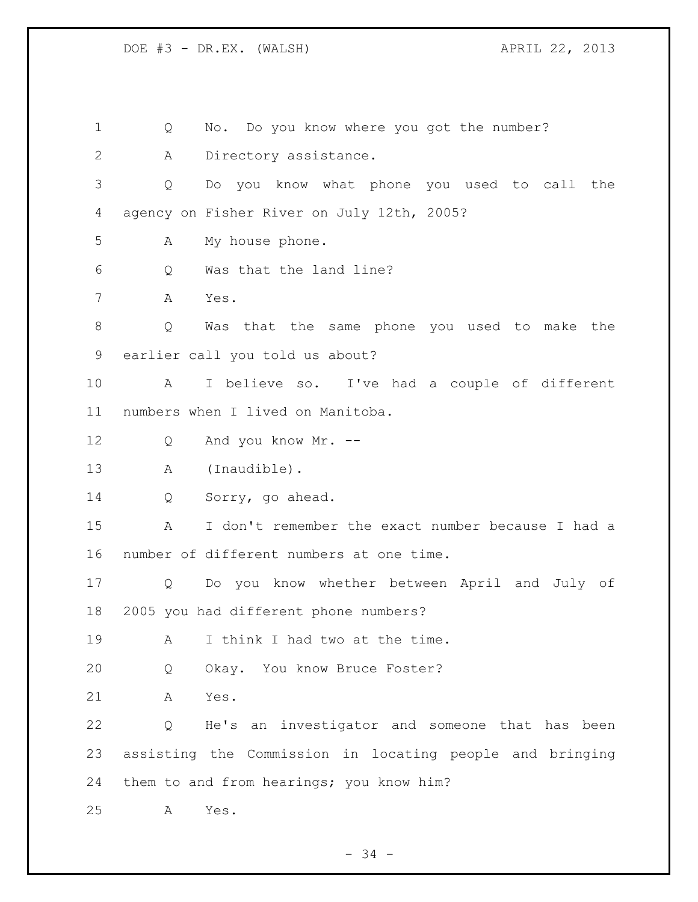Q No. Do you know where you got the number?

A Directory assistance.

Q Do you know what phone you used to call the agency on Fisher River on July 12th, 2005?

A My house phone.

Q Was that the land line?

A Yes.

Q Was that the same phone you used to make the earlier call you told us about?

A I believe so. I've had a couple of different numbers when I lived on Manitoba.

Q And you know Mr. --

A (Inaudible).

Q Sorry, go ahead.

A I don't remember the exact number because I had a number of different numbers at one time.

Q Do you know whether between April and July of 2005 you had different phone numbers?

A I think I had two at the time.

Q Okay. You know Bruce Foster?

A Yes.

Q He's an investigator and someone that has been assisting the Commission in locating people and bringing them to and from hearings; you know him?

A Yes.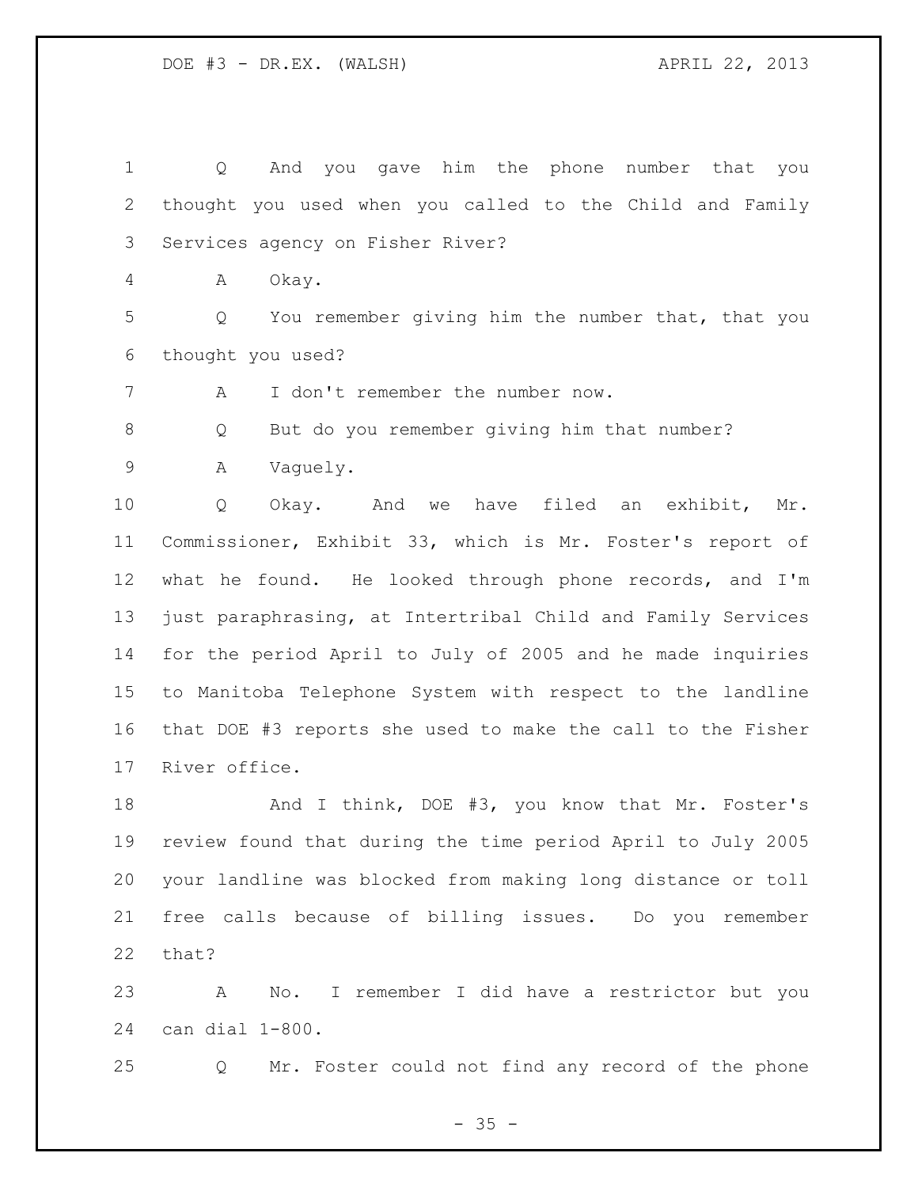Q And you gave him the phone number that you thought you used when you called to the Child and Family Services agency on Fisher River?

A Okay.

Q You remember giving him the number that, that you thought you used?

A I don't remember the number now.

Q But do you remember giving him that number?

A Vaguely.

Q Okay. And we have filed an exhibit, Mr. Commissioner, Exhibit 33, which is Mr. Foster's report of what he found. He looked through phone records, and I'm just paraphrasing, at Intertribal Child and Family Services for the period April to July of 2005 and he made inquiries to Manitoba Telephone System with respect to the landline that DOE #3 reports she used to make the call to the Fisher River office.

And I think, DOE #3, you know that Mr. Foster's review found that during the time period April to July 2005 your landline was blocked from making long distance or toll free calls because of billing issues. Do you remember that?

A No. I remember I did have a restrictor but you can dial 1-800.

Q Mr. Foster could not find any record of the phone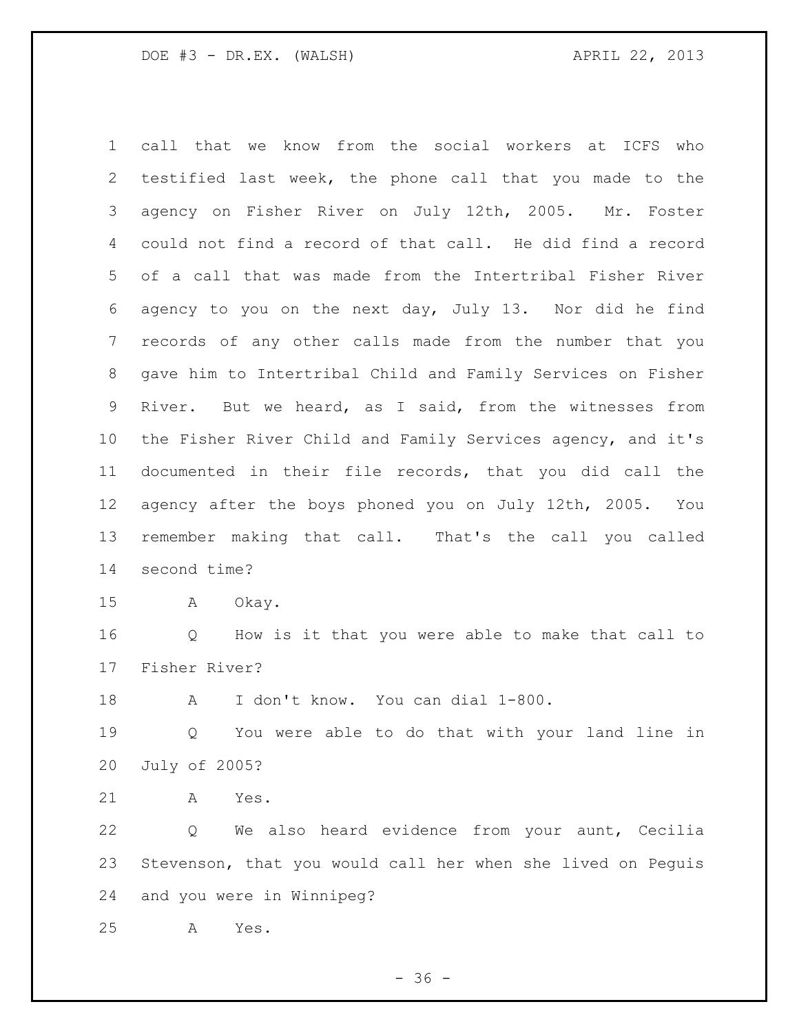call that we know from the social workers at ICFS who testified last week, the phone call that you made to the agency on Fisher River on July 12th, 2005. Mr. Foster could not find a record of that call. He did find a record of a call that was made from the Intertribal Fisher River agency to you on the next day, July 13. Nor did he find records of any other calls made from the number that you gave him to Intertribal Child and Family Services on Fisher River. But we heard, as I said, from the witnesses from the Fisher River Child and Family Services agency, and it's documented in their file records, that you did call the agency after the boys phoned you on July 12th, 2005. You remember making that call. That's the call you called second time?

A Okay.

Q How is it that you were able to make that call to Fisher River?

A I don't know. You can dial 1-800.

Q You were able to do that with your land line in July of 2005?

A Yes.

Q We also heard evidence from your aunt, Cecilia Stevenson, that you would call her when she lived on Peguis and you were in Winnipeg?

A Yes.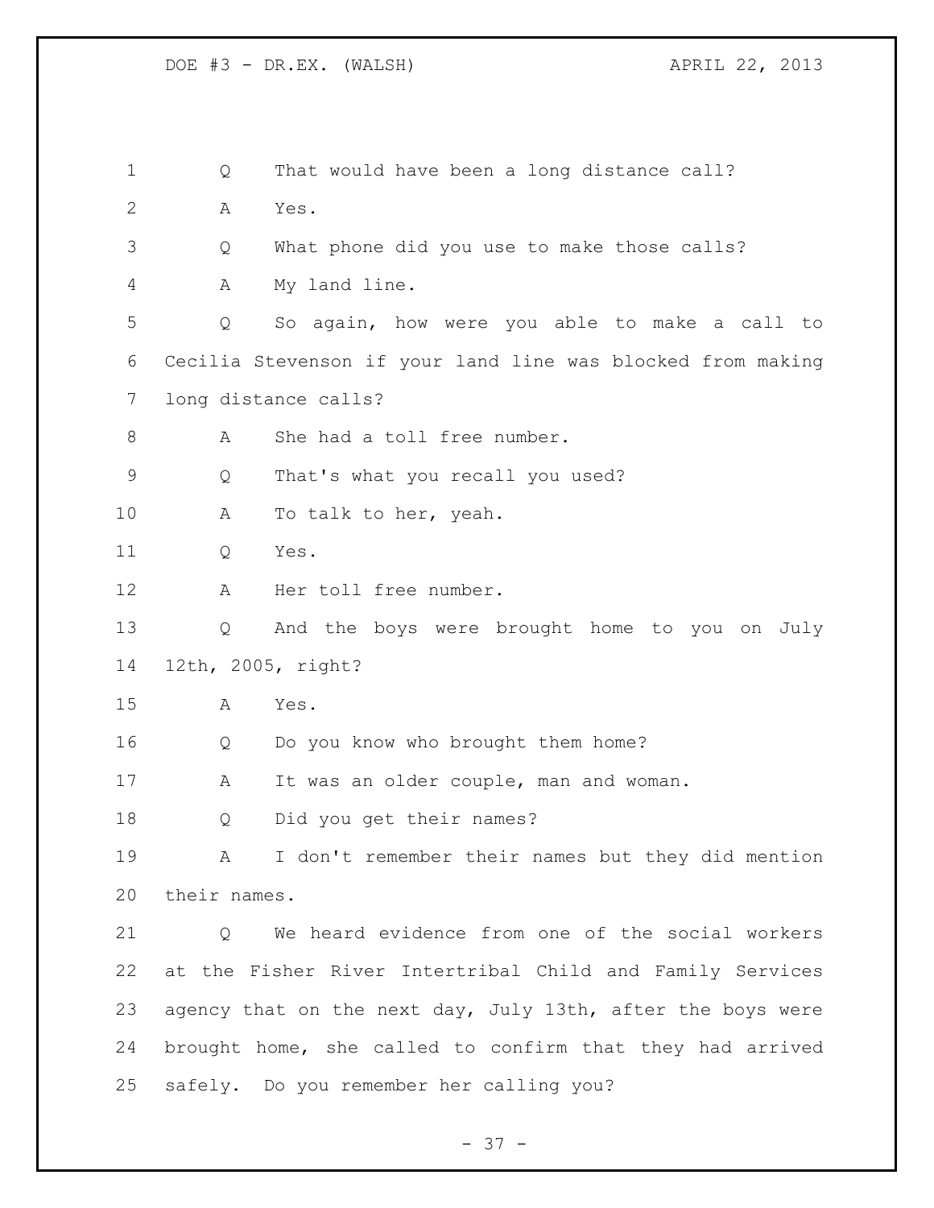1 Q That would have been a long distance call?

2 A Yes.

3 Q What phone did you use to make those calls?

4 A My land line.

5 Q So again, how were you able to make a call to
6 Cecilia Stevenson if your land line was blocked from making
7 long distance calls?

8 A She had a toll free number.

9 Q That's what you recall you used?

10 A To talk to her, yeah.

11 Q Yes.

12 A Her toll free number.

13 Q And the boys were brought home to you on July
14 12th, 2005, right?

15 A Yes.

16 Q Do you know who brought them home?

17 A It was an older couple, man and woman.

18 Q Did you get their names?

19 A I don't remember their names but they did mention
20 their names.

21 Q We heard evidence from one of the social workers
22 at the Fisher River Intertribal Child and Family Services
23 agency that on the next day, July 13th, after the boys were
24 brought home, she called to confirm that they had arrived
25 safely. Do you remember her calling you?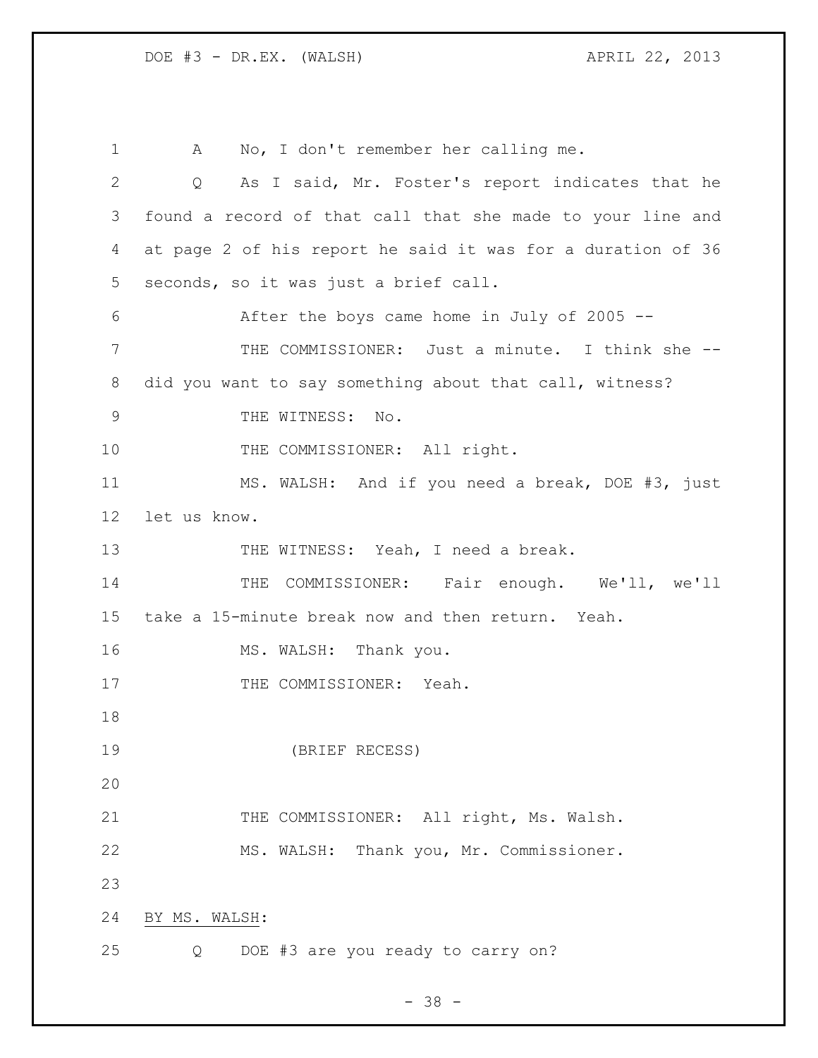A No, I don't remember her calling me.

Q As I said, Mr. Foster's report indicates that he found a record of that call that she made to your line and at page 2 of his report he said it was for a duration of 36 seconds, so it was just a brief call.

After the boys came home in July of 2005 --

THE COMMISSIONER: Just a minute. I think she -- did you want to say something about that call, witness?

THE WITNESS: No.

THE COMMISSIONER: All right.

MS. WALSH: And if you need a break, DOE #3, just let us know.

THE WITNESS: Yeah, I need a break.

THE COMMISSIONER: Fair enough. We'll, we'll take a 15-minute break now and then return. Yeah.

MS. WALSH: Thank you.

THE COMMISSIONER: Yeah.

(BRIEF RECESS)

THE COMMISSIONER: All right, Ms. Walsh.

MS. WALSH: Thank you, Mr. Commissioner.

BY MS. WALSH:

Q DOE #3 are you ready to carry on?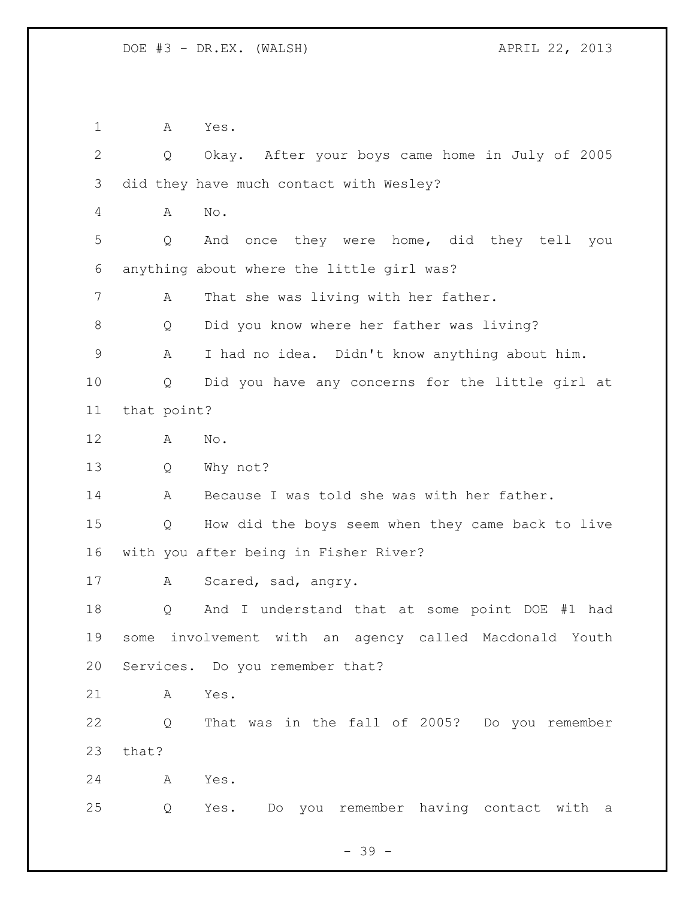A Yes.

Q Okay. After your boys came home in July of 2005 did they have much contact with Wesley?

A No.

Q And once they were home, did they tell you anything about where the little girl was?

A That she was living with her father.

Q Did you know where her father was living?

A I had no idea. Didn't know anything about him.

Q Did you have any concerns for the little girl at that point?

A No.

Q Why not?

A Because I was told she was with her father.

Q How did the boys seem when they came back to live with you after being in Fisher River?

A Scared, sad, angry.

Q And I understand that at some point DOE #1 had some involvement with an agency called Macdonald Youth Services. Do you remember that?

A Yes.

Q That was in the fall of 2005? Do you remember that?

A Yes.

Q Yes. Do you remember having contact with a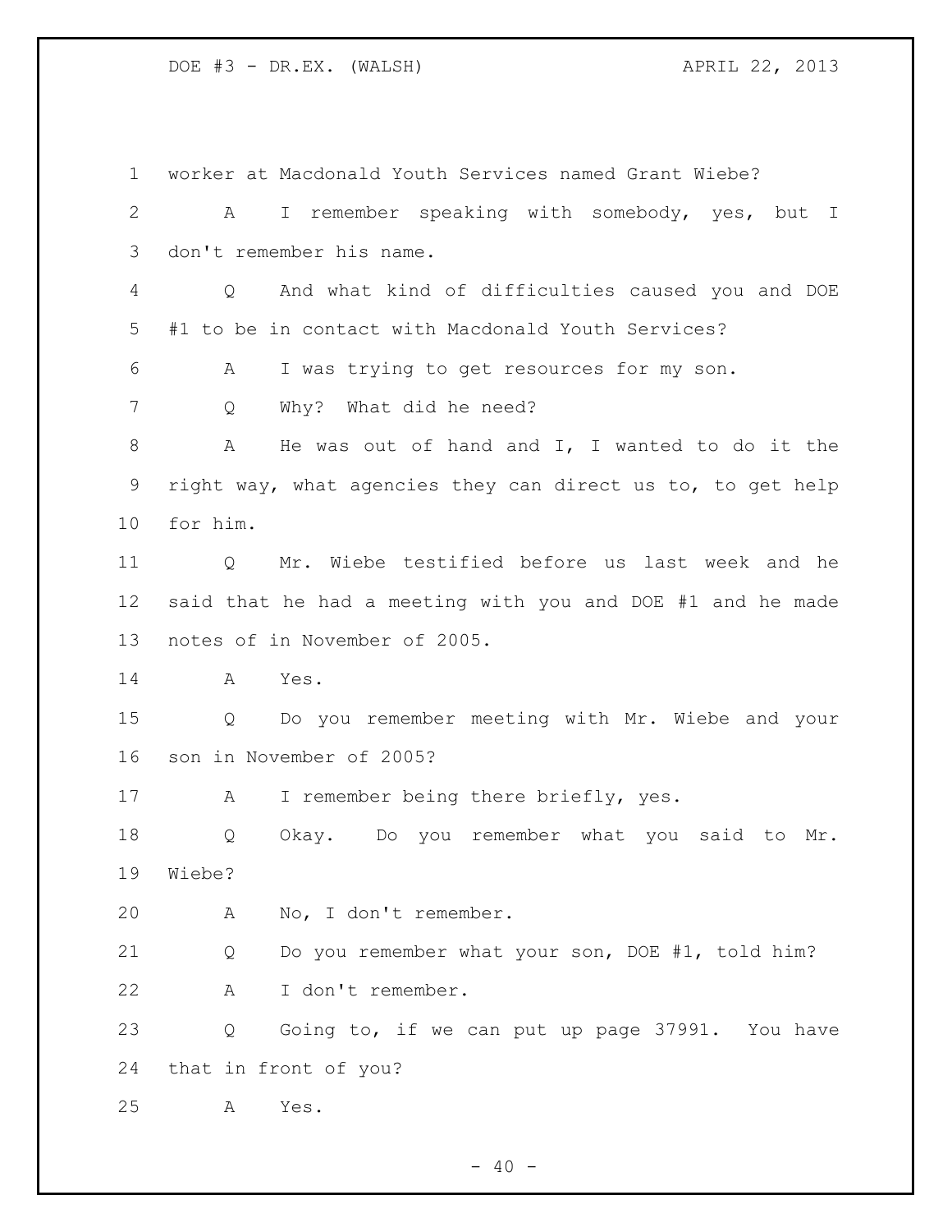worker at Macdonald Youth Services named Grant Wiebe?

A I remember speaking with somebody, yes, but I don't remember his name.

Q And what kind of difficulties caused you and DOE #1 to be in contact with Macdonald Youth Services?

A I was trying to get resources for my son.

Q Why? What did he need?

A He was out of hand and I, I wanted to do it the right way, what agencies they can direct us to, to get help for him.

Q Mr. Wiebe testified before us last week and he said that he had a meeting with you and DOE #1 and he made notes of in November of 2005.

A Yes.

Q Do you remember meeting with Mr. Wiebe and your son in November of 2005?

A I remember being there briefly, yes.

Q Okay. Do you remember what you said to Mr. Wiebe?

A No, I don't remember.

Q Do you remember what your son, DOE #1, told him?

A I don't remember.

Q Going to, if we can put up page 37991. You have that in front of you?

A Yes.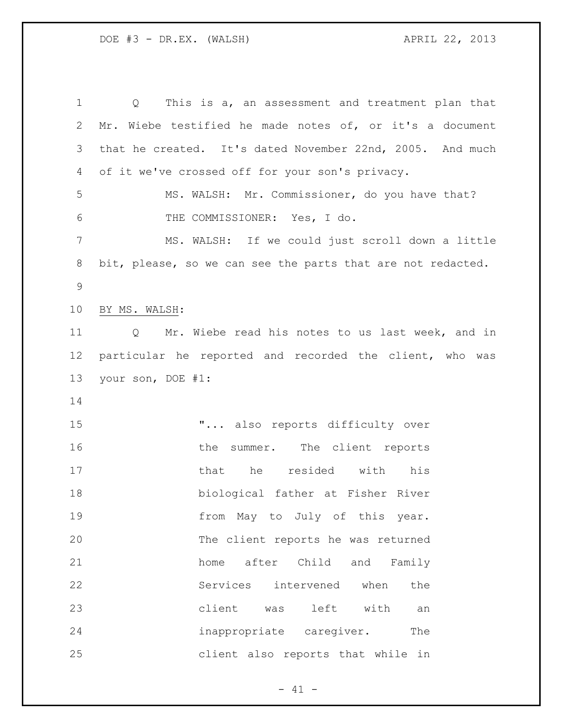Q This is a, an assessment and treatment plan that Mr. Wiebe testified he made notes of, or it's a document that he created. It's dated November 22nd, 2005. And much of it we've crossed off for your son's privacy.

MS. WALSH: Mr. Commissioner, do you have that?

THE COMMISSIONER: Yes, I do.

MS. WALSH: If we could just scroll down a little bit, please, so we can see the parts that are not redacted.

BY MS. WALSH:

Q Mr. Wiebe read his notes to us last week, and in particular he reported and recorded the client, who was your son, DOE #1:

> "... also reports difficulty over the summer. The client reports that he resided with his biological father at Fisher River from May to July of this year. The client reports he was returned home after Child and Family Services intervened when the client was left with an inappropriate caregiver. The client also reports that while in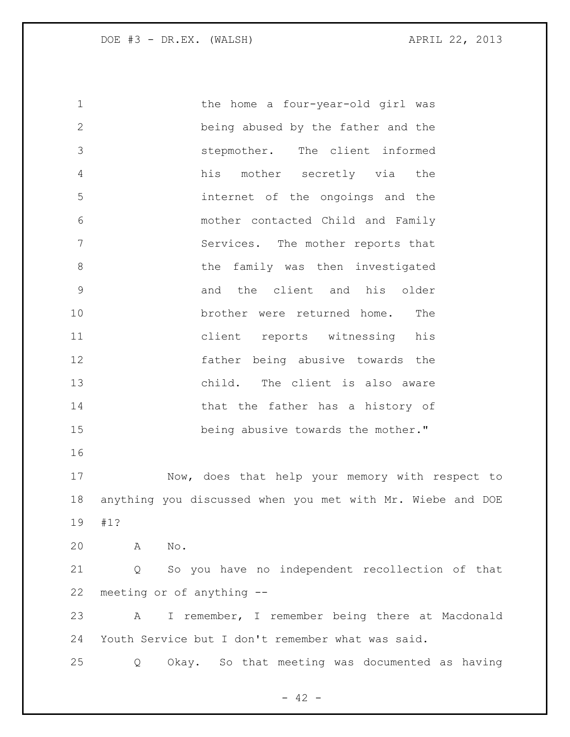the home a four-year-old girl was being abused by the father and the stepmother. The client informed his mother secretly via the internet of the ongoings and the mother contacted Child and Family Services. The mother reports that the family was then investigated and the client and his older brother were returned home. The client reports witnessing his father being abusive towards the child. The client is also aware that the father has a history of being abusive towards the mother."

Now, does that help your memory with respect to anything you discussed when you met with Mr. Wiebe and DOE #1?

A No.

Q So you have no independent recollection of that meeting or of anything --

A I remember, I remember being there at Macdonald Youth Service but I don't remember what was said.

Q Okay. So that meeting was documented as having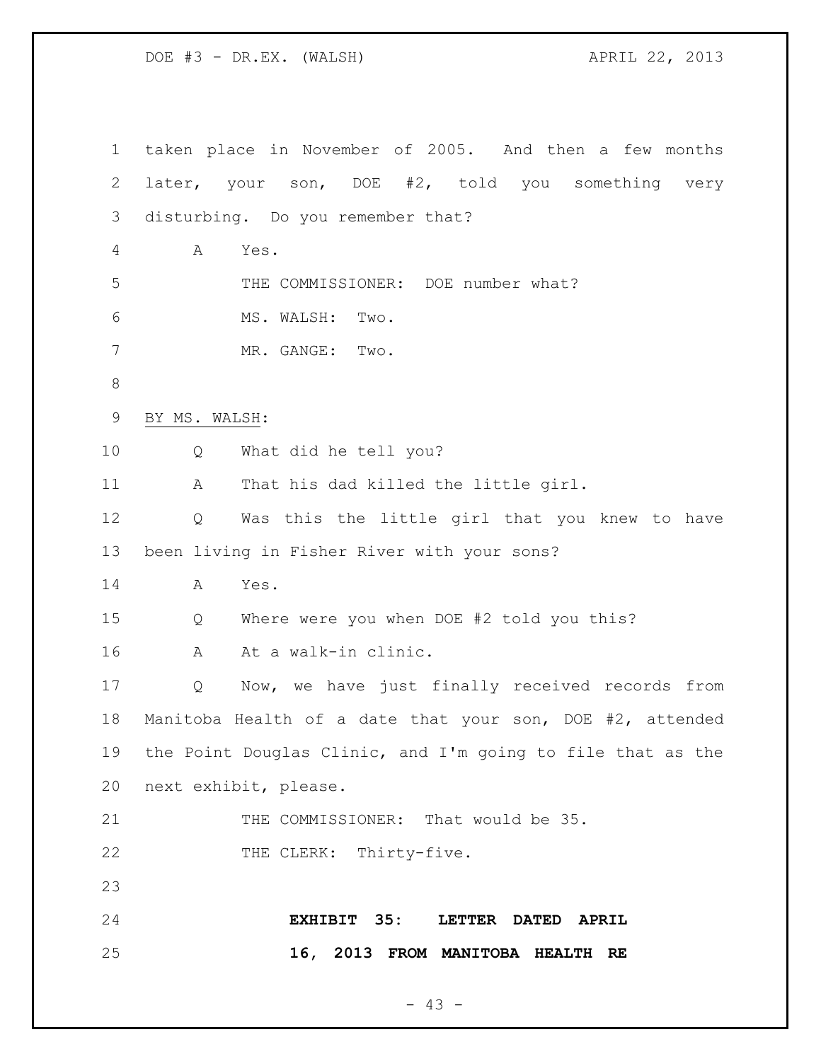taken place in November of 2005. And then a few months later, your son, DOE #2, told you something very disturbing. Do you remember that?

A Yes.

THE COMMISSIONER: DOE number what?

MS. WALSH: Two.

MR. GANGE: Two.

BY MS. WALSH:

Q What did he tell you?

A That his dad killed the little girl.

Q Was this the little girl that you knew to have been living in Fisher River with your sons?

A Yes.

Q Where were you when DOE #2 told you this?

A At a walk-in clinic.

Q Now, we have just finally received records from Manitoba Health of a date that your son, DOE #2, attended the Point Douglas Clinic, and I'm going to file that as the next exhibit, please.

THE COMMISSIONER: That would be 35.

THE CLERK: Thirty-five.

**EXHIBIT 35: LETTER DATED APRIL 16, 2013 FROM MANITOBA HEALTH RE**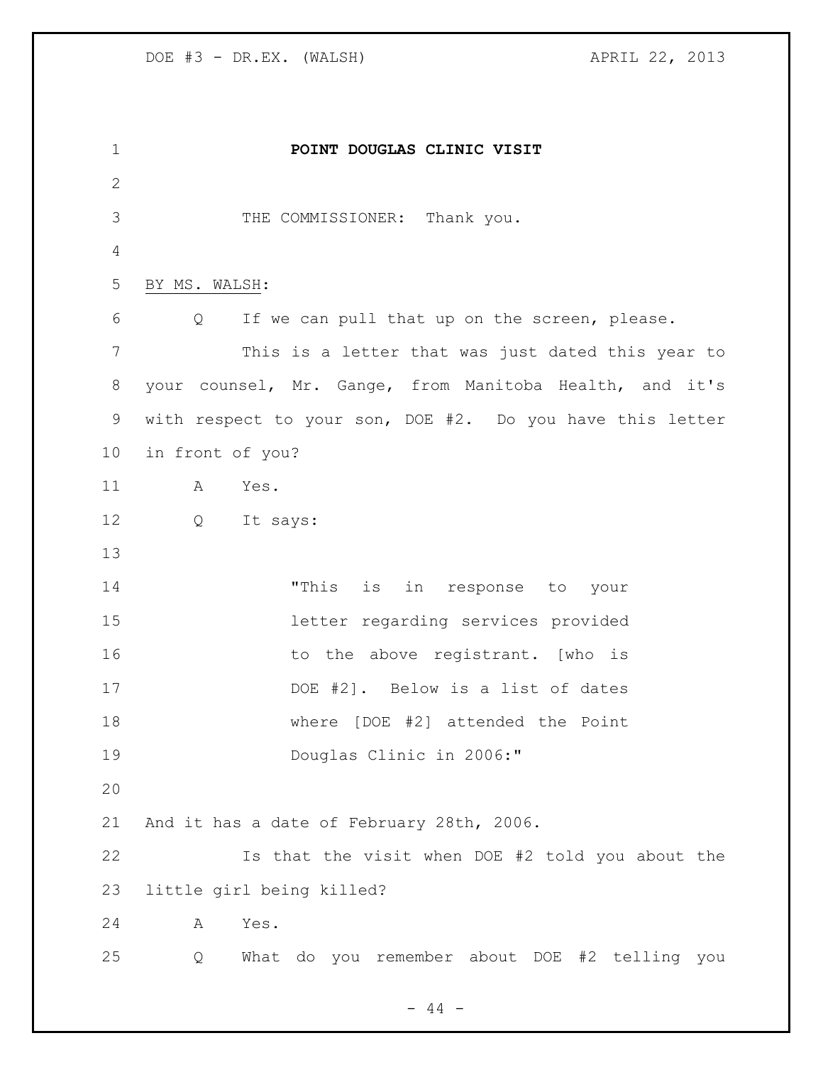**POINT DOUGLAS CLINIC VISIT**

THE COMMISSIONER: Thank you.

BY MS. WALSH:

Q If we can pull that up on the screen, please.

This is a letter that was just dated this year to your counsel, Mr. Gange, from Manitoba Health, and it's with respect to your son, DOE #2. Do you have this letter in front of you?

A Yes.

Q It says:

> "This is in response to your letter regarding services provided to the above registrant. [who is DOE #2]. Below is a list of dates where [DOE #2] attended the Point Douglas Clinic in 2006:"

And it has a date of February 28th, 2006.

Is that the visit when DOE #2 told you about the little girl being killed?

A Yes.

Q What do you remember about DOE #2 telling you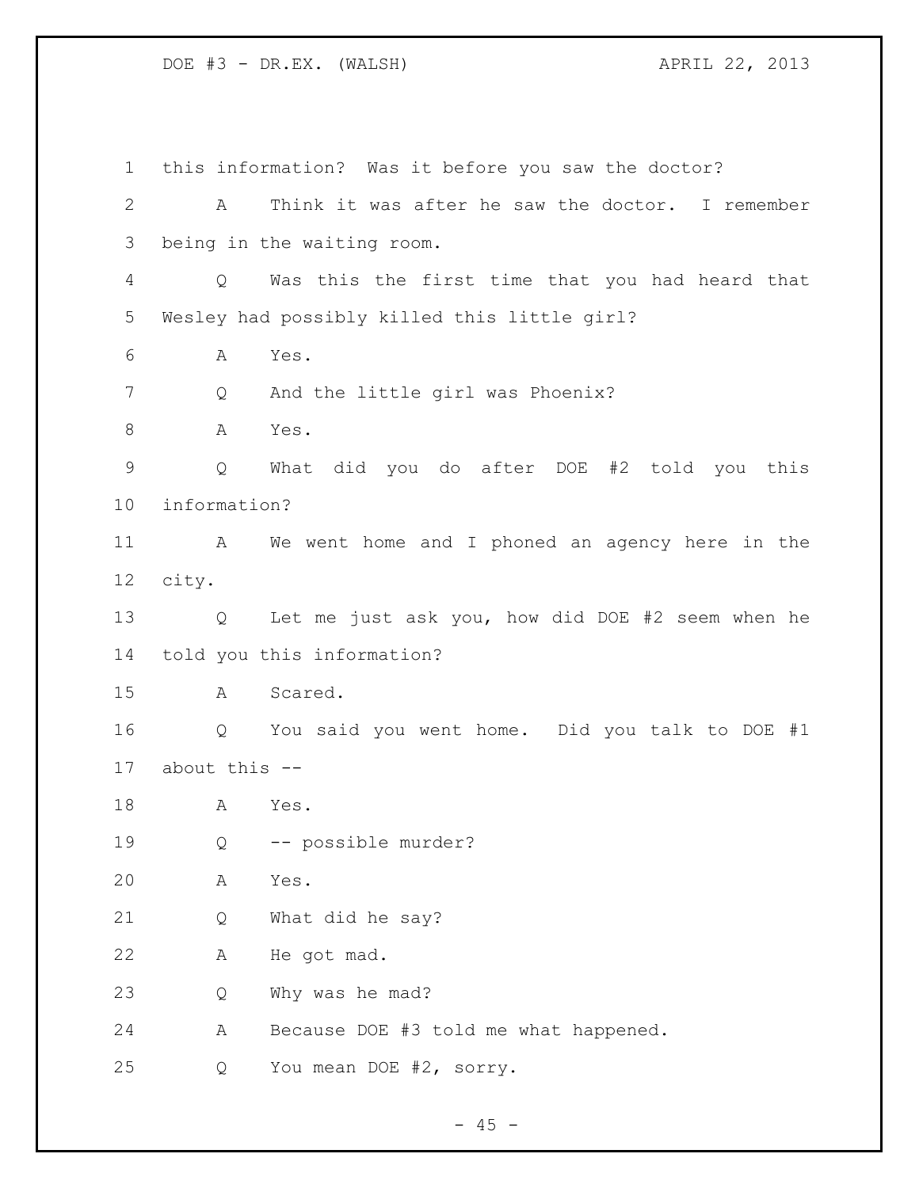this information? Was it before you saw the doctor?

A Think it was after he saw the doctor. I remember being in the waiting room.

Q Was this the first time that you had heard that Wesley had possibly killed this little girl?

A Yes.

Q And the little girl was Phoenix?

A Yes.

Q What did you do after DOE #2 told you this information?

A We went home and I phoned an agency here in the city.

Q Let me just ask you, how did DOE #2 seem when he told you this information?

A Scared.

Q You said you went home. Did you talk to DOE #1 about this --

A Yes.

Q -- possible murder?

A Yes.

Q What did he say?

A He got mad.

Q Why was he mad?

A Because DOE #3 told me what happened.

Q You mean DOE #2, sorry.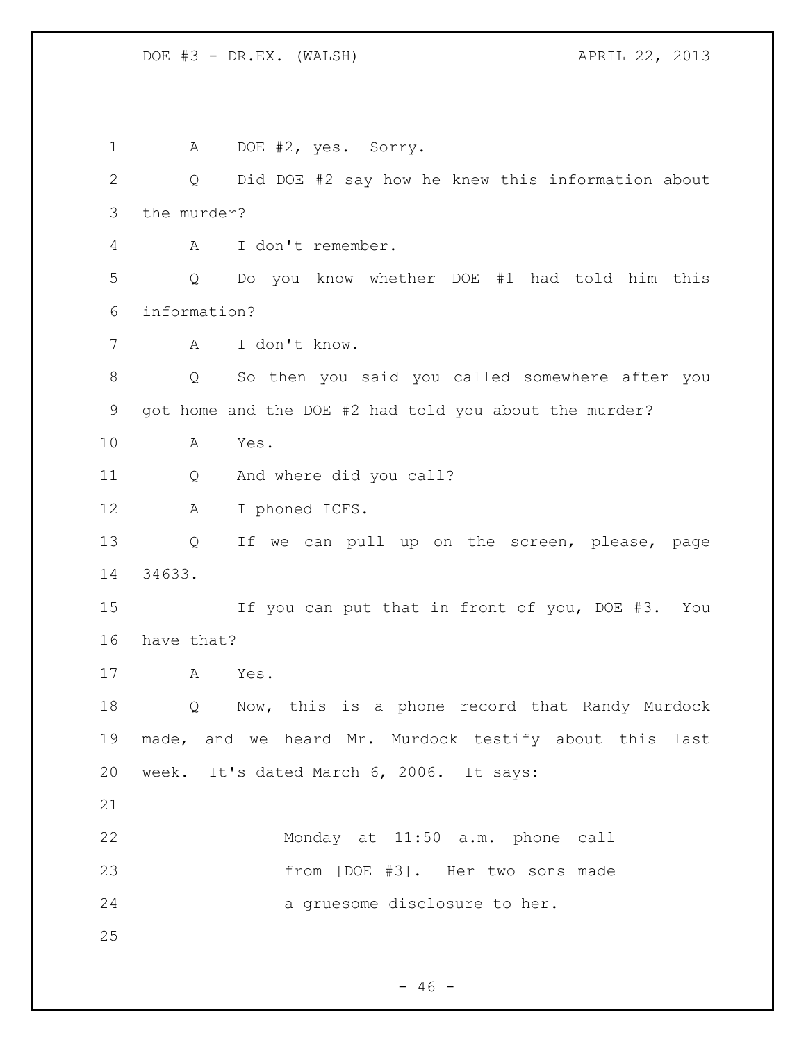A DOE #2, yes. Sorry.

Q Did DOE #2 say how he knew this information about the murder?

A I don't remember.

Q Do you know whether DOE #1 had told him this information?

A I don't know.

Q So then you said you called somewhere after you got home and the DOE #2 had told you about the murder?

A Yes.

Q And where did you call?

A I phoned ICFS.

Q If we can pull up on the screen, please, page 34633.

If you can put that in front of you, DOE #3. You have that?

A Yes.

Q Now, this is a phone record that Randy Murdock made, and we heard Mr. Murdock testify about this last week. It's dated March 6, 2006. It says:

> Monday at 11:50 a.m. phone call from [DOE #3]. Her two sons made a gruesome disclosure to her.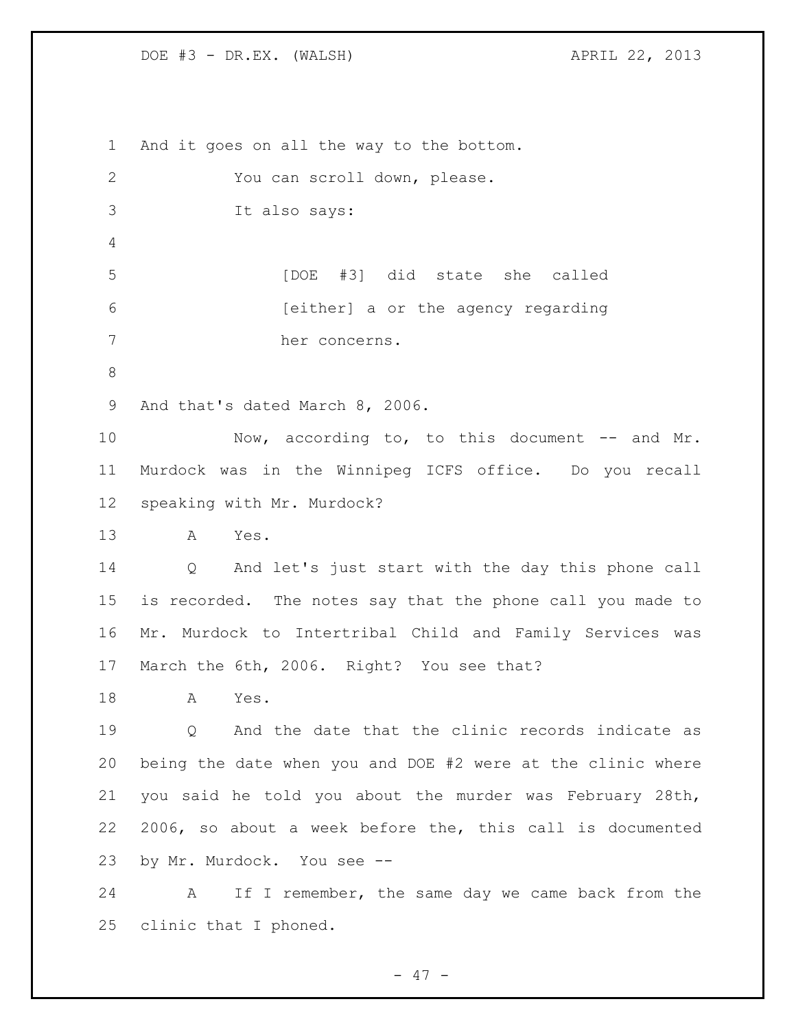And it goes on all the way to the bottom.

You can scroll down, please.

It also says:

> [DOE #3] did state she called [either] a or the agency regarding her concerns.

And that's dated March 8, 2006.

Now, according to, to this document -- and Mr. Murdock was in the Winnipeg ICFS office. Do you recall speaking with Mr. Murdock?

A Yes.

Q And let's just start with the day this phone call is recorded. The notes say that the phone call you made to Mr. Murdock to Intertribal Child and Family Services was March the 6th, 2006. Right? You see that?

A Yes.

Q And the date that the clinic records indicate as being the date when you and DOE #2 were at the clinic where you said he told you about the murder was February 28th, 2006, so about a week before the, this call is documented by Mr. Murdock. You see --

A If I remember, the same day we came back from the clinic that I phoned.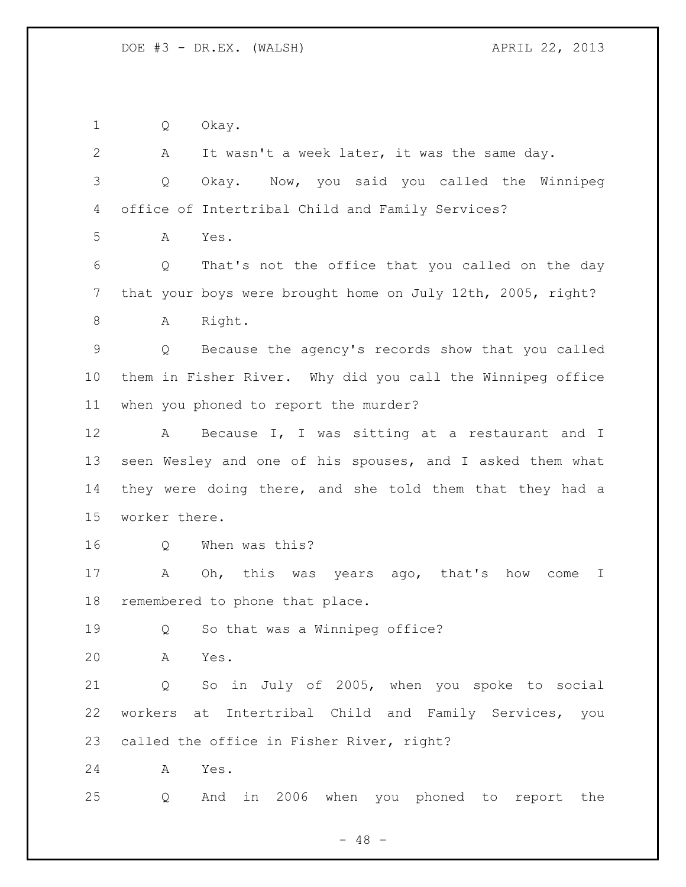1 Q Okay.

2 A It wasn't a week later, it was the same day.

3 Q Okay. Now, you said you called the Winnipeg

4 office of Intertribal Child and Family Services?

5 A Yes.

6 Q That's not the office that you called on the day

7 that your boys were brought home on July 12th, 2005, right?

8 A Right.

9 Q Because the agency's records show that you called

10 them in Fisher River. Why did you call the Winnipeg office

11 when you phoned to report the murder?

12 A Because I, I was sitting at a restaurant and I

13 seen Wesley and one of his spouses, and I asked them what

14 they were doing there, and she told them that they had a

15 worker there.

16 Q When was this?

17 A Oh, this was years ago, that's how come I

18 remembered to phone that place.

19 Q So that was a Winnipeg office?

20 A Yes.

21 Q So in July of 2005, when you spoke to social

22 workers at Intertribal Child and Family Services, you

23 called the office in Fisher River, right?

24 A Yes.

25 Q And in 2006 when you phoned to report the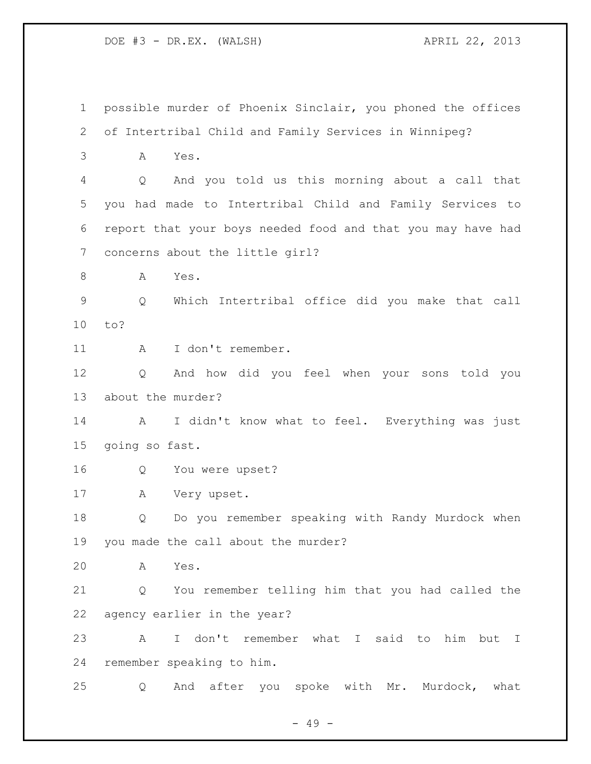possible murder of Phoenix Sinclair, you phoned the offices of Intertribal Child and Family Services in Winnipeg?

A Yes.

Q And you told us this morning about a call that you had made to Intertribal Child and Family Services to report that your boys needed food and that you may have had concerns about the little girl?

A Yes.

Q Which Intertribal office did you make that call to?

A I don't remember.

Q And how did you feel when your sons told you about the murder?

A I didn't know what to feel. Everything was just going so fast.

Q You were upset?

A Very upset.

Q Do you remember speaking with Randy Murdock when you made the call about the murder?

A Yes.

Q You remember telling him that you had called the agency earlier in the year?

A I don't remember what I said to him but I remember speaking to him.

Q And after you spoke with Mr. Murdock, what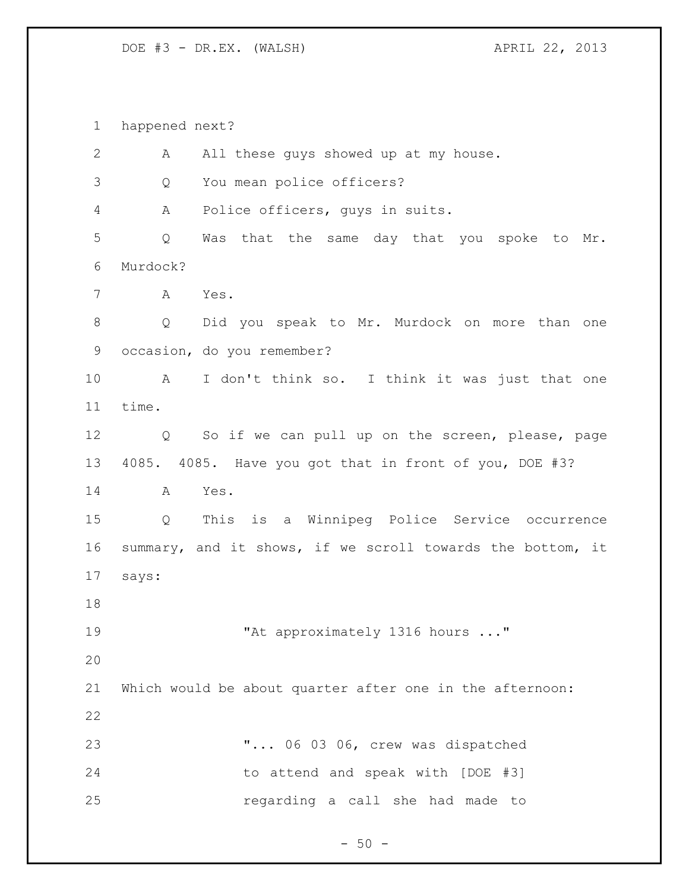happened next?

A All these guys showed up at my house.

Q You mean police officers?

A Police officers, guys in suits.

Q Was that the same day that you spoke to Mr. Murdock?

A Yes.

Q Did you speak to Mr. Murdock on more than one occasion, do you remember?

A I don't think so. I think it was just that one time.

Q So if we can pull up on the screen, please, page 4085. 4085. Have you got that in front of you, DOE #3?

A Yes.

Q This is a Winnipeg Police Service occurrence summary, and it shows, if we scroll towards the bottom, it says:

> "At approximately 1316 hours ..."

Which would be about quarter after one in the afternoon:

> "... 06 03 06, crew was dispatched to attend and speak with [DOE #3] regarding a call she had made to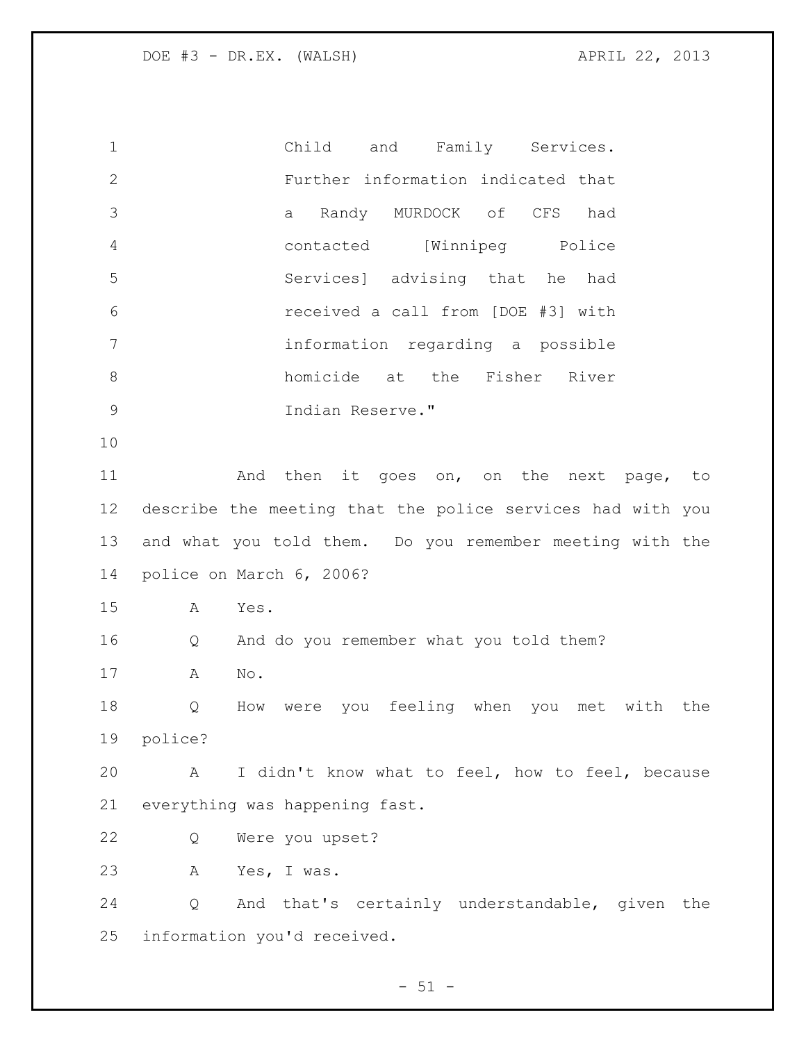Child and Family Services. Further information indicated that a Randy MURDOCK of CFS had contacted [Winnipeg Police Services] advising that he had received a call from [DOE #3] with information regarding a possible homicide at the Fisher River Indian Reserve."

And then it goes on, on the next page, to describe the meeting that the police services had with you and what you told them. Do you remember meeting with the police on March 6, 2006?

A Yes.

Q And do you remember what you told them?

A No.

Q How were you feeling when you met with the police?

A I didn't know what to feel, how to feel, because everything was happening fast.

Q Were you upset?

A Yes, I was.

Q And that's certainly understandable, given the information you'd received.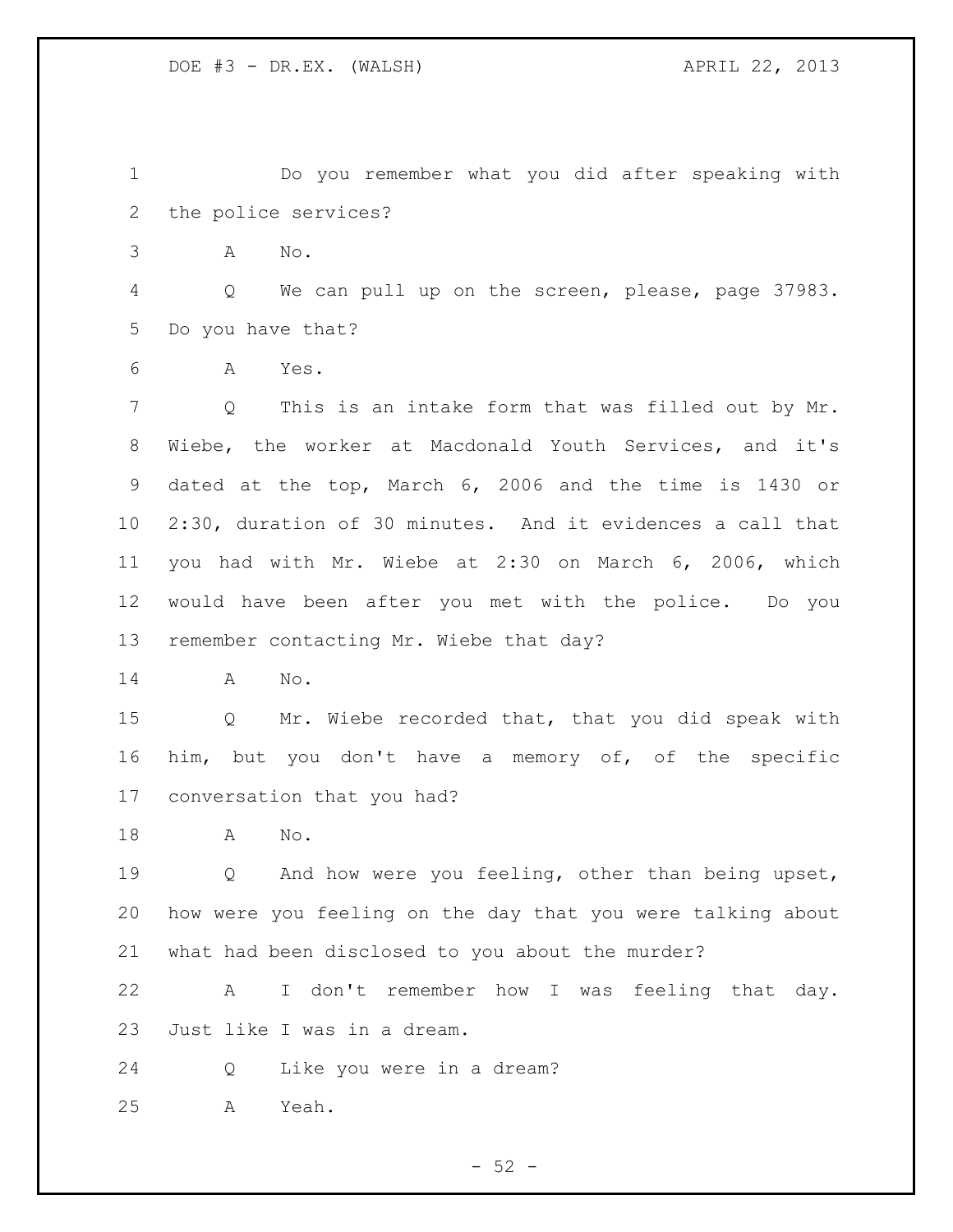Do you remember what you did after speaking with the police services?

A No.

Q We can pull up on the screen, please, page 37983. Do you have that?

A Yes.

Q This is an intake form that was filled out by Mr. Wiebe, the worker at Macdonald Youth Services, and it's dated at the top, March 6, 2006 and the time is 1430 or 2:30, duration of 30 minutes. And it evidences a call that you had with Mr. Wiebe at 2:30 on March 6, 2006, which would have been after you met with the police. Do you remember contacting Mr. Wiebe that day?

A No.

Q Mr. Wiebe recorded that, that you did speak with him, but you don't have a memory of, of the specific conversation that you had?

A No.

Q And how were you feeling, other than being upset, how were you feeling on the day that you were talking about what had been disclosed to you about the murder?

A I don't remember how I was feeling that day. Just like I was in a dream.

Q Like you were in a dream?

A Yeah.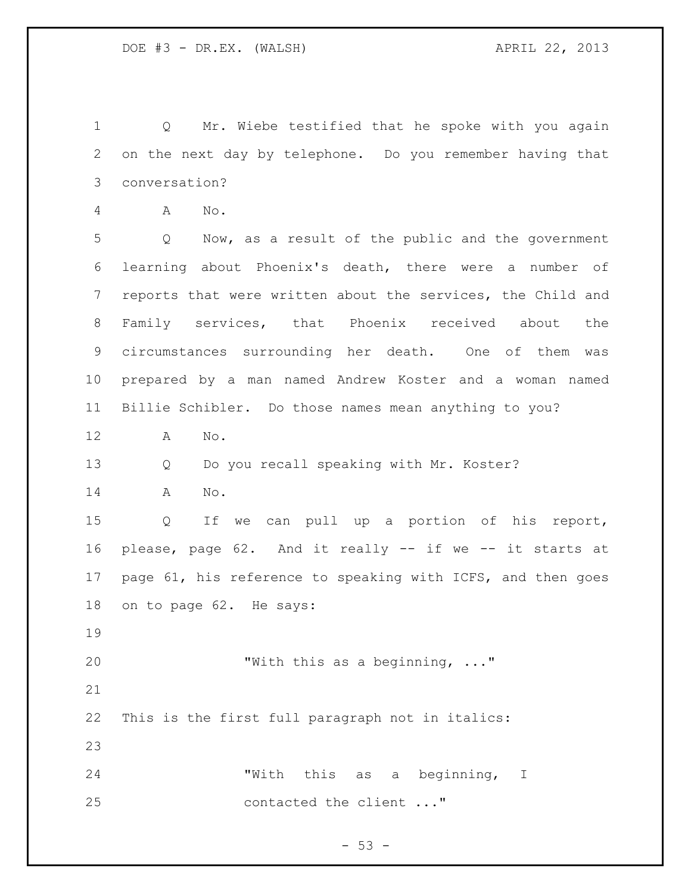Q Mr. Wiebe testified that he spoke with you again on the next day by telephone. Do you remember having that conversation?

A No.

Q Now, as a result of the public and the government learning about Phoenix's death, there were a number of reports that were written about the services, the Child and Family services, that Phoenix received about the circumstances surrounding her death. One of them was prepared by a man named Andrew Koster and a woman named Billie Schibler. Do those names mean anything to you?

A No.

Q Do you recall speaking with Mr. Koster?

A No.

Q If we can pull up a portion of his report, please, page 62. And it really -- if we -- it starts at page 61, his reference to speaking with ICFS, and then goes on to page 62. He says:

> "With this as a beginning, ..."

This is the first full paragraph not in italics:

> "With this as a beginning, I contacted the client ..."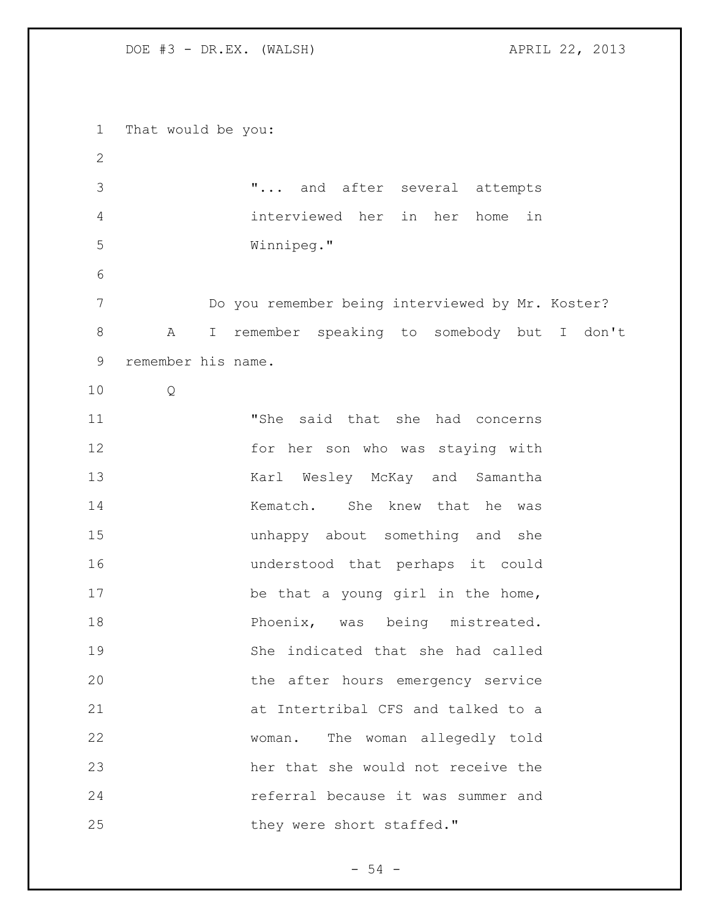That would be you:

> "... and after several attempts interviewed her in her home in Winnipeg."

Do you remember being interviewed by Mr. Koster?

A I remember speaking to somebody but I don't remember his name.

Q

> "She said that she had concerns for her son who was staying with Karl Wesley McKay and Samantha Kematch. She knew that he was unhappy about something and she understood that perhaps it could be that a young girl in the home, Phoenix, was being mistreated. She indicated that she had called the after hours emergency service at Intertribal CFS and talked to a woman. The woman allegedly told her that she would not receive the referral because it was summer and they were short staffed."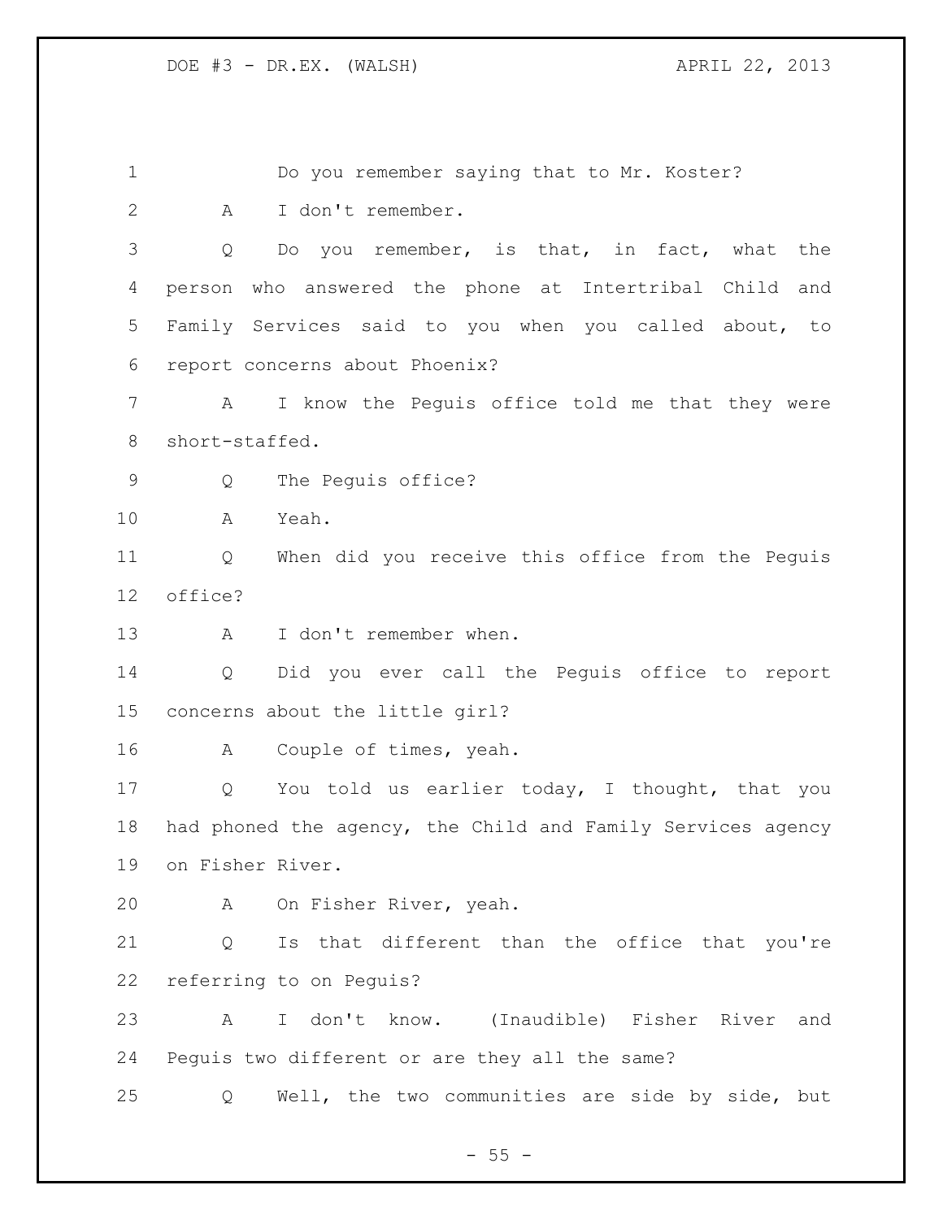Do you remember saying that to Mr. Koster?

A I don't remember.

Q Do you remember, is that, in fact, what the person who answered the phone at Intertribal Child and Family Services said to you when you called about, to report concerns about Phoenix?

A I know the Peguis office told me that they were short-staffed.

Q The Peguis office?

A Yeah.

Q When did you receive this office from the Peguis office?

A I don't remember when.

Q Did you ever call the Peguis office to report concerns about the little girl?

A Couple of times, yeah.

Q You told us earlier today, I thought, that you had phoned the agency, the Child and Family Services agency on Fisher River.

A On Fisher River, yeah.

Q Is that different than the office that you're referring to on Peguis?

A I don't know. (Inaudible) Fisher River and Peguis two different or are they all the same?

Q Well, the two communities are side by side, but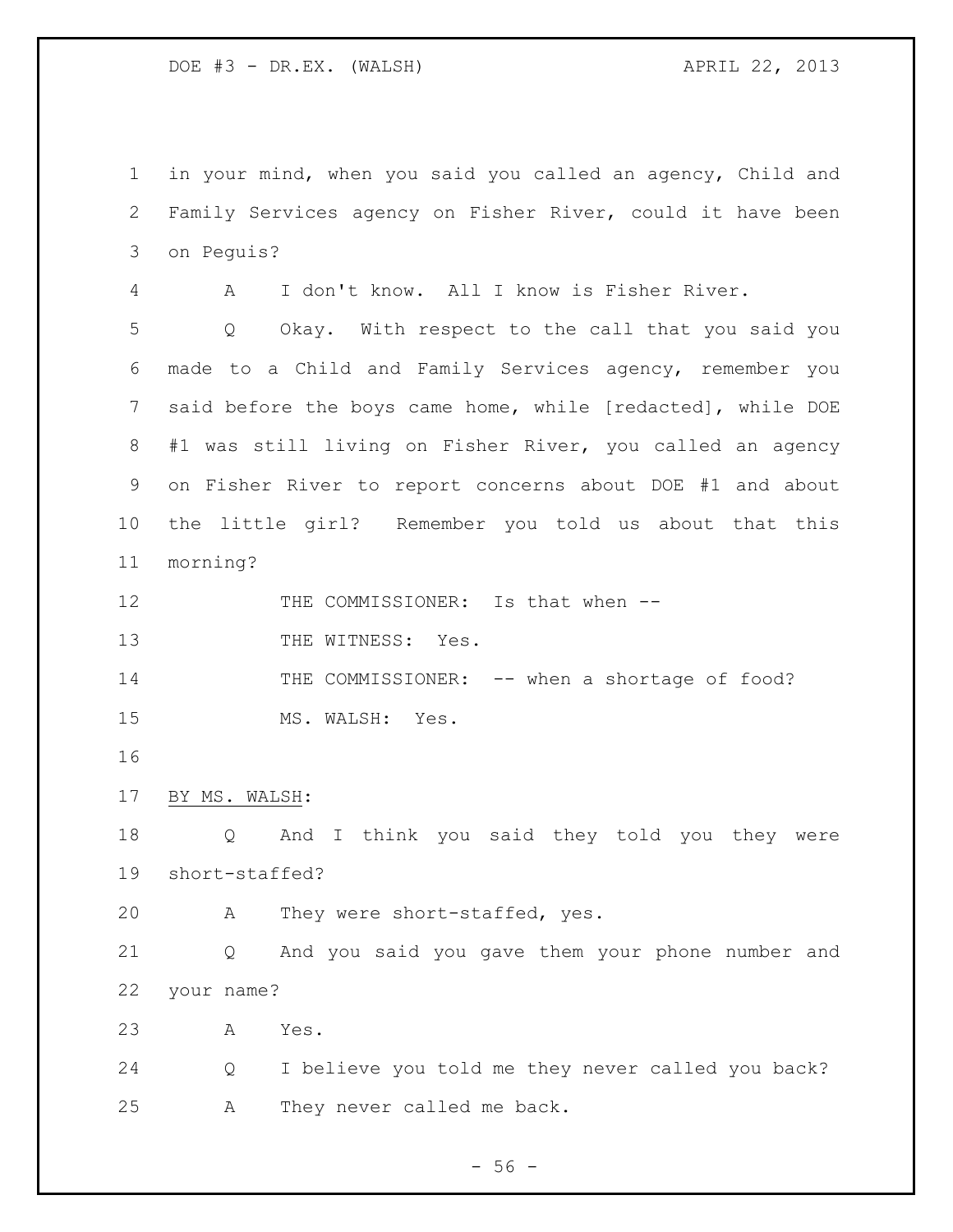in your mind, when you said you called an agency, Child and Family Services agency on Fisher River, could it have been on Peguis?

A I don't know. All I know is Fisher River.

Q Okay. With respect to the call that you said you made to a Child and Family Services agency, remember you said before the boys came home, while [redacted], while DOE #1 was still living on Fisher River, you called an agency on Fisher River to report concerns about DOE #1 and about the little girl? Remember you told us about that this morning?

THE COMMISSIONER: Is that when --

THE WITNESS: Yes.

THE COMMISSIONER: -- when a shortage of food?

MS. WALSH: Yes.

BY MS. WALSH:

Q And I think you said they told you they were short-staffed?

A They were short-staffed, yes.

Q And you said you gave them your phone number and your name?

A Yes.

Q I believe you told me they never called you back?

A They never called me back.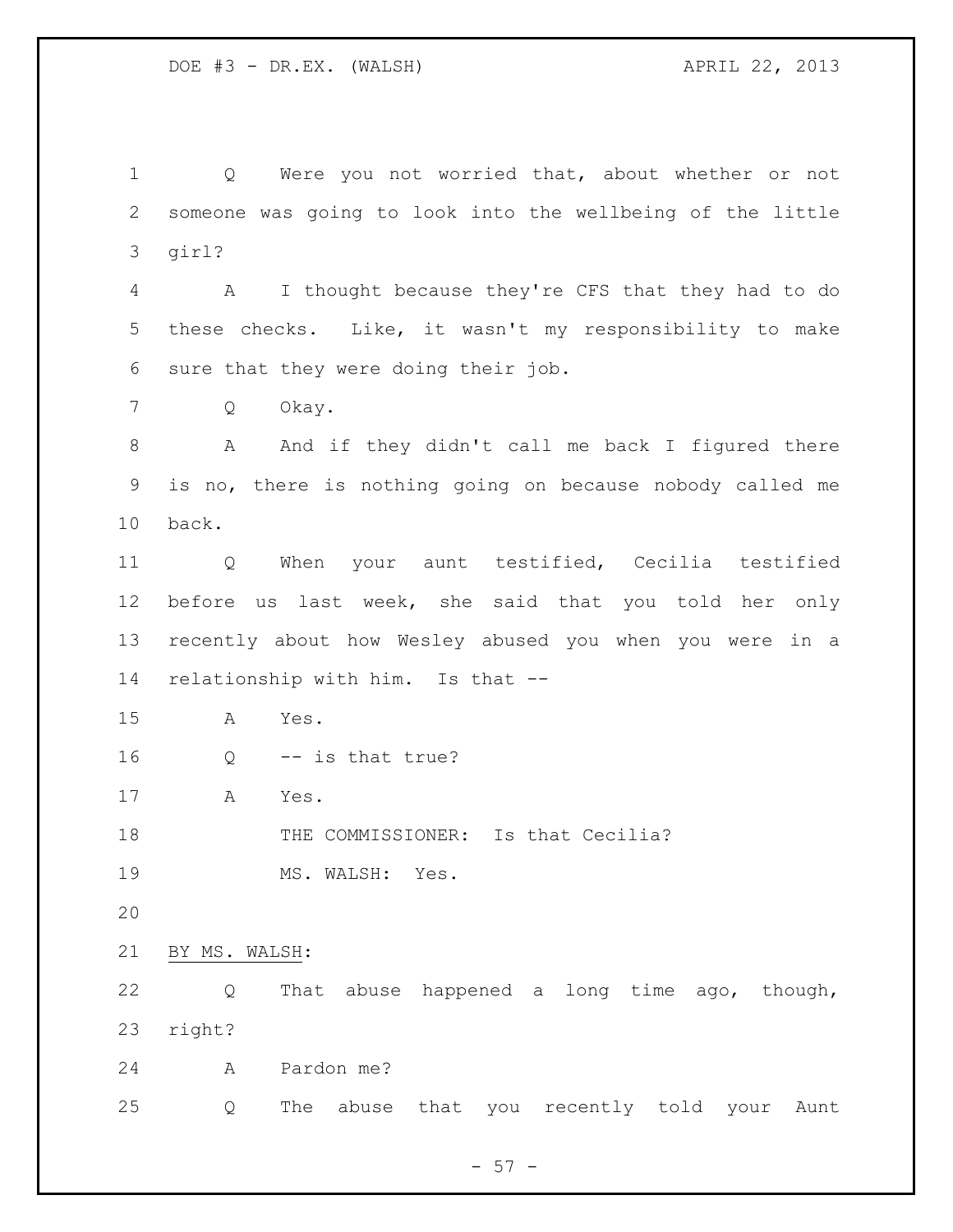Q Were you not worried that, about whether or not someone was going to look into the wellbeing of the little girl?

A I thought because they're CFS that they had to do these checks. Like, it wasn't my responsibility to make sure that they were doing their job.

Q Okay.

A And if they didn't call me back I figured there is no, there is nothing going on because nobody called me back.

Q When your aunt testified, Cecilia testified before us last week, she said that you told her only recently about how Wesley abused you when you were in a relationship with him. Is that --

A Yes.

Q -- is that true?

A Yes.

THE COMMISSIONER: Is that Cecilia?

MS. WALSH: Yes.

BY MS. WALSH:

Q That abuse happened a long time ago, though, right?

A Pardon me?

Q The abuse that you recently told your Aunt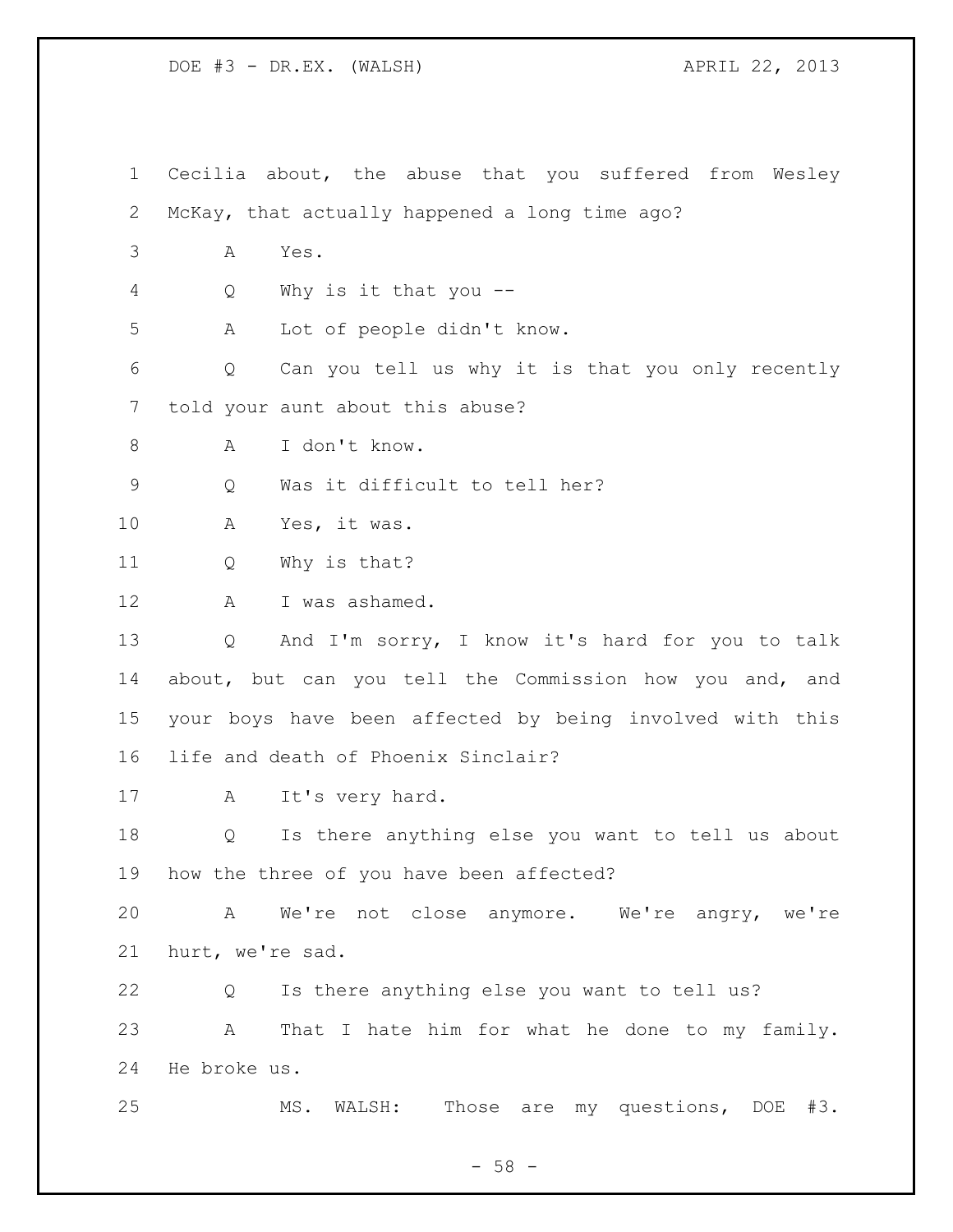Cecilia about, the abuse that you suffered from Wesley McKay, that actually happened a long time ago?

A Yes.

Q Why is it that you --

A Lot of people didn't know.

Q Can you tell us why it is that you only recently told your aunt about this abuse?

A I don't know.

Q Was it difficult to tell her?

A Yes, it was.

Q Why is that?

A I was ashamed.

Q And I'm sorry, I know it's hard for you to talk about, but can you tell the Commission how you and, and your boys have been affected by being involved with this life and death of Phoenix Sinclair?

A It's very hard.

Q Is there anything else you want to tell us about how the three of you have been affected?

A We're not close anymore. We're angry, we're hurt, we're sad.

Q Is there anything else you want to tell us?

A That I hate him for what he done to my family. He broke us.

MS. WALSH: Those are my questions, DOE #3.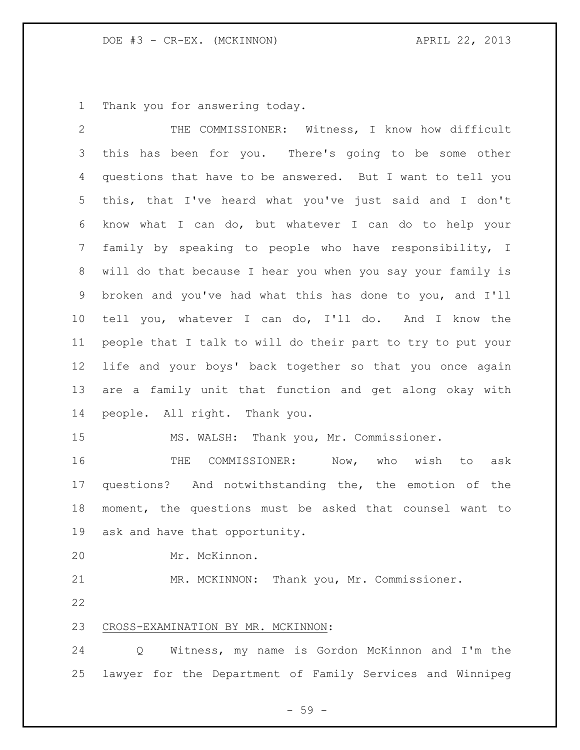Thank you for answering today.

THE COMMISSIONER: Witness, I know how difficult this has been for you. There's going to be some other questions that have to be answered. But I want to tell you this, that I've heard what you've just said and I don't know what I can do, but whatever I can do to help your family by speaking to people who have responsibility, I will do that because I hear you when you say your family is broken and you've had what this has done to you, and I'll tell you, whatever I can do, I'll do. And I know the people that I talk to will do their part to try to put your life and your boys' back together so that you once again are a family unit that function and get along okay with people. All right. Thank you.

MS. WALSH: Thank you, Mr. Commissioner.

THE COMMISSIONER: Now, who wish to ask questions? And notwithstanding the, the emotion of the moment, the questions must be asked that counsel want to ask and have that opportunity.

Mr. McKinnon.

MR. MCKINNON: Thank you, Mr. Commissioner.

CROSS-EXAMINATION BY MR. MCKINNON:

Q Witness, my name is Gordon McKinnon and I'm the lawyer for the Department of Family Services and Winnipeg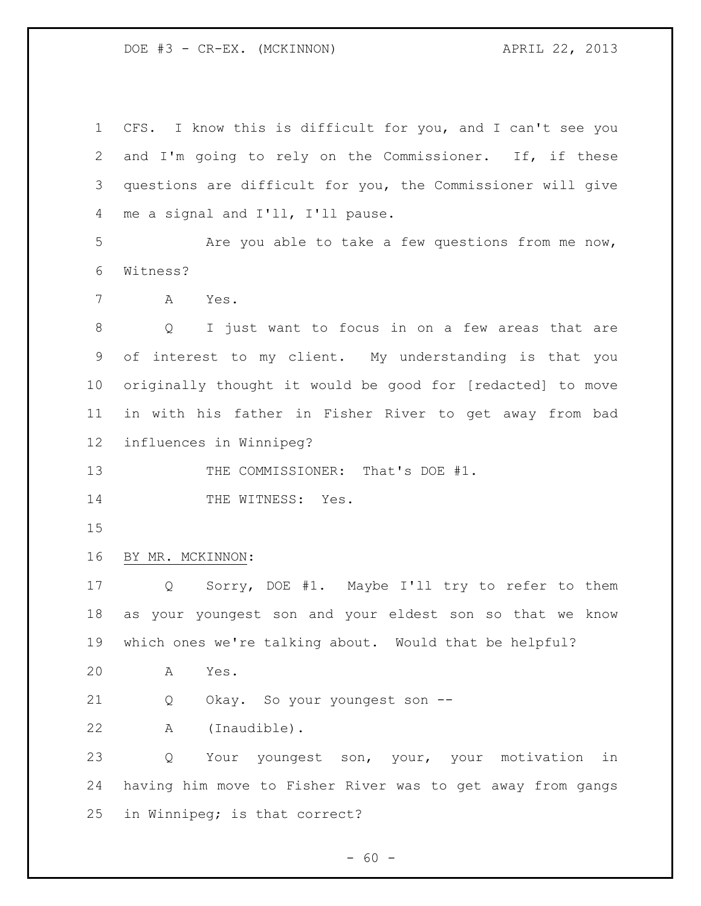CFS. I know this is difficult for you, and I can't see you and I'm going to rely on the Commissioner. If, if these questions are difficult for you, the Commissioner will give me a signal and I'll, I'll pause.

Are you able to take a few questions from me now, Witness?

A Yes.

Q I just want to focus in on a few areas that are of interest to my client. My understanding is that you originally thought it would be good for [redacted] to move in with his father in Fisher River to get away from bad influences in Winnipeg?

THE COMMISSIONER: That's DOE #1.

THE WITNESS: Yes.

BY MR. MCKINNON:

Q Sorry, DOE #1. Maybe I'll try to refer to them as your youngest son and your eldest son so that we know which ones we're talking about. Would that be helpful?

A Yes.

Q Okay. So your youngest son --

A (Inaudible).

Q Your youngest son, your, your motivation in having him move to Fisher River was to get away from gangs in Winnipeg; is that correct?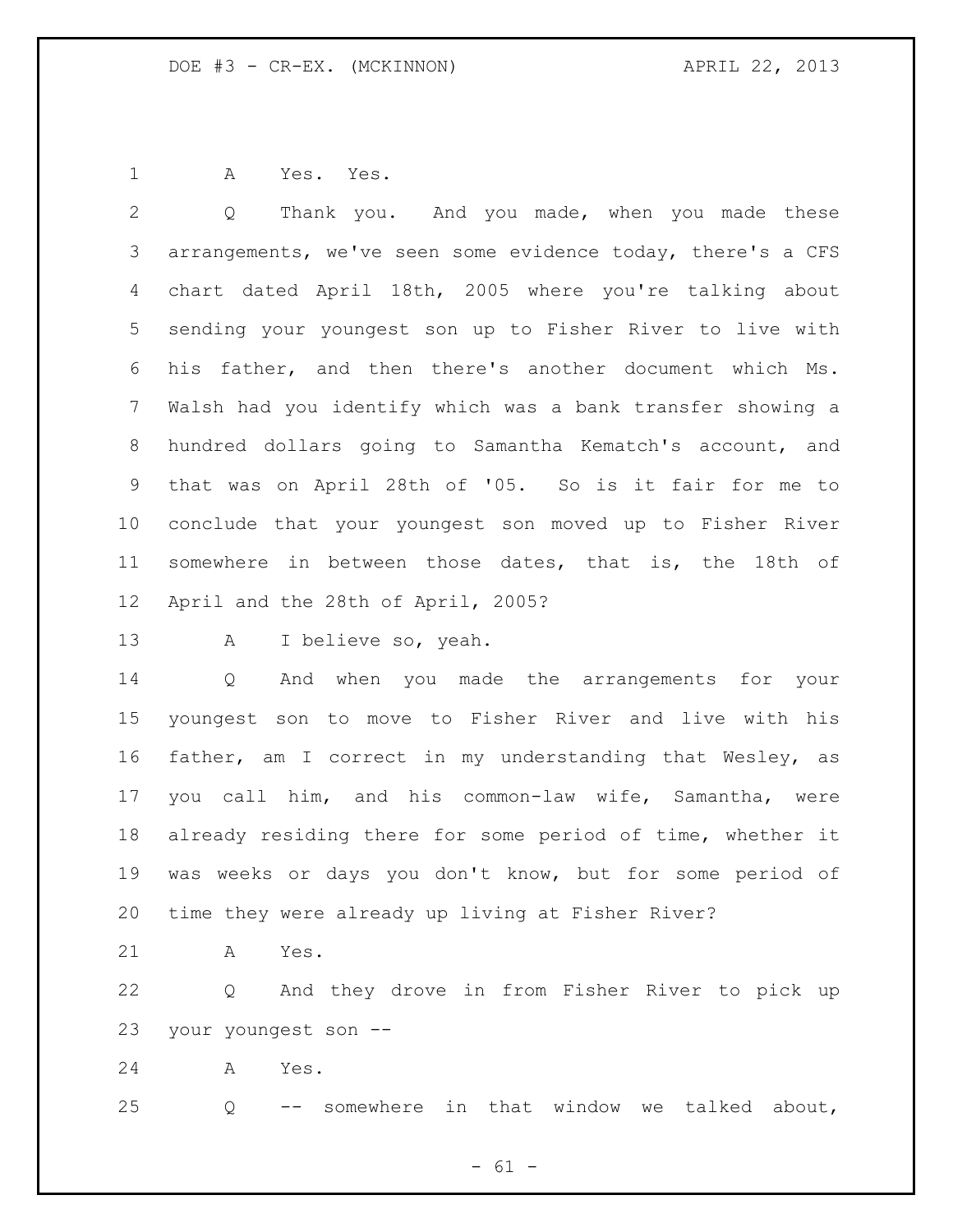A    Yes.  Yes.

Q    Thank you.  And you made, when you made these arrangements, we've seen some evidence today, there's a CFS chart dated April 18th, 2005 where you're talking about sending your youngest son up to Fisher River to live with his father, and then there's another document which Ms. Walsh had you identify which was a bank transfer showing a hundred dollars going to Samantha Kematch's account, and that was on April 28th of '05.  So is it fair for me to conclude that your youngest son moved up to Fisher River somewhere in between those dates, that is, the 18th of April and the 28th of April, 2005?

A    I believe so, yeah.

Q    And when you made the arrangements for your youngest son to move to Fisher River and live with his father, am I correct in my understanding that Wesley, as you call him, and his common-law wife, Samantha, were already residing there for some period of time, whether it was weeks or days you don't know, but for some period of time they were already up living at Fisher River?

A    Yes.

Q    And they drove in from Fisher River to pick up your youngest son --

A    Yes.

Q    -- somewhere in that window we talked about,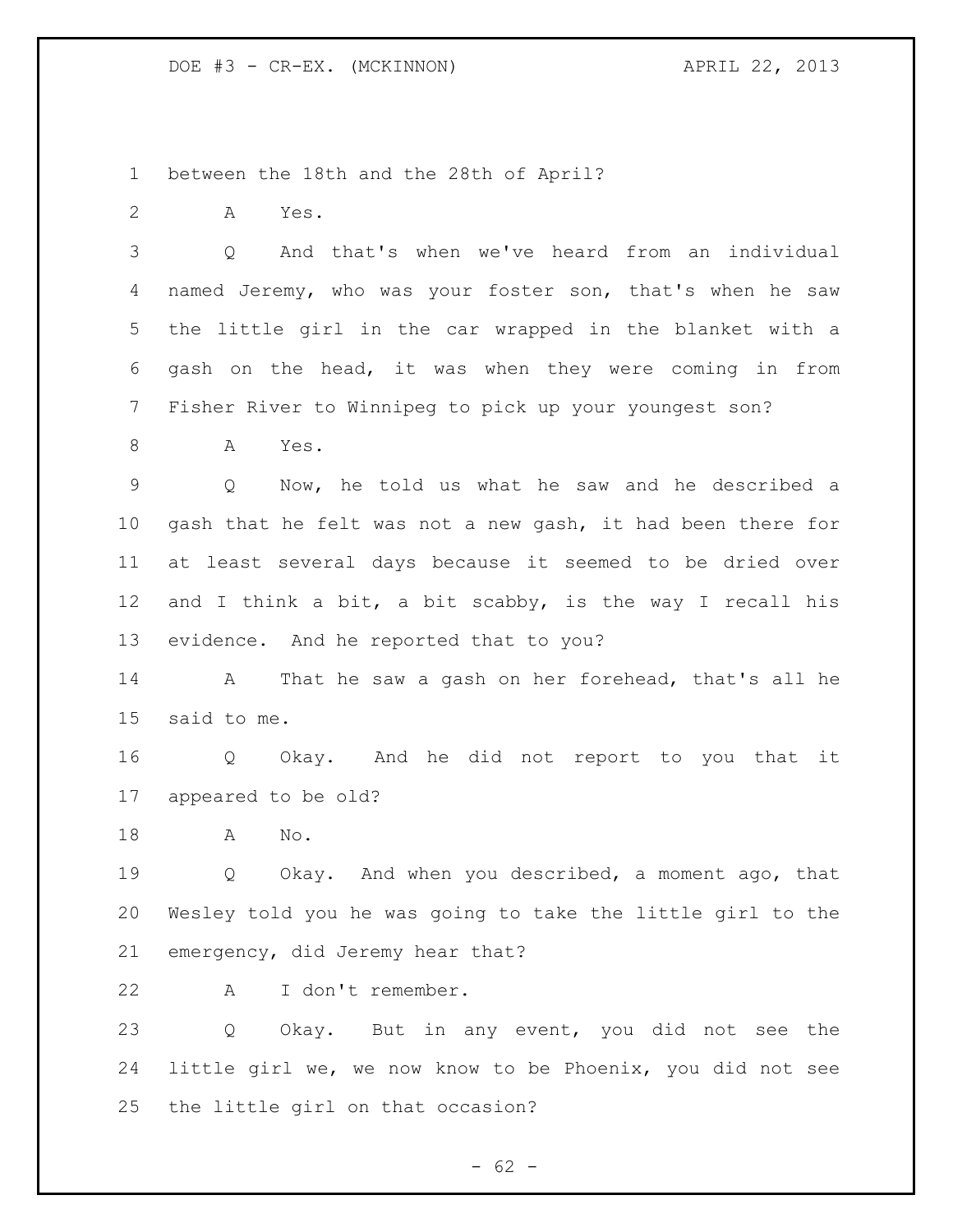between the 18th and the 28th of April?

A Yes.

Q And that's when we've heard from an individual named Jeremy, who was your foster son, that's when he saw the little girl in the car wrapped in the blanket with a gash on the head, it was when they were coming in from Fisher River to Winnipeg to pick up your youngest son?

A Yes.

Q Now, he told us what he saw and he described a gash that he felt was not a new gash, it had been there for at least several days because it seemed to be dried over and I think a bit, a bit scabby, is the way I recall his evidence. And he reported that to you?

A That he saw a gash on her forehead, that's all he said to me.

Q Okay. And he did not report to you that it appeared to be old?

A No.

Q Okay. And when you described, a moment ago, that Wesley told you he was going to take the little girl to the emergency, did Jeremy hear that?

A I don't remember.

Q Okay. But in any event, you did not see the little girl we, we now know to be Phoenix, you did not see the little girl on that occasion?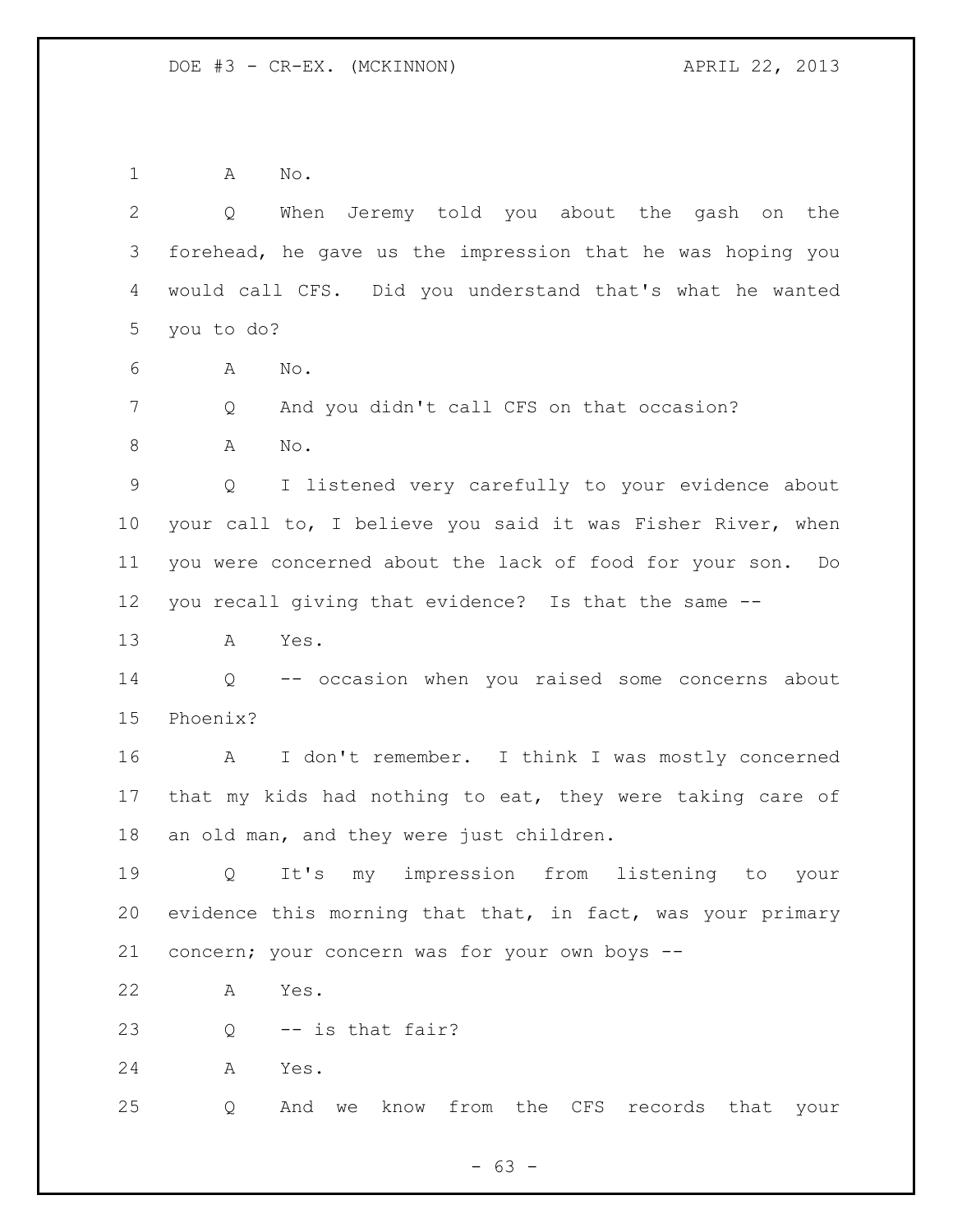A No.

Q When Jeremy told you about the gash on the forehead, he gave us the impression that he was hoping you would call CFS. Did you understand that's what he wanted you to do?

A No.

Q And you didn't call CFS on that occasion?

A No.

Q I listened very carefully to your evidence about your call to, I believe you said it was Fisher River, when you were concerned about the lack of food for your son. Do you recall giving that evidence? Is that the same --

A Yes.

Q -- occasion when you raised some concerns about Phoenix?

A I don't remember. I think I was mostly concerned that my kids had nothing to eat, they were taking care of an old man, and they were just children.

Q It's my impression from listening to your evidence this morning that that, in fact, was your primary concern; your concern was for your own boys --

A Yes.

Q -- is that fair?

A Yes.

Q And we know from the CFS records that your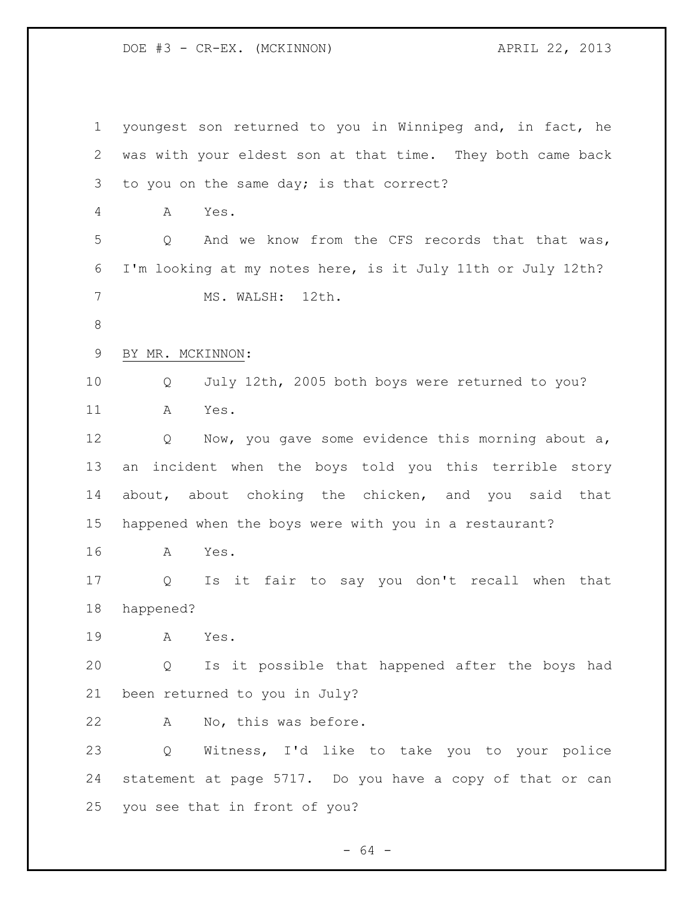youngest son returned to you in Winnipeg and, in fact, he was with your eldest son at that time. They both came back to you on the same day; is that correct?

A Yes.

Q And we know from the CFS records that that was, I'm looking at my notes here, is it July 11th or July 12th?

MS. WALSH: 12th.

BY MR. MCKINNON:

Q July 12th, 2005 both boys were returned to you?

A Yes.

Q Now, you gave some evidence this morning about a, an incident when the boys told you this terrible story about, about choking the chicken, and you said that happened when the boys were with you in a restaurant?

A Yes.

Q Is it fair to say you don't recall when that happened?

A Yes.

Q Is it possible that happened after the boys had been returned to you in July?

A No, this was before.

Q Witness, I'd like to take you to your police statement at page 5717. Do you have a copy of that or can you see that in front of you?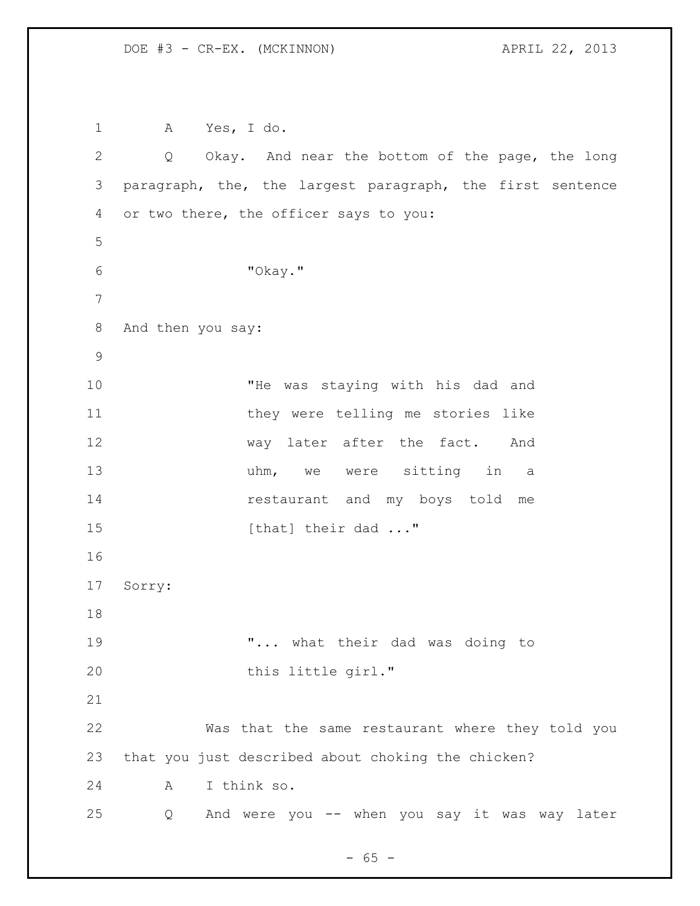A Yes, I do.

Q Okay. And near the bottom of the page, the long paragraph, the, the largest paragraph, the first sentence or two there, the officer says to you:

> "Okay."

And then you say:

> "He was staying with his dad and they were telling me stories like way later after the fact. And uhm, we were sitting in a restaurant and my boys told me [that] their dad ..."

Sorry:

> "... what their dad was doing to this little girl."

Was that the same restaurant where they told you that you just described about choking the chicken?

A I think so.

Q And were you -- when you say it was way later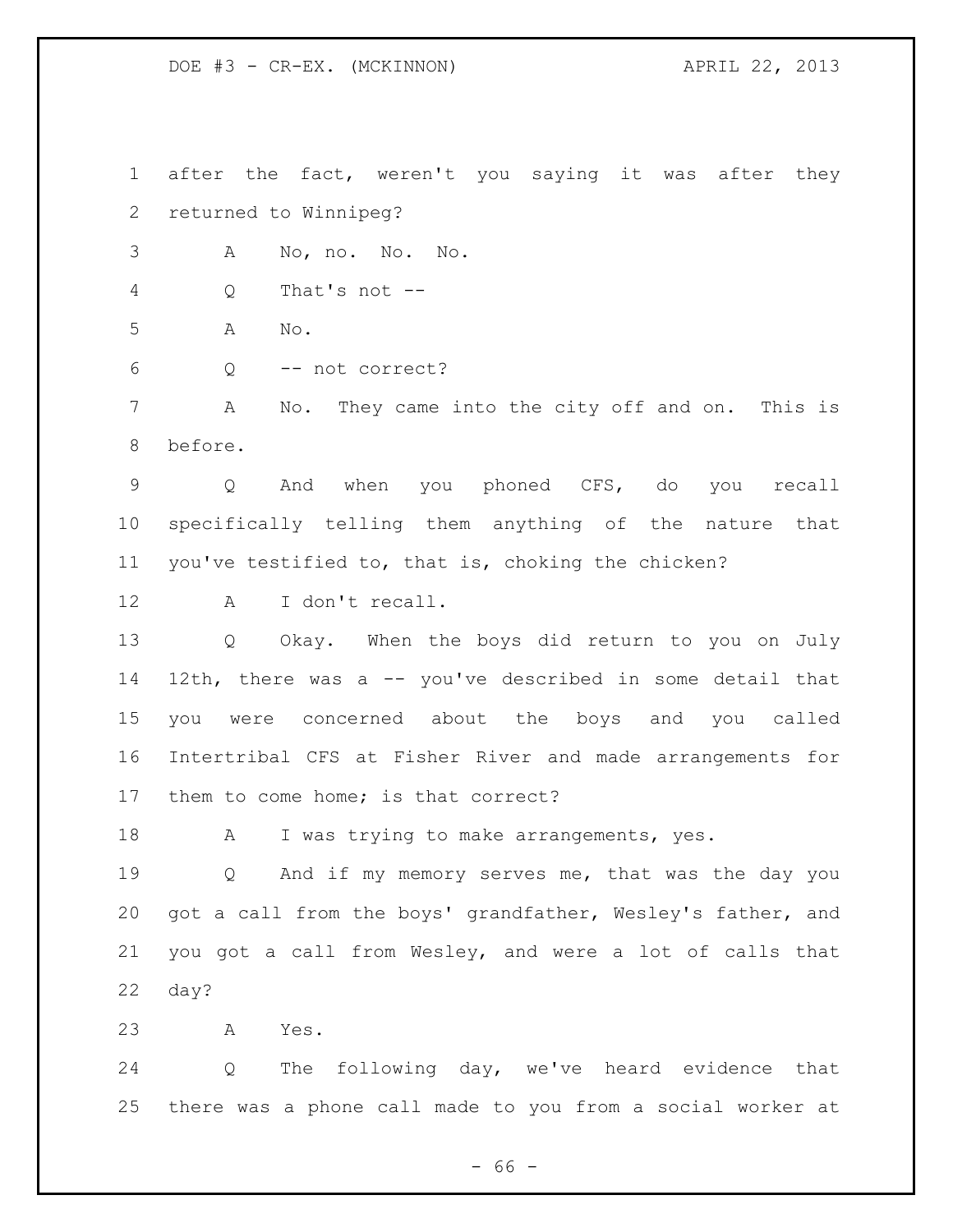after the fact, weren't you saying it was after they returned to Winnipeg?

A No, no. No. No.

Q That's not --

A No.

Q -- not correct?

A No. They came into the city off and on. This is before.

Q And when you phoned CFS, do you recall specifically telling them anything of the nature that you've testified to, that is, choking the chicken?

A I don't recall.

Q Okay. When the boys did return to you on July 12th, there was a -- you've described in some detail that you were concerned about the boys and you called Intertribal CFS at Fisher River and made arrangements for them to come home; is that correct?

A I was trying to make arrangements, yes.

Q And if my memory serves me, that was the day you got a call from the boys' grandfather, Wesley's father, and you got a call from Wesley, and were a lot of calls that day?

A Yes.

Q The following day, we've heard evidence that there was a phone call made to you from a social worker at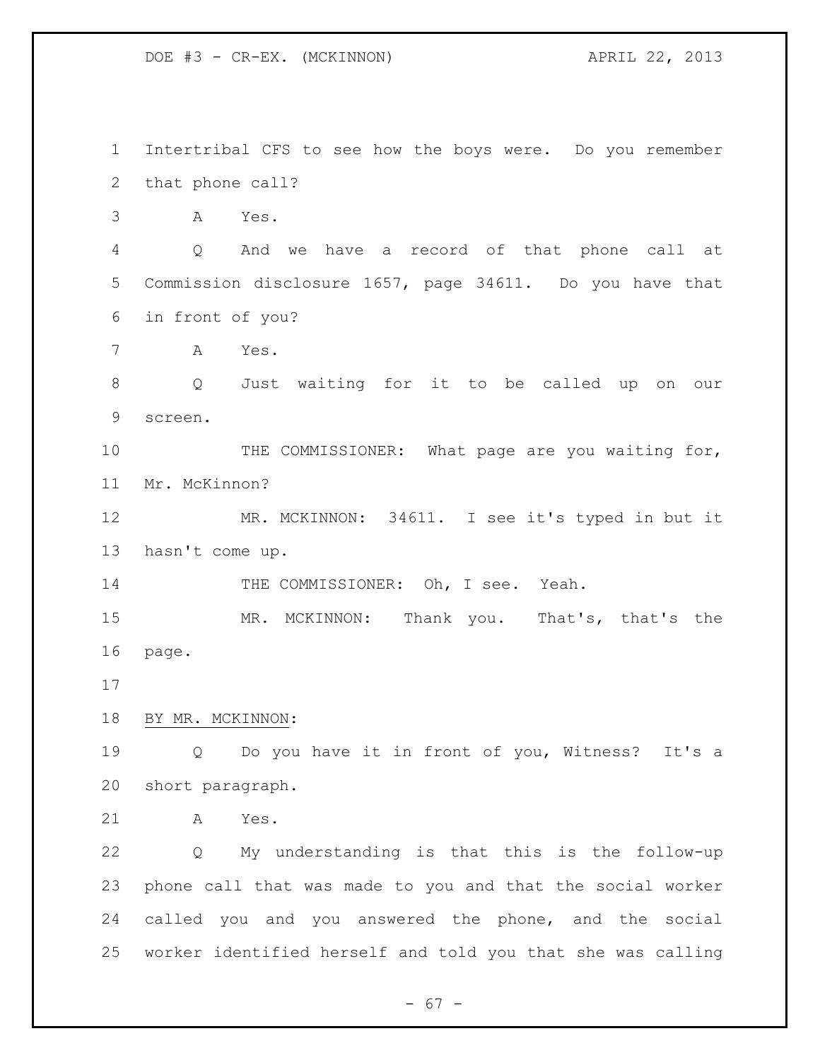Intertribal CFS to see how the boys were. Do you remember that phone call?

A Yes.

Q And we have a record of that phone call at Commission disclosure 1657, page 34611. Do you have that in front of you?

A Yes.

Q Just waiting for it to be called up on our screen.

THE COMMISSIONER: What page are you waiting for, Mr. McKinnon?

MR. MCKINNON: 34611. I see it's typed in but it hasn't come up.

THE COMMISSIONER: Oh, I see. Yeah.

MR. MCKINNON: Thank you. That's, that's the page.

BY MR. MCKINNON:

Q Do you have it in front of you, Witness? It's a short paragraph.

A Yes.

Q My understanding is that this is the follow-up phone call that was made to you and that the social worker called you and you answered the phone, and the social worker identified herself and told you that she was calling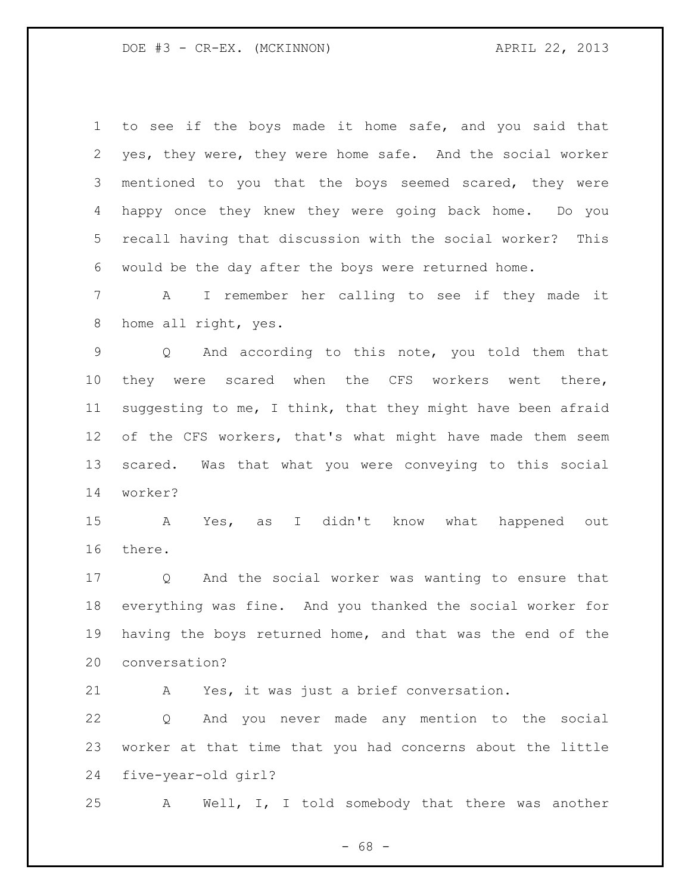to see if the boys made it home safe, and you said that yes, they were, they were home safe. And the social worker mentioned to you that the boys seemed scared, they were happy once they knew they were going back home. Do you recall having that discussion with the social worker? This would be the day after the boys were returned home.

A I remember her calling to see if they made it home all right, yes.

Q And according to this note, you told them that they were scared when the CFS workers went there, suggesting to me, I think, that they might have been afraid of the CFS workers, that's what might have made them seem scared. Was that what you were conveying to this social worker?

A Yes, as I didn't know what happened out there.

Q And the social worker was wanting to ensure that everything was fine. And you thanked the social worker for having the boys returned home, and that was the end of the conversation?

A Yes, it was just a brief conversation.

Q And you never made any mention to the social worker at that time that you had concerns about the little five-year-old girl?

A Well, I, I told somebody that there was another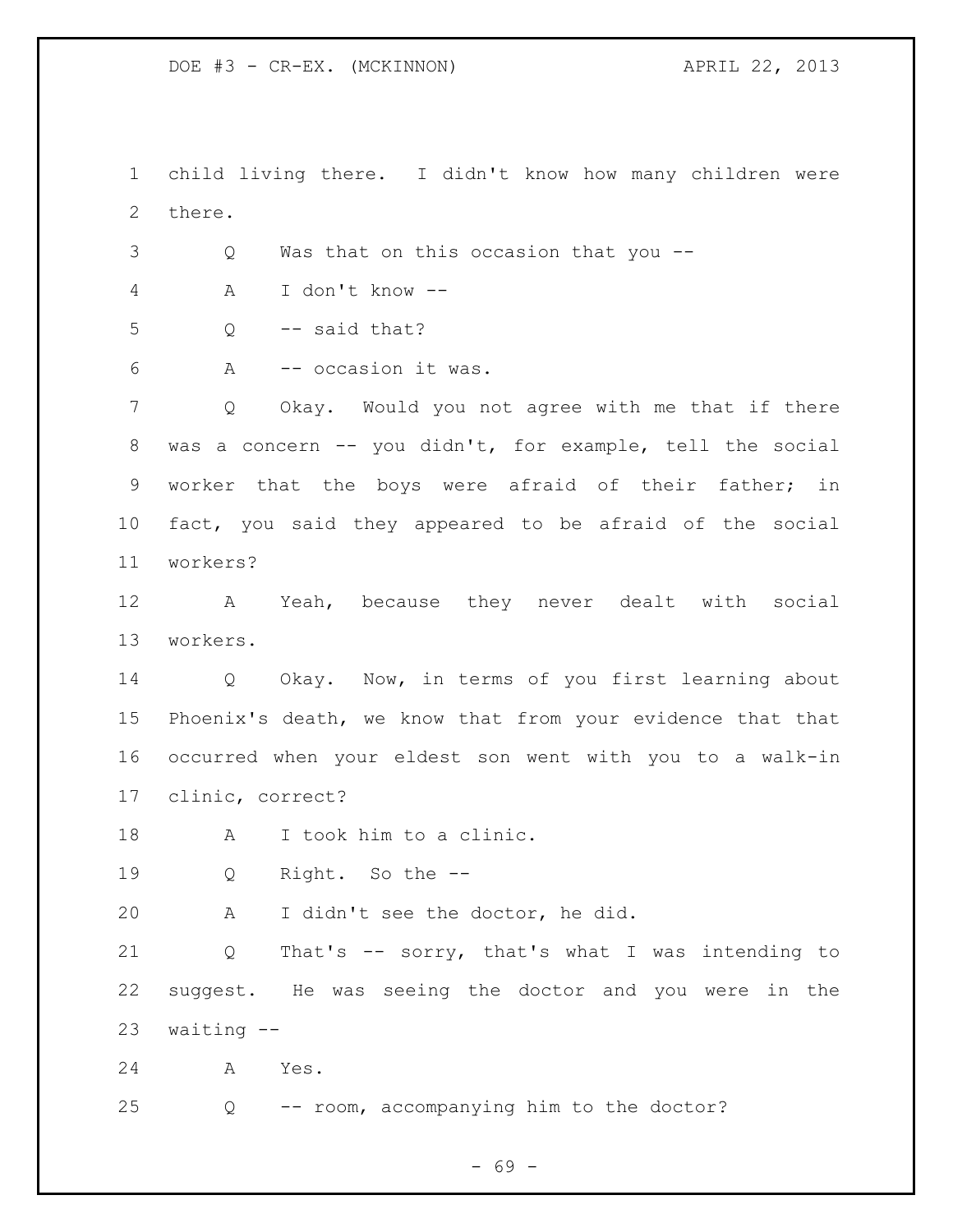child living there. I didn't know how many children were there.

Q Was that on this occasion that you --

A I don't know --

Q -- said that?

A -- occasion it was.

Q Okay. Would you not agree with me that if there was a concern -- you didn't, for example, tell the social worker that the boys were afraid of their father; in fact, you said they appeared to be afraid of the social workers?

A Yeah, because they never dealt with social workers.

Q Okay. Now, in terms of you first learning about Phoenix's death, we know that from your evidence that that occurred when your eldest son went with you to a walk-in clinic, correct?

A I took him to a clinic.

Q Right. So the --

A I didn't see the doctor, he did.

Q That's -- sorry, that's what I was intending to suggest. He was seeing the doctor and you were in the waiting --

A Yes.

Q -- room, accompanying him to the doctor?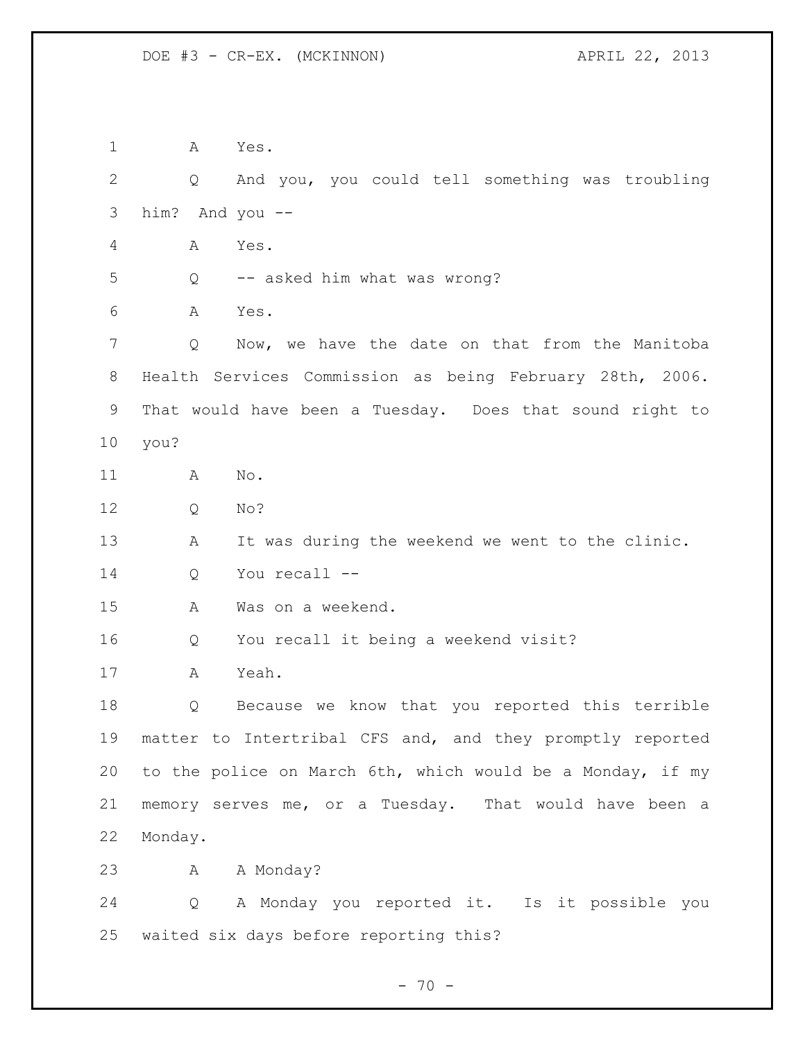A Yes.

Q And you, you could tell something was troubling him? And you --

A Yes.

Q -- asked him what was wrong?

A Yes.

Q Now, we have the date on that from the Manitoba Health Services Commission as being February 28th, 2006. That would have been a Tuesday. Does that sound right to you?

A No.

Q No?

A It was during the weekend we went to the clinic.

Q You recall --

A Was on a weekend.

Q You recall it being a weekend visit?

A Yeah.

Q Because we know that you reported this terrible matter to Intertribal CFS and, and they promptly reported to the police on March 6th, which would be a Monday, if my memory serves me, or a Tuesday. That would have been a Monday.

A A Monday?

Q A Monday you reported it. Is it possible you waited six days before reporting this?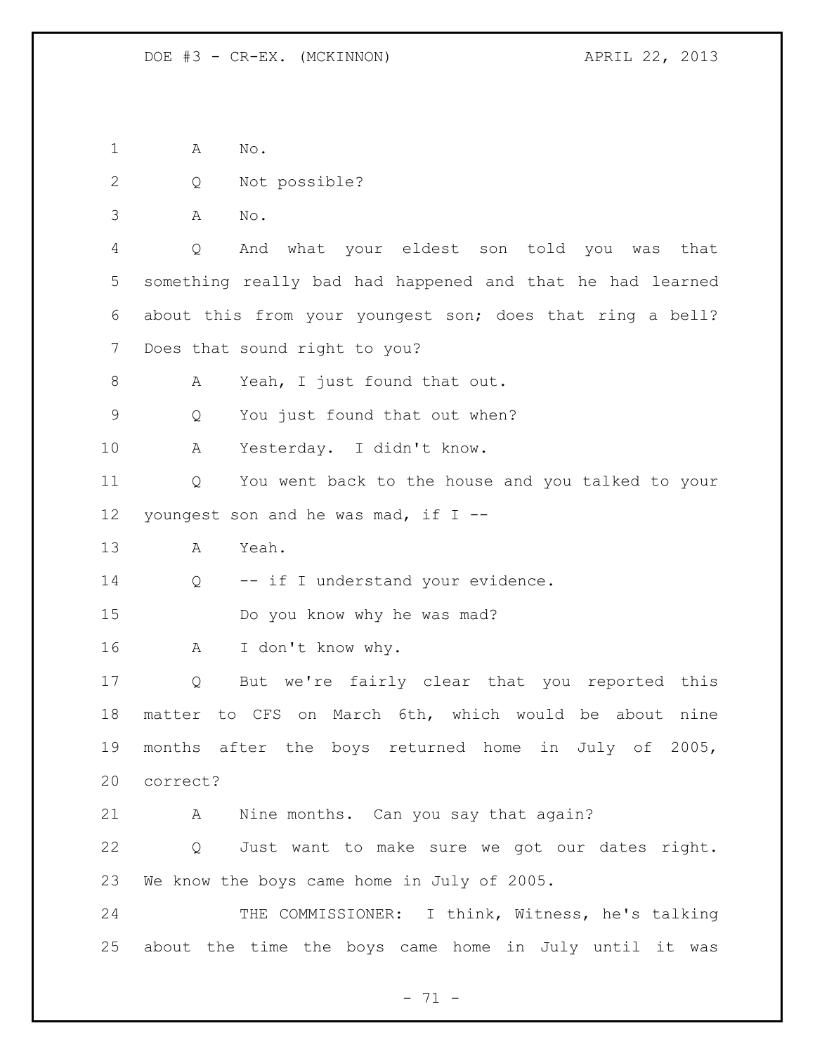A No.

Q Not possible?

A No.

Q And what your eldest son told you was that something really bad had happened and that he had learned about this from your youngest son; does that ring a bell? Does that sound right to you?

A Yeah, I just found that out.

Q You just found that out when?

A Yesterday. I didn't know.

Q You went back to the house and you talked to your youngest son and he was mad, if I --

A Yeah.

Q -- if I understand your evidence.

Do you know why he was mad?

A I don't know why.

Q But we're fairly clear that you reported this matter to CFS on March 6th, which would be about nine months after the boys returned home in July of 2005, correct?

A Nine months. Can you say that again?

Q Just want to make sure we got our dates right. We know the boys came home in July of 2005.

THE COMMISSIONER: I think, Witness, he's talking about the time the boys came home in July until it was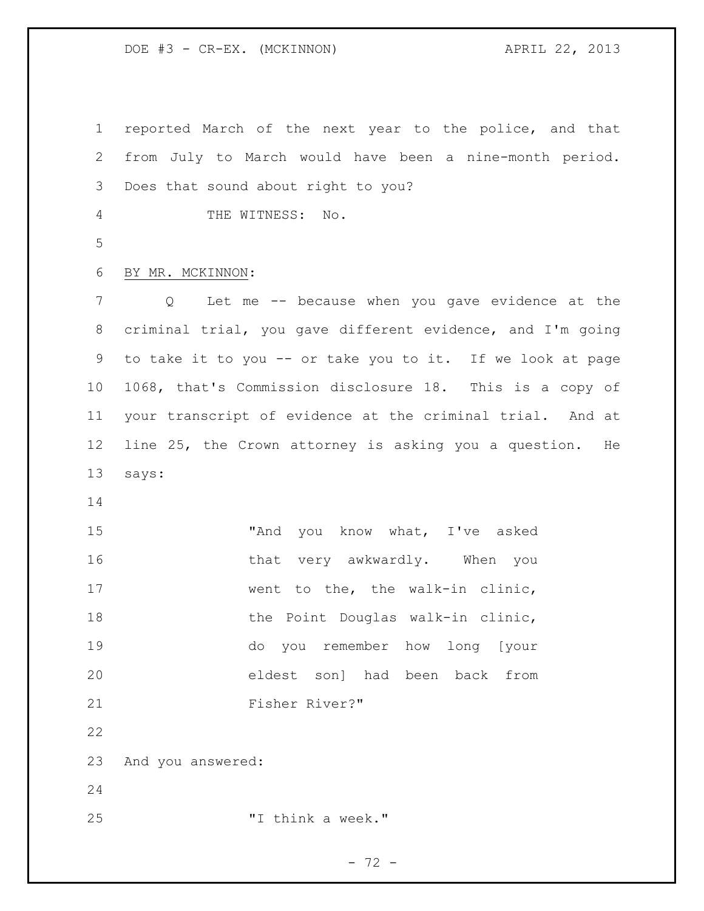reported March of the next year to the police, and that from July to March would have been a nine-month period. Does that sound about right to you?

THE WITNESS: No.

BY MR. MCKINNON:

Q Let me -- because when you gave evidence at the criminal trial, you gave different evidence, and I'm going to take it to you -- or take you to it. If we look at page 1068, that's Commission disclosure 18. This is a copy of your transcript of evidence at the criminal trial. And at line 25, the Crown attorney is asking you a question. He says:

> "And you know what, I've asked that very awkwardly. When you went to the, the walk-in clinic, the Point Douglas walk-in clinic, do you remember how long [your eldest son] had been back from Fisher River?"

And you answered:

> "I think a week."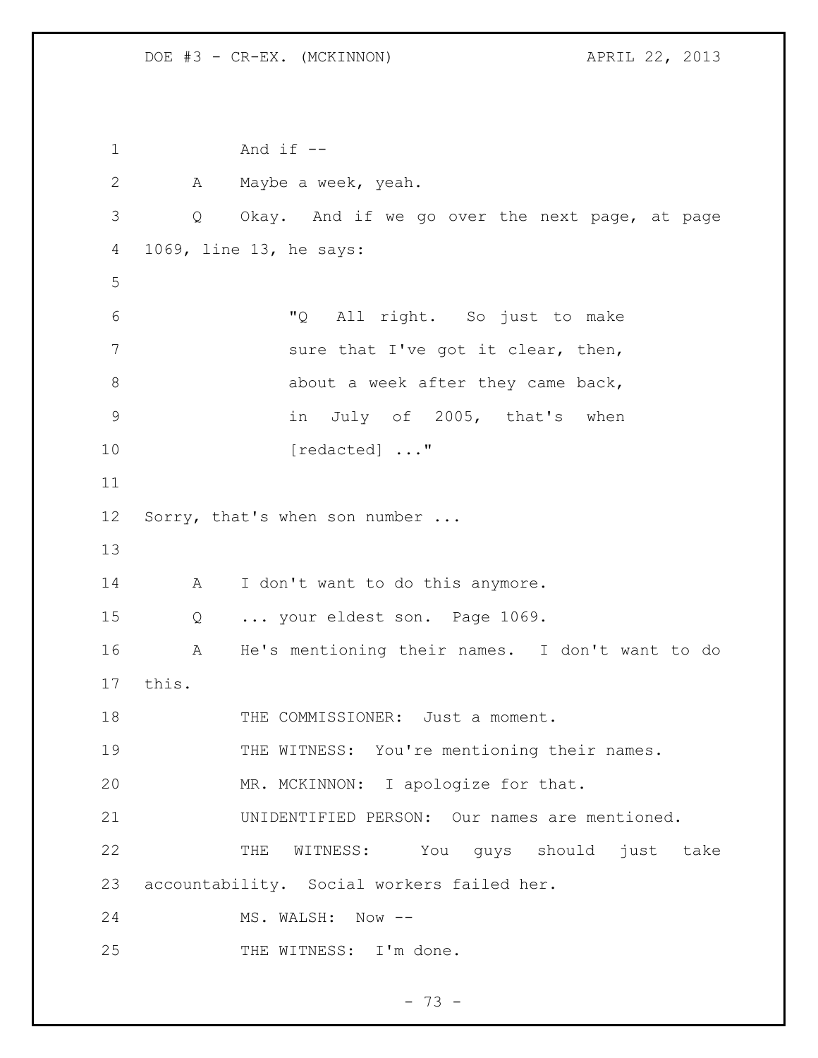And if --

A Maybe a week, yeah.

Q Okay. And if we go over the next page, at page 1069, line 13, he says:

> "Q All right. So just to make sure that I've got it clear, then, about a week after they came back, in July of 2005, that's when [redacted] ..."

Sorry, that's when son number ...

A I don't want to do this anymore.

Q ... your eldest son. Page 1069.

A He's mentioning their names. I don't want to do this.

THE COMMISSIONER: Just a moment.

THE WITNESS: You're mentioning their names.

MR. MCKINNON: I apologize for that.

UNIDENTIFIED PERSON: Our names are mentioned.

THE WITNESS: You guys should just take accountability. Social workers failed her.

MS. WALSH: Now --

THE WITNESS: I'm done.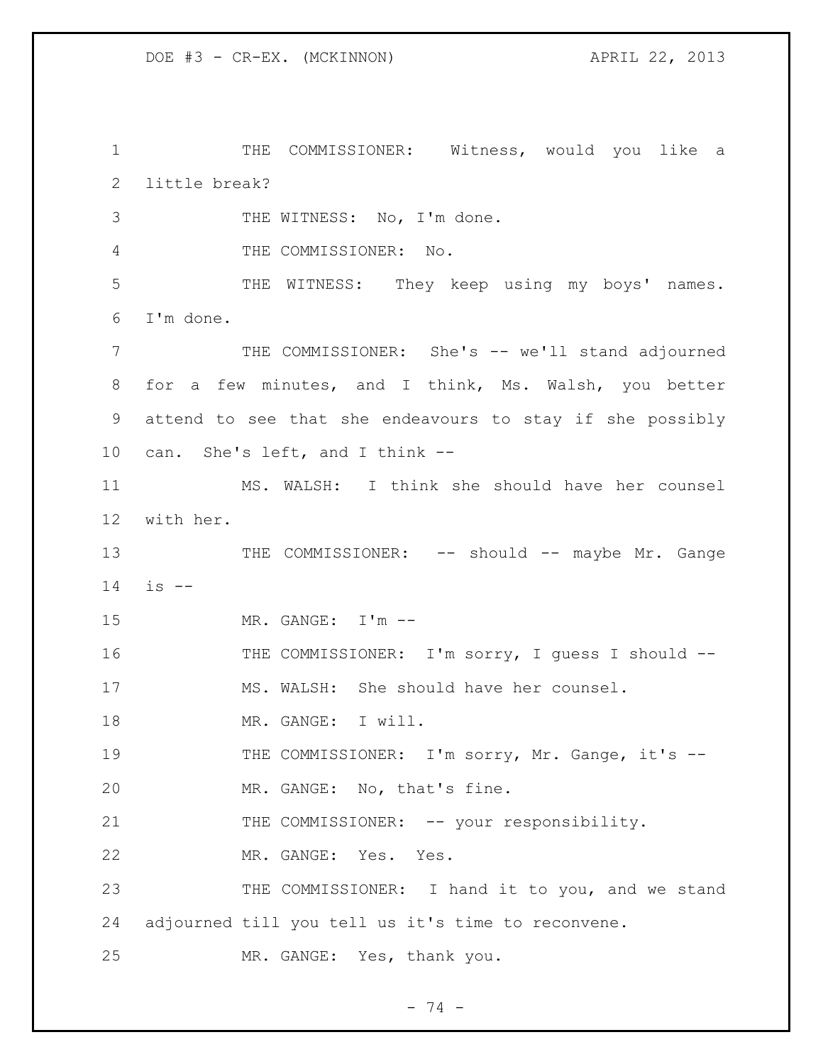THE COMMISSIONER: Witness, would you like a little break?

THE WITNESS: No, I'm done.

THE COMMISSIONER: No.

THE WITNESS: They keep using my boys' names. I'm done.

THE COMMISSIONER: She's -- we'll stand adjourned for a few minutes, and I think, Ms. Walsh, you better attend to see that she endeavours to stay if she possibly can. She's left, and I think --

MS. WALSH: I think she should have her counsel with her.

THE COMMISSIONER: -- should -- maybe Mr. Gange is --

MR. GANGE: I'm --

THE COMMISSIONER: I'm sorry, I guess I should --

MS. WALSH: She should have her counsel.

MR. GANGE: I will.

THE COMMISSIONER: I'm sorry, Mr. Gange, it's --

MR. GANGE: No, that's fine.

THE COMMISSIONER: -- your responsibility.

MR. GANGE: Yes. Yes.

THE COMMISSIONER: I hand it to you, and we stand adjourned till you tell us it's time to reconvene.

MR. GANGE: Yes, thank you.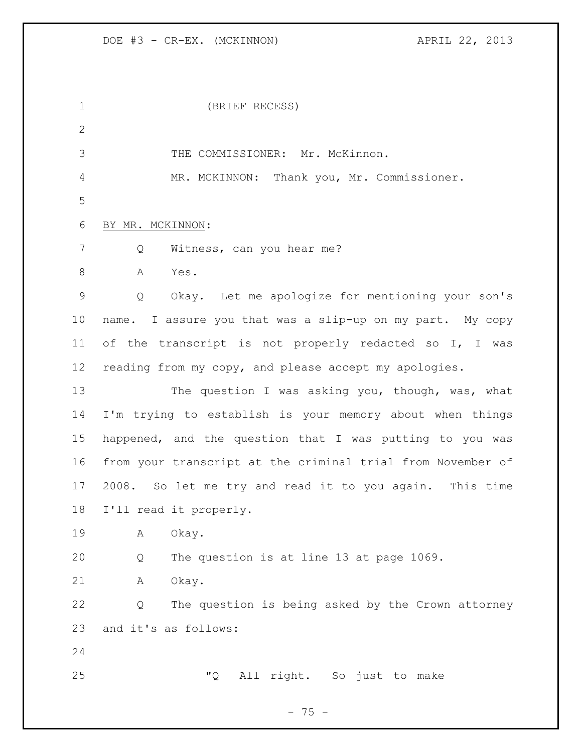(BRIEF RECESS)

THE COMMISSIONER: Mr. McKinnon.

MR. MCKINNON: Thank you, Mr. Commissioner.

BY MR. MCKINNON:

Q Witness, can you hear me?

A Yes.

Q Okay. Let me apologize for mentioning your son's name. I assure you that was a slip-up on my part. My copy of the transcript is not properly redacted so I, I was reading from my copy, and please accept my apologies.

The question I was asking you, though, was, what I'm trying to establish is your memory about when things happened, and the question that I was putting to you was from your transcript at the criminal trial from November of 2008. So let me try and read it to you again. This time I'll read it properly.

A Okay.

Q The question is at line 13 at page 1069.

A Okay.

Q The question is being asked by the Crown attorney and it's as follows:

"Q All right. So just to make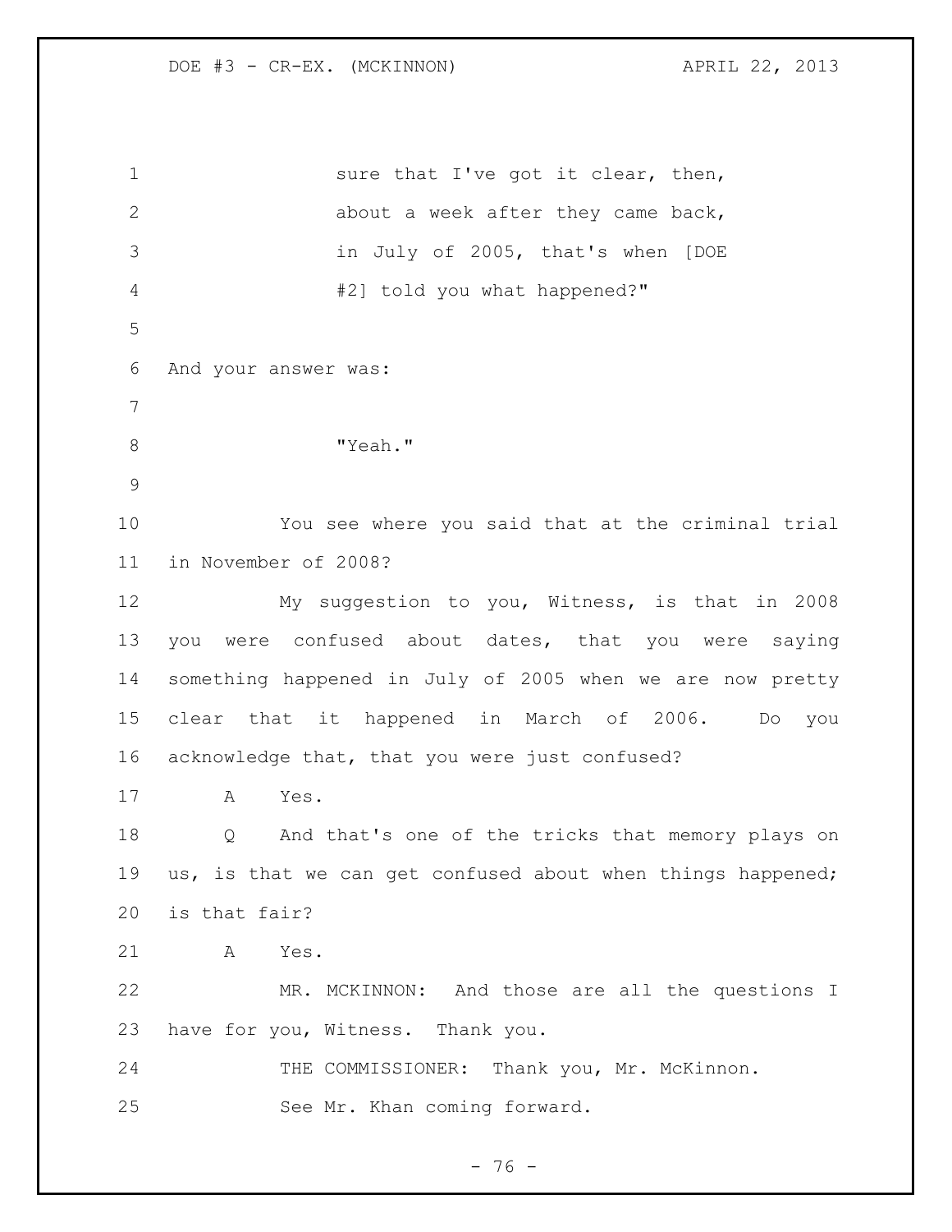sure that I've got it clear, then, about a week after they came back, in July of 2005, that's when [DOE #2] told you what happened?"

And your answer was:

"Yeah."

You see where you said that at the criminal trial in November of 2008?

My suggestion to you, Witness, is that in 2008 you were confused about dates, that you were saying something happened in July of 2005 when we are now pretty clear that it happened in March of 2006. Do you acknowledge that, that you were just confused?

A Yes.

Q And that's one of the tricks that memory plays on us, is that we can get confused about when things happened; is that fair?

A Yes.

MR. MCKINNON: And those are all the questions I have for you, Witness. Thank you.

THE COMMISSIONER: Thank you, Mr. McKinnon.

See Mr. Khan coming forward.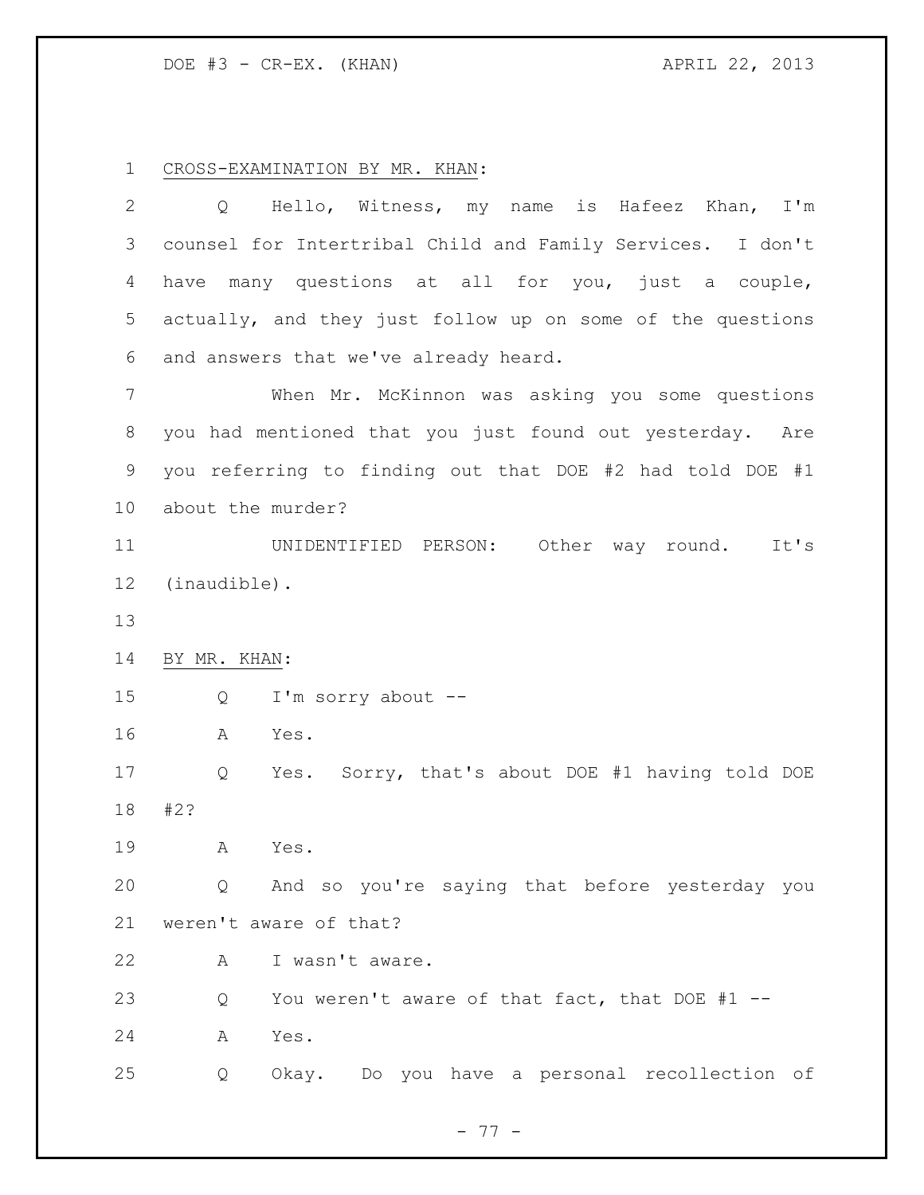CROSS-EXAMINATION BY MR. KHAN:

Q Hello, Witness, my name is Hafeez Khan, I'm counsel for Intertribal Child and Family Services. I don't have many questions at all for you, just a couple, actually, and they just follow up on some of the questions and answers that we've already heard.

When Mr. McKinnon was asking you some questions you had mentioned that you just found out yesterday. Are you referring to finding out that DOE #2 had told DOE #1 about the murder?

UNIDENTIFIED PERSON: Other way round. It's (inaudible).

BY MR. KHAN:

Q I'm sorry about --

A Yes.

Q Yes. Sorry, that's about DOE #1 having told DOE #2?

A Yes.

Q And so you're saying that before yesterday you weren't aware of that?

A I wasn't aware.

Q You weren't aware of that fact, that DOE #1 --

A Yes.

Q Okay. Do you have a personal recollection of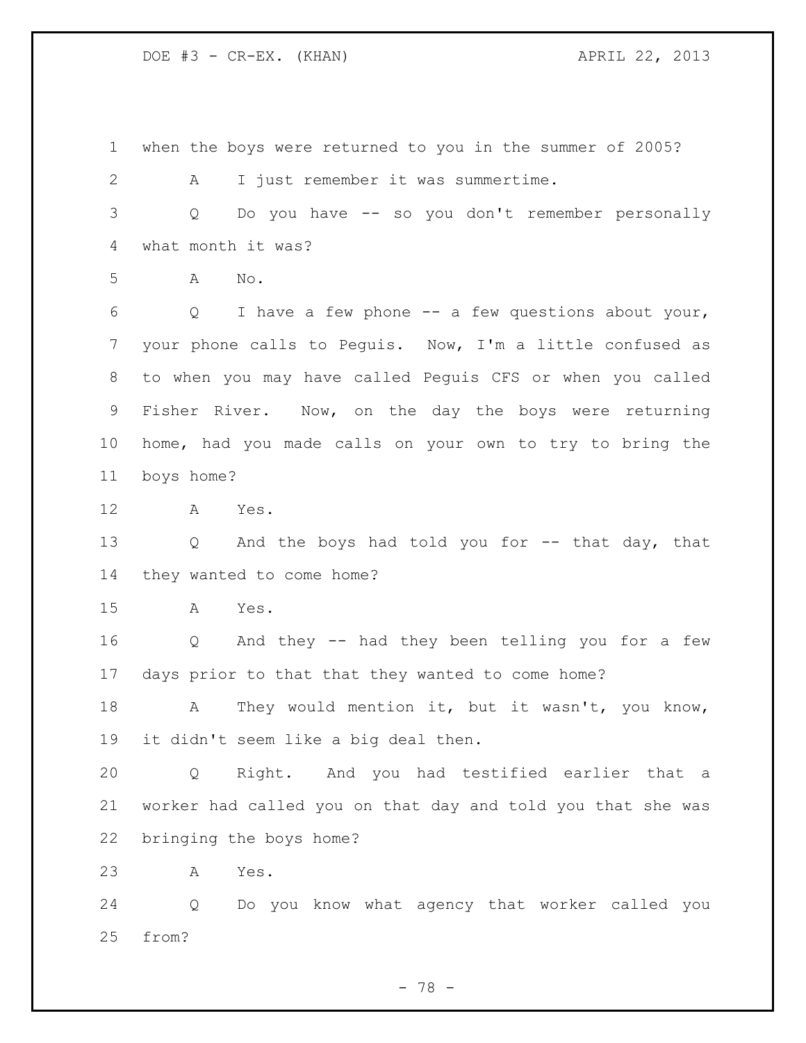when the boys were returned to you in the summer of 2005?

A I just remember it was summertime.

Q Do you have -- so you don't remember personally what month it was?

A No.

Q I have a few phone -- a few questions about your, your phone calls to Peguis. Now, I'm a little confused as to when you may have called Peguis CFS or when you called Fisher River. Now, on the day the boys were returning home, had you made calls on your own to try to bring the boys home?

A Yes.

Q And the boys had told you for -- that day, that they wanted to come home?

A Yes.

Q And they -- had they been telling you for a few days prior to that that they wanted to come home?

A They would mention it, but it wasn't, you know, it didn't seem like a big deal then.

Q Right. And you had testified earlier that a worker had called you on that day and told you that she was bringing the boys home?

A Yes.

Q Do you know what agency that worker called you from?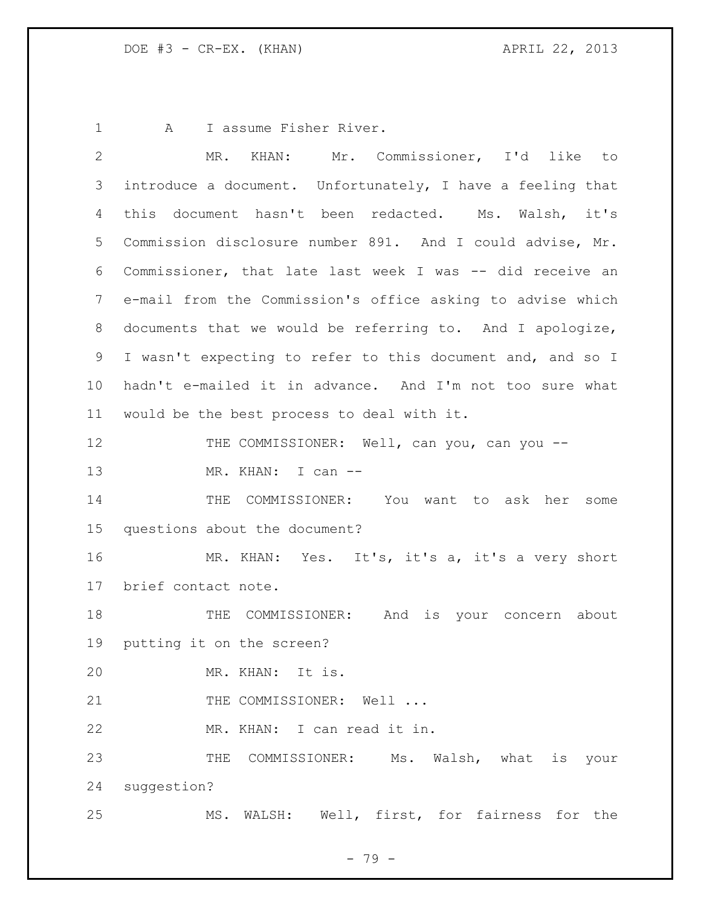A I assume Fisher River.

MR. KHAN: Mr. Commissioner, I'd like to introduce a document. Unfortunately, I have a feeling that this document hasn't been redacted. Ms. Walsh, it's Commission disclosure number 891. And I could advise, Mr. Commissioner, that late last week I was -- did receive an e-mail from the Commission's office asking to advise which documents that we would be referring to. And I apologize, I wasn't expecting to refer to this document and, and so I hadn't e-mailed it in advance. And I'm not too sure what would be the best process to deal with it.

THE COMMISSIONER: Well, can you, can you --

MR. KHAN: I can --

THE COMMISSIONER: You want to ask her some questions about the document?

MR. KHAN: Yes. It's, it's a, it's a very short brief contact note.

THE COMMISSIONER: And is your concern about putting it on the screen?

MR. KHAN: It is.

THE COMMISSIONER: Well ...

MR. KHAN: I can read it in.

THE COMMISSIONER: Ms. Walsh, what is your suggestion?

MS. WALSH: Well, first, for fairness for the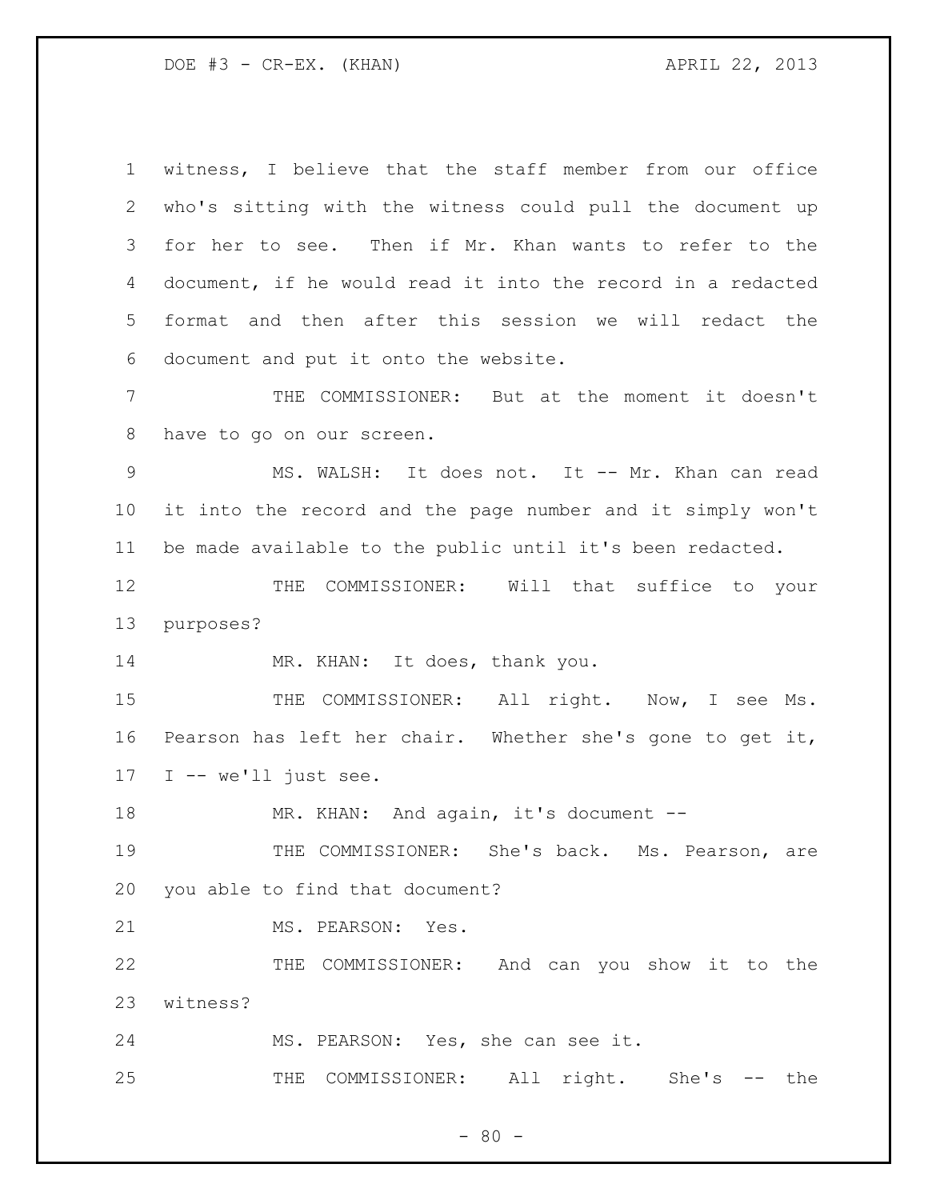witness, I believe that the staff member from our office who's sitting with the witness could pull the document up for her to see. Then if Mr. Khan wants to refer to the document, if he would read it into the record in a redacted format and then after this session we will redact the document and put it onto the website.

THE COMMISSIONER: But at the moment it doesn't have to go on our screen.

MS. WALSH: It does not. It -- Mr. Khan can read it into the record and the page number and it simply won't be made available to the public until it's been redacted.

THE COMMISSIONER: Will that suffice to your purposes?

MR. KHAN: It does, thank you.

THE COMMISSIONER: All right. Now, I see Ms. Pearson has left her chair. Whether she's gone to get it, I -- we'll just see.

MR. KHAN: And again, it's document --

THE COMMISSIONER: She's back. Ms. Pearson, are you able to find that document?

MS. PEARSON: Yes.

THE COMMISSIONER: And can you show it to the witness?

MS. PEARSON: Yes, she can see it.

THE COMMISSIONER: All right. She's -- the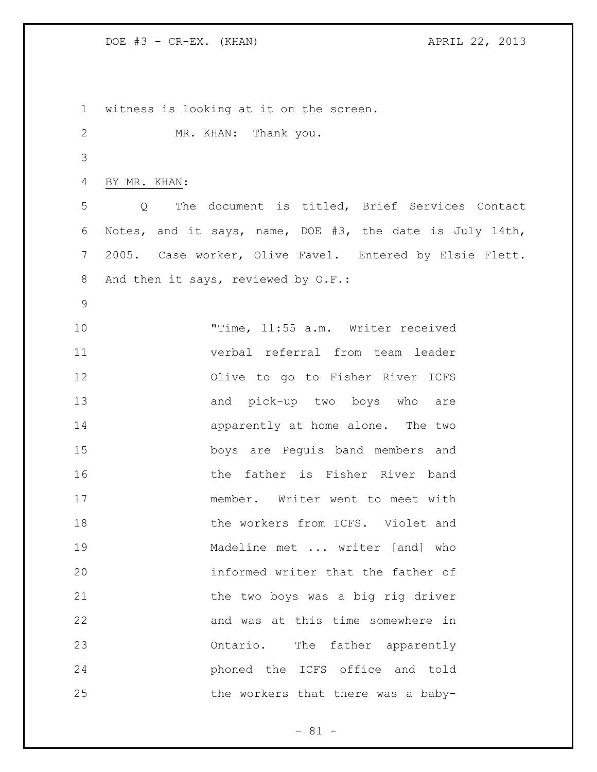witness is looking at it on the screen.

MR. KHAN: Thank you.

BY MR. KHAN:

Q The document is titled, Brief Services Contact Notes, and it says, name, DOE #3, the date is July 14th, 2005. Case worker, Olive Favel. Entered by Elsie Flett. And then it says, reviewed by O.F.:

> "Time, 11:55 a.m. Writer received verbal referral from team leader Olive to go to Fisher River ICFS and pick-up two boys who are apparently at home alone. The two boys are Peguis band members and the father is Fisher River band member. Writer went to meet with the workers from ICFS. Violet and Madeline met ... writer [and] who informed writer that the father of the two boys was a big rig driver and was at this time somewhere in Ontario. The father apparently phoned the ICFS office and told the workers that there was a baby-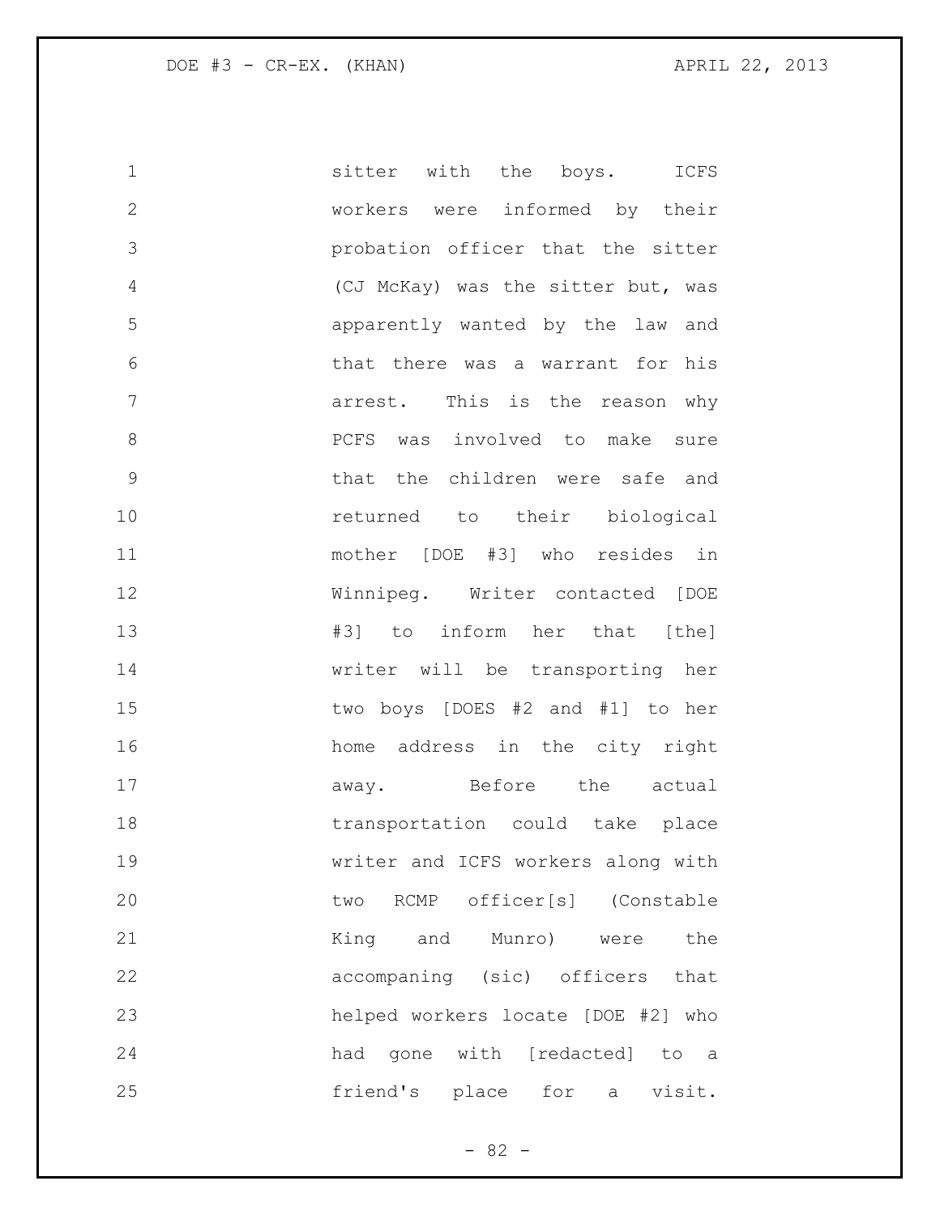sitter with the boys. ICFS workers were informed by their probation officer that the sitter (CJ McKay) was the sitter but, was apparently wanted by the law and that there was a warrant for his arrest. This is the reason why PCFS was involved to make sure that the children were safe and returned to their biological mother [DOE #3] who resides in Winnipeg. Writer contacted [DOE #3] to inform her that [the] writer will be transporting her two boys [DOES #2 and #1] to her home address in the city right away. Before the actual transportation could take place writer and ICFS workers along with two RCMP officer[s] (Constable King and Munro) were the accompaning (sic) officers that helped workers locate [DOE #2] who had gone with [redacted] to a friend's place for a visit.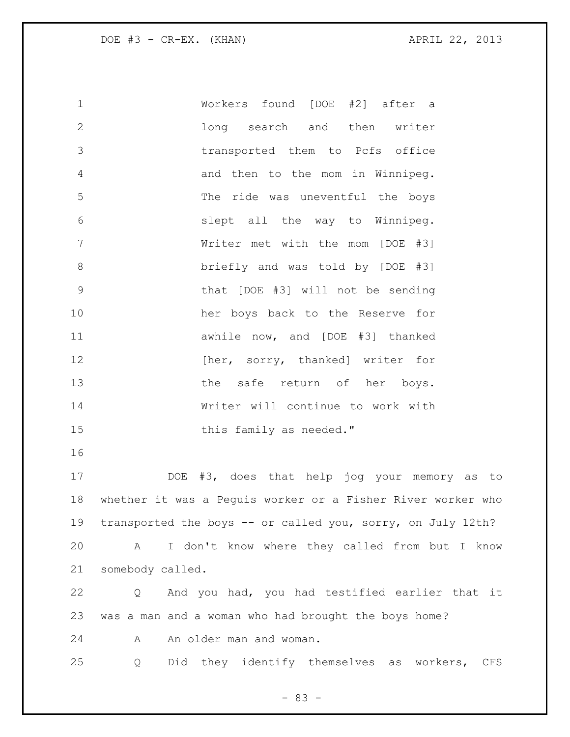> Workers found [DOE #2] after a long search and then writer transported them to Pcfs office and then to the mom in Winnipeg. The ride was uneventful the boys slept all the way to Winnipeg. Writer met with the mom [DOE #3] briefly and was told by [DOE #3] that [DOE #3] will not be sending her boys back to the Reserve for awhile now, and [DOE #3] thanked [her, sorry, thanked] writer for the safe return of her boys. Writer will continue to work with this family as needed."

DOE #3, does that help jog your memory as to whether it was a Peguis worker or a Fisher River worker who transported the boys -- or called you, sorry, on July 12th?

A I don't know where they called from but I know somebody called.

Q And you had, you had testified earlier that it was a man and a woman who had brought the boys home?

A An older man and woman.

Q Did they identify themselves as workers, CFS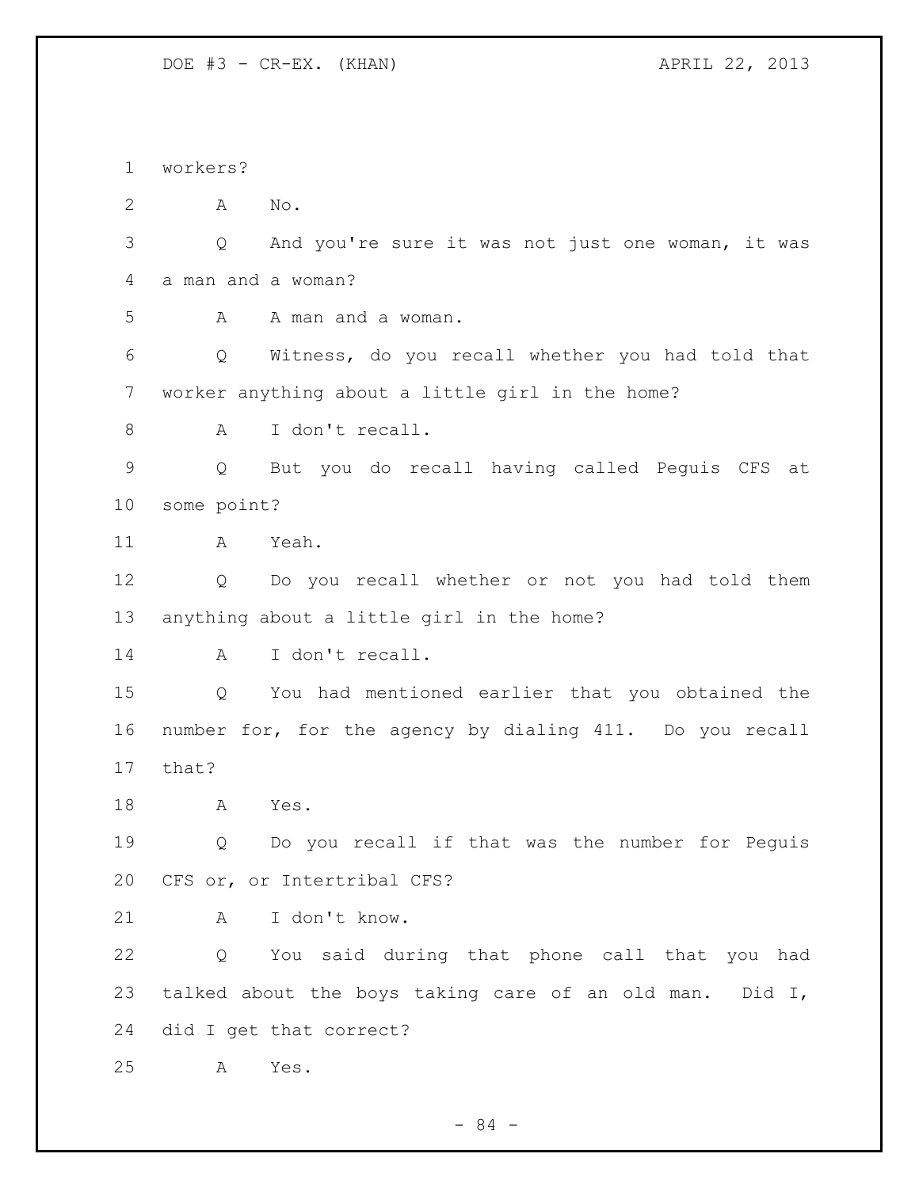workers?

A No.

Q And you're sure it was not just one woman, it was a man and a woman?

A A man and a woman.

Q Witness, do you recall whether you had told that worker anything about a little girl in the home?

A I don't recall.

Q But you do recall having called Peguis CFS at some point?

A Yeah.

Q Do you recall whether or not you had told them anything about a little girl in the home?

A I don't recall.

Q You had mentioned earlier that you obtained the number for, for the agency by dialing 411. Do you recall that?

A Yes.

Q Do you recall if that was the number for Peguis CFS or, or Intertribal CFS?

A I don't know.

Q You said during that phone call that you had talked about the boys taking care of an old man. Did I, did I get that correct?

A Yes.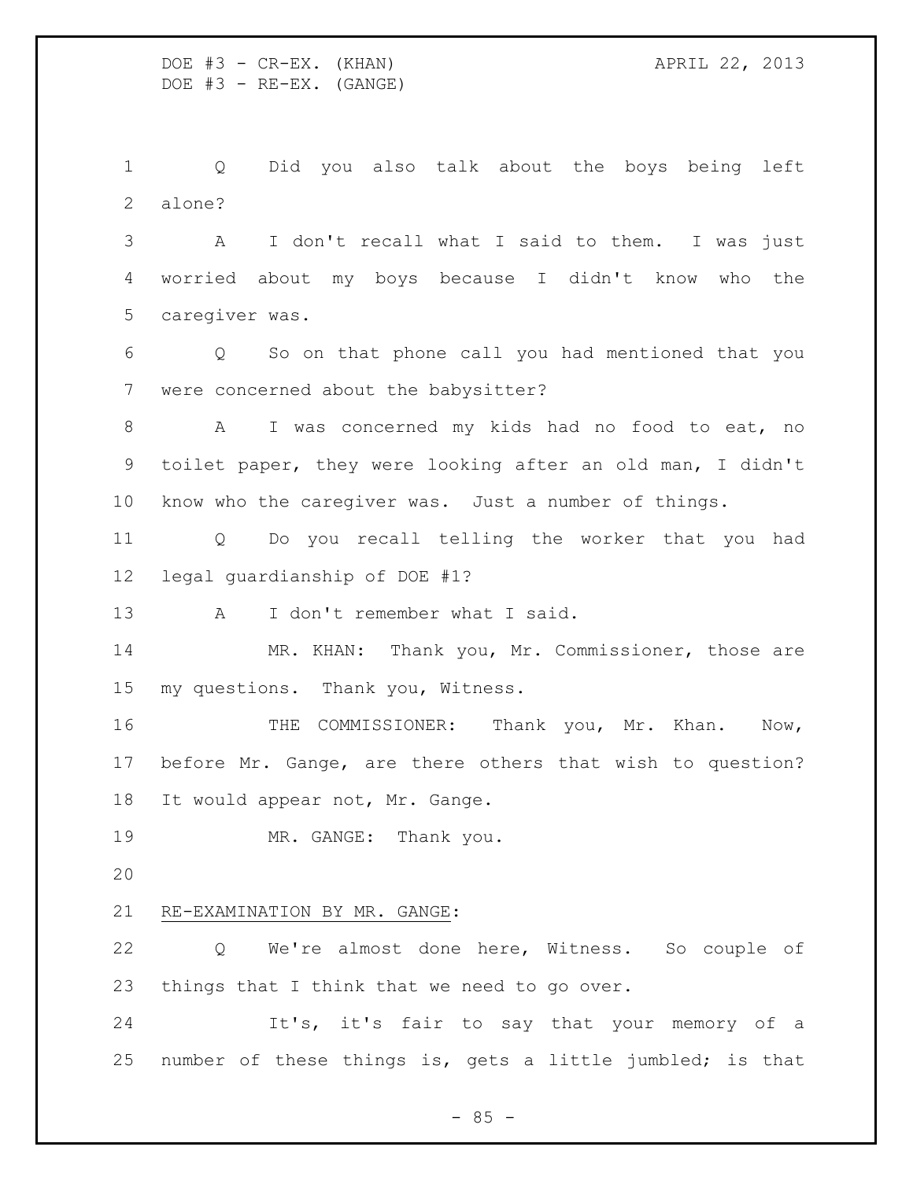Q Did you also talk about the boys being left alone?

A I don't recall what I said to them. I was just worried about my boys because I didn't know who the caregiver was.

Q So on that phone call you had mentioned that you were concerned about the babysitter?

A I was concerned my kids had no food to eat, no toilet paper, they were looking after an old man, I didn't know who the caregiver was. Just a number of things.

Q Do you recall telling the worker that you had legal guardianship of DOE #1?

A I don't remember what I said.

MR. KHAN: Thank you, Mr. Commissioner, those are my questions. Thank you, Witness.

THE COMMISSIONER: Thank you, Mr. Khan. Now, before Mr. Gange, are there others that wish to question? It would appear not, Mr. Gange.

MR. GANGE: Thank you.

RE-EXAMINATION BY MR. GANGE:

Q We're almost done here, Witness. So couple of things that I think that we need to go over.

It's, it's fair to say that your memory of a number of these things is, gets a little jumbled; is that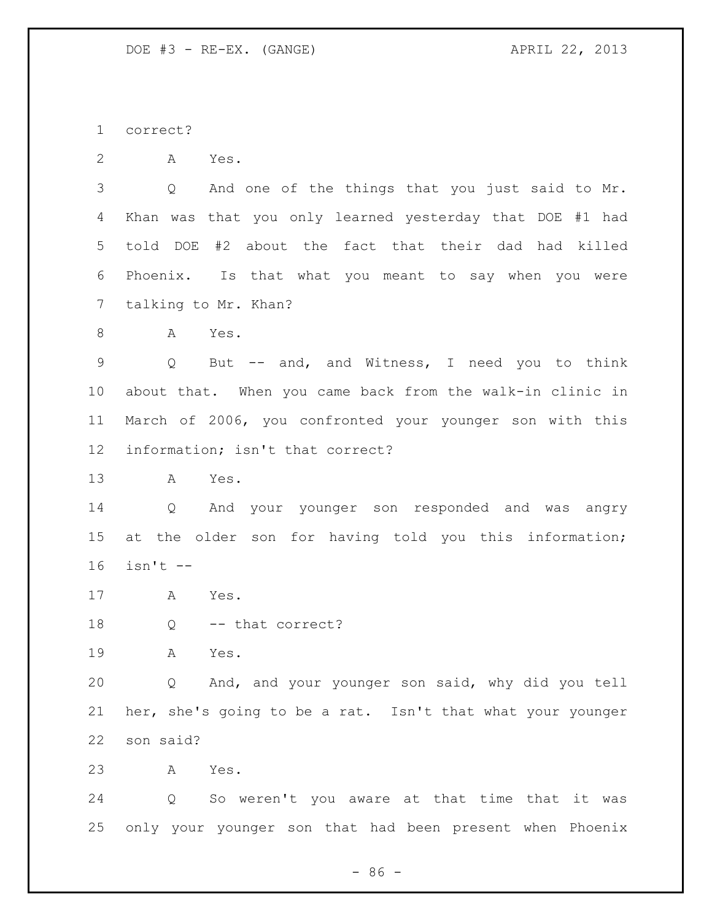correct?

A Yes.

Q And one of the things that you just said to Mr. Khan was that you only learned yesterday that DOE #1 had told DOE #2 about the fact that their dad had killed Phoenix. Is that what you meant to say when you were talking to Mr. Khan?

A Yes.

Q But -- and, and Witness, I need you to think about that. When you came back from the walk-in clinic in March of 2006, you confronted your younger son with this information; isn't that correct?

A Yes.

Q And your younger son responded and was angry at the older son for having told you this information; isn't --

A Yes.

Q -- that correct?

A Yes.

Q And, and your younger son said, why did you tell her, she's going to be a rat. Isn't that what your younger son said?

A Yes.

Q So weren't you aware at that time that it was only your younger son that had been present when Phoenix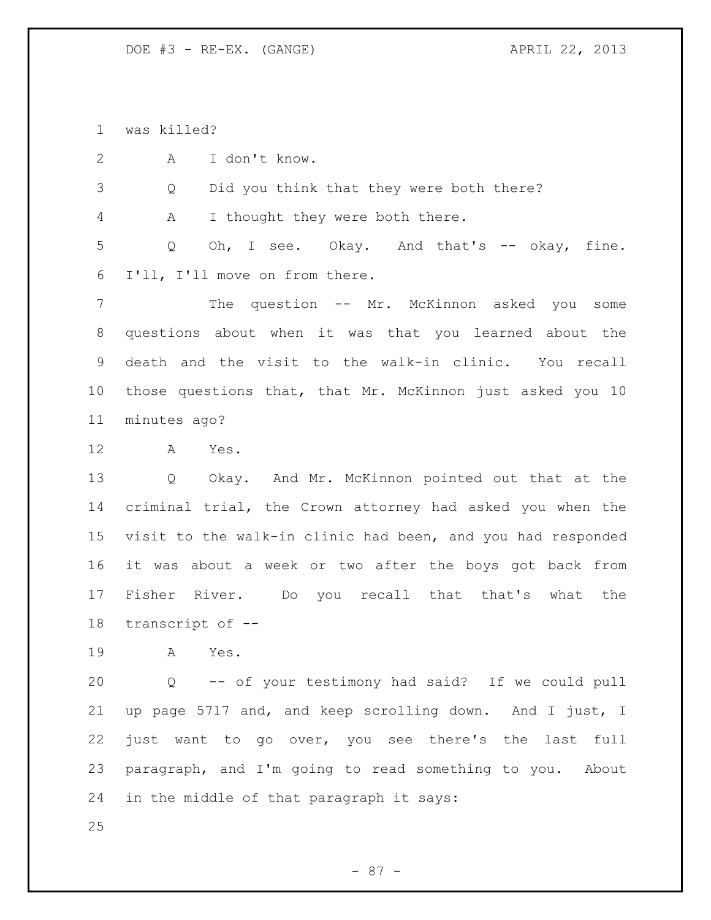was killed?

A I don't know.

Q Did you think that they were both there?

A I thought they were both there.

Q Oh, I see. Okay. And that's -- okay, fine. I'll, I'll move on from there.

The question -- Mr. McKinnon asked you some questions about when it was that you learned about the death and the visit to the walk-in clinic. You recall those questions that, that Mr. McKinnon just asked you 10 minutes ago?

A Yes.

Q Okay. And Mr. McKinnon pointed out that at the criminal trial, the Crown attorney had asked you when the visit to the walk-in clinic had been, and you had responded it was about a week or two after the boys got back from Fisher River. Do you recall that that's what the transcript of --

A Yes.

Q -- of your testimony had said? If we could pull up page 5717 and, and keep scrolling down. And I just, I just want to go over, you see there's the last full paragraph, and I'm going to read something to you. About in the middle of that paragraph it says: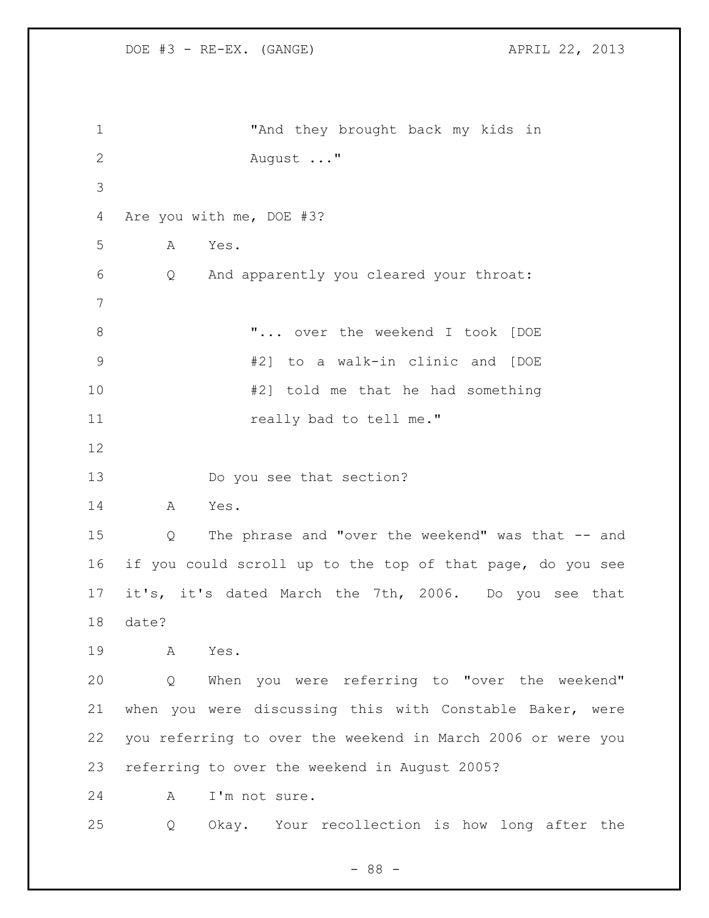"And they brought back my kids in August ..."

Are you with me, DOE #3?

A Yes.

Q And apparently you cleared your throat:

"... over the weekend I took [DOE #2] to a walk-in clinic and [DOE #2] told me that he had something really bad to tell me."

Do you see that section?

A Yes.

Q The phrase and "over the weekend" was that -- and if you could scroll up to the top of that page, do you see it's, it's dated March the 7th, 2006. Do you see that date?

A Yes.

Q When you were referring to "over the weekend" when you were discussing this with Constable Baker, were you referring to over the weekend in March 2006 or were you referring to over the weekend in August 2005?

A I'm not sure.

Q Okay. Your recollection is how long after the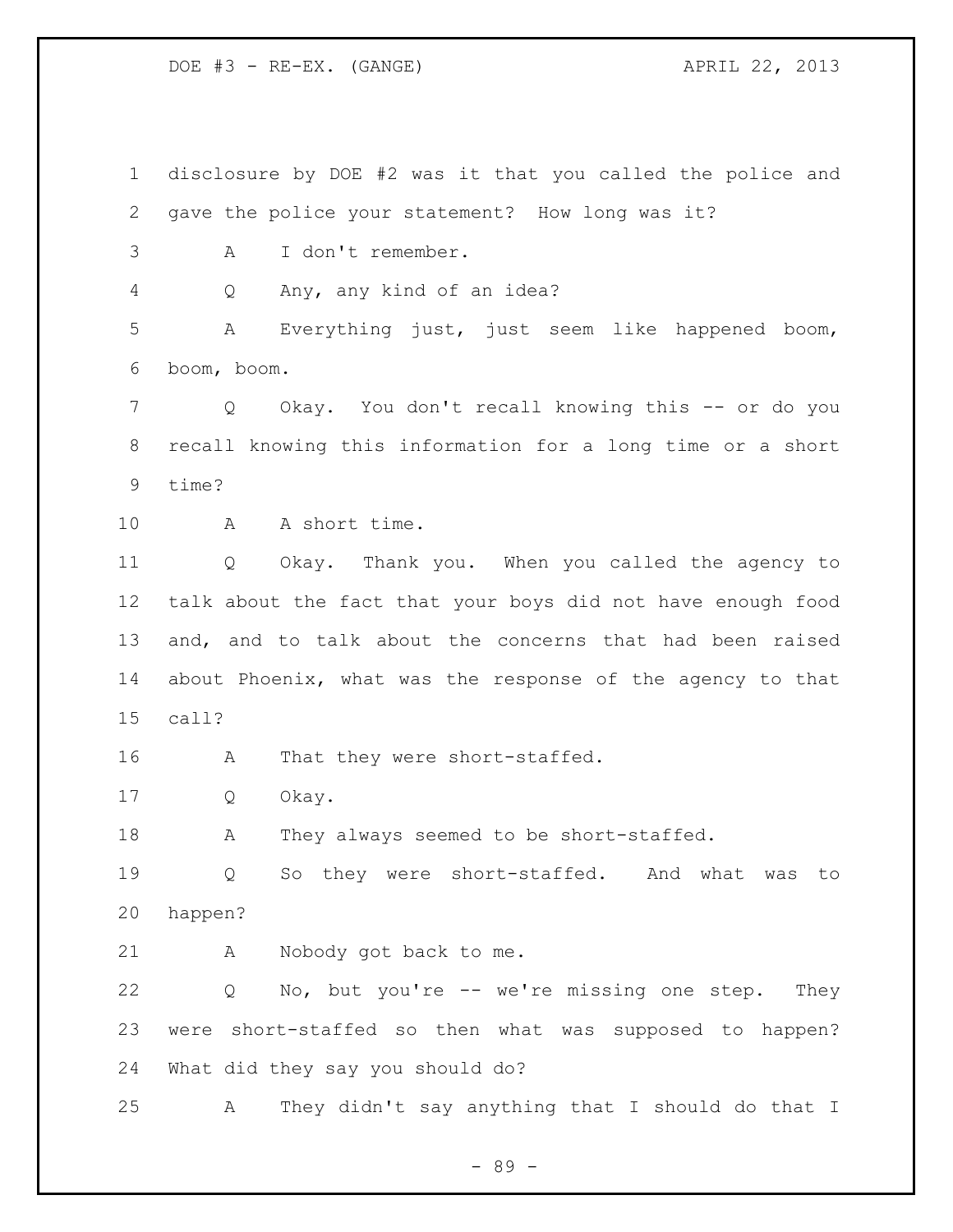disclosure by DOE #2 was it that you called the police and gave the police your statement? How long was it?

A I don't remember.

Q Any, any kind of an idea?

A Everything just, just seem like happened boom, boom, boom.

Q Okay. You don't recall knowing this -- or do you recall knowing this information for a long time or a short time?

A A short time.

Q Okay. Thank you. When you called the agency to talk about the fact that your boys did not have enough food and, and to talk about the concerns that had been raised about Phoenix, what was the response of the agency to that call?

A That they were short-staffed.

Q Okay.

A They always seemed to be short-staffed.

Q So they were short-staffed. And what was to happen?

A Nobody got back to me.

Q No, but you're -- we're missing one step. They were short-staffed so then what was supposed to happen? What did they say you should do?

A They didn't say anything that I should do that I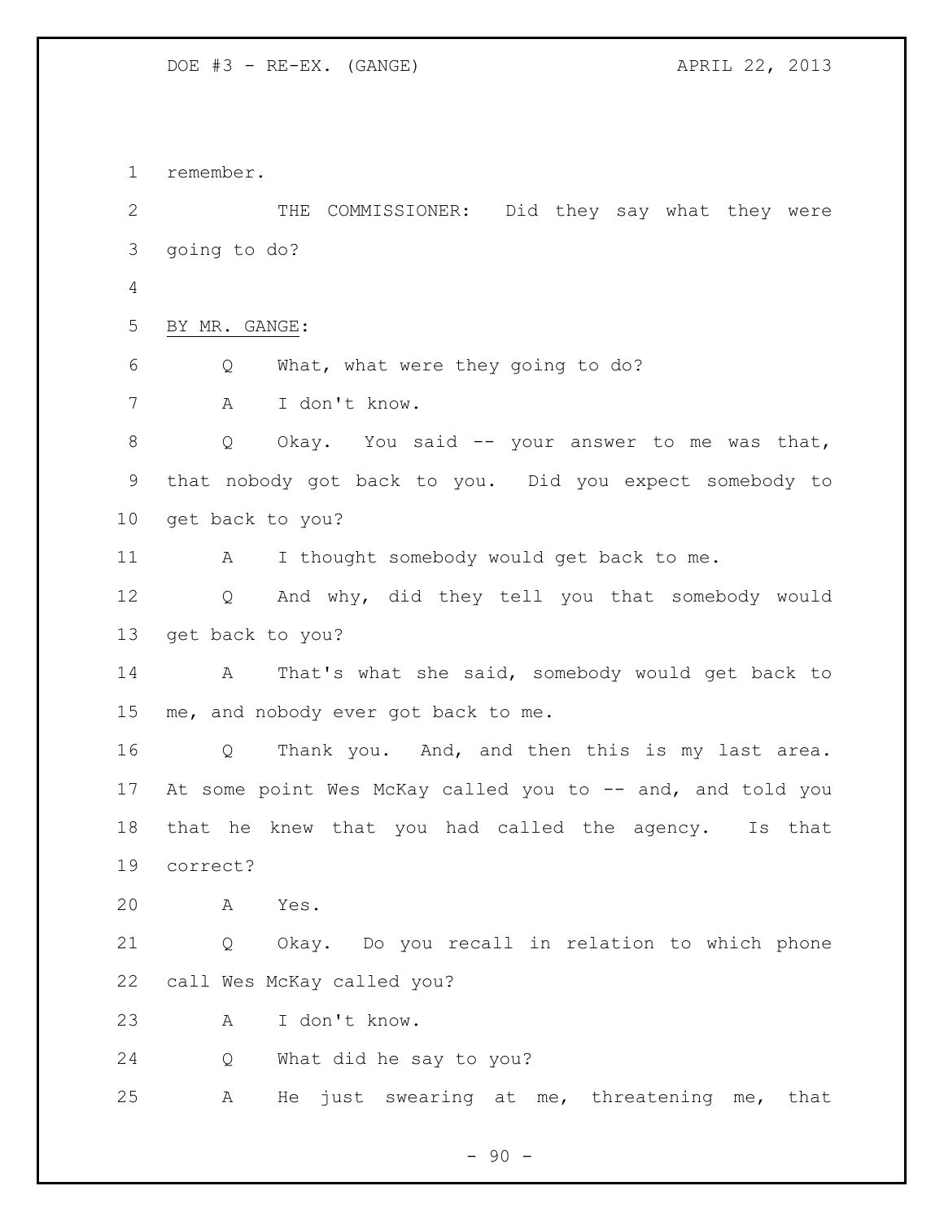remember.

THE COMMISSIONER: Did they say what they were going to do?

BY MR. GANGE:

Q What, what were they going to do?

A I don't know.

Q Okay. You said -- your answer to me was that, that nobody got back to you. Did you expect somebody to get back to you?

A I thought somebody would get back to me.

Q And why, did they tell you that somebody would get back to you?

A That's what she said, somebody would get back to me, and nobody ever got back to me.

Q Thank you. And, and then this is my last area. At some point Wes McKay called you to -- and, and told you that he knew that you had called the agency. Is that correct?

A Yes.

Q Okay. Do you recall in relation to which phone call Wes McKay called you?

A I don't know.

Q What did he say to you?

A He just swearing at me, threatening me, that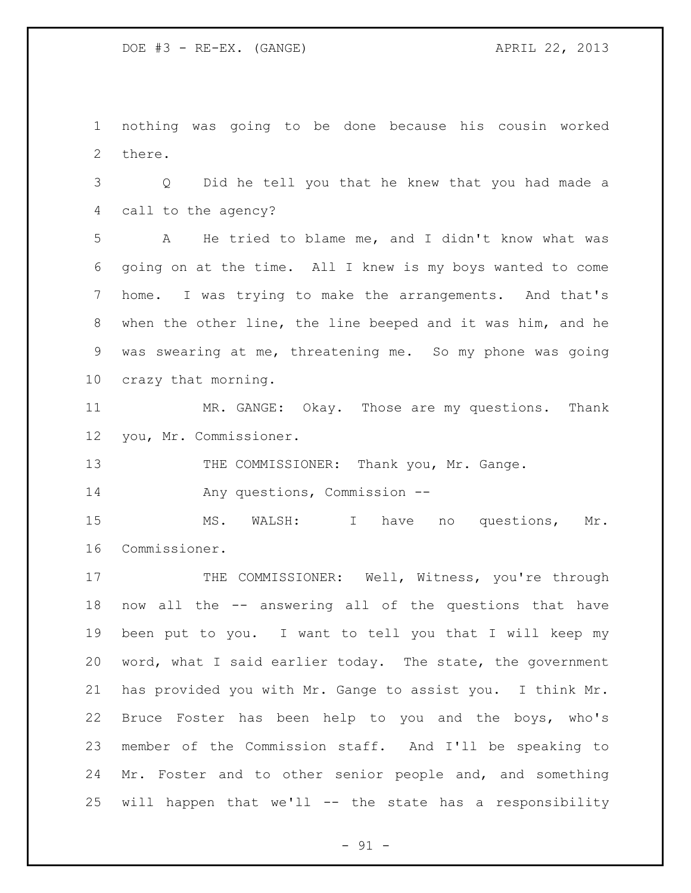nothing was going to be done because his cousin worked there.

Q Did he tell you that he knew that you had made a call to the agency?

A He tried to blame me, and I didn't know what was going on at the time. All I knew is my boys wanted to come home. I was trying to make the arrangements. And that's when the other line, the line beeped and it was him, and he was swearing at me, threatening me. So my phone was going crazy that morning.

MR. GANGE: Okay. Those are my questions. Thank you, Mr. Commissioner.

THE COMMISSIONER: Thank you, Mr. Gange.

Any questions, Commission --

MS. WALSH: I have no questions, Mr. Commissioner.

THE COMMISSIONER: Well, Witness, you're through now all the -- answering all of the questions that have been put to you. I want to tell you that I will keep my word, what I said earlier today. The state, the government has provided you with Mr. Gange to assist you. I think Mr. Bruce Foster has been help to you and the boys, who's member of the Commission staff. And I'll be speaking to Mr. Foster and to other senior people and, and something will happen that we'll -- the state has a responsibility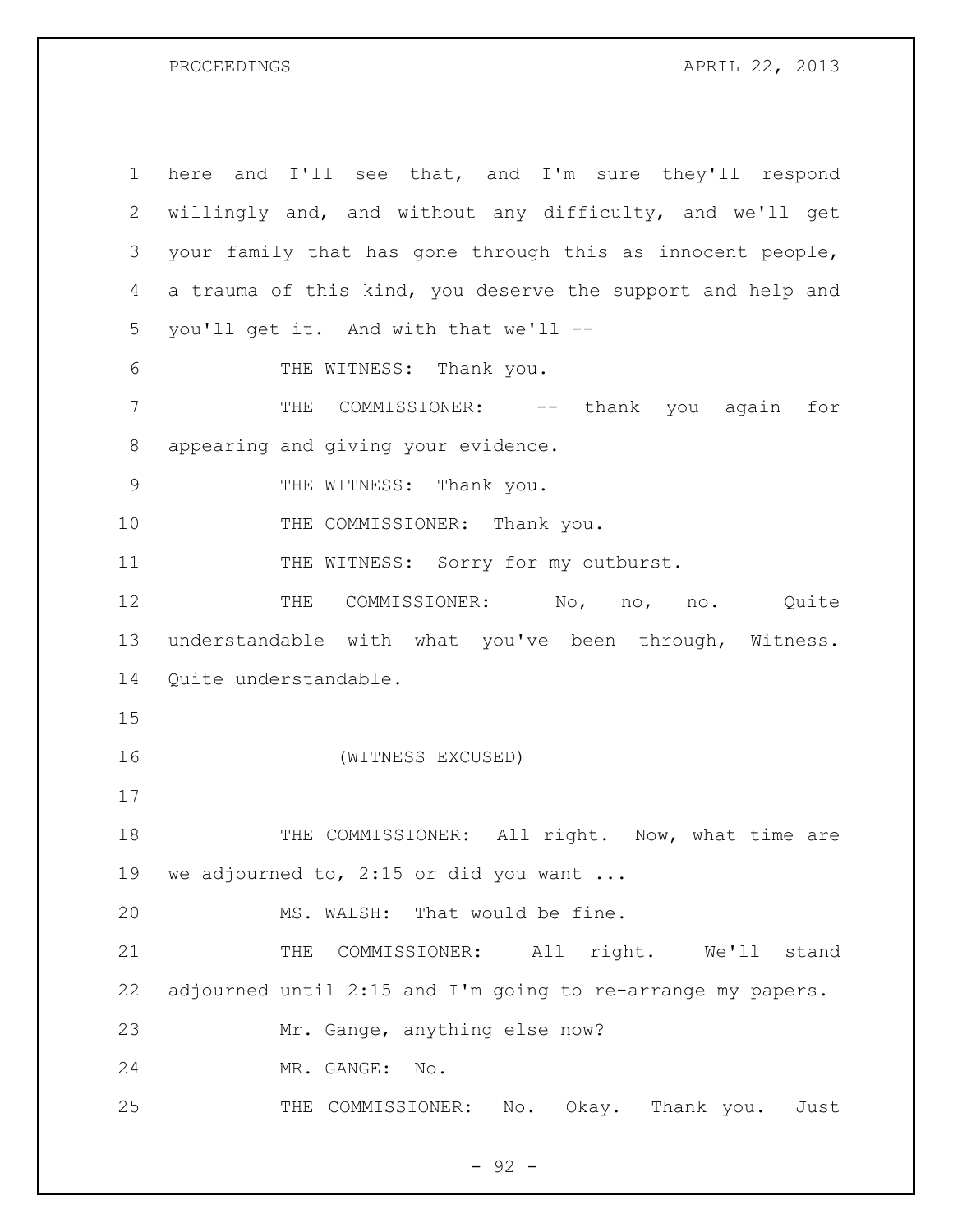here and I'll see that, and I'm sure they'll respond willingly and, and without any difficulty, and we'll get your family that has gone through this as innocent people, a trauma of this kind, you deserve the support and help and you'll get it. And with that we'll --

THE WITNESS: Thank you.

THE COMMISSIONER: -- thank you again for appearing and giving your evidence.

THE WITNESS: Thank you.

THE COMMISSIONER: Thank you.

THE WITNESS: Sorry for my outburst.

THE COMMISSIONER: No, no, no. Quite understandable with what you've been through, Witness. Quite understandable.

(WITNESS EXCUSED)

THE COMMISSIONER: All right. Now, what time are we adjourned to, 2:15 or did you want ...

MS. WALSH: That would be fine.

THE COMMISSIONER: All right. We'll stand adjourned until 2:15 and I'm going to re-arrange my papers.

Mr. Gange, anything else now?

MR. GANGE: No.

THE COMMISSIONER: No. Okay. Thank you. Just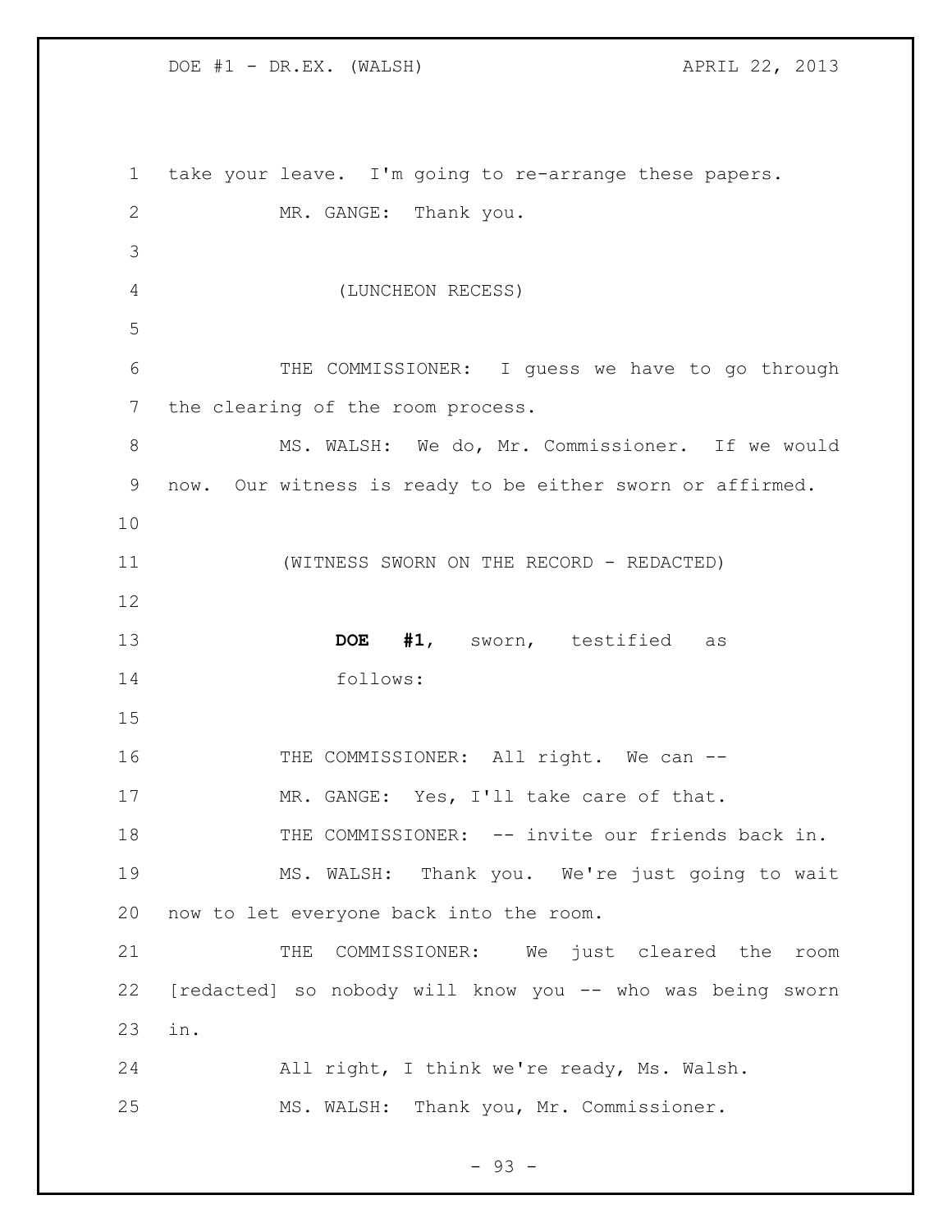take your leave. I'm going to re-arrange these papers.

MR. GANGE: Thank you.

(LUNCHEON RECESS)

THE COMMISSIONER: I guess we have to go through the clearing of the room process.

MS. WALSH: We do, Mr. Commissioner. If we would now. Our witness is ready to be either sworn or affirmed.

(WITNESS SWORN ON THE RECORD - REDACTED)

**DOE #1**, sworn, testified as follows:

THE COMMISSIONER: All right. We can --

MR. GANGE: Yes, I'll take care of that.

THE COMMISSIONER: -- invite our friends back in.

MS. WALSH: Thank you. We're just going to wait now to let everyone back into the room.

THE COMMISSIONER: We just cleared the room [redacted] so nobody will know you -- who was being sworn in.

All right, I think we're ready, Ms. Walsh.

MS. WALSH: Thank you, Mr. Commissioner.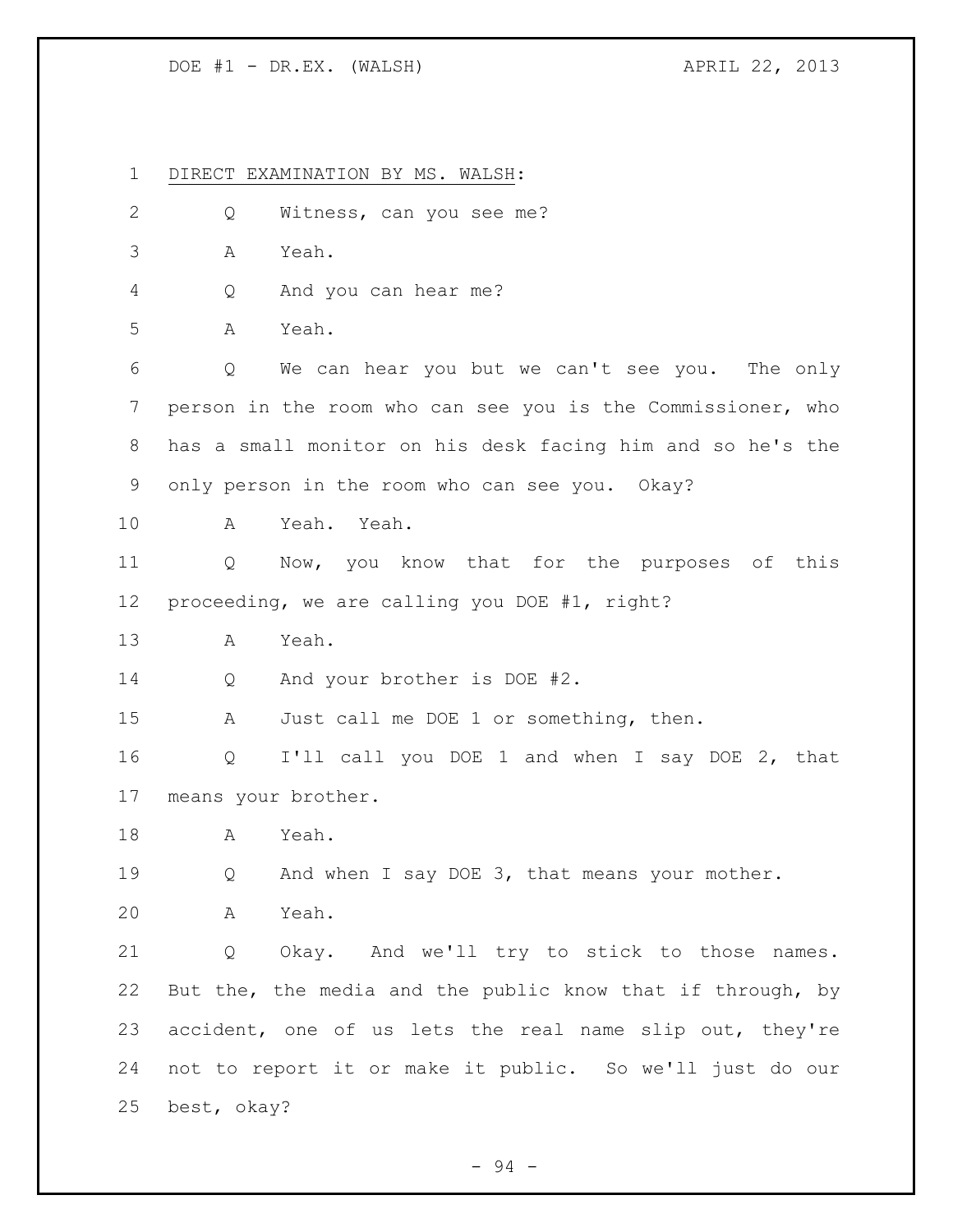DIRECT EXAMINATION BY MS. WALSH:

Q Witness, can you see me?

A Yeah.

Q And you can hear me?

A Yeah.

Q We can hear you but we can't see you. The only person in the room who can see you is the Commissioner, who has a small monitor on his desk facing him and so he's the only person in the room who can see you. Okay?

A Yeah. Yeah.

Q Now, you know that for the purposes of this proceeding, we are calling you DOE #1, right?

A Yeah.

Q And your brother is DOE #2.

A Just call me DOE 1 or something, then.

Q I'll call you DOE 1 and when I say DOE 2, that means your brother.

A Yeah.

Q And when I say DOE 3, that means your mother.

A Yeah.

Q Okay. And we'll try to stick to those names. But the, the media and the public know that if through, by accident, one of us lets the real name slip out, they're not to report it or make it public. So we'll just do our best, okay?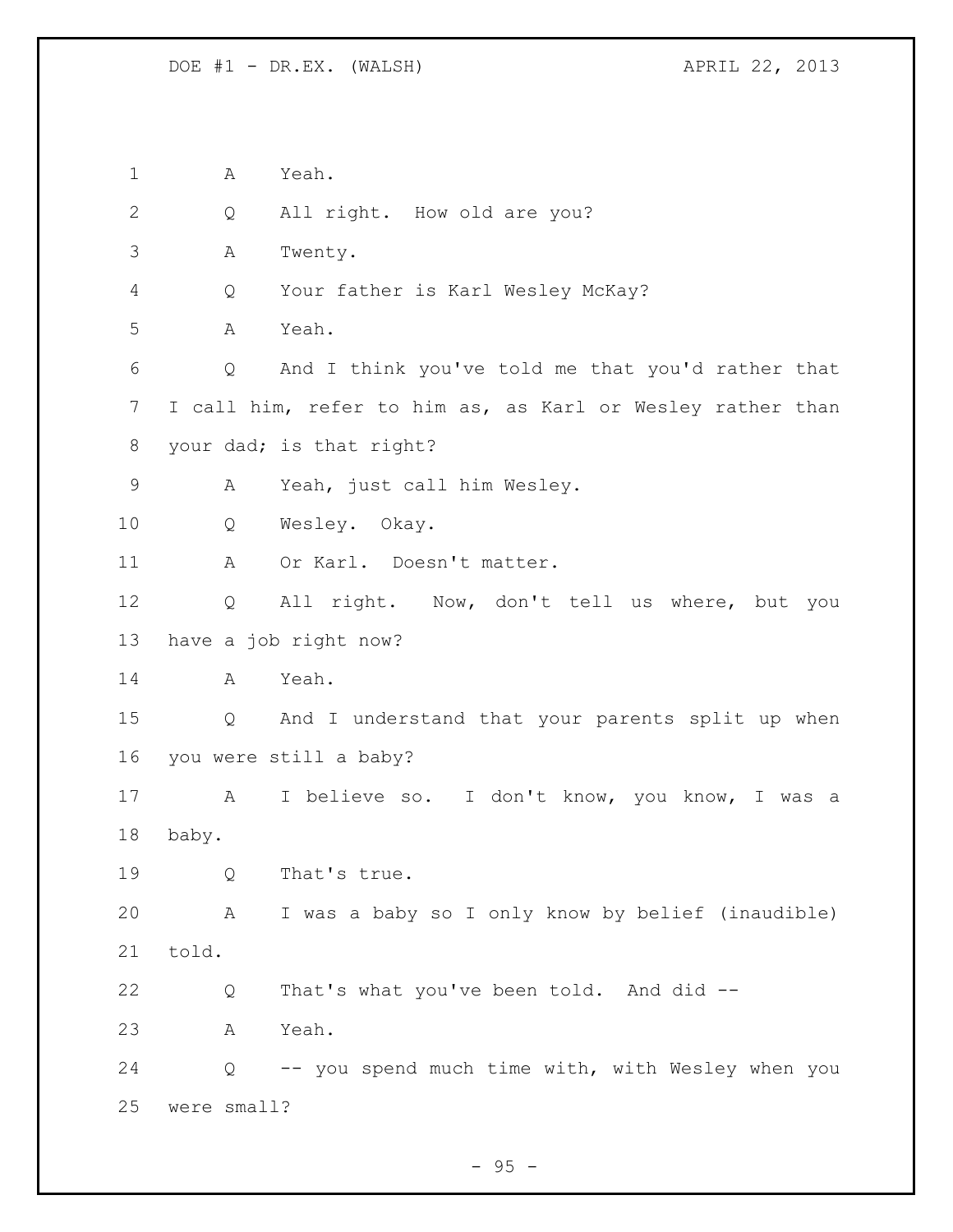1 A Yeah.

2 Q All right. How old are you?

3 A Twenty.

4 Q Your father is Karl Wesley McKay?

5 A Yeah.

6 Q And I think you've told me that you'd rather that

7 I call him, refer to him as, as Karl or Wesley rather than

8 your dad; is that right?

9 A Yeah, just call him Wesley.

10 Q Wesley. Okay.

11 A Or Karl. Doesn't matter.

12 Q All right. Now, don't tell us where, but you

13 have a job right now?

14 A Yeah.

15 Q And I understand that your parents split up when

16 you were still a baby?

17 A I believe so. I don't know, you know, I was a

18 baby.

19 Q That's true.

20 A I was a baby so I only know by belief (inaudible)

21 told.

22 Q That's what you've been told. And did --

23 A Yeah.

24 Q -- you spend much time with, with Wesley when you

25 were small?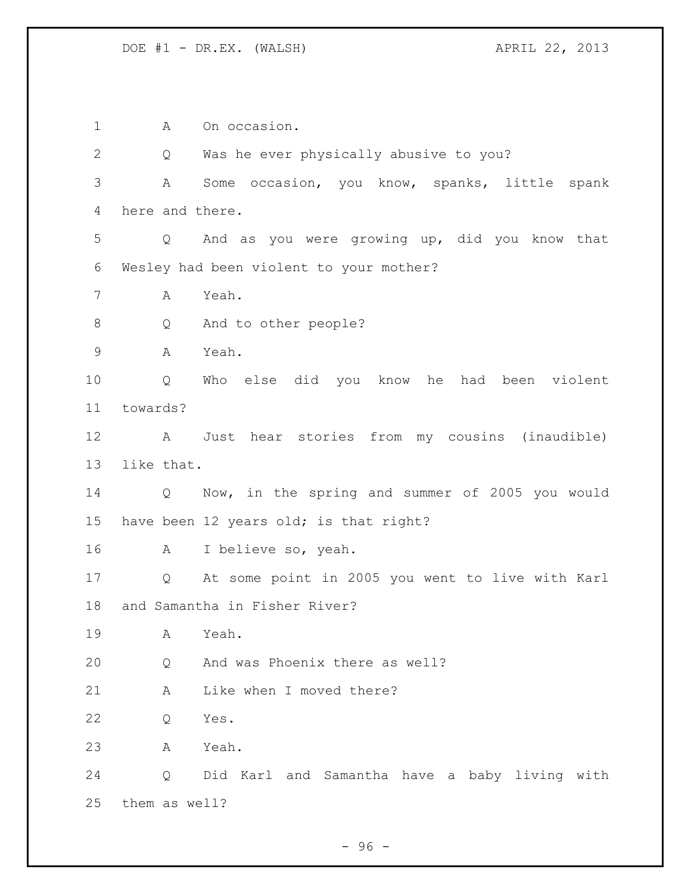A On occasion.

Q Was he ever physically abusive to you?

A Some occasion, you know, spanks, little spank here and there.

Q And as you were growing up, did you know that Wesley had been violent to your mother?

A Yeah.

Q And to other people?

A Yeah.

Q Who else did you know he had been violent towards?

A Just hear stories from my cousins (inaudible) like that.

Q Now, in the spring and summer of 2005 you would have been 12 years old; is that right?

A I believe so, yeah.

Q At some point in 2005 you went to live with Karl and Samantha in Fisher River?

A Yeah.

Q And was Phoenix there as well?

A Like when I moved there?

Q Yes.

A Yeah.

Q Did Karl and Samantha have a baby living with them as well?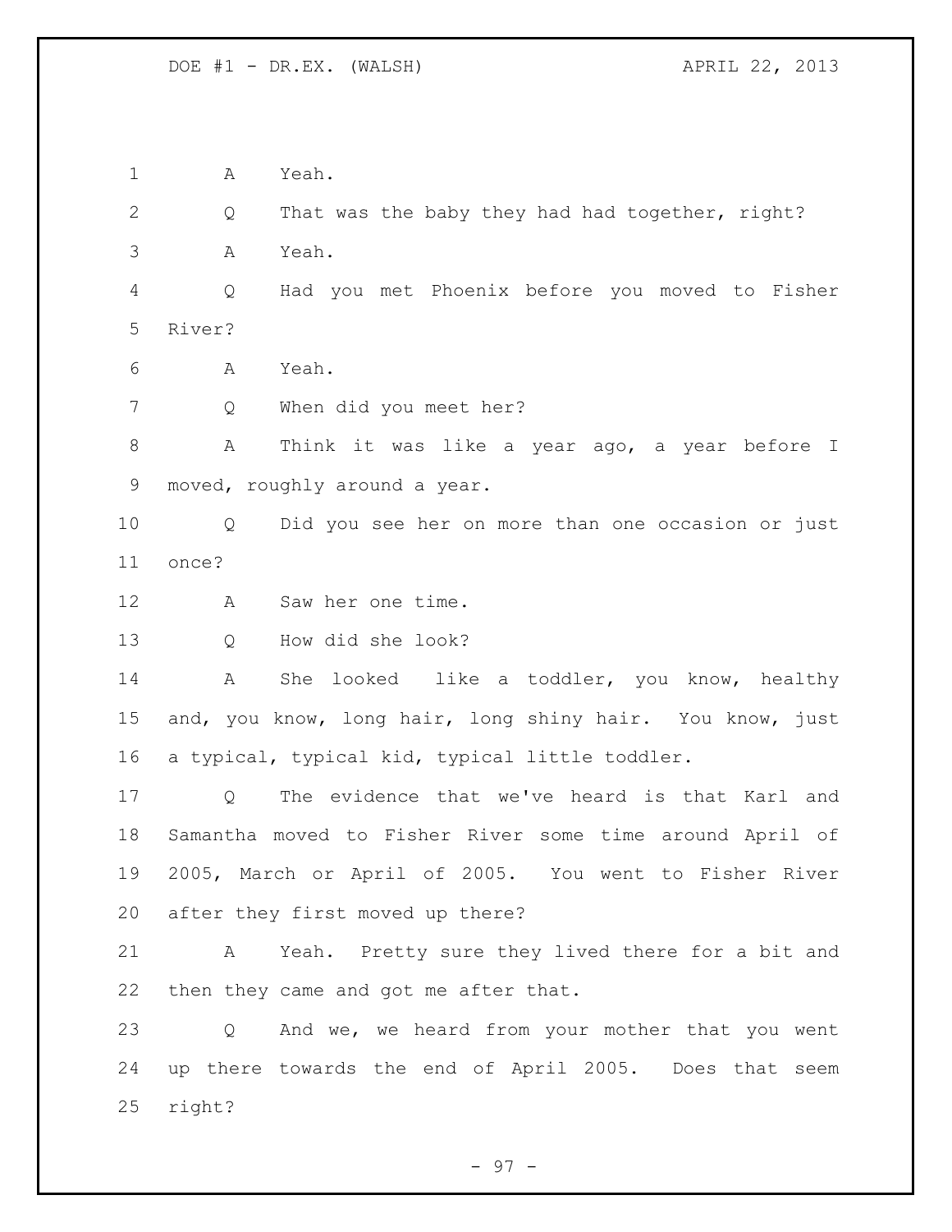A Yeah.

Q That was the baby they had had together, right?

A Yeah.

Q Had you met Phoenix before you moved to Fisher River?

A Yeah.

Q When did you meet her?

A Think it was like a year ago, a year before I moved, roughly around a year.

Q Did you see her on more than one occasion or just once?

A Saw her one time.

Q How did she look?

A She looked like a toddler, you know, healthy and, you know, long hair, long shiny hair. You know, just a typical, typical kid, typical little toddler.

Q The evidence that we've heard is that Karl and Samantha moved to Fisher River some time around April of 2005, March or April of 2005. You went to Fisher River after they first moved up there?

A Yeah. Pretty sure they lived there for a bit and then they came and got me after that.

Q And we, we heard from your mother that you went up there towards the end of April 2005. Does that seem right?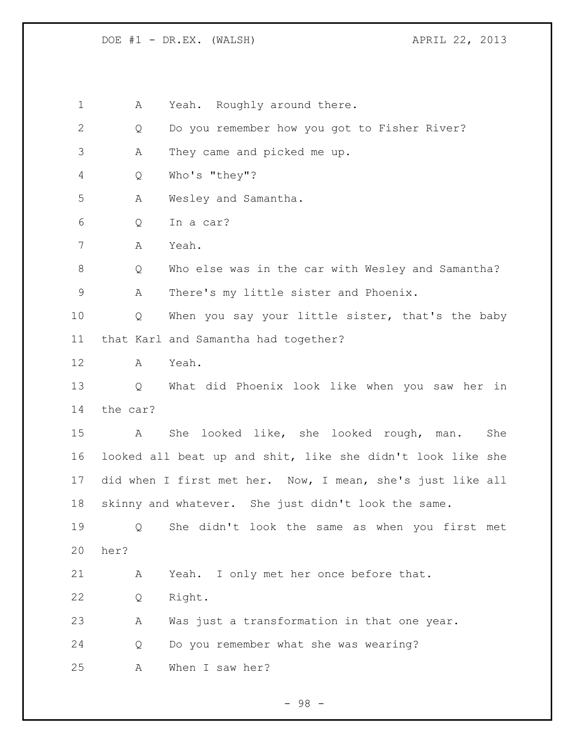A Yeah. Roughly around there.

Q Do you remember how you got to Fisher River?

A They came and picked me up.

Q Who's "they"?

A Wesley and Samantha.

Q In a car?

A Yeah.

Q Who else was in the car with Wesley and Samantha?

A There's my little sister and Phoenix.

Q When you say your little sister, that's the baby that Karl and Samantha had together?

A Yeah.

Q What did Phoenix look like when you saw her in the car?

A She looked like, she looked rough, man. She looked all beat up and shit, like she didn't look like she did when I first met her. Now, I mean, she's just like all skinny and whatever. She just didn't look the same.

Q She didn't look the same as when you first met her?

A Yeah. I only met her once before that.

Q Right.

A Was just a transformation in that one year.

Q Do you remember what she was wearing?

A When I saw her?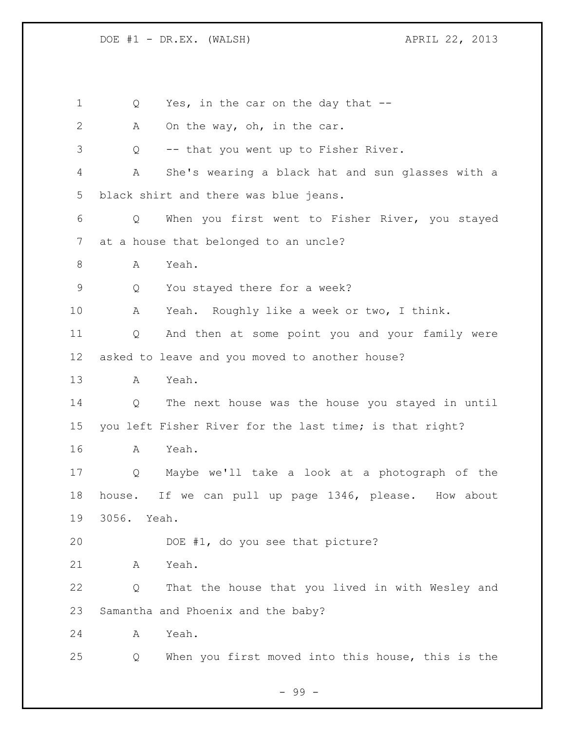1 Q Yes, in the car on the day that --

2 A On the way, oh, in the car.

3 Q -- that you went up to Fisher River.

4 A She's wearing a black hat and sun glasses with a

5 black shirt and there was blue jeans.

6 Q When you first went to Fisher River, you stayed

7 at a house that belonged to an uncle?

8 A Yeah.

9 Q You stayed there for a week?

10 A Yeah. Roughly like a week or two, I think.

11 Q And then at some point you and your family were

12 asked to leave and you moved to another house?

13 A Yeah.

14 Q The next house was the house you stayed in until

15 you left Fisher River for the last time; is that right?

16 A Yeah.

17 Q Maybe we'll take a look at a photograph of the

18 house. If we can pull up page 1346, please. How about

19 3056. Yeah.

20 DOE #1, do you see that picture?

21 A Yeah.

22 Q That the house that you lived in with Wesley and

23 Samantha and Phoenix and the baby?

24 A Yeah.

25 Q When you first moved into this house, this is the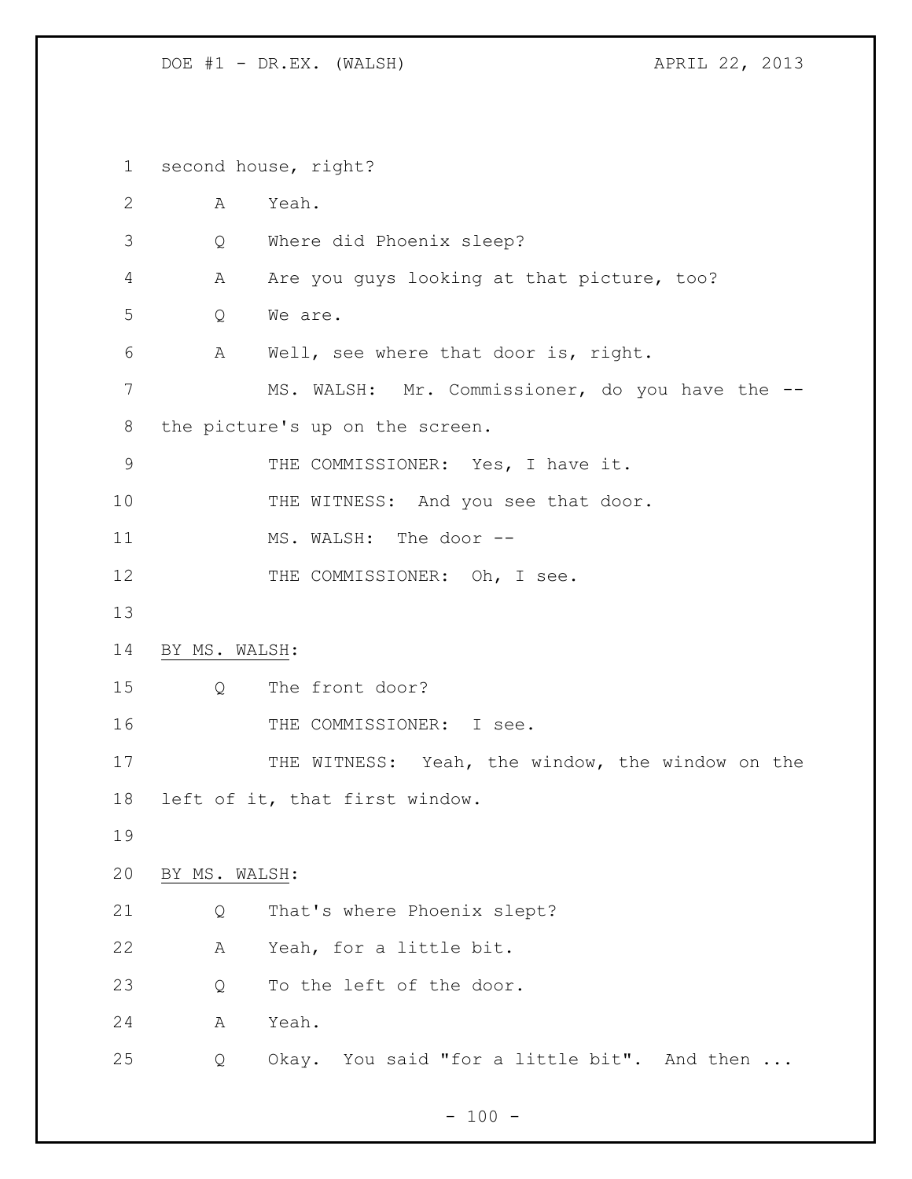second house, right?

A Yeah.

Q Where did Phoenix sleep?

A Are you guys looking at that picture, too?

Q We are.

A Well, see where that door is, right.

MS. WALSH: Mr. Commissioner, do you have the -- the picture's up on the screen.

THE COMMISSIONER: Yes, I have it.

THE WITNESS: And you see that door.

MS. WALSH: The door --

THE COMMISSIONER: Oh, I see.

BY MS. WALSH:

Q The front door?

THE COMMISSIONER: I see.

THE WITNESS: Yeah, the window, the window on the left of it, that first window.

BY MS. WALSH:

Q That's where Phoenix slept?

A Yeah, for a little bit.

Q To the left of the door.

A Yeah.

Q Okay. You said "for a little bit". And then ...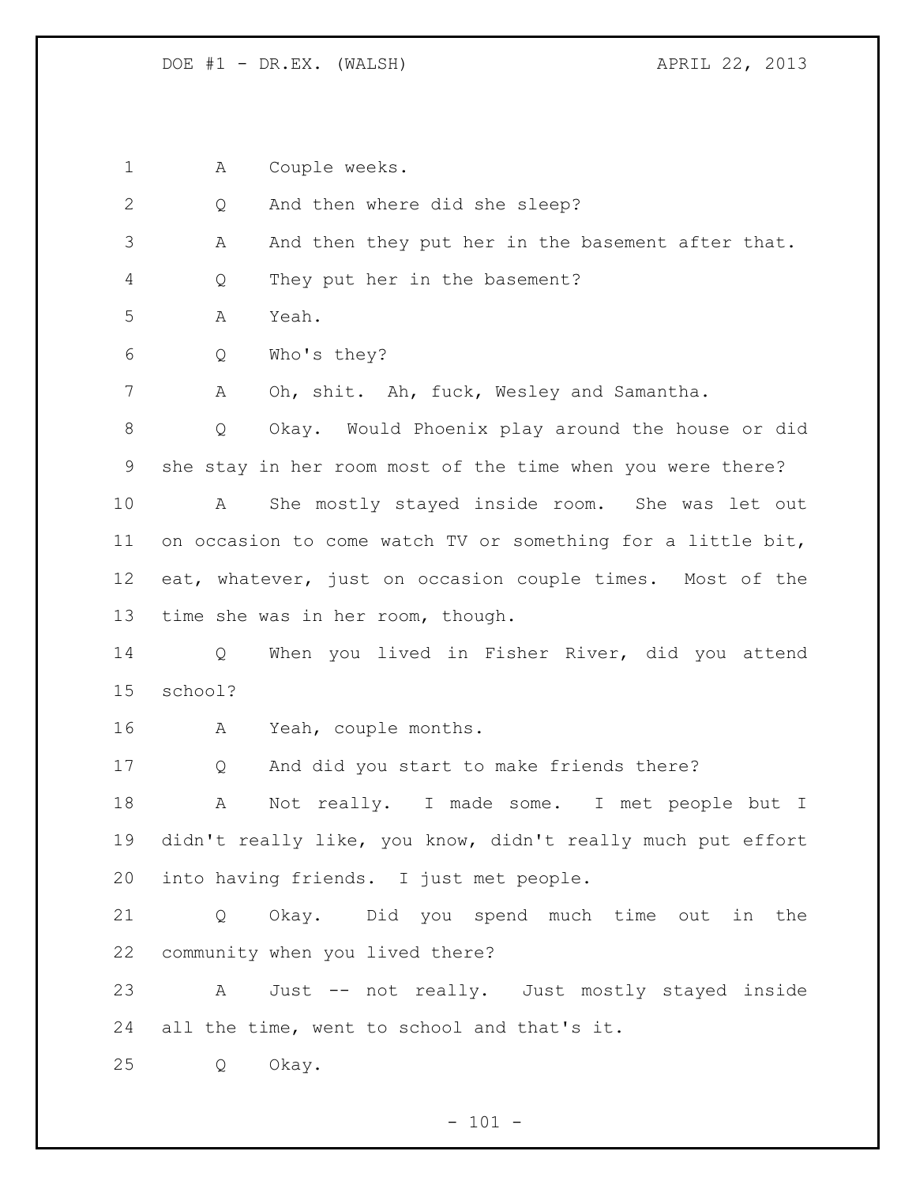A Couple weeks.

Q And then where did she sleep?

A And then they put her in the basement after that.

Q They put her in the basement?

A Yeah.

Q Who's they?

A Oh, shit. Ah, fuck, Wesley and Samantha.

Q Okay. Would Phoenix play around the house or did she stay in her room most of the time when you were there?

A She mostly stayed inside room. She was let out on occasion to come watch TV or something for a little bit, eat, whatever, just on occasion couple times. Most of the time she was in her room, though.

Q When you lived in Fisher River, did you attend school?

A Yeah, couple months.

Q And did you start to make friends there?

A Not really. I made some. I met people but I didn't really like, you know, didn't really much put effort into having friends. I just met people.

Q Okay. Did you spend much time out in the community when you lived there?

A Just -- not really. Just mostly stayed inside all the time, went to school and that's it.

Q Okay.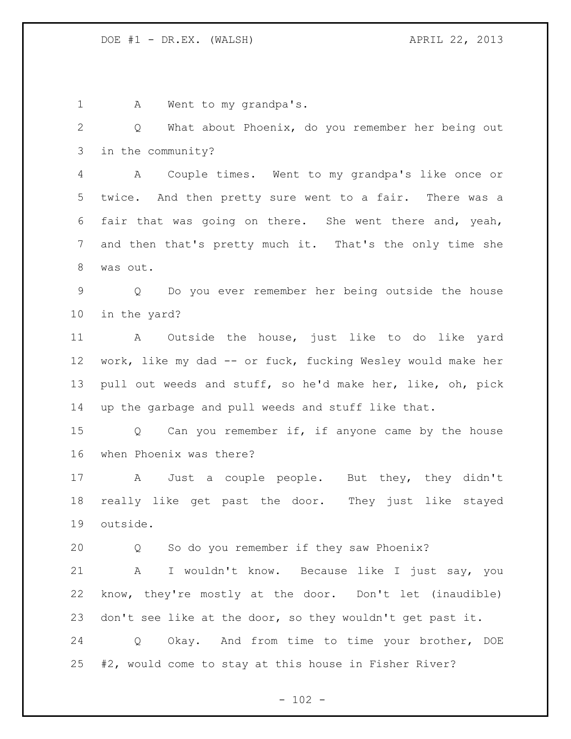A Went to my grandpa's.

Q What about Phoenix, do you remember her being out in the community?

A Couple times. Went to my grandpa's like once or twice. And then pretty sure went to a fair. There was a fair that was going on there. She went there and, yeah, and then that's pretty much it. That's the only time she was out.

Q Do you ever remember her being outside the house in the yard?

A Outside the house, just like to do like yard work, like my dad -- or fuck, fucking Wesley would make her pull out weeds and stuff, so he'd make her, like, oh, pick up the garbage and pull weeds and stuff like that.

Q Can you remember if, if anyone came by the house when Phoenix was there?

A Just a couple people. But they, they didn't really like get past the door. They just like stayed outside.

Q So do you remember if they saw Phoenix?

A I wouldn't know. Because like I just say, you know, they're mostly at the door. Don't let (inaudible) don't see like at the door, so they wouldn't get past it.

Q Okay. And from time to time your brother, DOE #2, would come to stay at this house in Fisher River?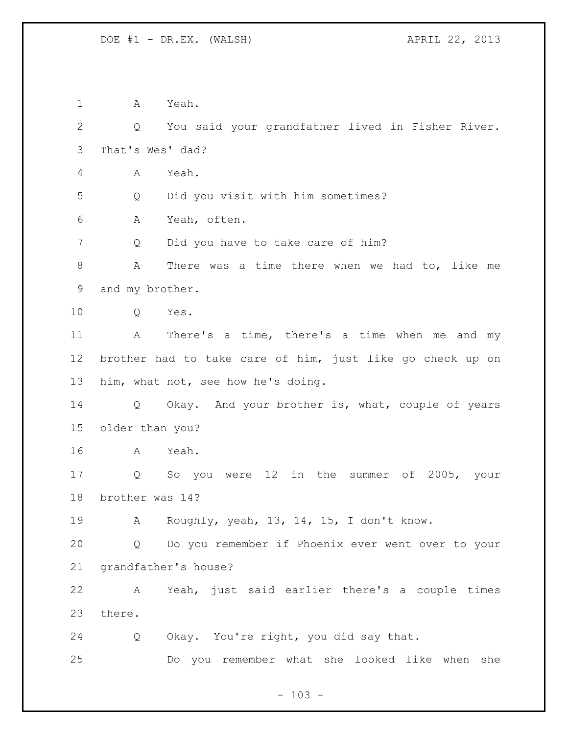A Yeah.

Q You said your grandfather lived in Fisher River. That's Wes' dad?

A Yeah.

Q Did you visit with him sometimes?

A Yeah, often.

Q Did you have to take care of him?

A There was a time there when we had to, like me and my brother.

Q Yes.

A There's a time, there's a time when me and my brother had to take care of him, just like go check up on him, what not, see how he's doing.

Q Okay. And your brother is, what, couple of years older than you?

A Yeah.

Q So you were 12 in the summer of 2005, your brother was 14?

A Roughly, yeah, 13, 14, 15, I don't know.

Q Do you remember if Phoenix ever went over to your grandfather's house?

A Yeah, just said earlier there's a couple times there.

Q Okay. You're right, you did say that.

Do you remember what she looked like when she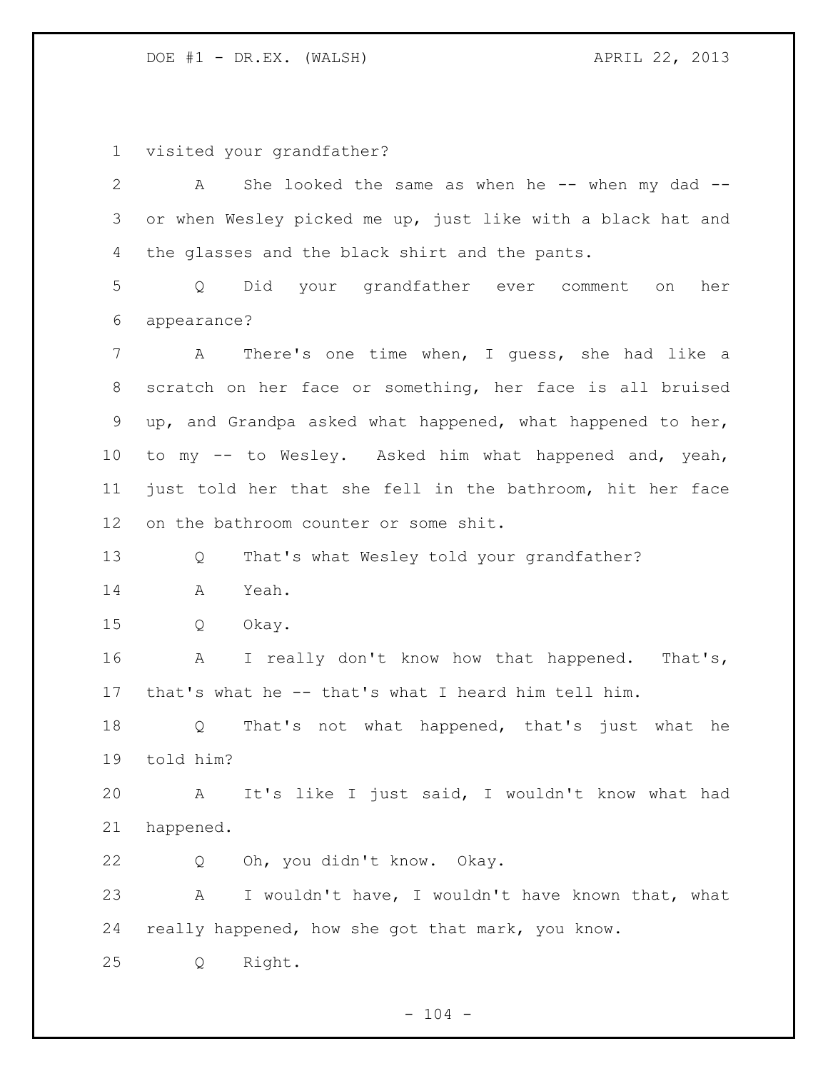visited your grandfather?

A She looked the same as when he -- when my dad -- or when Wesley picked me up, just like with a black hat and the glasses and the black shirt and the pants.

Q Did your grandfather ever comment on her appearance?

A There's one time when, I guess, she had like a scratch on her face or something, her face is all bruised up, and Grandpa asked what happened, what happened to her, to my -- to Wesley. Asked him what happened and, yeah, just told her that she fell in the bathroom, hit her face on the bathroom counter or some shit.

Q That's what Wesley told your grandfather?

A Yeah.

Q Okay.

A I really don't know how that happened. That's, that's what he -- that's what I heard him tell him.

Q That's not what happened, that's just what he told him?

A It's like I just said, I wouldn't know what had happened.

Q Oh, you didn't know. Okay.

A I wouldn't have, I wouldn't have known that, what really happened, how she got that mark, you know.

Q Right.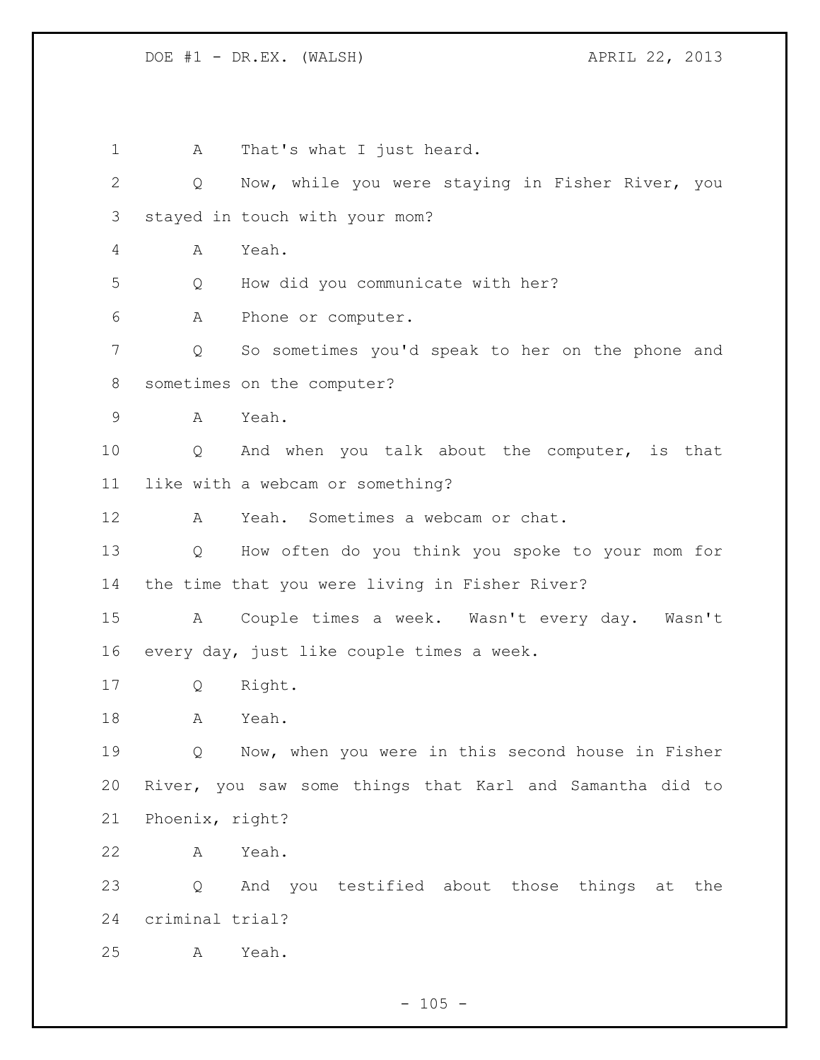1 A That's what I just heard.

2 Q Now, while you were staying in Fisher River, you
3 stayed in touch with your mom?

4 A Yeah.

5 Q How did you communicate with her?

6 A Phone or computer.

7 Q So sometimes you'd speak to her on the phone and
8 sometimes on the computer?

9 A Yeah.

10 Q And when you talk about the computer, is that
11 like with a webcam or something?

12 A Yeah. Sometimes a webcam or chat.

13 Q How often do you think you spoke to your mom for
14 the time that you were living in Fisher River?

15 A Couple times a week. Wasn't every day. Wasn't
16 every day, just like couple times a week.

17 Q Right.

18 A Yeah.

19 Q Now, when you were in this second house in Fisher
20 River, you saw some things that Karl and Samantha did to
21 Phoenix, right?

22 A Yeah.

23 Q And you testified about those things at the
24 criminal trial?

25 A Yeah.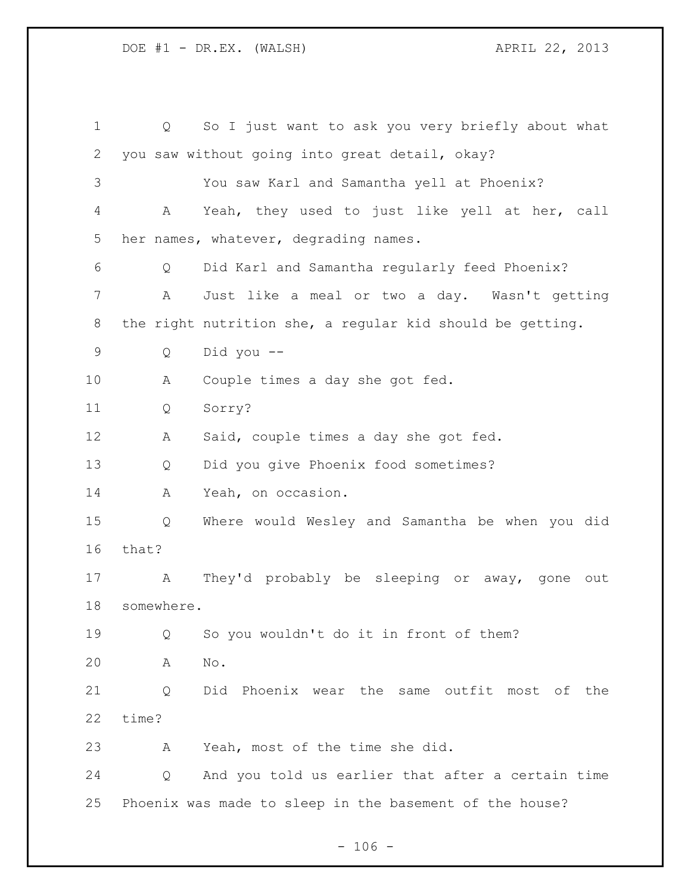Q So I just want to ask you very briefly about what you saw without going into great detail, okay?

You saw Karl and Samantha yell at Phoenix?

A Yeah, they used to just like yell at her, call her names, whatever, degrading names.

Q Did Karl and Samantha regularly feed Phoenix?

A Just like a meal or two a day. Wasn't getting the right nutrition she, a regular kid should be getting.

Q Did you --

A Couple times a day she got fed.

Q Sorry?

A Said, couple times a day she got fed.

Q Did you give Phoenix food sometimes?

A Yeah, on occasion.

Q Where would Wesley and Samantha be when you did that?

A They'd probably be sleeping or away, gone out somewhere.

Q So you wouldn't do it in front of them?

A No.

Q Did Phoenix wear the same outfit most of the time?

A Yeah, most of the time she did.

Q And you told us earlier that after a certain time Phoenix was made to sleep in the basement of the house?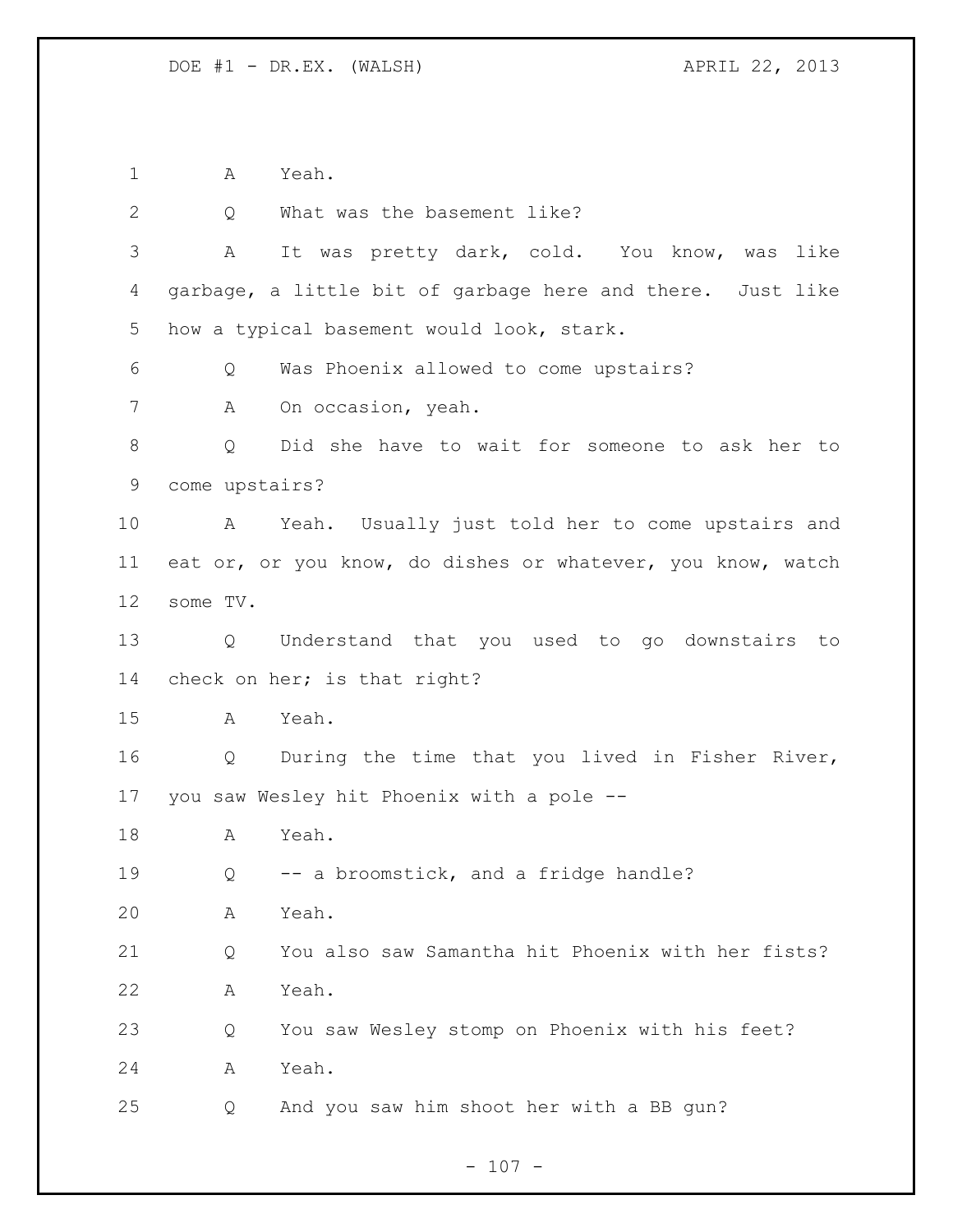A Yeah.

Q What was the basement like?

A It was pretty dark, cold. You know, was like garbage, a little bit of garbage here and there. Just like how a typical basement would look, stark.

Q Was Phoenix allowed to come upstairs?

A On occasion, yeah.

Q Did she have to wait for someone to ask her to come upstairs?

A Yeah. Usually just told her to come upstairs and eat or, or you know, do dishes or whatever, you know, watch some TV.

Q Understand that you used to go downstairs to check on her; is that right?

A Yeah.

Q During the time that you lived in Fisher River, you saw Wesley hit Phoenix with a pole --

A Yeah.

Q -- a broomstick, and a fridge handle?

A Yeah.

Q You also saw Samantha hit Phoenix with her fists?

A Yeah.

Q You saw Wesley stomp on Phoenix with his feet?

A Yeah.

Q And you saw him shoot her with a BB gun?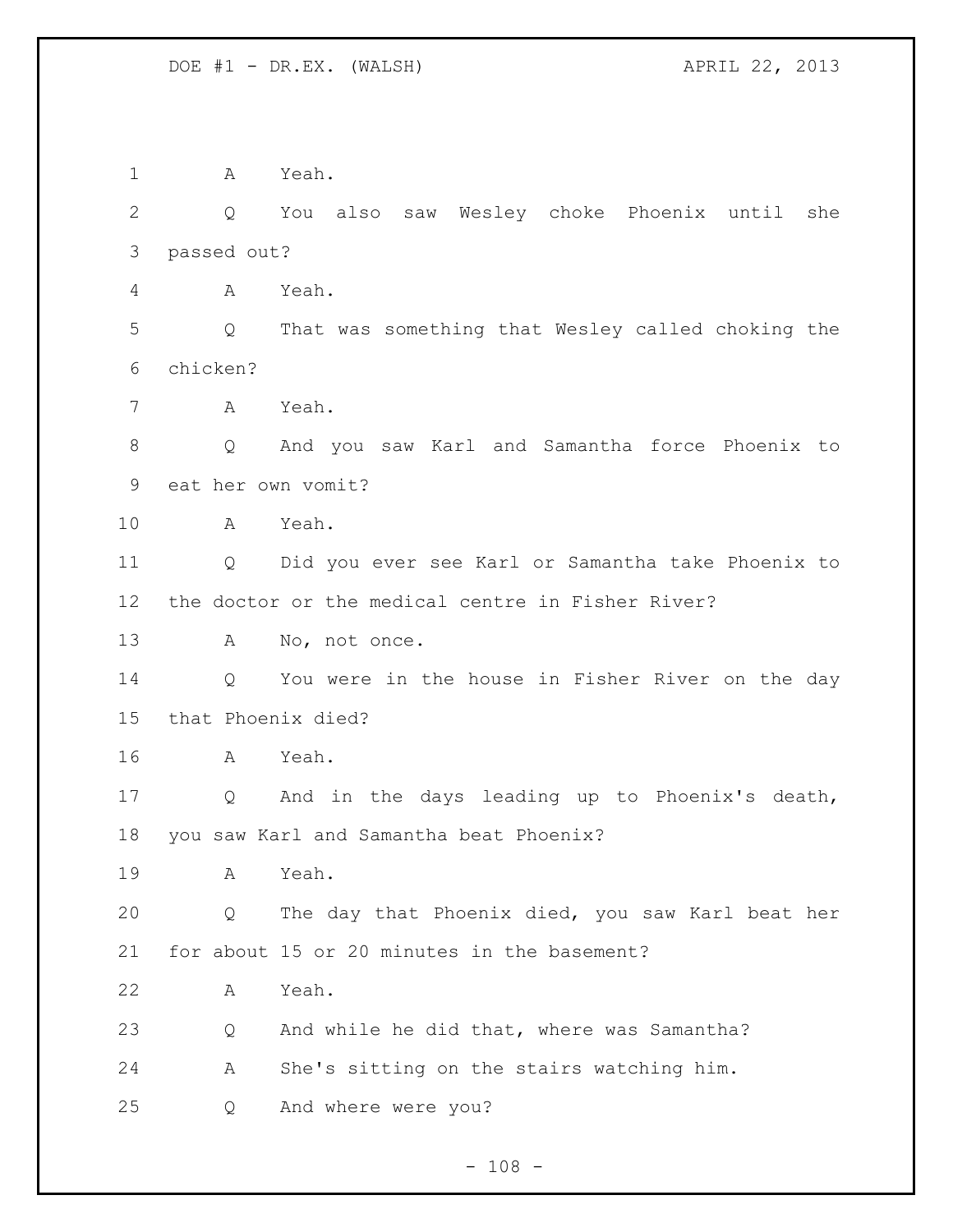1 A Yeah.

2 Q You also saw Wesley choke Phoenix until she
3 passed out?

4 A Yeah.

5 Q That was something that Wesley called choking the
6 chicken?

7 A Yeah.

8 Q And you saw Karl and Samantha force Phoenix to
9 eat her own vomit?

10 A Yeah.

11 Q Did you ever see Karl or Samantha take Phoenix to
12 the doctor or the medical centre in Fisher River?

13 A No, not once.

14 Q You were in the house in Fisher River on the day
15 that Phoenix died?

16 A Yeah.

17 Q And in the days leading up to Phoenix's death,
18 you saw Karl and Samantha beat Phoenix?

19 A Yeah.

20 Q The day that Phoenix died, you saw Karl beat her
21 for about 15 or 20 minutes in the basement?

22 A Yeah.

23 Q And while he did that, where was Samantha?

24 A She's sitting on the stairs watching him.

25 Q And where were you?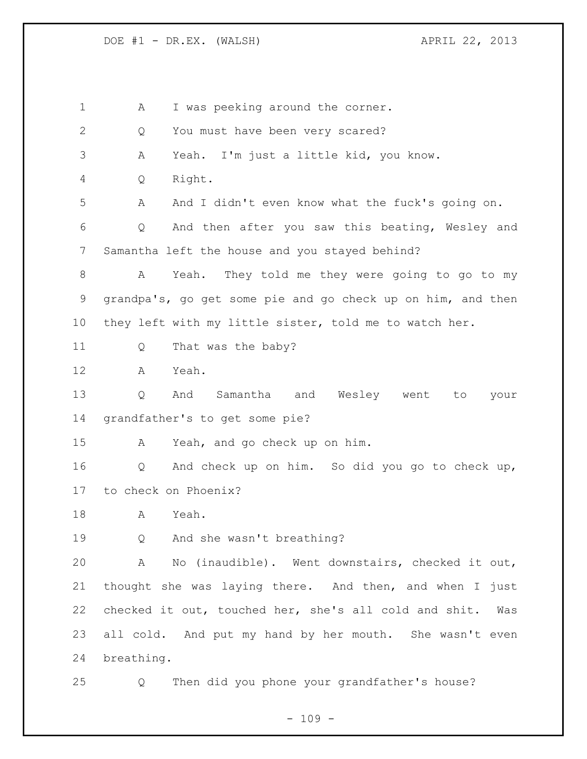A I was peeking around the corner.

Q You must have been very scared?

A Yeah. I'm just a little kid, you know.

Q Right.

A And I didn't even know what the fuck's going on.

Q And then after you saw this beating, Wesley and Samantha left the house and you stayed behind?

A Yeah. They told me they were going to go to my grandpa's, go get some pie and go check up on him, and then they left with my little sister, told me to watch her.

Q That was the baby?

A Yeah.

Q And Samantha and Wesley went to your grandfather's to get some pie?

A Yeah, and go check up on him.

Q And check up on him. So did you go to check up, to check on Phoenix?

A Yeah.

Q And she wasn't breathing?

A No (inaudible). Went downstairs, checked it out, thought she was laying there. And then, and when I just checked it out, touched her, she's all cold and shit. Was all cold. And put my hand by her mouth. She wasn't even breathing.

Q Then did you phone your grandfather's house?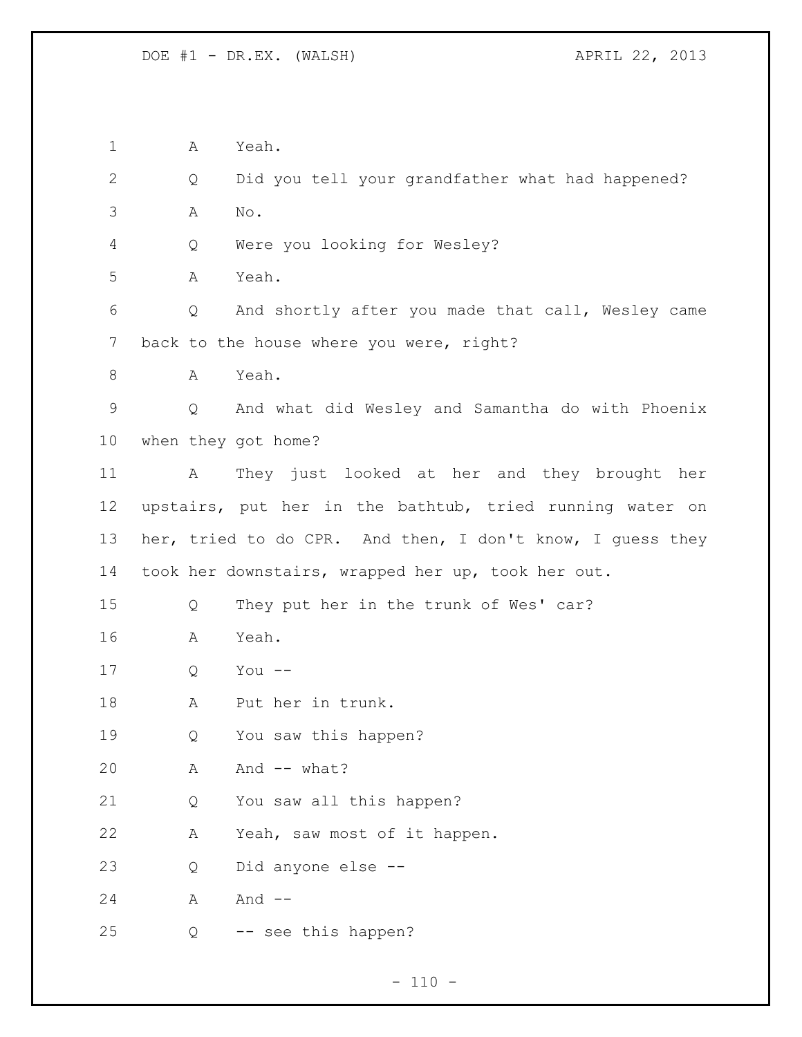1 A Yeah.

2 Q Did you tell your grandfather what had happened?

3 A No.

4 Q Were you looking for Wesley?

5 A Yeah.

6 Q And shortly after you made that call, Wesley came

7 back to the house where you were, right?

8 A Yeah.

9 Q And what did Wesley and Samantha do with Phoenix

10 when they got home?

11 A They just looked at her and they brought her

12 upstairs, put her in the bathtub, tried running water on

13 her, tried to do CPR. And then, I don't know, I guess they

14 took her downstairs, wrapped her up, took her out.

15 Q They put her in the trunk of Wes' car?

16 A Yeah.

17 Q You --

18 A Put her in trunk.

19 Q You saw this happen?

20 A And -- what?

21 Q You saw all this happen?

22 A Yeah, saw most of it happen.

23 Q Did anyone else --

24 A And --

25 Q -- see this happen?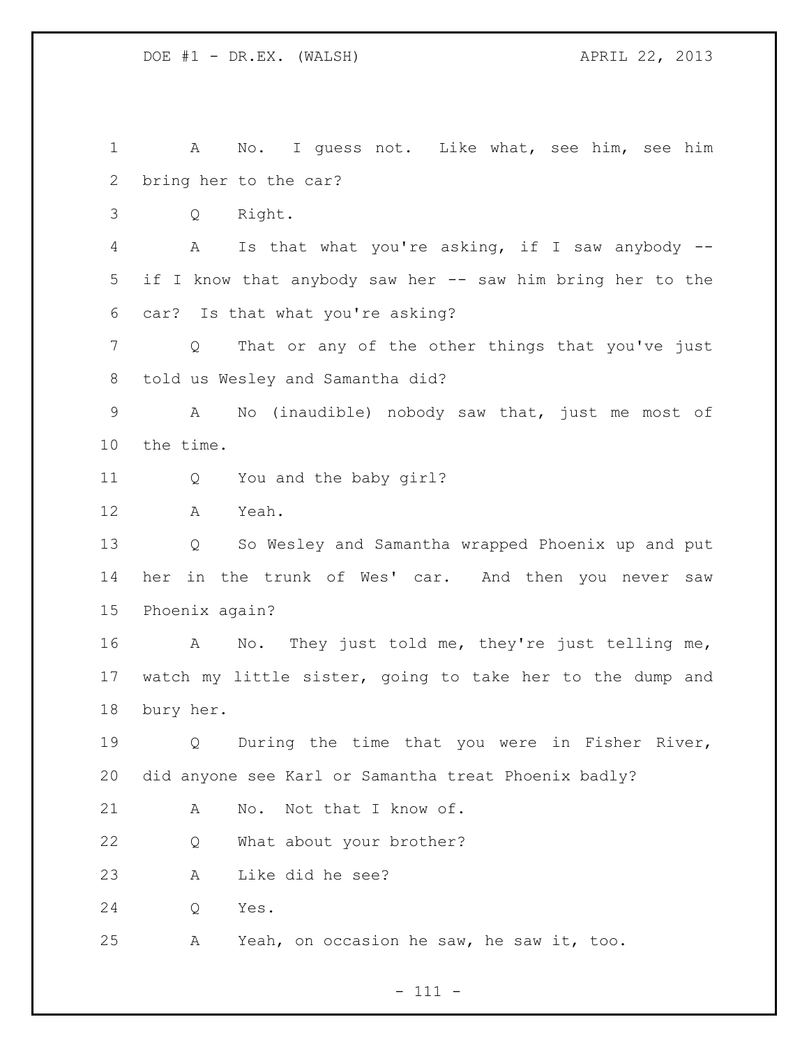1 A No. I guess not. Like what, see him, see him
2 bring her to the car?
3 Q Right.
4 A Is that what you're asking, if I saw anybody --
5 if I know that anybody saw her -- saw him bring her to the
6 car? Is that what you're asking?
7 Q That or any of the other things that you've just
8 told us Wesley and Samantha did?
9 A No (inaudible) nobody saw that, just me most of
10 the time.
11 Q You and the baby girl?
12 A Yeah.
13 Q So Wesley and Samantha wrapped Phoenix up and put
14 her in the trunk of Wes' car. And then you never saw
15 Phoenix again?
16 A No. They just told me, they're just telling me,
17 watch my little sister, going to take her to the dump and
18 bury her.
19 Q During the time that you were in Fisher River,
20 did anyone see Karl or Samantha treat Phoenix badly?
21 A No. Not that I know of.
22 Q What about your brother?
23 A Like did he see?
24 Q Yes.
25 A Yeah, on occasion he saw, he saw it, too.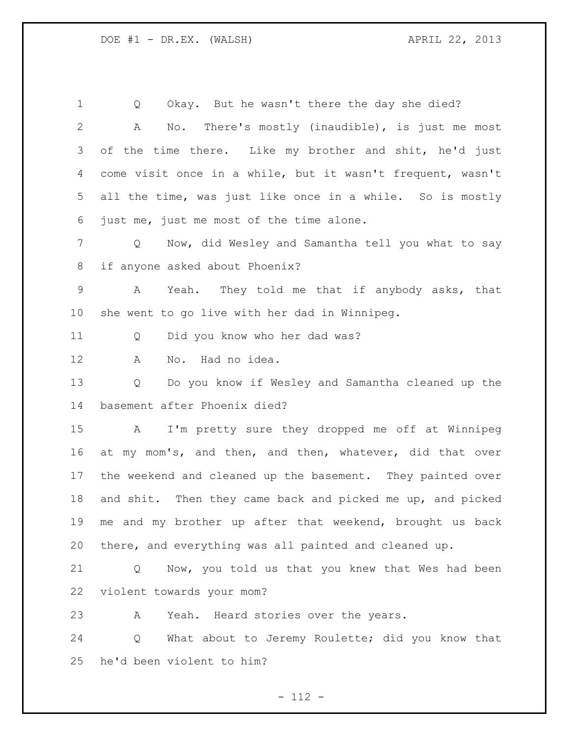Q Okay. But he wasn't there the day she died?

A No. There's mostly (inaudible), is just me most of the time there. Like my brother and shit, he'd just come visit once in a while, but it wasn't frequent, wasn't all the time, was just like once in a while. So is mostly just me, just me most of the time alone.

Q Now, did Wesley and Samantha tell you what to say if anyone asked about Phoenix?

A Yeah. They told me that if anybody asks, that she went to go live with her dad in Winnipeg.

Q Did you know who her dad was?

A No. Had no idea.

Q Do you know if Wesley and Samantha cleaned up the basement after Phoenix died?

A I'm pretty sure they dropped me off at Winnipeg at my mom's, and then, and then, whatever, did that over the weekend and cleaned up the basement. They painted over and shit. Then they came back and picked me up, and picked me and my brother up after that weekend, brought us back there, and everything was all painted and cleaned up.

Q Now, you told us that you knew that Wes had been violent towards your mom?

A Yeah. Heard stories over the years.

Q What about to Jeremy Roulette; did you know that he'd been violent to him?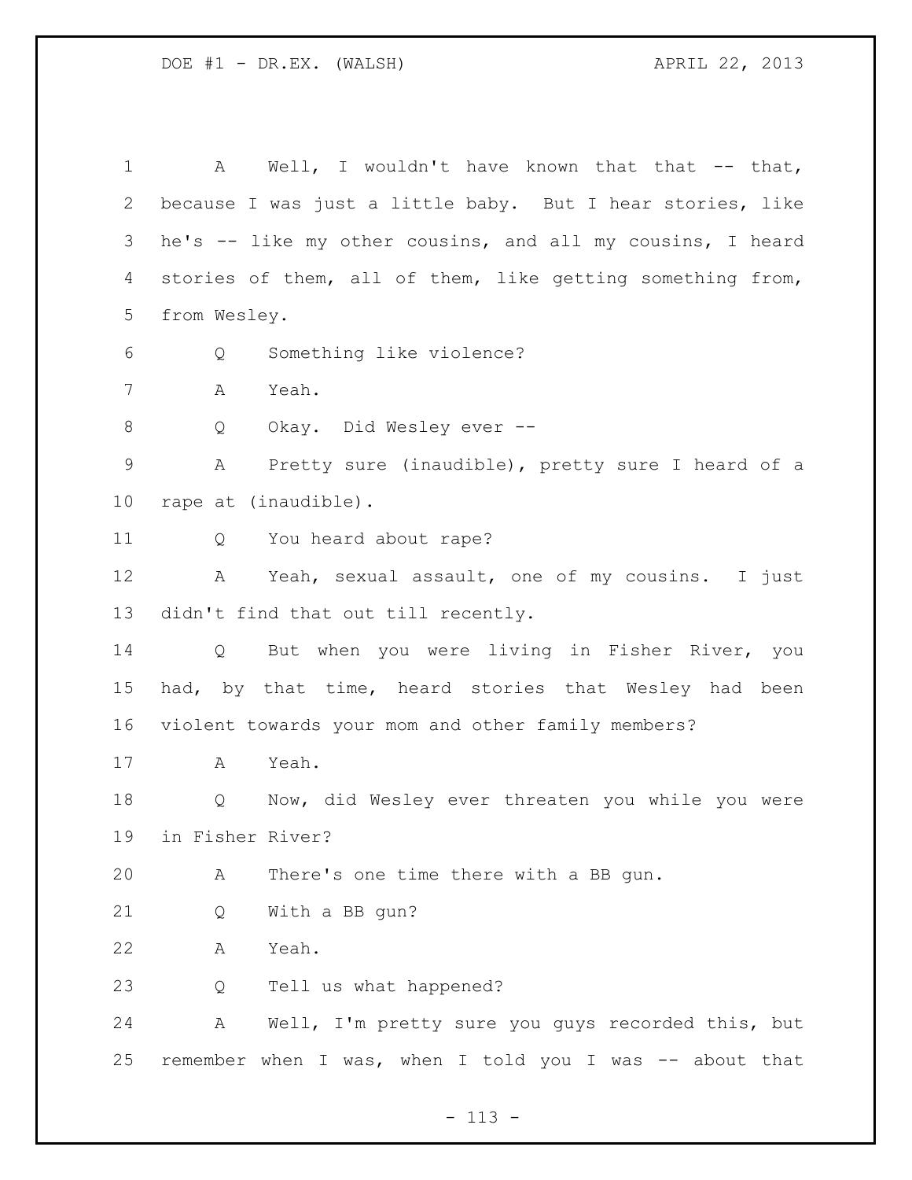A Well, I wouldn't have known that that -- that, because I was just a little baby. But I hear stories, like he's -- like my other cousins, and all my cousins, I heard stories of them, all of them, like getting something from, from Wesley.

Q Something like violence?

A Yeah.

Q Okay. Did Wesley ever --

A Pretty sure (inaudible), pretty sure I heard of a rape at (inaudible).

Q You heard about rape?

A Yeah, sexual assault, one of my cousins. I just didn't find that out till recently.

Q But when you were living in Fisher River, you had, by that time, heard stories that Wesley had been violent towards your mom and other family members?

A Yeah.

Q Now, did Wesley ever threaten you while you were in Fisher River?

A There's one time there with a BB gun.

Q With a BB gun?

A Yeah.

Q Tell us what happened?

A Well, I'm pretty sure you guys recorded this, but remember when I was, when I told you I was -- about that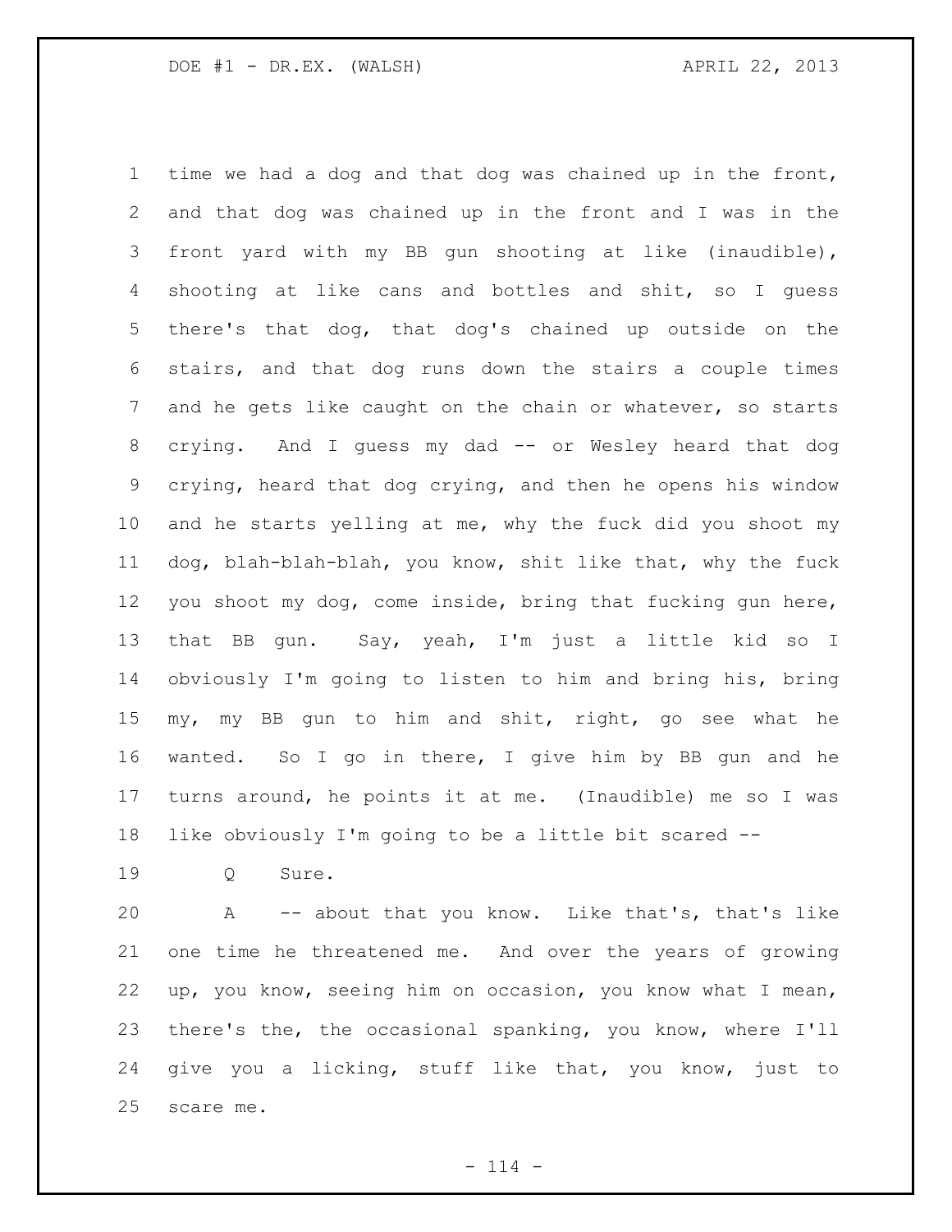time we had a dog and that dog was chained up in the front, and that dog was chained up in the front and I was in the front yard with my BB gun shooting at like (inaudible), shooting at like cans and bottles and shit, so I guess there's that dog, that dog's chained up outside on the stairs, and that dog runs down the stairs a couple times and he gets like caught on the chain or whatever, so starts crying. And I guess my dad -- or Wesley heard that dog crying, heard that dog crying, and then he opens his window and he starts yelling at me, why the fuck did you shoot my dog, blah-blah-blah, you know, shit like that, why the fuck you shoot my dog, come inside, bring that fucking gun here, that BB gun. Say, yeah, I'm just a little kid so I obviously I'm going to listen to him and bring his, bring my, my BB gun to him and shit, right, go see what he wanted. So I go in there, I give him by BB gun and he turns around, he points it at me. (Inaudible) me so I was like obviously I'm going to be a little bit scared --

Q Sure.

A -- about that you know. Like that's, that's like one time he threatened me. And over the years of growing up, you know, seeing him on occasion, you know what I mean, there's the, the occasional spanking, you know, where I'll give you a licking, stuff like that, you know, just to scare me.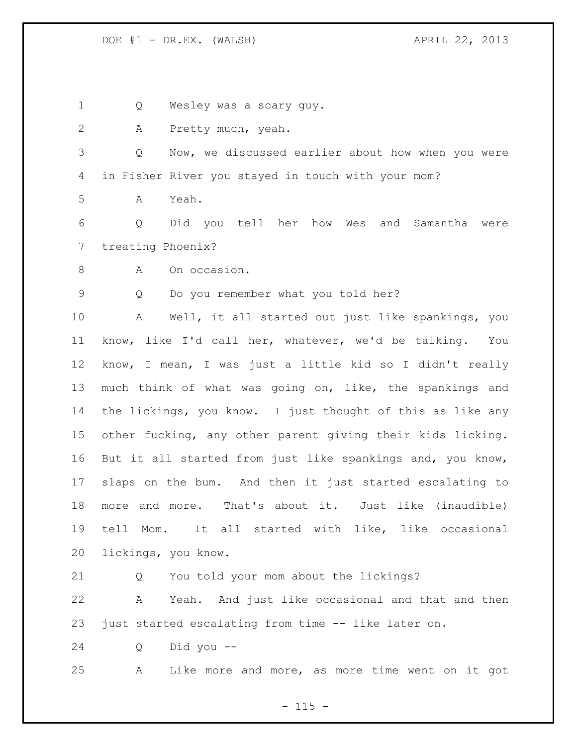Q Wesley was a scary guy.

A Pretty much, yeah.

Q Now, we discussed earlier about how when you were in Fisher River you stayed in touch with your mom?

A Yeah.

Q Did you tell her how Wes and Samantha were treating Phoenix?

A On occasion.

Q Do you remember what you told her?

A Well, it all started out just like spankings, you know, like I'd call her, whatever, we'd be talking. You know, I mean, I was just a little kid so I didn't really much think of what was going on, like, the spankings and the lickings, you know. I just thought of this as like any other fucking, any other parent giving their kids licking. But it all started from just like spankings and, you know, slaps on the bum. And then it just started escalating to more and more. That's about it. Just like (inaudible) tell Mom. It all started with like, like occasional lickings, you know.

Q You told your mom about the lickings?

A Yeah. And just like occasional and that and then just started escalating from time -- like later on.

Q Did you --

A Like more and more, as more time went on it got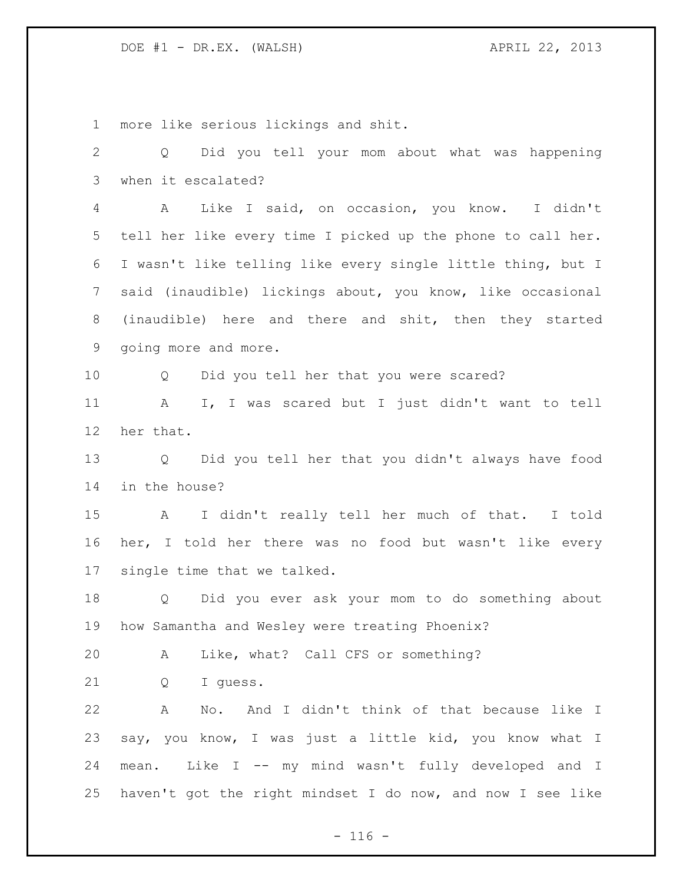more like serious lickings and shit.

Q Did you tell your mom about what was happening when it escalated?

A Like I said, on occasion, you know. I didn't tell her like every time I picked up the phone to call her. I wasn't like telling like every single little thing, but I said (inaudible) lickings about, you know, like occasional (inaudible) here and there and shit, then they started going more and more.

Q Did you tell her that you were scared?

A I, I was scared but I just didn't want to tell her that.

Q Did you tell her that you didn't always have food in the house?

A I didn't really tell her much of that. I told her, I told her there was no food but wasn't like every single time that we talked.

Q Did you ever ask your mom to do something about how Samantha and Wesley were treating Phoenix?

A Like, what? Call CFS or something?

Q I guess.

A No. And I didn't think of that because like I say, you know, I was just a little kid, you know what I mean. Like I -- my mind wasn't fully developed and I haven't got the right mindset I do now, and now I see like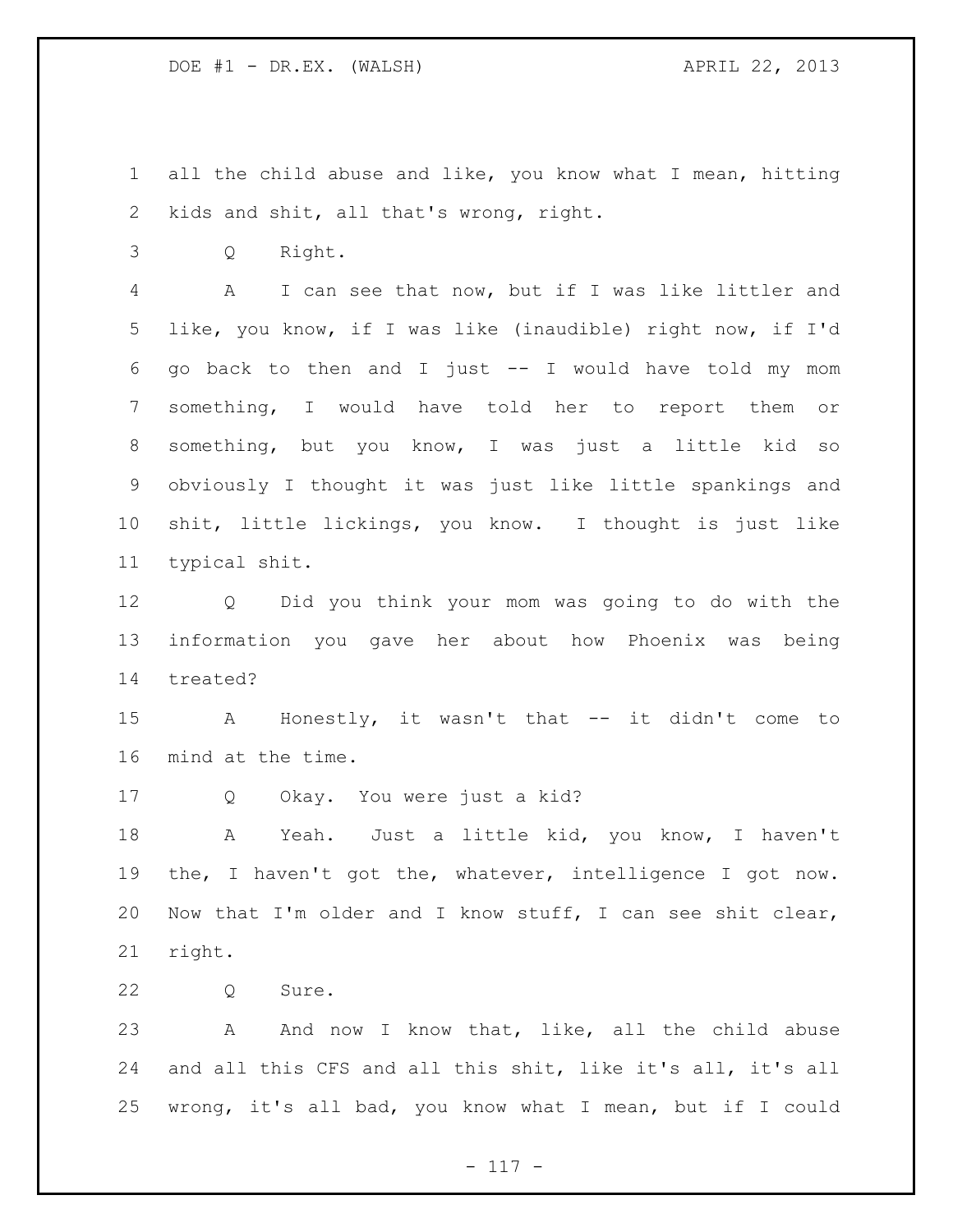all the child abuse and like, you know what I mean, hitting kids and shit, all that's wrong, right.

Q Right.

A I can see that now, but if I was like littler and like, you know, if I was like (inaudible) right now, if I'd go back to then and I just -- I would have told my mom something, I would have told her to report them or something, but you know, I was just a little kid so obviously I thought it was just like little spankings and shit, little lickings, you know. I thought is just like typical shit.

Q Did you think your mom was going to do with the information you gave her about how Phoenix was being treated?

A Honestly, it wasn't that -- it didn't come to mind at the time.

Q Okay. You were just a kid?

A Yeah. Just a little kid, you know, I haven't the, I haven't got the, whatever, intelligence I got now. Now that I'm older and I know stuff, I can see shit clear, right.

Q Sure.

A And now I know that, like, all the child abuse and all this CFS and all this shit, like it's all, it's all wrong, it's all bad, you know what I mean, but if I could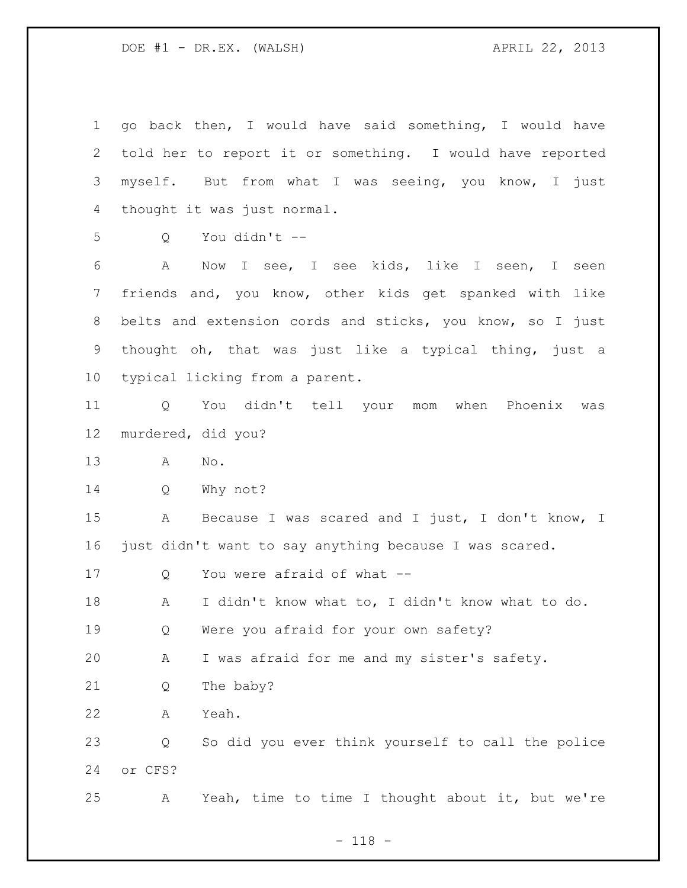go back then, I would have said something, I would have told her to report it or something. I would have reported myself. But from what I was seeing, you know, I just thought it was just normal.

Q You didn't --

A Now I see, I see kids, like I seen, I seen friends and, you know, other kids get spanked with like belts and extension cords and sticks, you know, so I just thought oh, that was just like a typical thing, just a typical licking from a parent.

Q You didn't tell your mom when Phoenix was murdered, did you?

A No.

Q Why not?

A Because I was scared and I just, I don't know, I just didn't want to say anything because I was scared.

Q You were afraid of what --

A I didn't know what to, I didn't know what to do.

Q Were you afraid for your own safety?

A I was afraid for me and my sister's safety.

Q The baby?

A Yeah.

Q So did you ever think yourself to call the police or CFS?

A Yeah, time to time I thought about it, but we're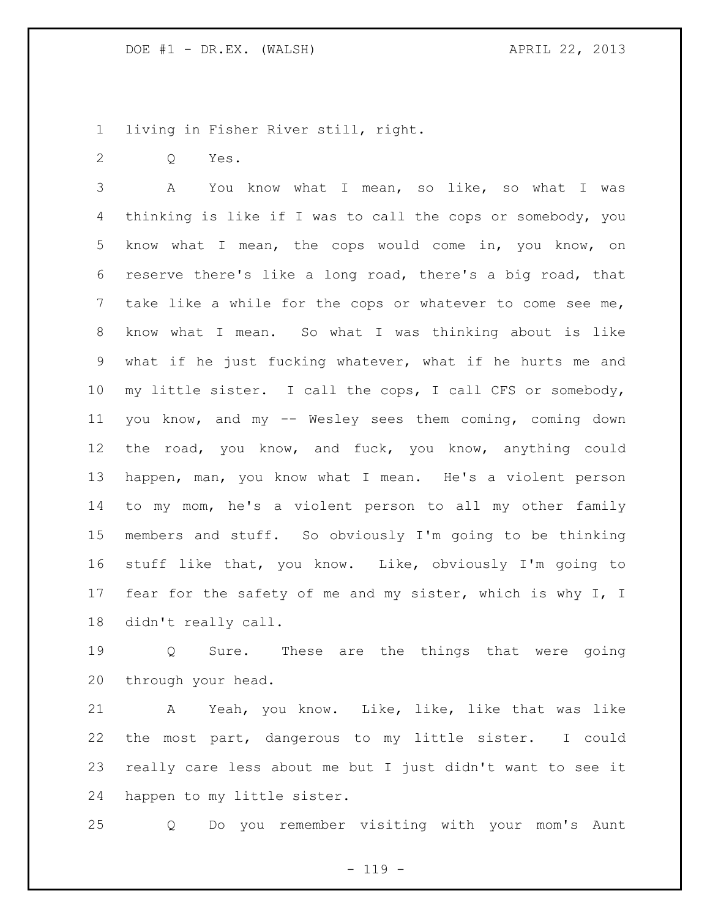living in Fisher River still, right.

Q Yes.

A You know what I mean, so like, so what I was thinking is like if I was to call the cops or somebody, you know what I mean, the cops would come in, you know, on reserve there's like a long road, there's a big road, that take like a while for the cops or whatever to come see me, know what I mean. So what I was thinking about is like what if he just fucking whatever, what if he hurts me and my little sister. I call the cops, I call CFS or somebody, you know, and my -- Wesley sees them coming, coming down the road, you know, and fuck, you know, anything could happen, man, you know what I mean. He's a violent person to my mom, he's a violent person to all my other family members and stuff. So obviously I'm going to be thinking stuff like that, you know. Like, obviously I'm going to fear for the safety of me and my sister, which is why I, I didn't really call.

Q Sure. These are the things that were going through your head.

A Yeah, you know. Like, like, like that was like the most part, dangerous to my little sister. I could really care less about me but I just didn't want to see it happen to my little sister.

Q Do you remember visiting with your mom's Aunt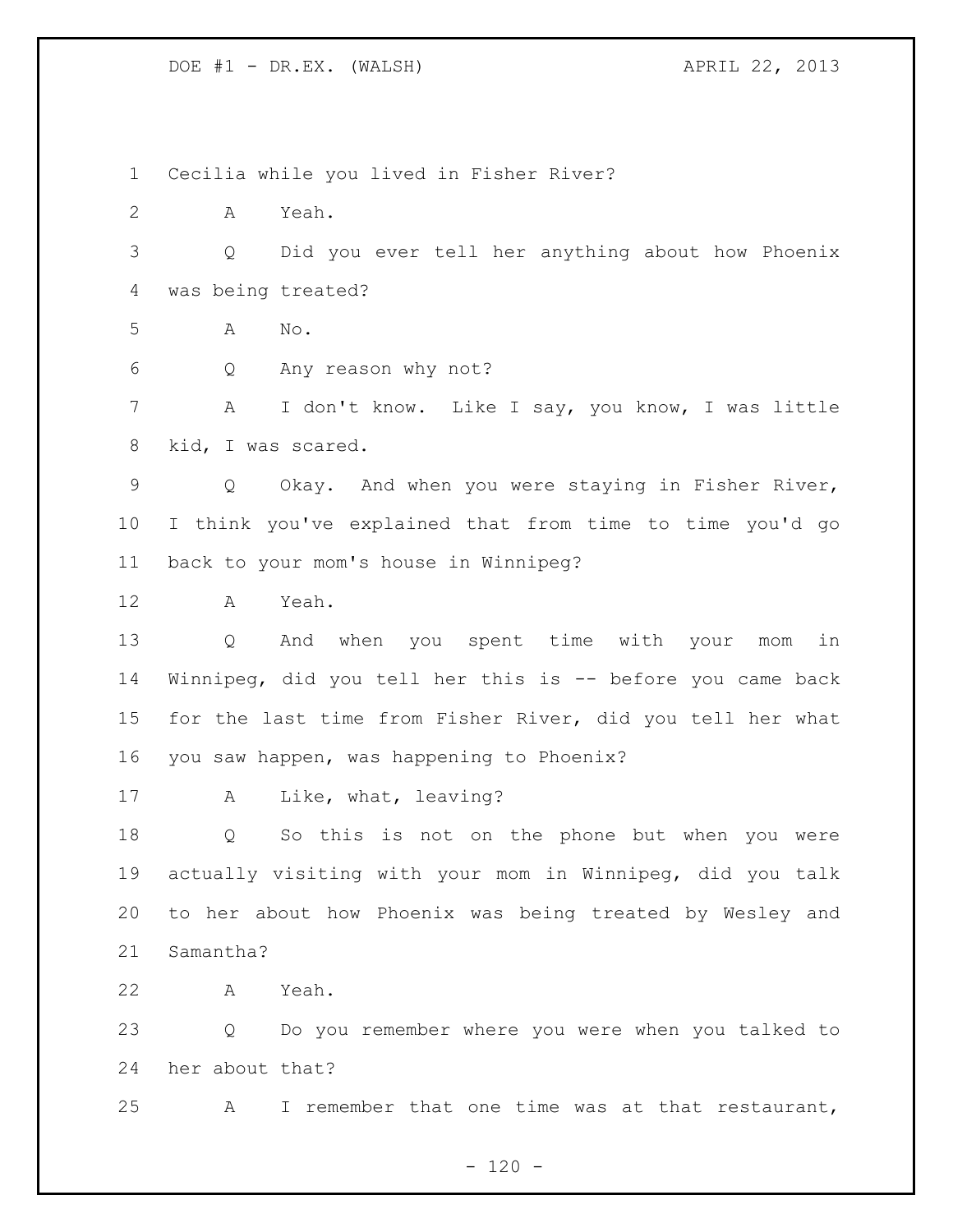Cecilia while you lived in Fisher River?

A Yeah.

Q Did you ever tell her anything about how Phoenix was being treated?

A No.

Q Any reason why not?

A I don't know. Like I say, you know, I was little kid, I was scared.

Q Okay. And when you were staying in Fisher River, I think you've explained that from time to time you'd go back to your mom's house in Winnipeg?

A Yeah.

Q And when you spent time with your mom in Winnipeg, did you tell her this is -- before you came back for the last time from Fisher River, did you tell her what you saw happen, was happening to Phoenix?

A Like, what, leaving?

Q So this is not on the phone but when you were actually visiting with your mom in Winnipeg, did you talk to her about how Phoenix was being treated by Wesley and Samantha?

A Yeah.

Q Do you remember where you were when you talked to her about that?

A I remember that one time was at that restaurant,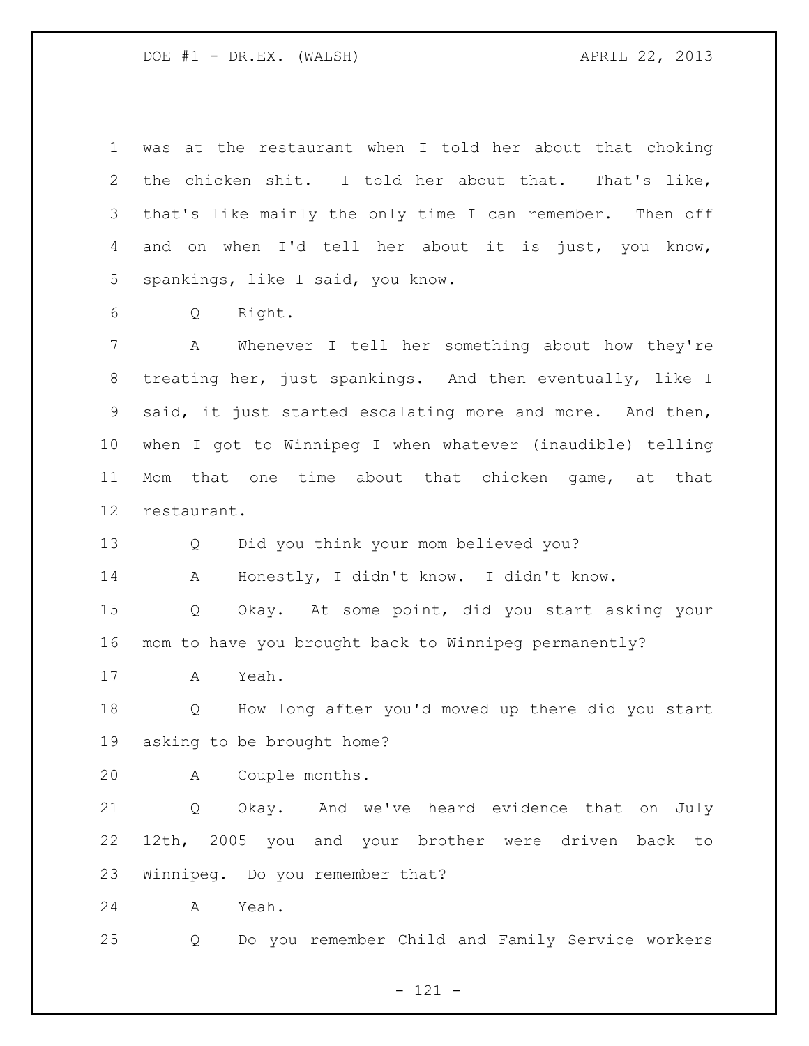was at the restaurant when I told her about that choking the chicken shit. I told her about that. That's like, that's like mainly the only time I can remember. Then off and on when I'd tell her about it is just, you know, spankings, like I said, you know.

Q Right.

A Whenever I tell her something about how they're treating her, just spankings. And then eventually, like I said, it just started escalating more and more. And then, when I got to Winnipeg I when whatever (inaudible) telling Mom that one time about that chicken game, at that restaurant.

Q Did you think your mom believed you?

A Honestly, I didn't know. I didn't know.

Q Okay. At some point, did you start asking your mom to have you brought back to Winnipeg permanently?

A Yeah.

Q How long after you'd moved up there did you start asking to be brought home?

A Couple months.

Q Okay. And we've heard evidence that on July 12th, 2005 you and your brother were driven back to Winnipeg. Do you remember that?

A Yeah.

Q Do you remember Child and Family Service workers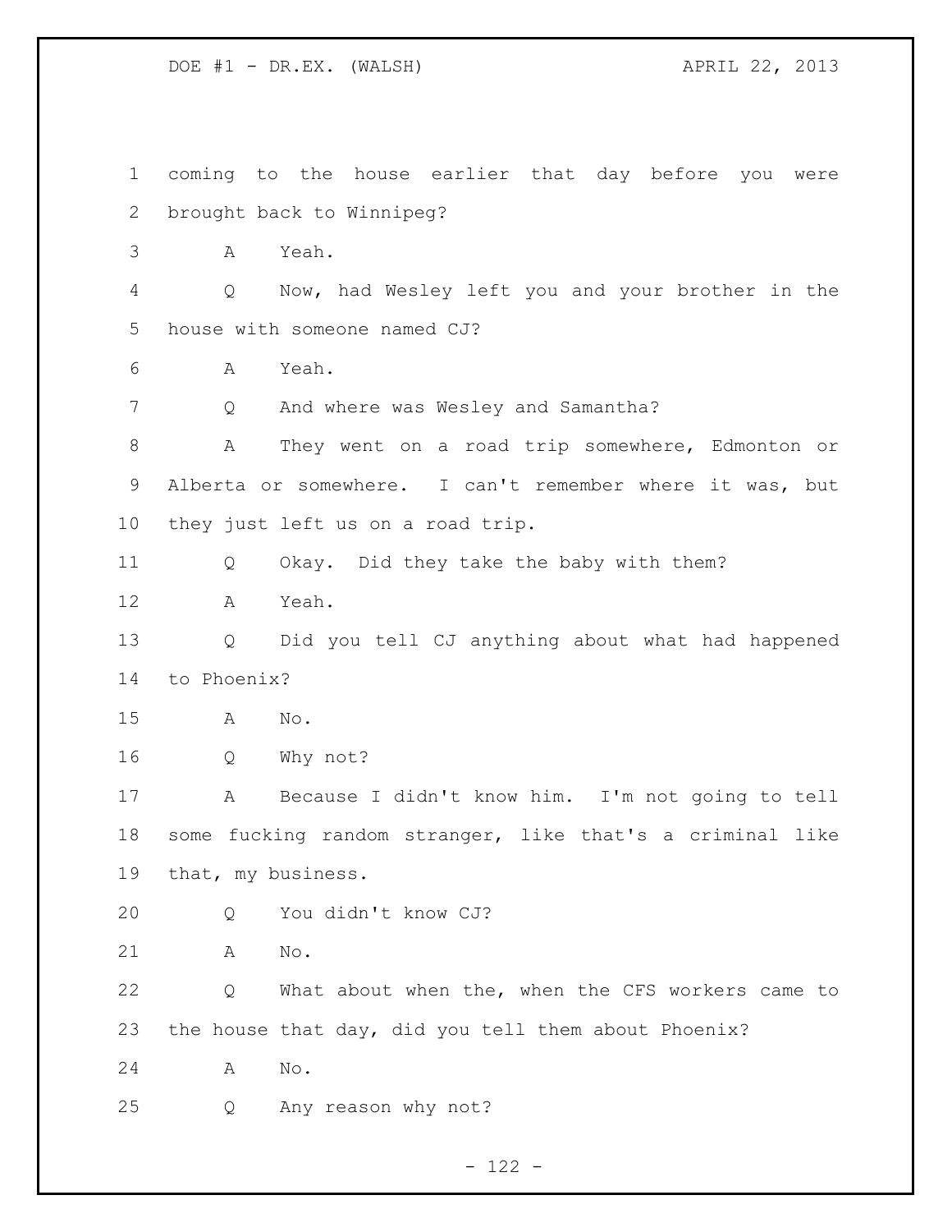coming to the house earlier that day before you were brought back to Winnipeg?

A Yeah.

Q Now, had Wesley left you and your brother in the house with someone named CJ?

A Yeah.

Q And where was Wesley and Samantha?

A They went on a road trip somewhere, Edmonton or Alberta or somewhere. I can't remember where it was, but they just left us on a road trip.

Q Okay. Did they take the baby with them?

A Yeah.

Q Did you tell CJ anything about what had happened to Phoenix?

A No.

Q Why not?

A Because I didn't know him. I'm not going to tell some fucking random stranger, like that's a criminal like that, my business.

Q You didn't know CJ?

A No.

Q What about when the, when the CFS workers came to the house that day, did you tell them about Phoenix?

A No.

Q Any reason why not?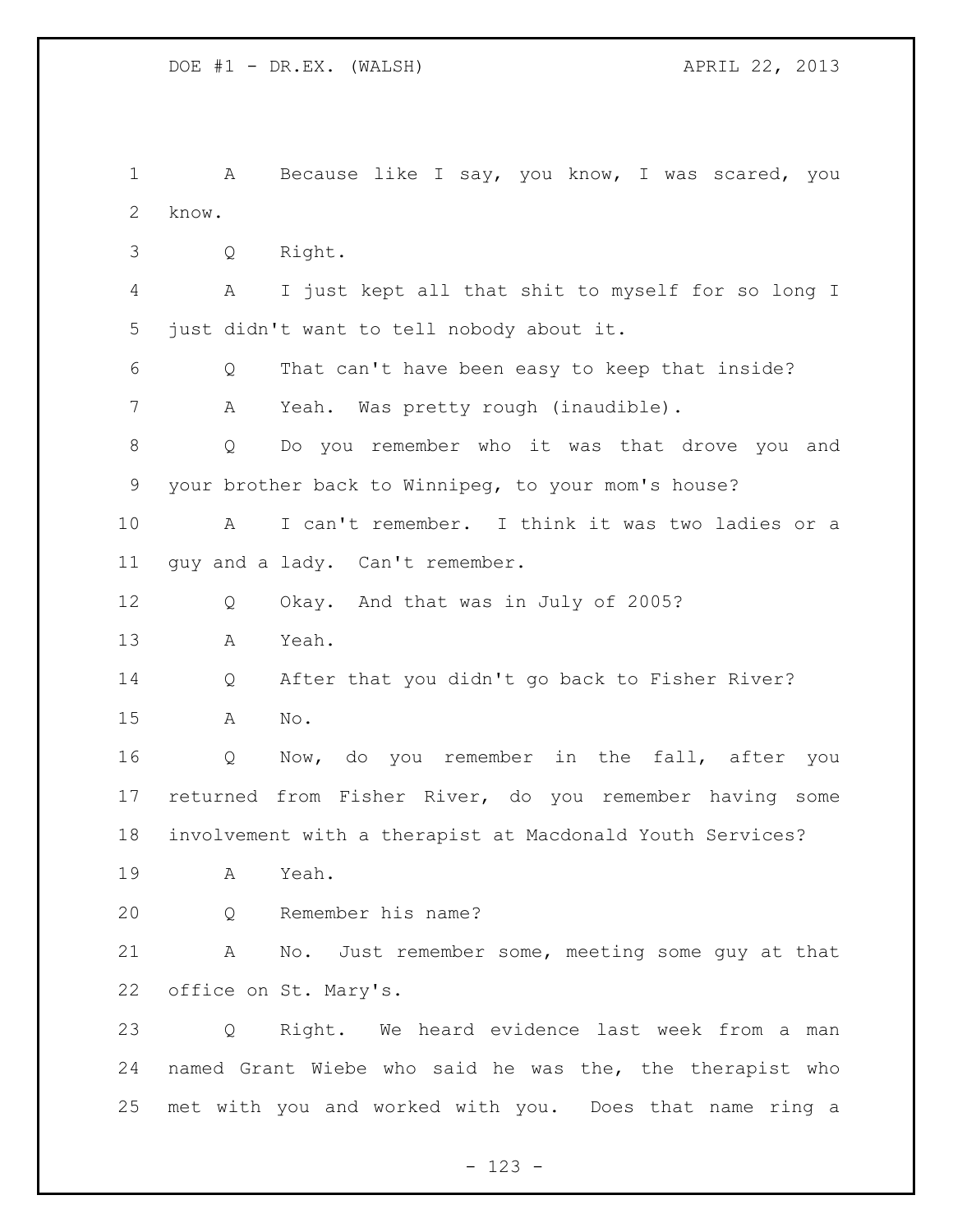A Because like I say, you know, I was scared, you know.

Q Right.

A I just kept all that shit to myself for so long I just didn't want to tell nobody about it.

Q That can't have been easy to keep that inside?

A Yeah. Was pretty rough (inaudible).

Q Do you remember who it was that drove you and your brother back to Winnipeg, to your mom's house?

A I can't remember. I think it was two ladies or a guy and a lady. Can't remember.

Q Okay. And that was in July of 2005?

A Yeah.

Q After that you didn't go back to Fisher River?

A No.

Q Now, do you remember in the fall, after you returned from Fisher River, do you remember having some involvement with a therapist at Macdonald Youth Services?

A Yeah.

Q Remember his name?

A No. Just remember some, meeting some guy at that office on St. Mary's.

Q Right. We heard evidence last week from a man named Grant Wiebe who said he was the, the therapist who met with you and worked with you. Does that name ring a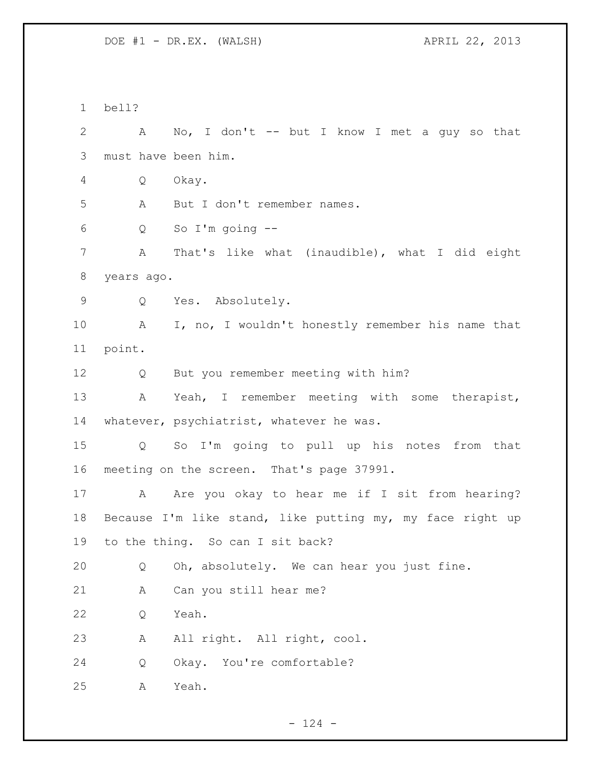bell?

A No, I don't -- but I know I met a guy so that must have been him.

Q Okay.

A But I don't remember names.

Q So I'm going --

A That's like what (inaudible), what I did eight years ago.

Q Yes. Absolutely.

A I, no, I wouldn't honestly remember his name that point.

Q But you remember meeting with him?

A Yeah, I remember meeting with some therapist, whatever, psychiatrist, whatever he was.

Q So I'm going to pull up his notes from that meeting on the screen. That's page 37991.

A Are you okay to hear me if I sit from hearing? Because I'm like stand, like putting my, my face right up to the thing. So can I sit back?

Q Oh, absolutely. We can hear you just fine.

A Can you still hear me?

Q Yeah.

A All right. All right, cool.

Q Okay. You're comfortable?

A Yeah.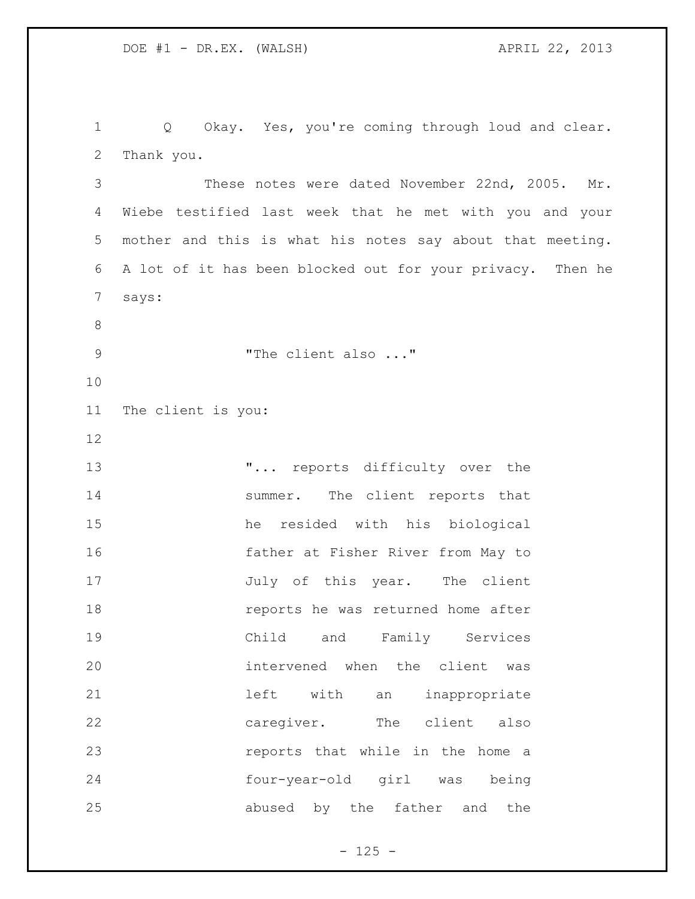Q Okay. Yes, you're coming through loud and clear. Thank you.

These notes were dated November 22nd, 2005. Mr. Wiebe testified last week that he met with you and your mother and this is what his notes say about that meeting. A lot of it has been blocked out for your privacy. Then he says:

> "The client also ..."

The client is you:

> "... reports difficulty over the summer. The client reports that he resided with his biological father at Fisher River from May to July of this year. The client reports he was returned home after Child and Family Services intervened when the client was left with an inappropriate caregiver. The client also reports that while in the home a four-year-old girl was being abused by the father and the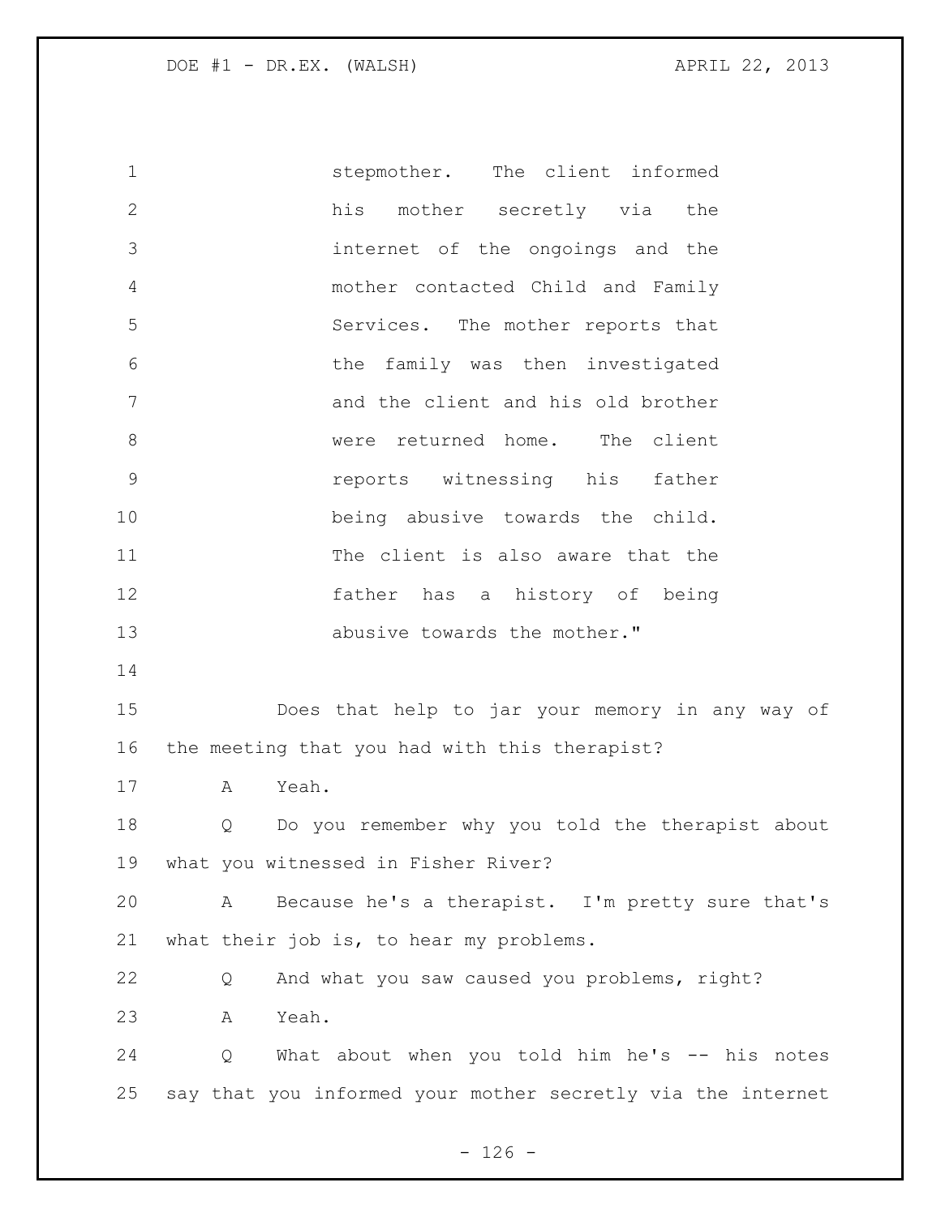stepmother. The client informed his mother secretly via the internet of the ongoings and the mother contacted Child and Family Services. The mother reports that the family was then investigated and the client and his old brother were returned home. The client reports witnessing his father being abusive towards the child. The client is also aware that the father has a history of being abusive towards the mother."

Does that help to jar your memory in any way of the meeting that you had with this therapist?

A Yeah.

Q Do you remember why you told the therapist about what you witnessed in Fisher River?

A Because he's a therapist. I'm pretty sure that's what their job is, to hear my problems.

Q And what you saw caused you problems, right?

A Yeah.

Q What about when you told him he's -- his notes say that you informed your mother secretly via the internet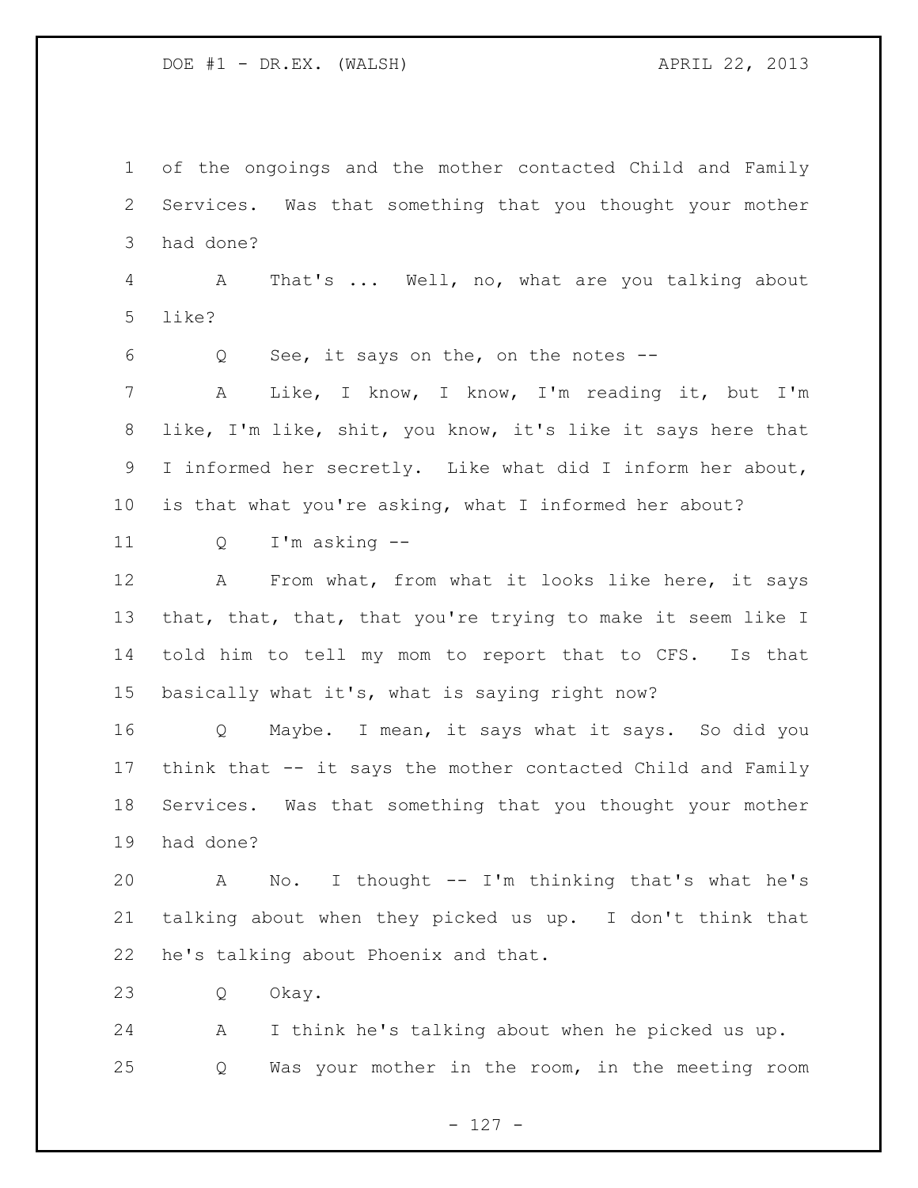of the ongoings and the mother contacted Child and Family Services. Was that something that you thought your mother had done?

A That's ... Well, no, what are you talking about like?

Q See, it says on the, on the notes --

A Like, I know, I know, I'm reading it, but I'm like, I'm like, shit, you know, it's like it says here that I informed her secretly. Like what did I inform her about, is that what you're asking, what I informed her about?

Q I'm asking --

A From what, from what it looks like here, it says that, that, that, that you're trying to make it seem like I told him to tell my mom to report that to CFS. Is that basically what it's, what is saying right now?

Q Maybe. I mean, it says what it says. So did you think that -- it says the mother contacted Child and Family Services. Was that something that you thought your mother had done?

A No. I thought -- I'm thinking that's what he's talking about when they picked us up. I don't think that he's talking about Phoenix and that.

Q Okay.

A I think he's talking about when he picked us up.

Q Was your mother in the room, in the meeting room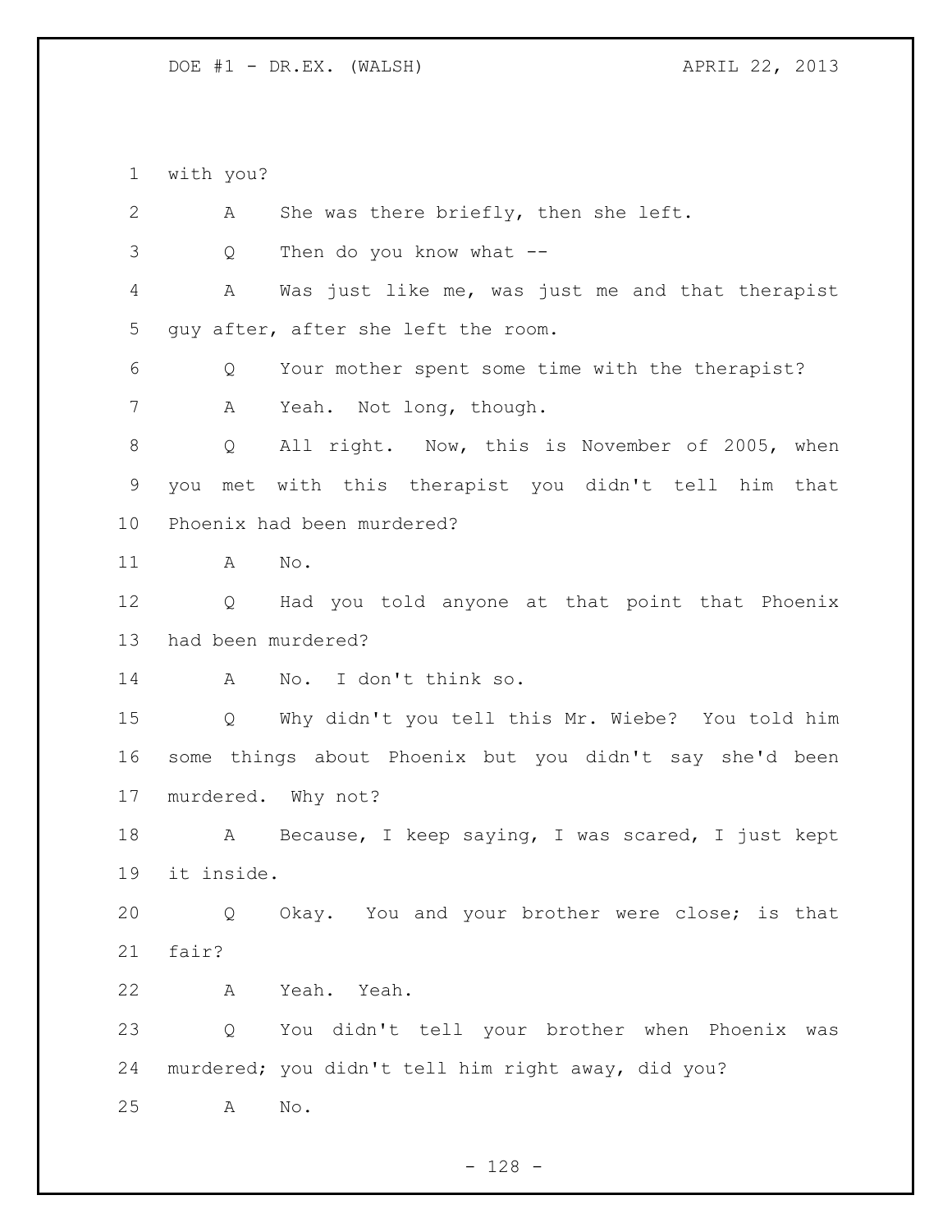with you?

A She was there briefly, then she left.

Q Then do you know what --

A Was just like me, was just me and that therapist guy after, after she left the room.

Q Your mother spent some time with the therapist?

A Yeah. Not long, though.

Q All right. Now, this is November of 2005, when you met with this therapist you didn't tell him that Phoenix had been murdered?

A No.

Q Had you told anyone at that point that Phoenix had been murdered?

A No. I don't think so.

Q Why didn't you tell this Mr. Wiebe? You told him some things about Phoenix but you didn't say she'd been murdered. Why not?

A Because, I keep saying, I was scared, I just kept it inside.

Q Okay. You and your brother were close; is that fair?

A Yeah. Yeah.

Q You didn't tell your brother when Phoenix was murdered; you didn't tell him right away, did you?

A No.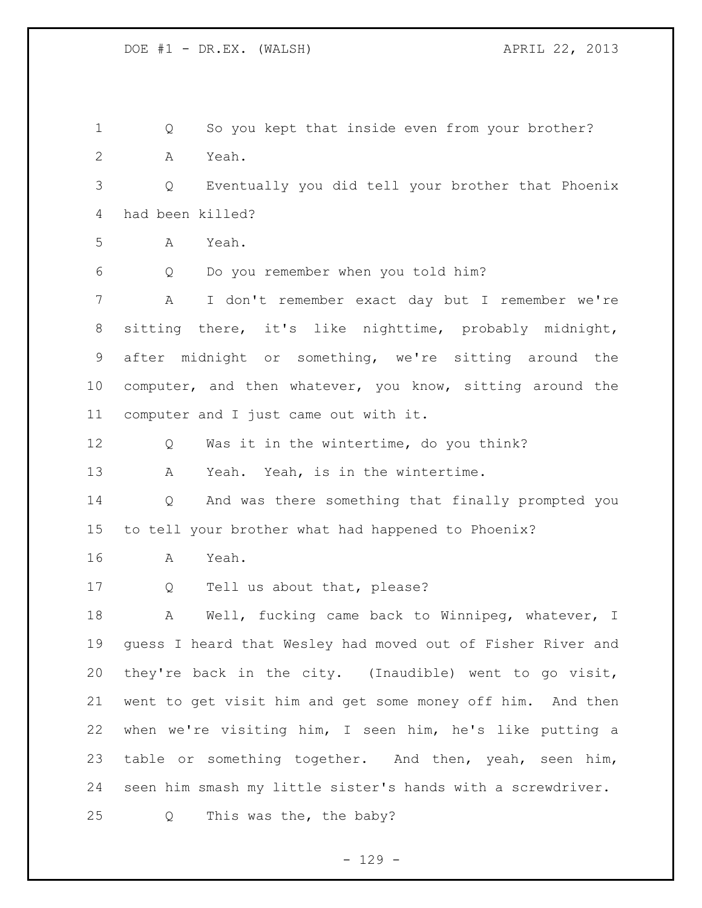Q So you kept that inside even from your brother?

A Yeah.

Q Eventually you did tell your brother that Phoenix had been killed?

A Yeah.

Q Do you remember when you told him?

A I don't remember exact day but I remember we're sitting there, it's like nighttime, probably midnight, after midnight or something, we're sitting around the computer, and then whatever, you know, sitting around the computer and I just came out with it.

Q Was it in the wintertime, do you think?

A Yeah. Yeah, is in the wintertime.

Q And was there something that finally prompted you to tell your brother what had happened to Phoenix?

A Yeah.

Q Tell us about that, please?

A Well, fucking came back to Winnipeg, whatever, I guess I heard that Wesley had moved out of Fisher River and they're back in the city. (Inaudible) went to go visit, went to get visit him and get some money off him. And then when we're visiting him, I seen him, he's like putting a table or something together. And then, yeah, seen him, seen him smash my little sister's hands with a screwdriver.

Q This was the, the baby?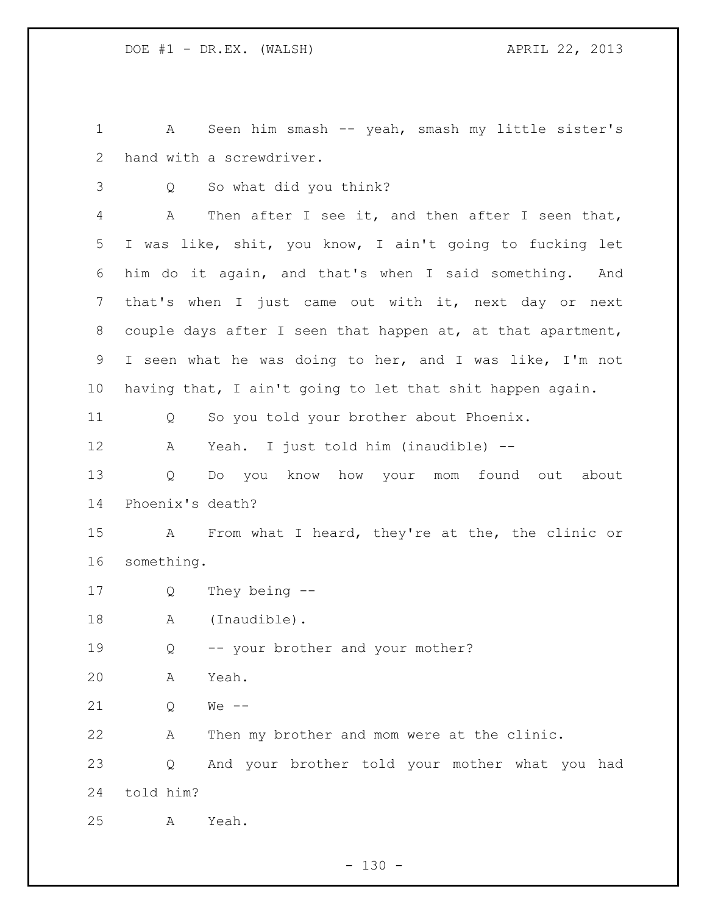A Seen him smash -- yeah, smash my little sister's hand with a screwdriver.

Q So what did you think?

A Then after I see it, and then after I seen that, I was like, shit, you know, I ain't going to fucking let him do it again, and that's when I said something. And that's when I just came out with it, next day or next couple days after I seen that happen at, at that apartment, I seen what he was doing to her, and I was like, I'm not having that, I ain't going to let that shit happen again.

Q So you told your brother about Phoenix.

A Yeah. I just told him (inaudible) --

Q Do you know how your mom found out about Phoenix's death?

A From what I heard, they're at the, the clinic or something.

Q They being --

A (Inaudible).

Q -- your brother and your mother?

A Yeah.

Q We --

A Then my brother and mom were at the clinic.

Q And your brother told your mother what you had told him?

A Yeah.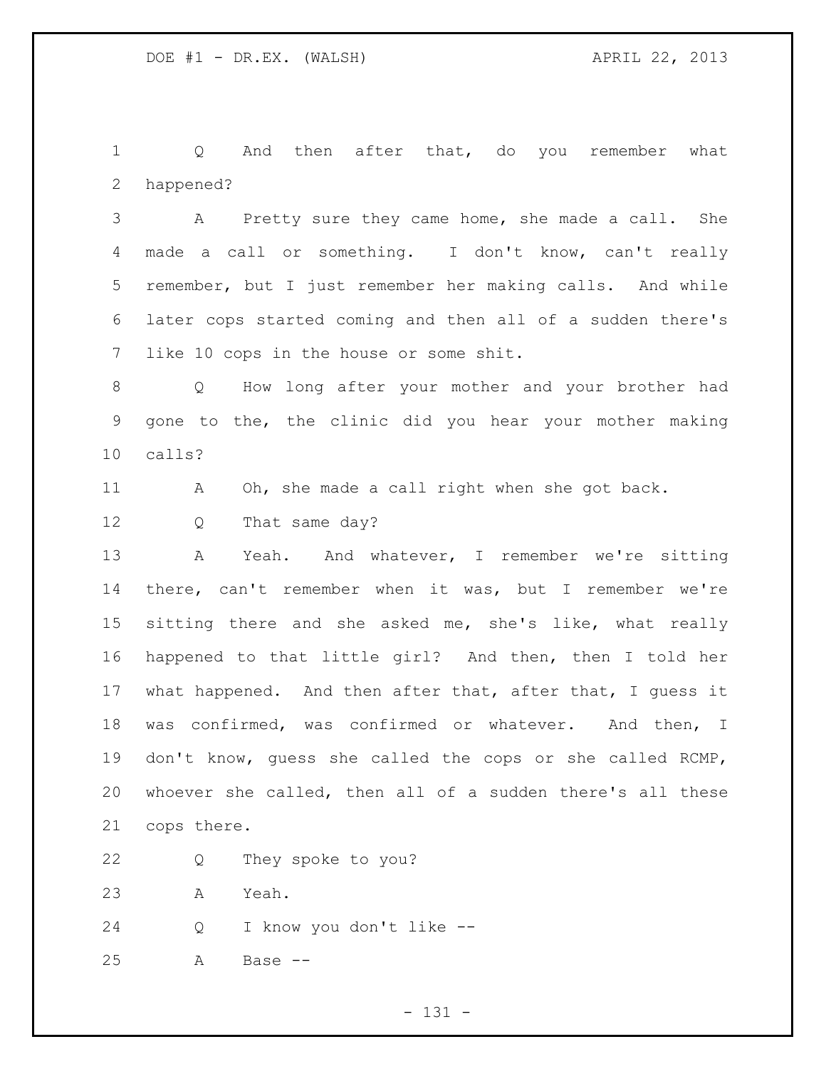Q And then after that, do you remember what happened?

A Pretty sure they came home, she made a call. She made a call or something. I don't know, can't really remember, but I just remember her making calls. And while later cops started coming and then all of a sudden there's like 10 cops in the house or some shit.

Q How long after your mother and your brother had gone to the, the clinic did you hear your mother making calls?

A Oh, she made a call right when she got back.

Q That same day?

A Yeah. And whatever, I remember we're sitting there, can't remember when it was, but I remember we're sitting there and she asked me, she's like, what really happened to that little girl? And then, then I told her what happened. And then after that, after that, I guess it was confirmed, was confirmed or whatever. And then, I don't know, guess she called the cops or she called RCMP, whoever she called, then all of a sudden there's all these cops there.

Q They spoke to you?

A Yeah.

Q I know you don't like --

A Base --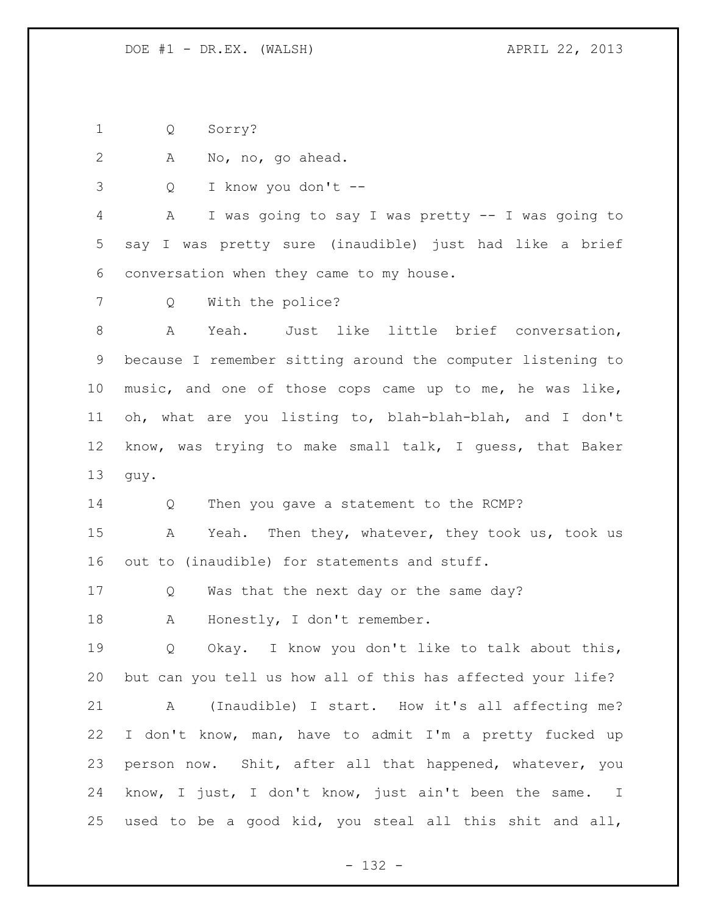Q Sorry?

A No, no, go ahead.

Q I know you don't --

A I was going to say I was pretty -- I was going to say I was pretty sure (inaudible) just had like a brief conversation when they came to my house.

Q With the police?

A Yeah. Just like little brief conversation, because I remember sitting around the computer listening to music, and one of those cops came up to me, he was like, oh, what are you listing to, blah-blah-blah, and I don't know, was trying to make small talk, I guess, that Baker guy.

Q Then you gave a statement to the RCMP?

A Yeah. Then they, whatever, they took us, took us out to (inaudible) for statements and stuff.

Q Was that the next day or the same day?

A Honestly, I don't remember.

Q Okay. I know you don't like to talk about this, but can you tell us how all of this has affected your life?

A (Inaudible) I start. How it's all affecting me? I don't know, man, have to admit I'm a pretty fucked up person now. Shit, after all that happened, whatever, you know, I just, I don't know, just ain't been the same. I used to be a good kid, you steal all this shit and all,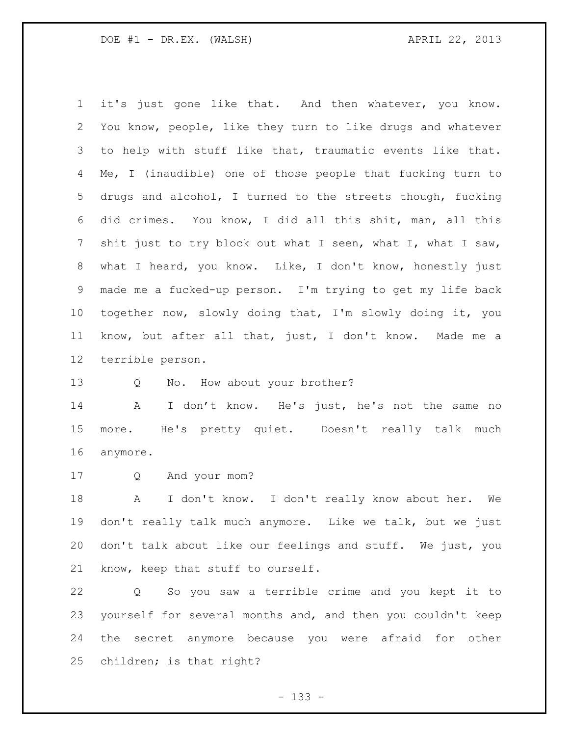it's just gone like that. And then whatever, you know. You know, people, like they turn to like drugs and whatever to help with stuff like that, traumatic events like that. Me, I (inaudible) one of those people that fucking turn to drugs and alcohol, I turned to the streets though, fucking did crimes. You know, I did all this shit, man, all this shit just to try block out what I seen, what I, what I saw, what I heard, you know. Like, I don't know, honestly just made me a fucked-up person. I'm trying to get my life back together now, slowly doing that, I'm slowly doing it, you know, but after all that, just, I don't know. Made me a terrible person.

Q No. How about your brother?

A I don't know. He's just, he's not the same no more. He's pretty quiet. Doesn't really talk much anymore.

Q And your mom?

A I don't know. I don't really know about her. We don't really talk much anymore. Like we talk, but we just don't talk about like our feelings and stuff. We just, you know, keep that stuff to ourself.

Q So you saw a terrible crime and you kept it to yourself for several months and, and then you couldn't keep the secret anymore because you were afraid for other children; is that right?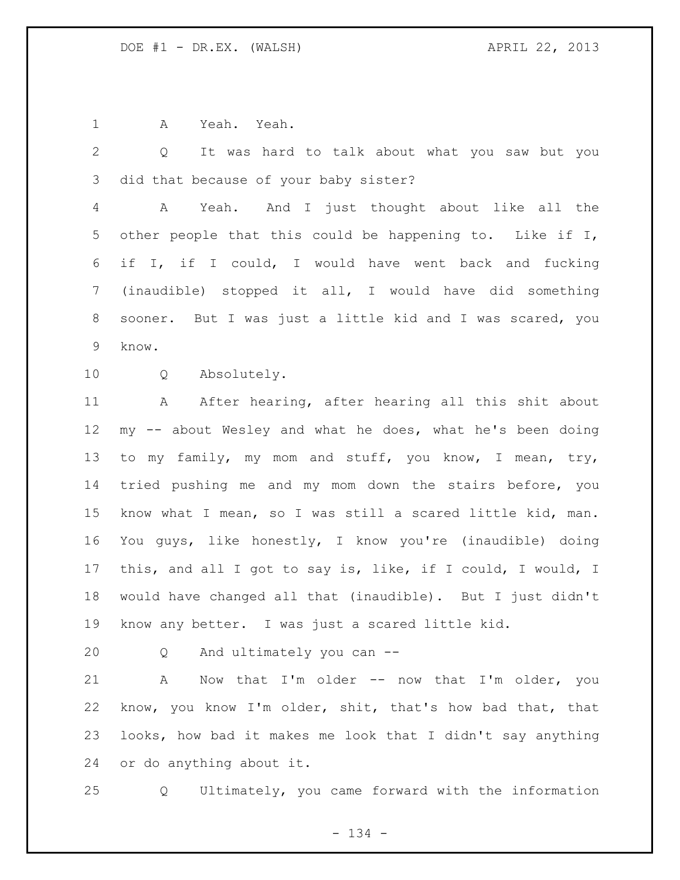A Yeah. Yeah.

Q It was hard to talk about what you saw but you did that because of your baby sister?

A Yeah. And I just thought about like all the other people that this could be happening to. Like if I, if I, if I could, I would have went back and fucking (inaudible) stopped it all, I would have did something sooner. But I was just a little kid and I was scared, you know.

Q Absolutely.

A After hearing, after hearing all this shit about my -- about Wesley and what he does, what he's been doing to my family, my mom and stuff, you know, I mean, try, tried pushing me and my mom down the stairs before, you know what I mean, so I was still a scared little kid, man. You guys, like honestly, I know you're (inaudible) doing this, and all I got to say is, like, if I could, I would, I would have changed all that (inaudible). But I just didn't know any better. I was just a scared little kid.

Q And ultimately you can --

A Now that I'm older -- now that I'm older, you know, you know I'm older, shit, that's how bad that, that looks, how bad it makes me look that I didn't say anything or do anything about it.

Q Ultimately, you came forward with the information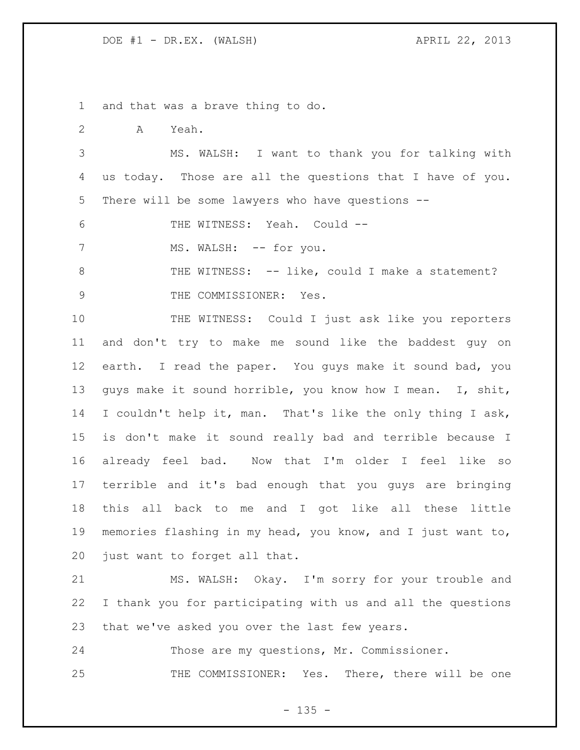and that was a brave thing to do.

A Yeah.

MS. WALSH: I want to thank you for talking with us today. Those are all the questions that I have of you. There will be some lawyers who have questions --

THE WITNESS: Yeah. Could --

MS. WALSH: -- for you.

THE WITNESS: -- like, could I make a statement?

THE COMMISSIONER: Yes.

THE WITNESS: Could I just ask like you reporters and don't try to make me sound like the baddest guy on earth. I read the paper. You guys make it sound bad, you guys make it sound horrible, you know how I mean. I, shit, I couldn't help it, man. That's like the only thing I ask, is don't make it sound really bad and terrible because I already feel bad. Now that I'm older I feel like so terrible and it's bad enough that you guys are bringing this all back to me and I got like all these little memories flashing in my head, you know, and I just want to, just want to forget all that.

MS. WALSH: Okay. I'm sorry for your trouble and I thank you for participating with us and all the questions that we've asked you over the last few years.

Those are my questions, Mr. Commissioner.

THE COMMISSIONER: Yes. There, there will be one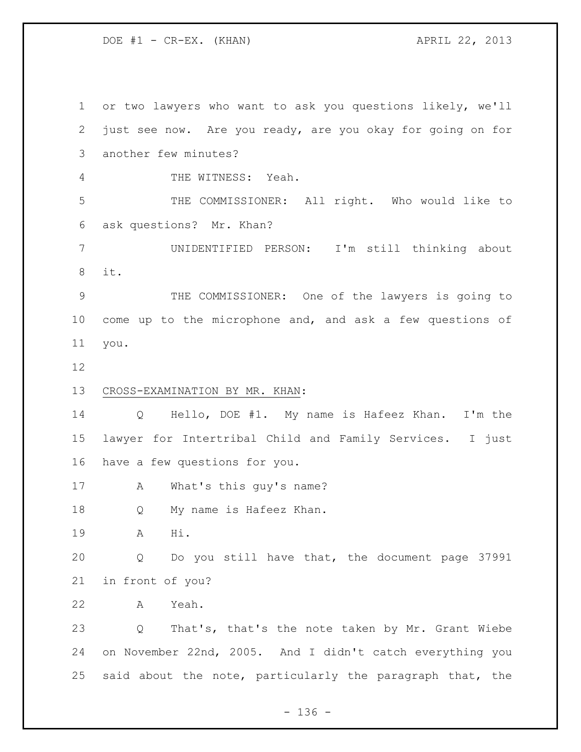or two lawyers who want to ask you questions likely, we'll just see now. Are you ready, are you okay for going on for another few minutes?

THE WITNESS: Yeah.

THE COMMISSIONER: All right. Who would like to ask questions? Mr. Khan?

UNIDENTIFIED PERSON: I'm still thinking about it.

THE COMMISSIONER: One of the lawyers is going to come up to the microphone and, and ask a few questions of you.

CROSS-EXAMINATION BY MR. KHAN:

Q Hello, DOE #1. My name is Hafeez Khan. I'm the lawyer for Intertribal Child and Family Services. I just have a few questions for you.

A What's this guy's name?

Q My name is Hafeez Khan.

A Hi.

Q Do you still have that, the document page 37991 in front of you?

A Yeah.

Q That's, that's the note taken by Mr. Grant Wiebe on November 22nd, 2005. And I didn't catch everything you said about the note, particularly the paragraph that, the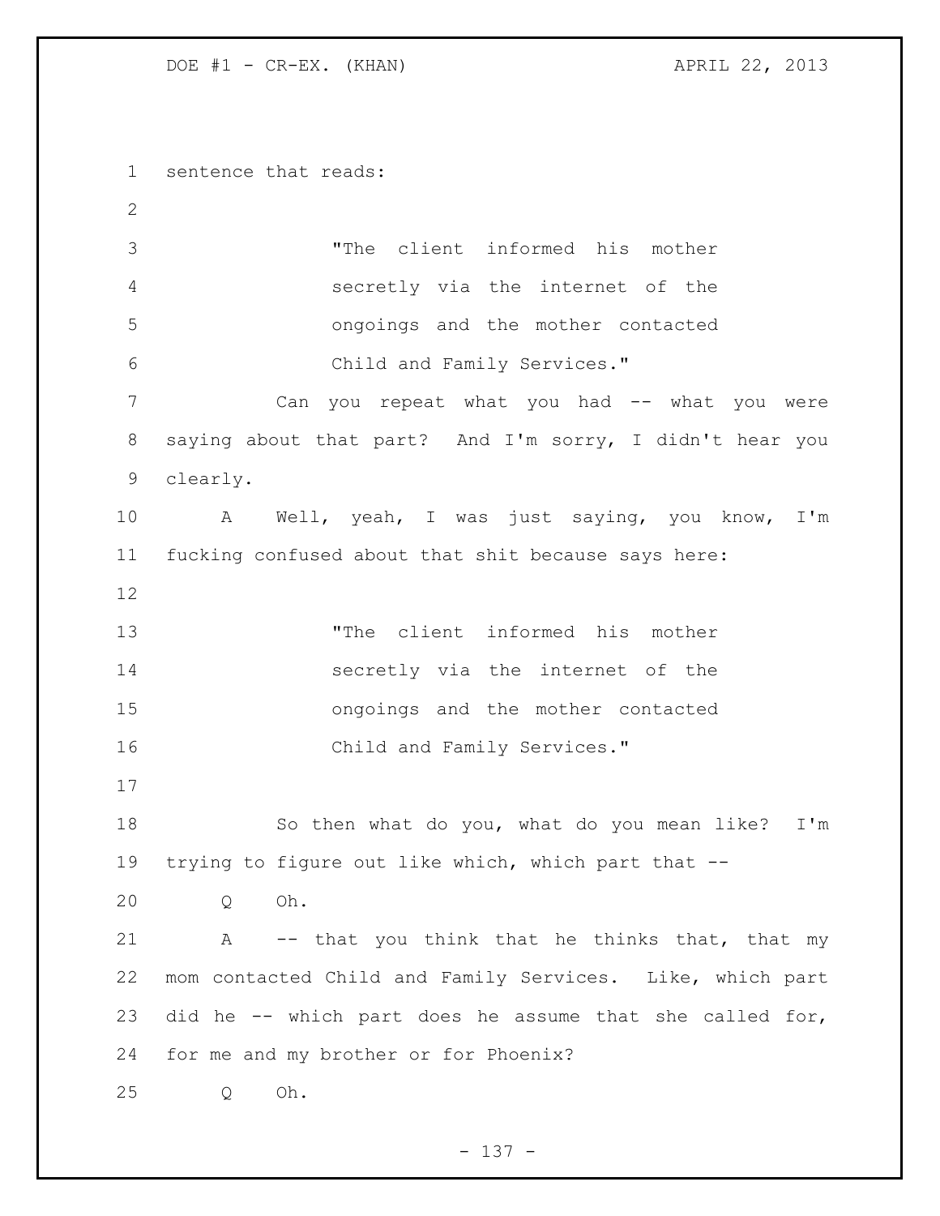sentence that reads:

> "The client informed his mother secretly via the internet of the ongoings and the mother contacted Child and Family Services."

Can you repeat what you had -- what you were saying about that part? And I'm sorry, I didn't hear you clearly.

A Well, yeah, I was just saying, you know, I'm fucking confused about that shit because says here:

> "The client informed his mother secretly via the internet of the ongoings and the mother contacted Child and Family Services."

So then what do you, what do you mean like? I'm trying to figure out like which, which part that --

Q Oh.

A -- that you think that he thinks that, that my mom contacted Child and Family Services. Like, which part did he -- which part does he assume that she called for, for me and my brother or for Phoenix?

Q Oh.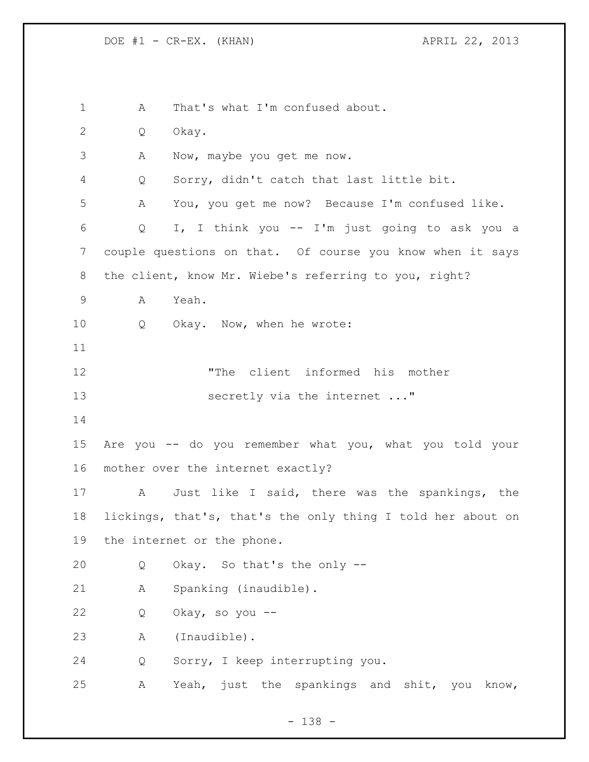A That's what I'm confused about.

Q Okay.

A Now, maybe you get me now.

Q Sorry, didn't catch that last little bit.

A You, you get me now? Because I'm confused like.

Q I, I think you -- I'm just going to ask you a couple questions on that. Of course you know when it says the client, know Mr. Wiebe's referring to you, right?

A Yeah.

Q Okay. Now, when he wrote:

> "The client informed his mother secretly via the internet ..."

Are you -- do you remember what you, what you told your mother over the internet exactly?

A Just like I said, there was the spankings, the lickings, that's, that's the only thing I told her about on the internet or the phone.

Q Okay. So that's the only --

A Spanking (inaudible).

Q Okay, so you --

A (Inaudible).

Q Sorry, I keep interrupting you.

A Yeah, just the spankings and shit, you know,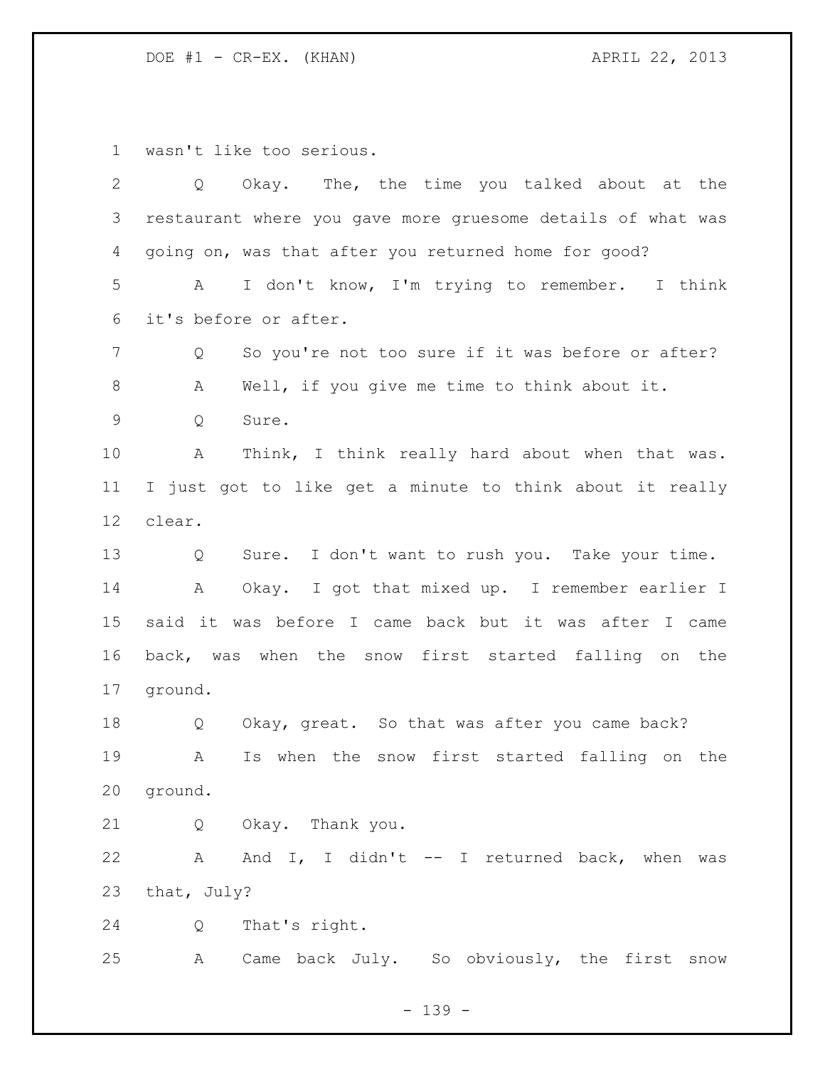wasn't like too serious.

Q Okay. The, the time you talked about at the restaurant where you gave more gruesome details of what was going on, was that after you returned home for good?

A I don't know, I'm trying to remember. I think it's before or after.

Q So you're not too sure if it was before or after?

A Well, if you give me time to think about it.

Q Sure.

A Think, I think really hard about when that was. I just got to like get a minute to think about it really clear.

Q Sure. I don't want to rush you. Take your time.

A Okay. I got that mixed up. I remember earlier I said it was before I came back but it was after I came back, was when the snow first started falling on the ground.

Q Okay, great. So that was after you came back?

A Is when the snow first started falling on the ground.

Q Okay. Thank you.

A And I, I didn't -- I returned back, when was that, July?

Q That's right.

A Came back July. So obviously, the first snow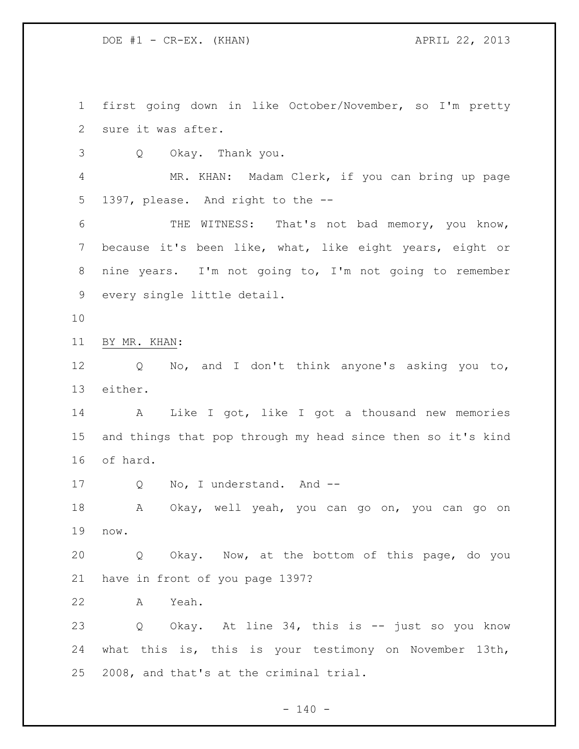first going down in like October/November, so I'm pretty sure it was after.

Q Okay. Thank you.

MR. KHAN: Madam Clerk, if you can bring up page 1397, please. And right to the --

THE WITNESS: That's not bad memory, you know, because it's been like, what, like eight years, eight or nine years. I'm not going to, I'm not going to remember every single little detail.

BY MR. KHAN:

Q No, and I don't think anyone's asking you to, either.

A Like I got, like I got a thousand new memories and things that pop through my head since then so it's kind of hard.

Q No, I understand. And --

A Okay, well yeah, you can go on, you can go on now.

Q Okay. Now, at the bottom of this page, do you have in front of you page 1397?

A Yeah.

Q Okay. At line 34, this is -- just so you know what this is, this is your testimony on November 13th, 2008, and that's at the criminal trial.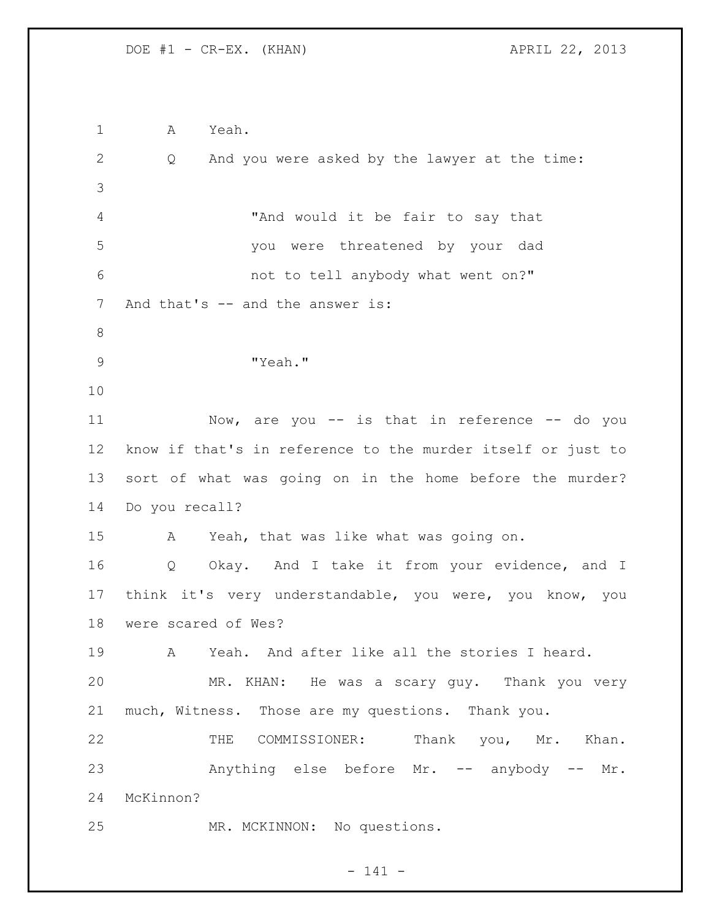A Yeah.

Q And you were asked by the lawyer at the time:

> "And would it be fair to say that you were threatened by your dad not to tell anybody what went on?"

And that's -- and the answer is:

> "Yeah."

Now, are you -- is that in reference -- do you know if that's in reference to the murder itself or just to sort of what was going on in the home before the murder? Do you recall?

A Yeah, that was like what was going on.

Q Okay. And I take it from your evidence, and I think it's very understandable, you were, you know, you were scared of Wes?

A Yeah. And after like all the stories I heard.

MR. KHAN: He was a scary guy. Thank you very much, Witness. Those are my questions. Thank you.

THE COMMISSIONER: Thank you, Mr. Khan.

Anything else before Mr. -- anybody -- Mr. McKinnon?

MR. MCKINNON: No questions.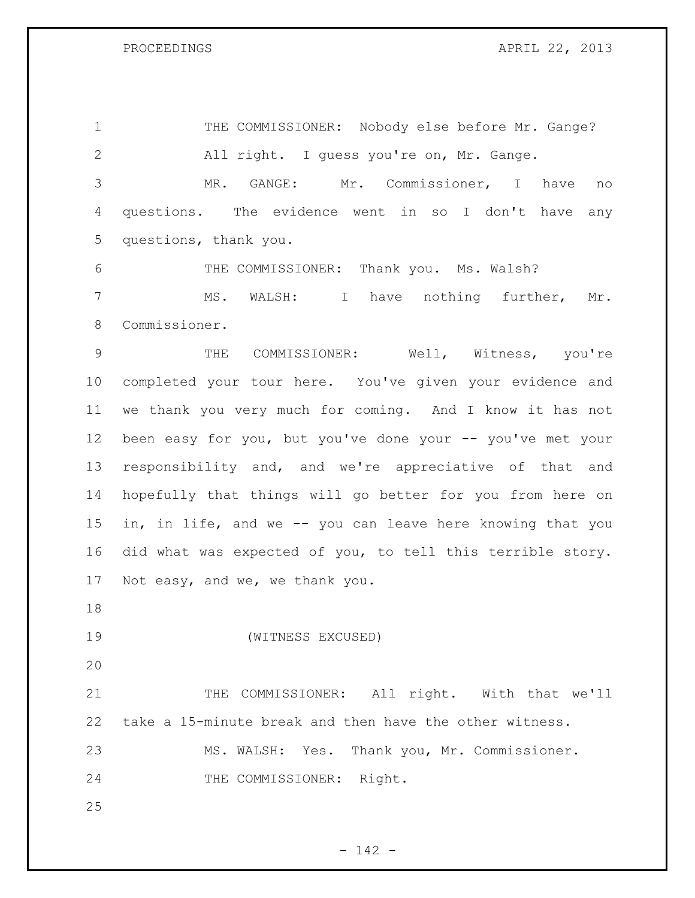THE COMMISSIONER: Nobody else before Mr. Gange? All right. I guess you're on, Mr. Gange.

MR. GANGE: Mr. Commissioner, I have no questions. The evidence went in so I don't have any questions, thank you.

THE COMMISSIONER: Thank you. Ms. Walsh?

MS. WALSH: I have nothing further, Mr. Commissioner.

THE COMMISSIONER: Well, Witness, you're completed your tour here. You've given your evidence and we thank you very much for coming. And I know it has not been easy for you, but you've done your -- you've met your responsibility and, and we're appreciative of that and hopefully that things will go better for you from here on in, in life, and we -- you can leave here knowing that you did what was expected of you, to tell this terrible story. Not easy, and we, we thank you.

(WITNESS EXCUSED)

THE COMMISSIONER: All right. With that we'll take a 15-minute break and then have the other witness.

MS. WALSH: Yes. Thank you, Mr. Commissioner.

THE COMMISSIONER: Right.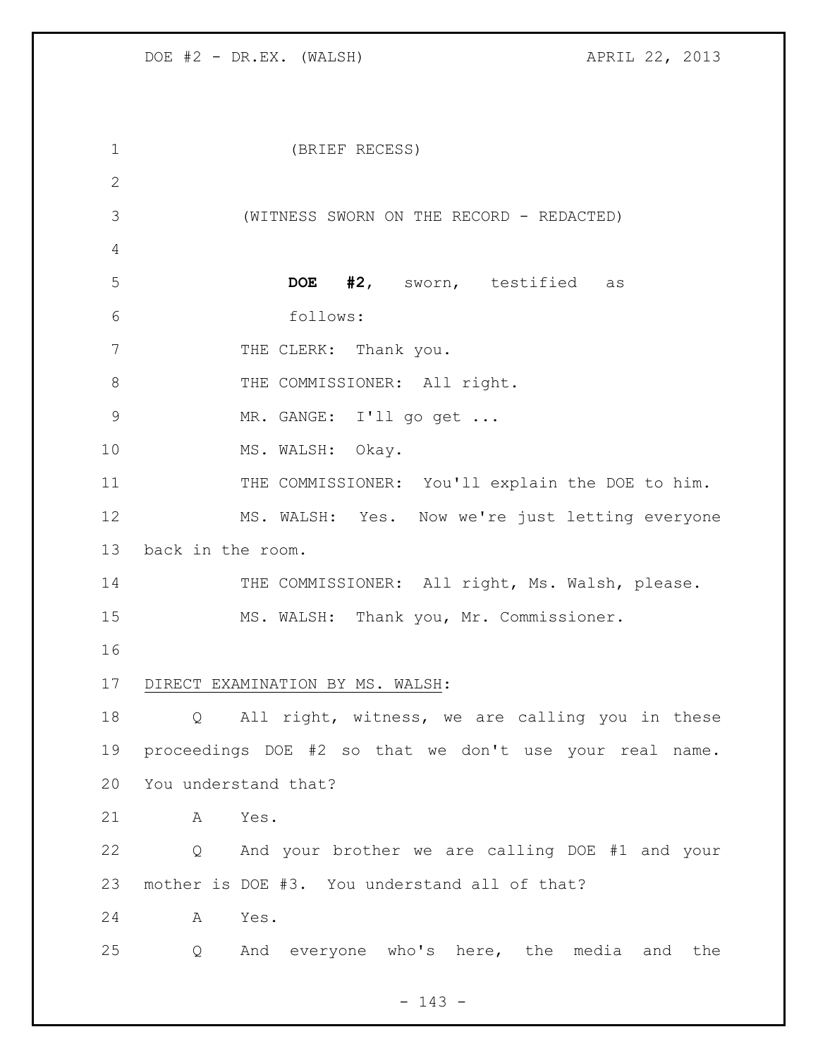(BRIEF RECESS)

(WITNESS SWORN ON THE RECORD - REDACTED)

**DOE #2**, sworn, testified as follows:

THE CLERK: Thank you.

THE COMMISSIONER: All right.

MR. GANGE: I'll go get ...

MS. WALSH: Okay.

THE COMMISSIONER: You'll explain the DOE to him.

MS. WALSH: Yes. Now we're just letting everyone back in the room.

THE COMMISSIONER: All right, Ms. Walsh, please.

MS. WALSH: Thank you, Mr. Commissioner.

DIRECT EXAMINATION BY MS. WALSH:

Q All right, witness, we are calling you in these proceedings DOE #2 so that we don't use your real name. You understand that?

A Yes.

Q And your brother we are calling DOE #1 and your mother is DOE #3. You understand all of that?

A Yes.

Q And everyone who's here, the media and the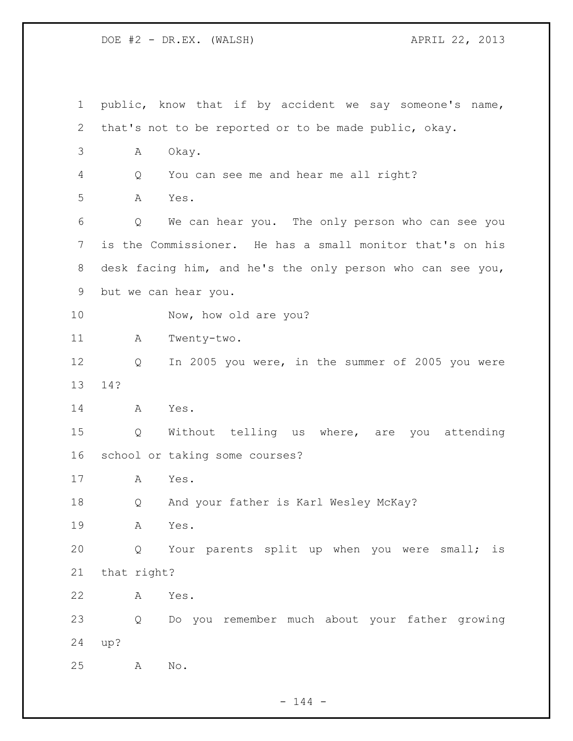public, know that if by accident we say someone's name, that's not to be reported or to be made public, okay.

A Okay.

Q You can see me and hear me all right?

A Yes.

Q We can hear you. The only person who can see you is the Commissioner. He has a small monitor that's on his desk facing him, and he's the only person who can see you, but we can hear you.

Now, how old are you?

A Twenty-two.

Q In 2005 you were, in the summer of 2005 you were 14?

A Yes.

Q Without telling us where, are you attending school or taking some courses?

A Yes.

Q And your father is Karl Wesley McKay?

A Yes.

Q Your parents split up when you were small; is that right?

A Yes.

Q Do you remember much about your father growing up?

A No.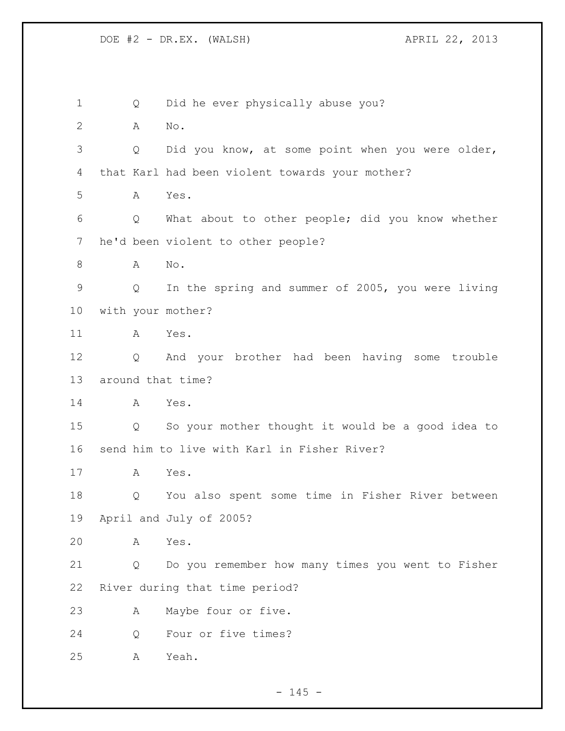Q Did he ever physically abuse you?

A No.

Q Did you know, at some point when you were older, that Karl had been violent towards your mother?

A Yes.

Q What about to other people; did you know whether he'd been violent to other people?

A No.

Q In the spring and summer of 2005, you were living with your mother?

A Yes.

Q And your brother had been having some trouble around that time?

A Yes.

Q So your mother thought it would be a good idea to send him to live with Karl in Fisher River?

A Yes.

Q You also spent some time in Fisher River between April and July of 2005?

A Yes.

Q Do you remember how many times you went to Fisher River during that time period?

A Maybe four or five.

Q Four or five times?

A Yeah.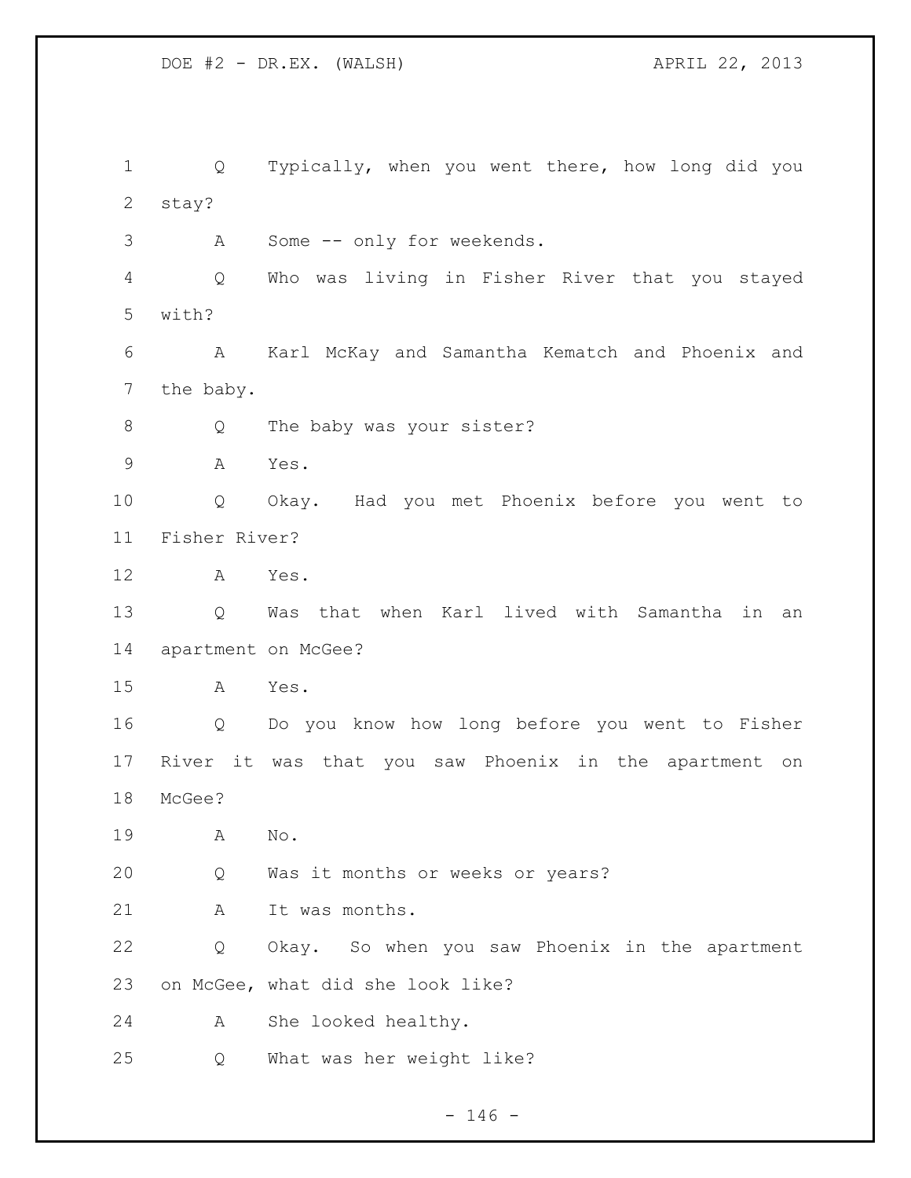Q Typically, when you went there, how long did you stay?

A Some -- only for weekends.

Q Who was living in Fisher River that you stayed with?

A Karl McKay and Samantha Kematch and Phoenix and the baby.

Q The baby was your sister?

A Yes.

Q Okay. Had you met Phoenix before you went to Fisher River?

A Yes.

Q Was that when Karl lived with Samantha in an apartment on McGee?

A Yes.

Q Do you know how long before you went to Fisher River it was that you saw Phoenix in the apartment on McGee?

A No.

Q Was it months or weeks or years?

A It was months.

Q Okay. So when you saw Phoenix in the apartment on McGee, what did she look like?

A She looked healthy.

Q What was her weight like?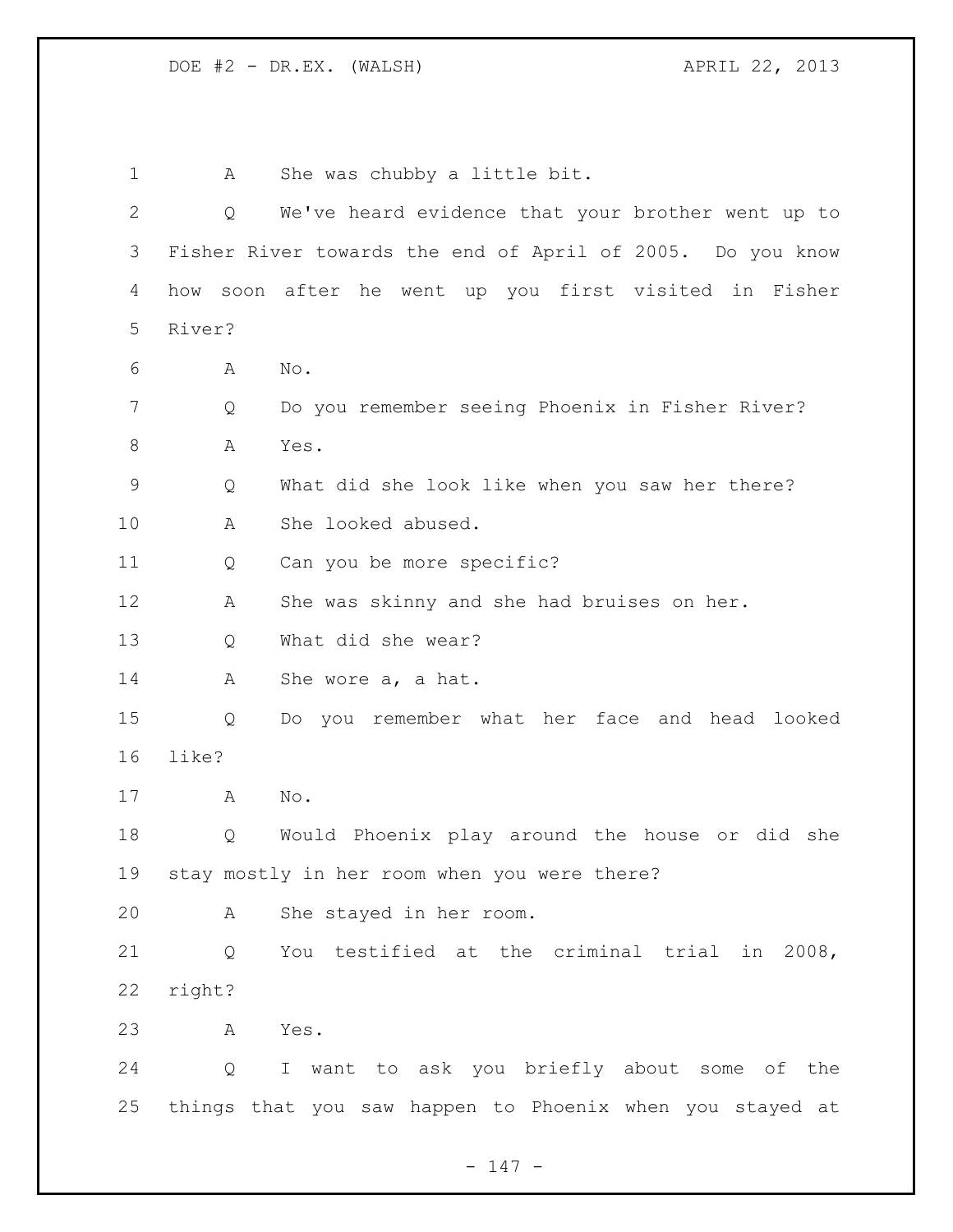A She was chubby a little bit.

Q We've heard evidence that your brother went up to Fisher River towards the end of April of 2005. Do you know how soon after he went up you first visited in Fisher River?

A No.

Q Do you remember seeing Phoenix in Fisher River?

A Yes.

Q What did she look like when you saw her there?

A She looked abused.

Q Can you be more specific?

A She was skinny and she had bruises on her.

Q What did she wear?

A She wore a, a hat.

Q Do you remember what her face and head looked like?

A No.

Q Would Phoenix play around the house or did she stay mostly in her room when you were there?

A She stayed in her room.

Q You testified at the criminal trial in 2008, right?

A Yes.

Q I want to ask you briefly about some of the things that you saw happen to Phoenix when you stayed at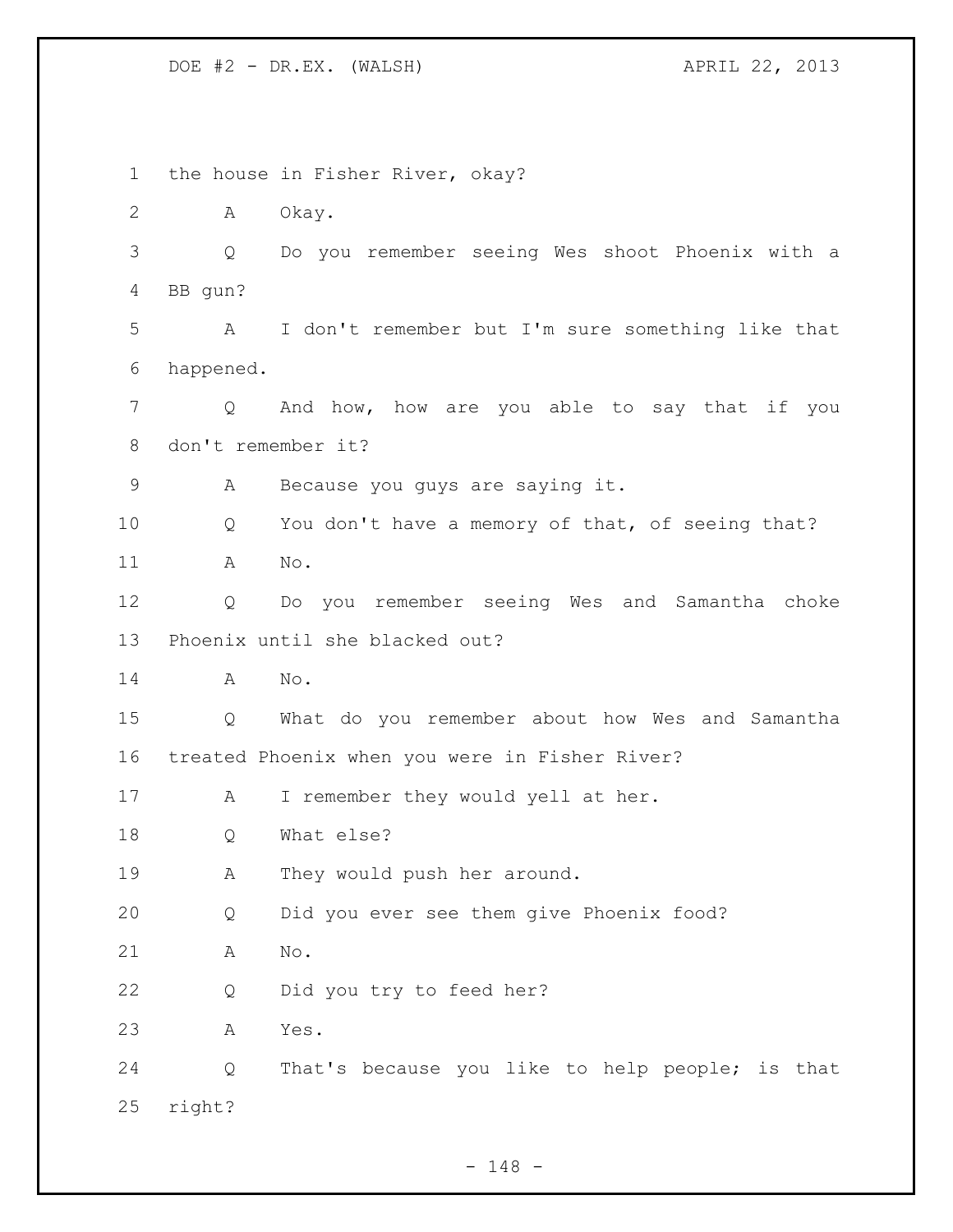the house in Fisher River, okay?

A Okay.

Q Do you remember seeing Wes shoot Phoenix with a BB gun?

A I don't remember but I'm sure something like that happened.

Q And how, how are you able to say that if you don't remember it?

A Because you guys are saying it.

Q You don't have a memory of that, of seeing that?

A No.

Q Do you remember seeing Wes and Samantha choke Phoenix until she blacked out?

A No.

Q What do you remember about how Wes and Samantha treated Phoenix when you were in Fisher River?

A I remember they would yell at her.

Q What else?

A They would push her around.

Q Did you ever see them give Phoenix food?

A No.

Q Did you try to feed her?

A Yes.

Q That's because you like to help people; is that right?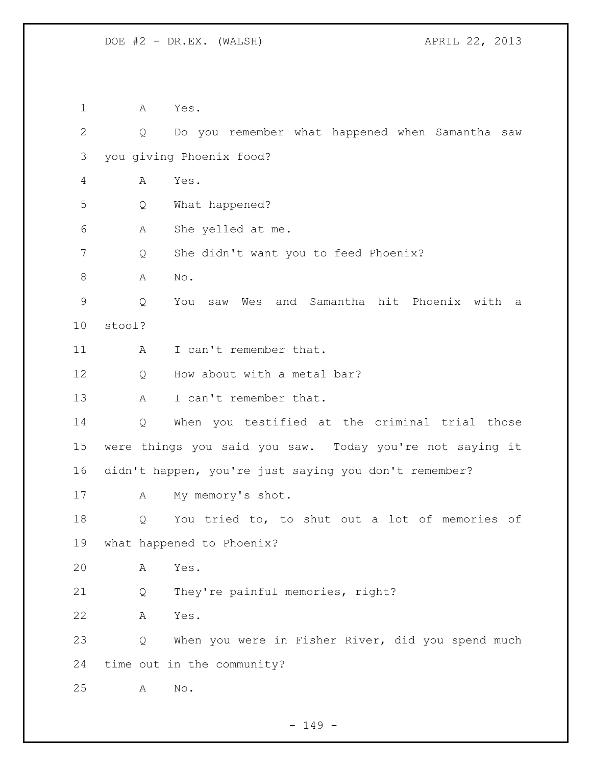A Yes.

Q Do you remember what happened when Samantha saw you giving Phoenix food?

A Yes.

Q What happened?

A She yelled at me.

Q She didn't want you to feed Phoenix?

A No.

Q You saw Wes and Samantha hit Phoenix with a stool?

A I can't remember that.

Q How about with a metal bar?

A I can't remember that.

Q When you testified at the criminal trial those were things you said you saw. Today you're not saying it didn't happen, you're just saying you don't remember?

A My memory's shot.

Q You tried to, to shut out a lot of memories of what happened to Phoenix?

A Yes.

Q They're painful memories, right?

A Yes.

Q When you were in Fisher River, did you spend much time out in the community?

A No.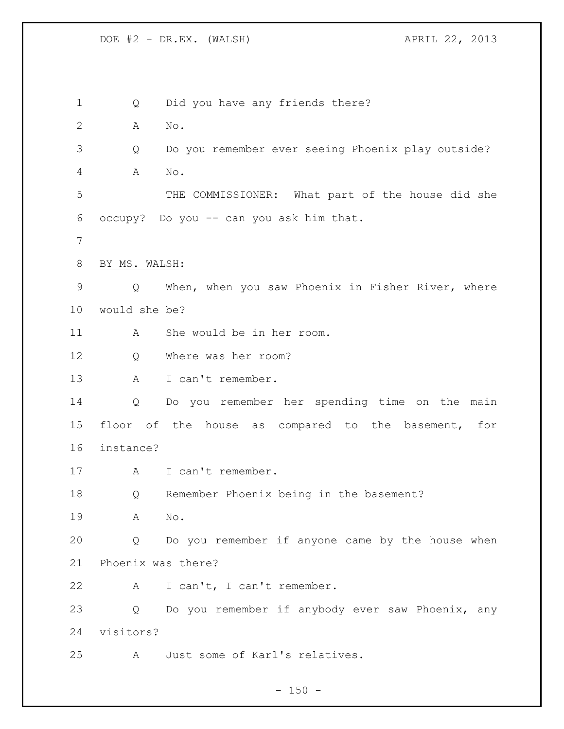Q Did you have any friends there?

A No.

Q Do you remember ever seeing Phoenix play outside?

A No.

THE COMMISSIONER: What part of the house did she occupy? Do you -- can you ask him that.

BY MS. WALSH:

Q When, when you saw Phoenix in Fisher River, where would she be?

A She would be in her room.

Q Where was her room?

A I can't remember.

Q Do you remember her spending time on the main floor of the house as compared to the basement, for instance?

A I can't remember.

Q Remember Phoenix being in the basement?

A No.

Q Do you remember if anyone came by the house when Phoenix was there?

A I can't, I can't remember.

Q Do you remember if anybody ever saw Phoenix, any visitors?

A Just some of Karl's relatives.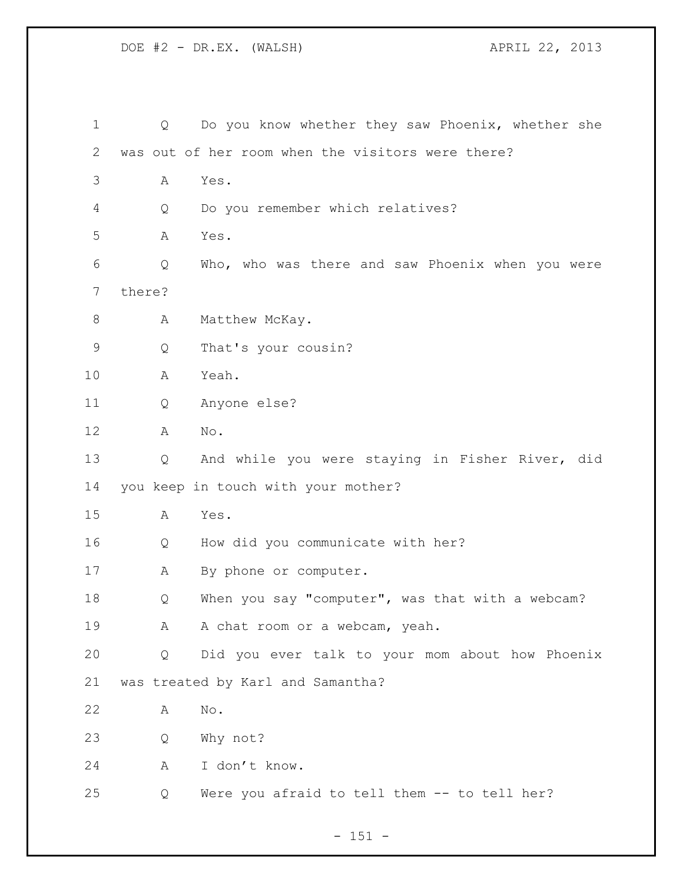Q Do you know whether they saw Phoenix, whether she was out of her room when the visitors were there?

A Yes.

Q Do you remember which relatives?

A Yes.

Q Who, who was there and saw Phoenix when you were there?

A Matthew McKay.

Q That's your cousin?

A Yeah.

Q Anyone else?

A No.

Q And while you were staying in Fisher River, did you keep in touch with your mother?

A Yes.

Q How did you communicate with her?

A By phone or computer.

Q When you say "computer", was that with a webcam?

A A chat room or a webcam, yeah.

Q Did you ever talk to your mom about how Phoenix was treated by Karl and Samantha?

A No.

Q Why not?

A I don't know.

Q Were you afraid to tell them -- to tell her?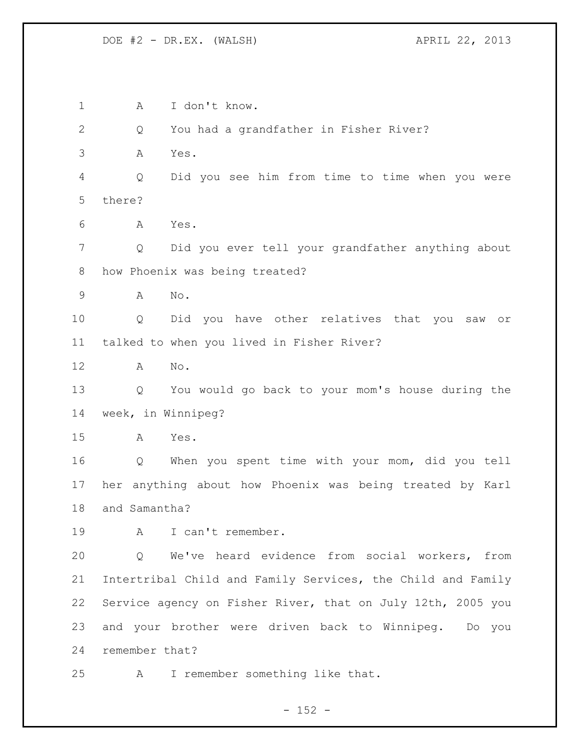A I don't know.

Q You had a grandfather in Fisher River?

A Yes.

Q Did you see him from time to time when you were there?

A Yes.

Q Did you ever tell your grandfather anything about how Phoenix was being treated?

A No.

Q Did you have other relatives that you saw or talked to when you lived in Fisher River?

A No.

Q You would go back to your mom's house during the week, in Winnipeg?

A Yes.

Q When you spent time with your mom, did you tell her anything about how Phoenix was being treated by Karl and Samantha?

A I can't remember.

Q We've heard evidence from social workers, from Intertribal Child and Family Services, the Child and Family Service agency on Fisher River, that on July 12th, 2005 you and your brother were driven back to Winnipeg. Do you remember that?

A I remember something like that.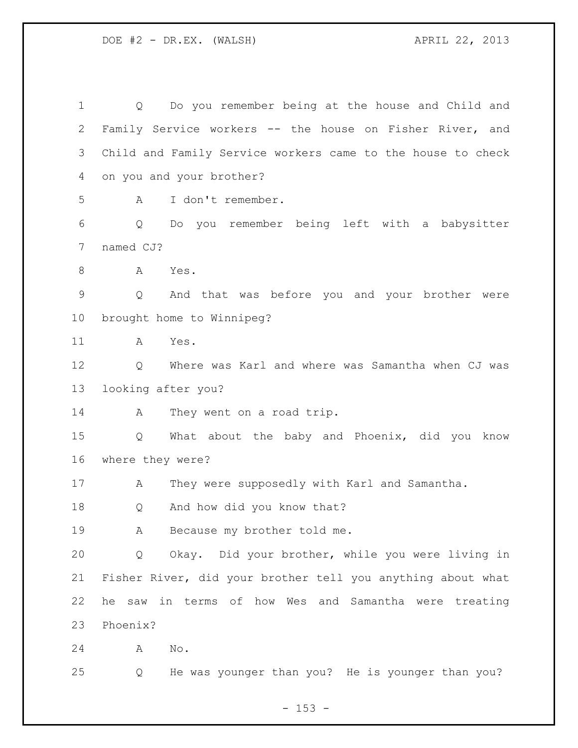Q Do you remember being at the house and Child and Family Service workers -- the house on Fisher River, and Child and Family Service workers came to the house to check on you and your brother?

A I don't remember.

Q Do you remember being left with a babysitter named CJ?

A Yes.

Q And that was before you and your brother were brought home to Winnipeg?

A Yes.

Q Where was Karl and where was Samantha when CJ was looking after you?

A They went on a road trip.

Q What about the baby and Phoenix, did you know where they were?

A They were supposedly with Karl and Samantha.

Q And how did you know that?

A Because my brother told me.

Q Okay. Did your brother, while you were living in Fisher River, did your brother tell you anything about what he saw in terms of how Wes and Samantha were treating Phoenix?

A No.

Q He was younger than you? He is younger than you?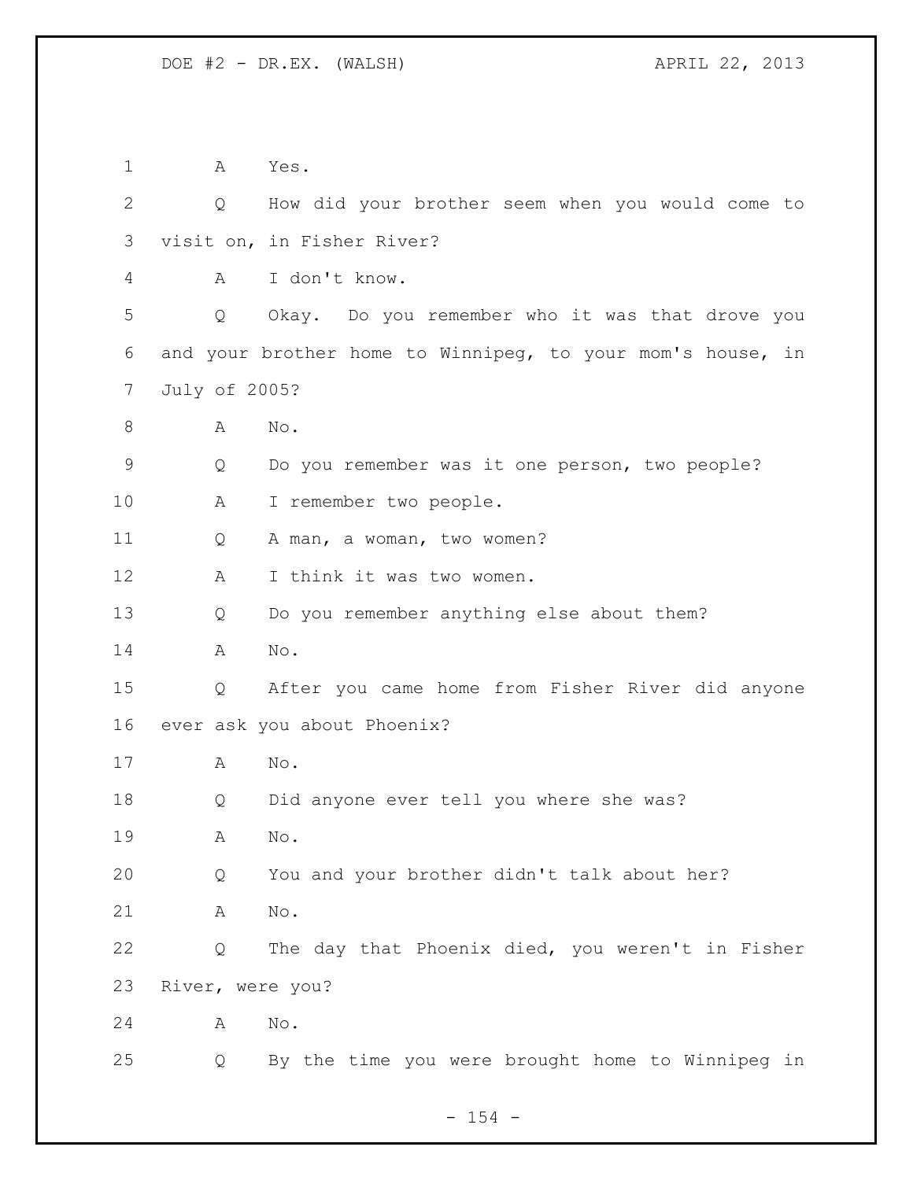1 A Yes.

2 Q How did your brother seem when you would come to

3 visit on, in Fisher River?

4 A I don't know.

5 Q Okay. Do you remember who it was that drove you

6 and your brother home to Winnipeg, to your mom's house, in

7 July of 2005?

8 A No.

9 Q Do you remember was it one person, two people?

10 A I remember two people.

11 Q A man, a woman, two women?

12 A I think it was two women.

13 Q Do you remember anything else about them?

14 A No.

15 Q After you came home from Fisher River did anyone

16 ever ask you about Phoenix?

17 A No.

18 Q Did anyone ever tell you where she was?

19 A No.

20 Q You and your brother didn't talk about her?

21 A No.

22 Q The day that Phoenix died, you weren't in Fisher

23 River, were you?

24 A No.

25 Q By the time you were brought home to Winnipeg in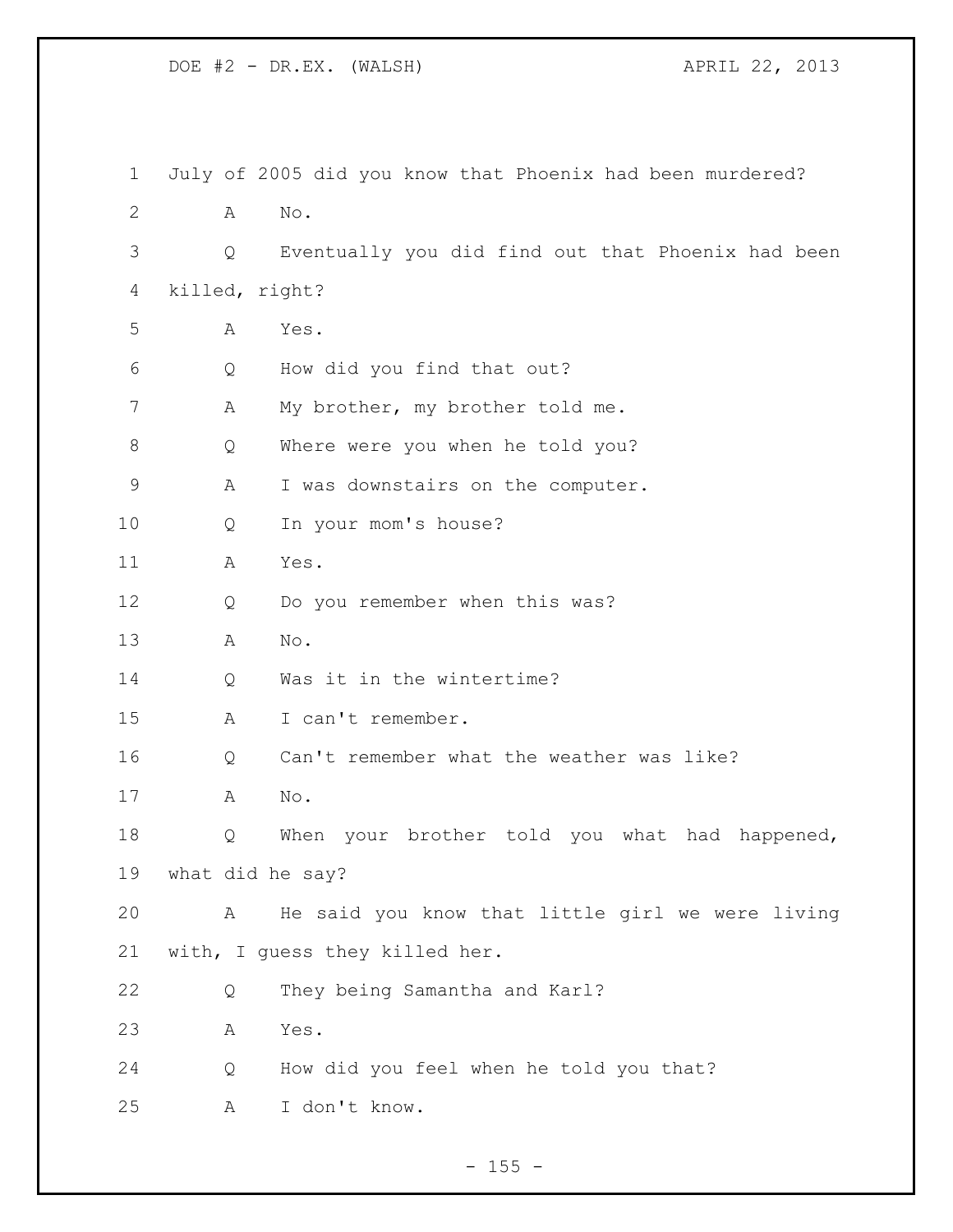July of 2005 did you know that Phoenix had been murdered?

A No.

Q Eventually you did find out that Phoenix had been killed, right?

A Yes.

Q How did you find that out?

A My brother, my brother told me.

Q Where were you when he told you?

A I was downstairs on the computer.

Q In your mom's house?

A Yes.

Q Do you remember when this was?

A No.

Q Was it in the wintertime?

A I can't remember.

Q Can't remember what the weather was like?

A No.

Q When your brother told you what had happened, what did he say?

A He said you know that little girl we were living with, I guess they killed her.

Q They being Samantha and Karl?

A Yes.

Q How did you feel when he told you that?

A I don't know.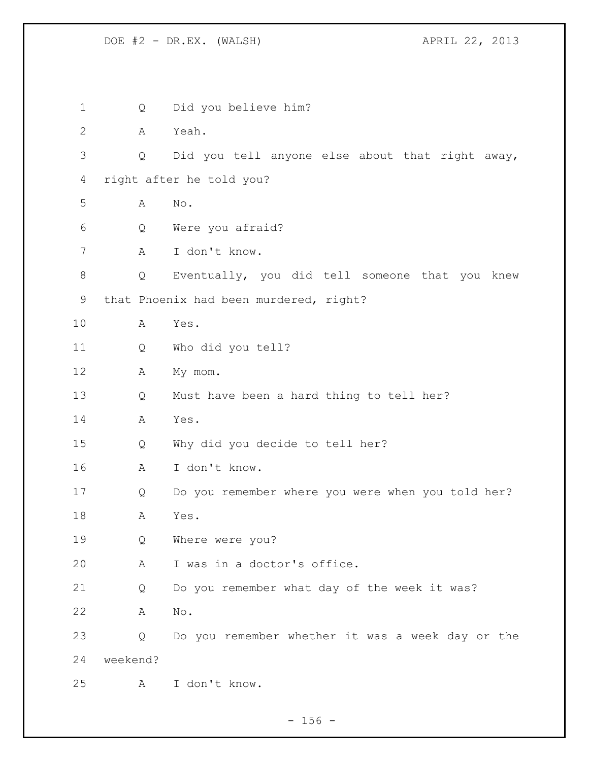Q Did you believe him?

A Yeah.

Q Did you tell anyone else about that right away, right after he told you?

A No.

Q Were you afraid?

A I don't know.

Q Eventually, you did tell someone that you knew that Phoenix had been murdered, right?

A Yes.

Q Who did you tell?

A My mom.

Q Must have been a hard thing to tell her?

A Yes.

Q Why did you decide to tell her?

A I don't know.

Q Do you remember where you were when you told her?

A Yes.

Q Where were you?

A I was in a doctor's office.

Q Do you remember what day of the week it was?

A No.

Q Do you remember whether it was a week day or the weekend?

A I don't know.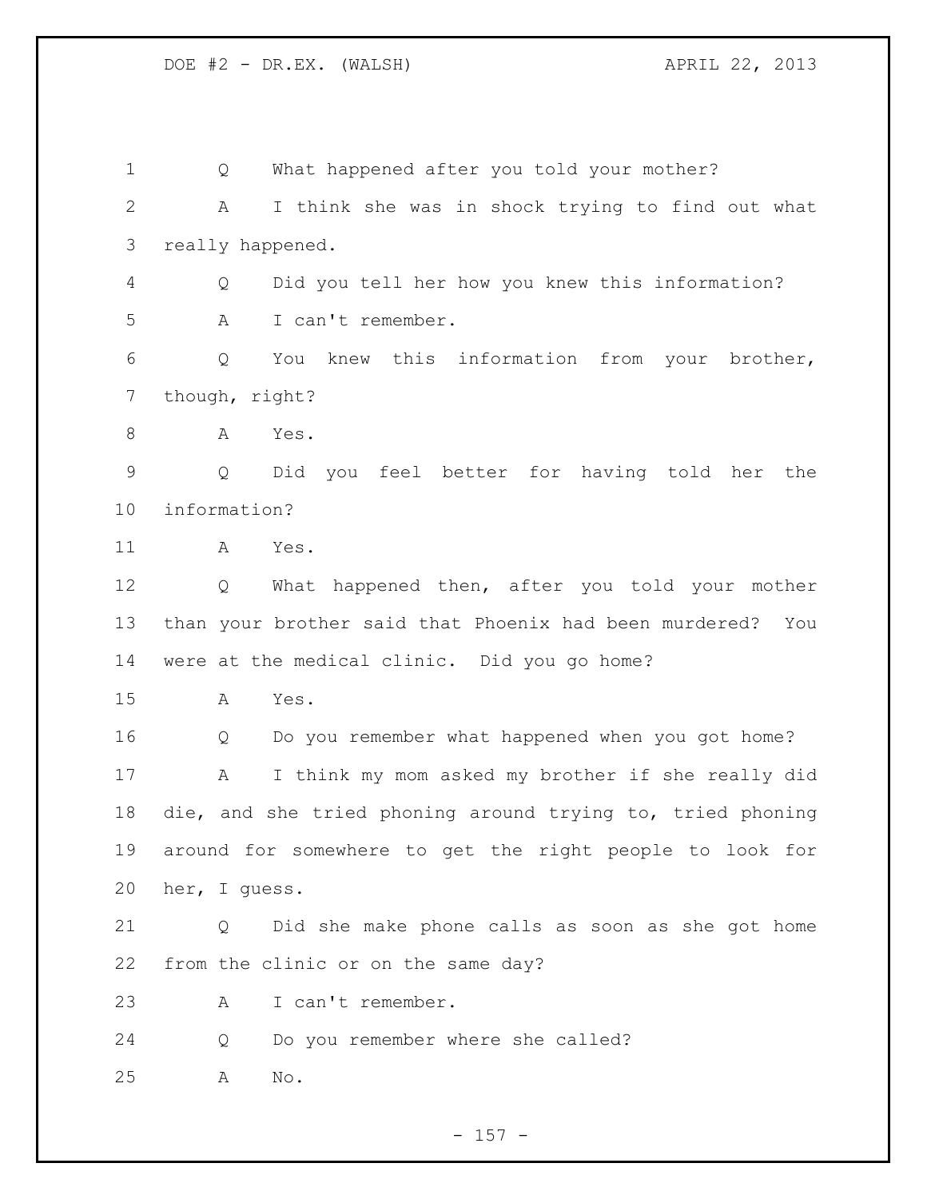Q What happened after you told your mother?

A I think she was in shock trying to find out what really happened.

Q Did you tell her how you knew this information?

A I can't remember.

Q You knew this information from your brother, though, right?

A Yes.

Q Did you feel better for having told her the information?

A Yes.

Q What happened then, after you told your mother than your brother said that Phoenix had been murdered? You were at the medical clinic. Did you go home?

A Yes.

Q Do you remember what happened when you got home?

A I think my mom asked my brother if she really did die, and she tried phoning around trying to, tried phoning around for somewhere to get the right people to look for her, I guess.

Q Did she make phone calls as soon as she got home from the clinic or on the same day?

A I can't remember.

Q Do you remember where she called?

A No.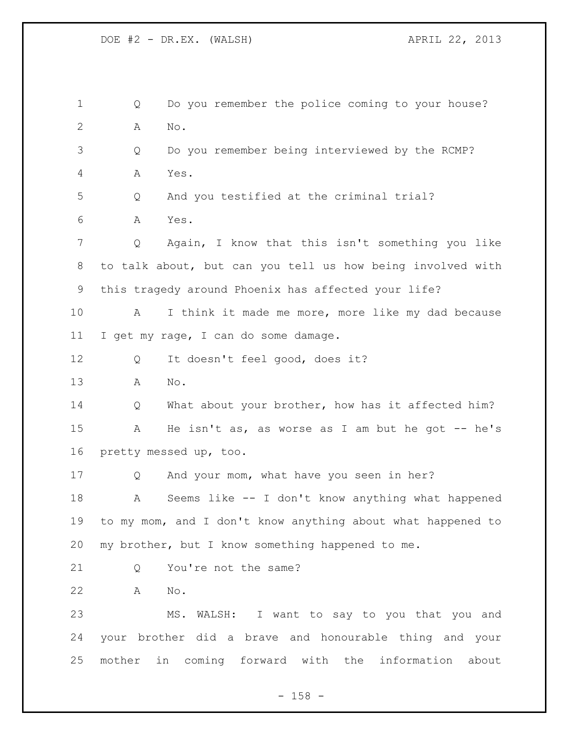Q Do you remember the police coming to your house?

A No.

Q Do you remember being interviewed by the RCMP?

A Yes.

Q And you testified at the criminal trial?

A Yes.

Q Again, I know that this isn't something you like to talk about, but can you tell us how being involved with this tragedy around Phoenix has affected your life?

A I think it made me more, more like my dad because I get my rage, I can do some damage.

Q It doesn't feel good, does it?

A No.

Q What about your brother, how has it affected him?

A He isn't as, as worse as I am but he got -- he's pretty messed up, too.

Q And your mom, what have you seen in her?

A Seems like -- I don't know anything what happened to my mom, and I don't know anything about what happened to my brother, but I know something happened to me.

Q You're not the same?

A No.

MS. WALSH: I want to say to you that you and your brother did a brave and honourable thing and your mother in coming forward with the information about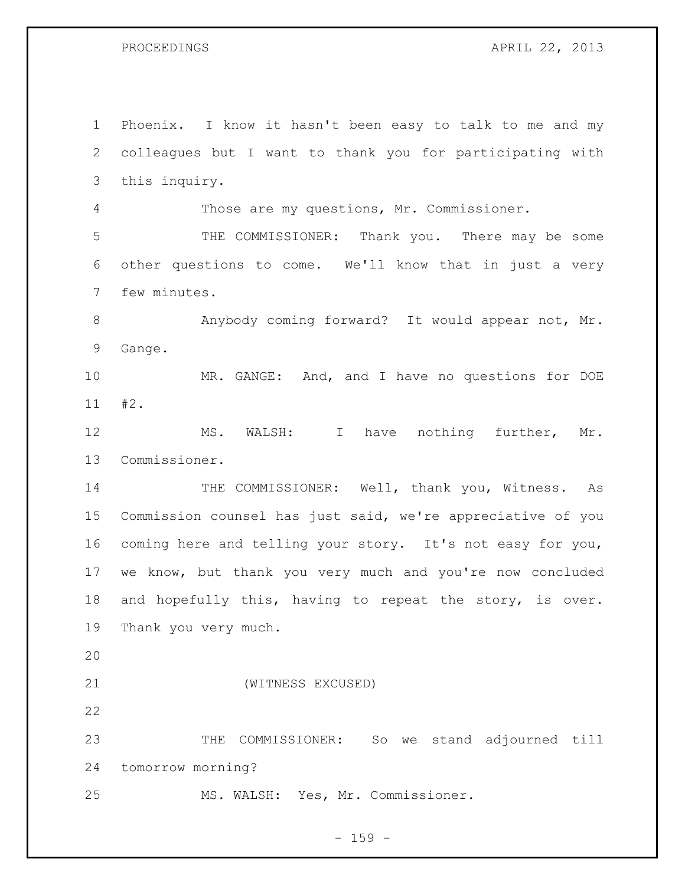Phoenix. I know it hasn't been easy to talk to me and my colleagues but I want to thank you for participating with this inquiry.

Those are my questions, Mr. Commissioner.

THE COMMISSIONER: Thank you. There may be some other questions to come. We'll know that in just a very few minutes.

Anybody coming forward? It would appear not, Mr. Gange.

MR. GANGE: And, and I have no questions for DOE #2.

MS. WALSH: I have nothing further, Mr. Commissioner.

THE COMMISSIONER: Well, thank you, Witness. As Commission counsel has just said, we're appreciative of you coming here and telling your story. It's not easy for you, we know, but thank you very much and you're now concluded and hopefully this, having to repeat the story, is over. Thank you very much.

(WITNESS EXCUSED)

THE COMMISSIONER: So we stand adjourned till tomorrow morning?

MS. WALSH: Yes, Mr. Commissioner.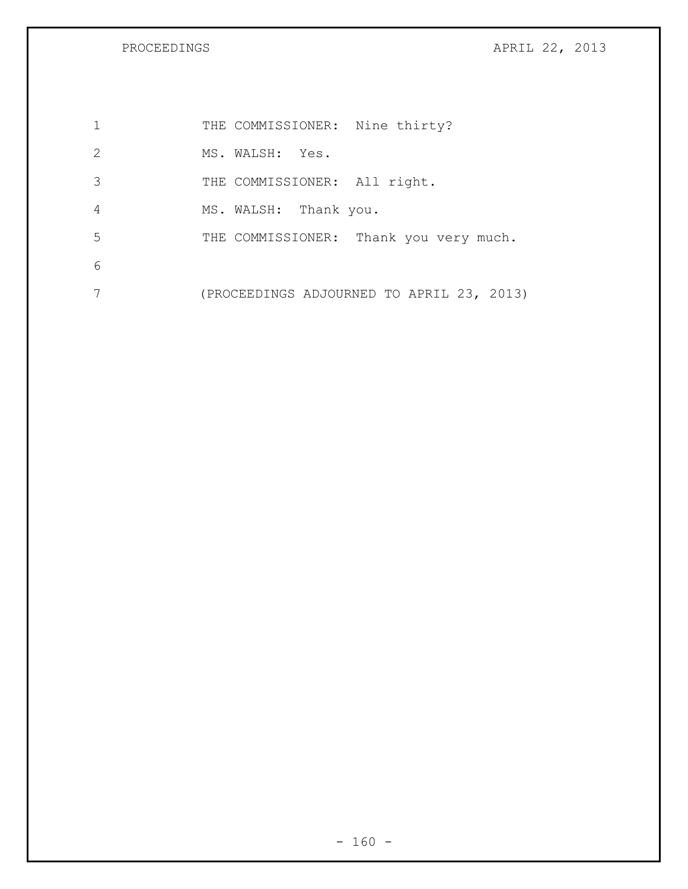THE COMMISSIONER: Nine thirty?

MS. WALSH: Yes.

THE COMMISSIONER: All right.

MS. WALSH: Thank you.

THE COMMISSIONER: Thank you very much.

(PROCEEDINGS ADJOURNED TO APRIL 23, 2013)